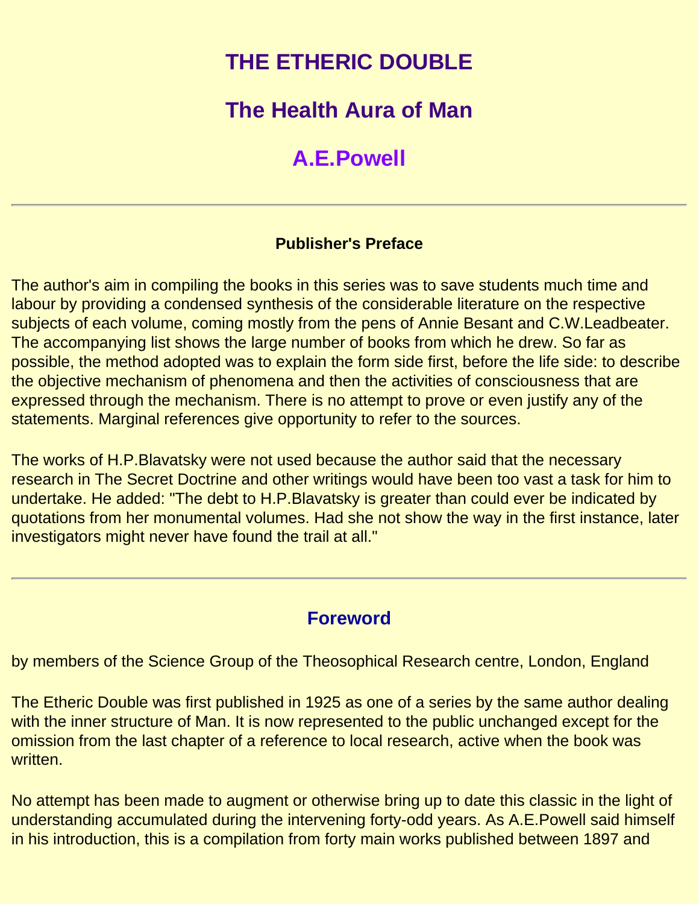# THE ETHERIC DOUBLE

## The Health Aura of Man

## A.E.Powell

---

### Publisher's Preface

The author's aim in compiling the books in this series was to save students much time and labour by providing a condensed synthesis of the considerable literature on the respective subjects of each volume, coming mostly from the pens of Annie Besant and C.W.Leadbeater. The accompanying list shows the large number of books from which he drew. So far as possible, the method adopted was to explain the form side first, before the life side: to describe the objective mechanism of phenomena and then the activities of consciousness that are expressed through the mechanism. There is no attempt to prove or even justify any of the statements. Marginal references give opportunity to refer to the sources.

The works of H.P.Blavatsky were not used because the author said that the necessary research in The Secret Doctrine and other writings would have been too vast a task for him to undertake. He added: "The debt to H.P.Blavatsky is greater than could ever be indicated by quotations from her monumental volumes. Had she not show the way in the first instance, later investigators might never have found the trail at all."

---

## Foreword

by members of the Science Group of the Theosophical Research centre, London, England

The Etheric Double was first published in 1925 as one of a series by the same author dealing with the inner structure of Man. It is now represented to the public unchanged except for the omission from the last chapter of a reference to local research, active when the book was written.

No attempt has been made to augment or otherwise bring up to date this classic in the light of understanding accumulated during the intervening forty-odd years. As A.E.Powell said himself in his introduction, this is a compilation from forty main works published between 1897 and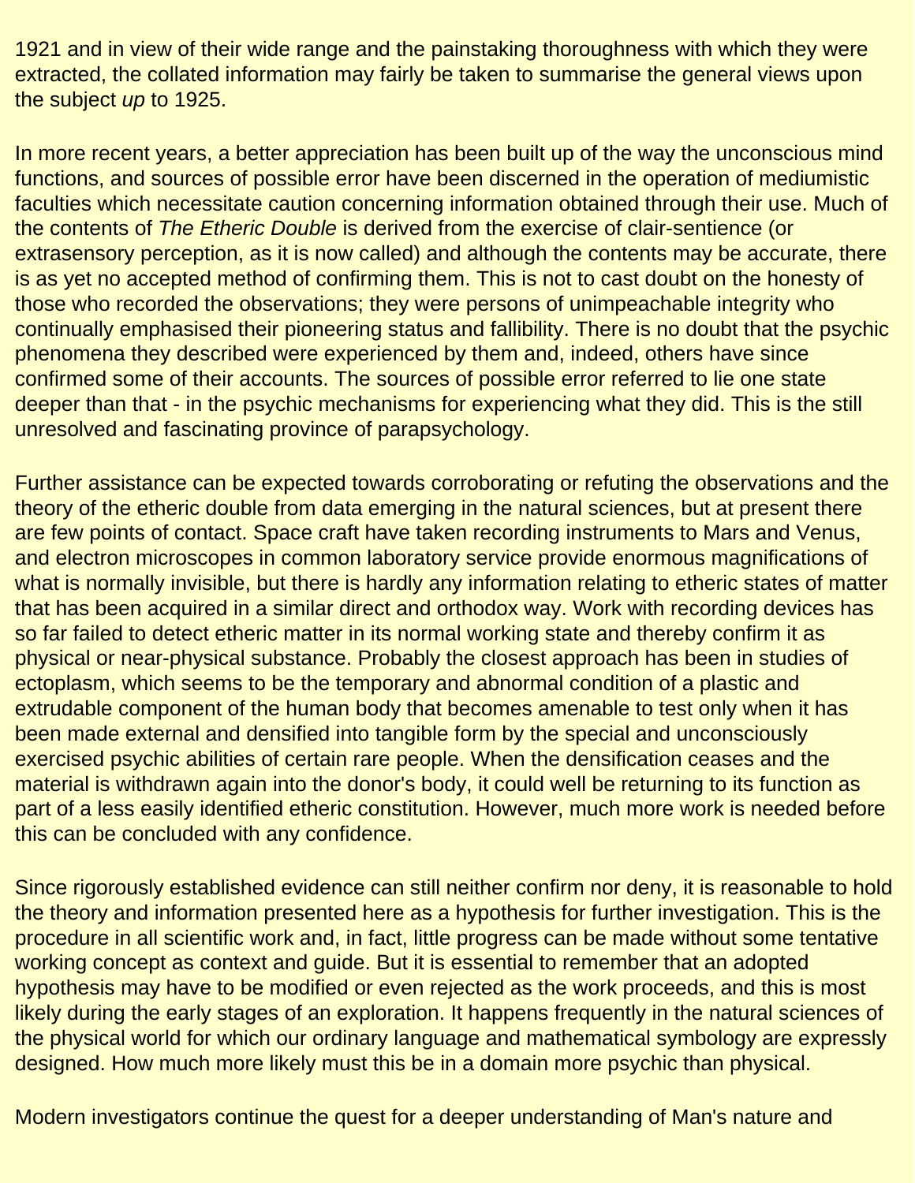1921 and in view of their wide range and the painstaking thoroughness with which they were extracted, the collated information may fairly be taken to summarise the general views upon the subject *up* to 1925.

In more recent years, a better appreciation has been built up of the way the unconscious mind functions, and sources of possible error have been discerned in the operation of mediumistic faculties which necessitate caution concerning information obtained through their use. Much of the contents of *The Etheric Double* is derived from the exercise of clair-sentience (or extrasensory perception, as it is now called) and although the contents may be accurate, there is as yet no accepted method of confirming them. This is not to cast doubt on the honesty of those who recorded the observations; they were persons of unimpeachable integrity who continually emphasised their pioneering status and fallibility. There is no doubt that the psychic phenomena they described were experienced by them and, indeed, others have since confirmed some of their accounts. The sources of possible error referred to lie one state deeper than that - in the psychic mechanisms for experiencing what they did. This is the still unresolved and fascinating province of parapsychology.

Further assistance can be expected towards corroborating or refuting the observations and the theory of the etheric double from data emerging in the natural sciences, but at present there are few points of contact. Space craft have taken recording instruments to Mars and Venus, and electron microscopes in common laboratory service provide enormous magnifications of what is normally invisible, but there is hardly any information relating to etheric states of matter that has been acquired in a similar direct and orthodox way. Work with recording devices has so far failed to detect etheric matter in its normal working state and thereby confirm it as physical or near-physical substance. Probably the closest approach has been in studies of ectoplasm, which seems to be the temporary and abnormal condition of a plastic and extrudable component of the human body that becomes amenable to test only when it has been made external and densified into tangible form by the special and unconsciously exercised psychic abilities of certain rare people. When the densification ceases and the material is withdrawn again into the donor's body, it could well be returning to its function as part of a less easily identified etheric constitution. However, much more work is needed before this can be concluded with any confidence.

Since rigorously established evidence can still neither confirm nor deny, it is reasonable to hold the theory and information presented here as a hypothesis for further investigation. This is the procedure in all scientific work and, in fact, little progress can be made without some tentative working concept as context and guide. But it is essential to remember that an adopted hypothesis may have to be modified or even rejected as the work proceeds, and this is most likely during the early stages of an exploration. It happens frequently in the natural sciences of the physical world for which our ordinary language and mathematical symbology are expressly designed. How much more likely must this be in a domain more psychic than physical.

Modern investigators continue the quest for a deeper understanding of Man's nature and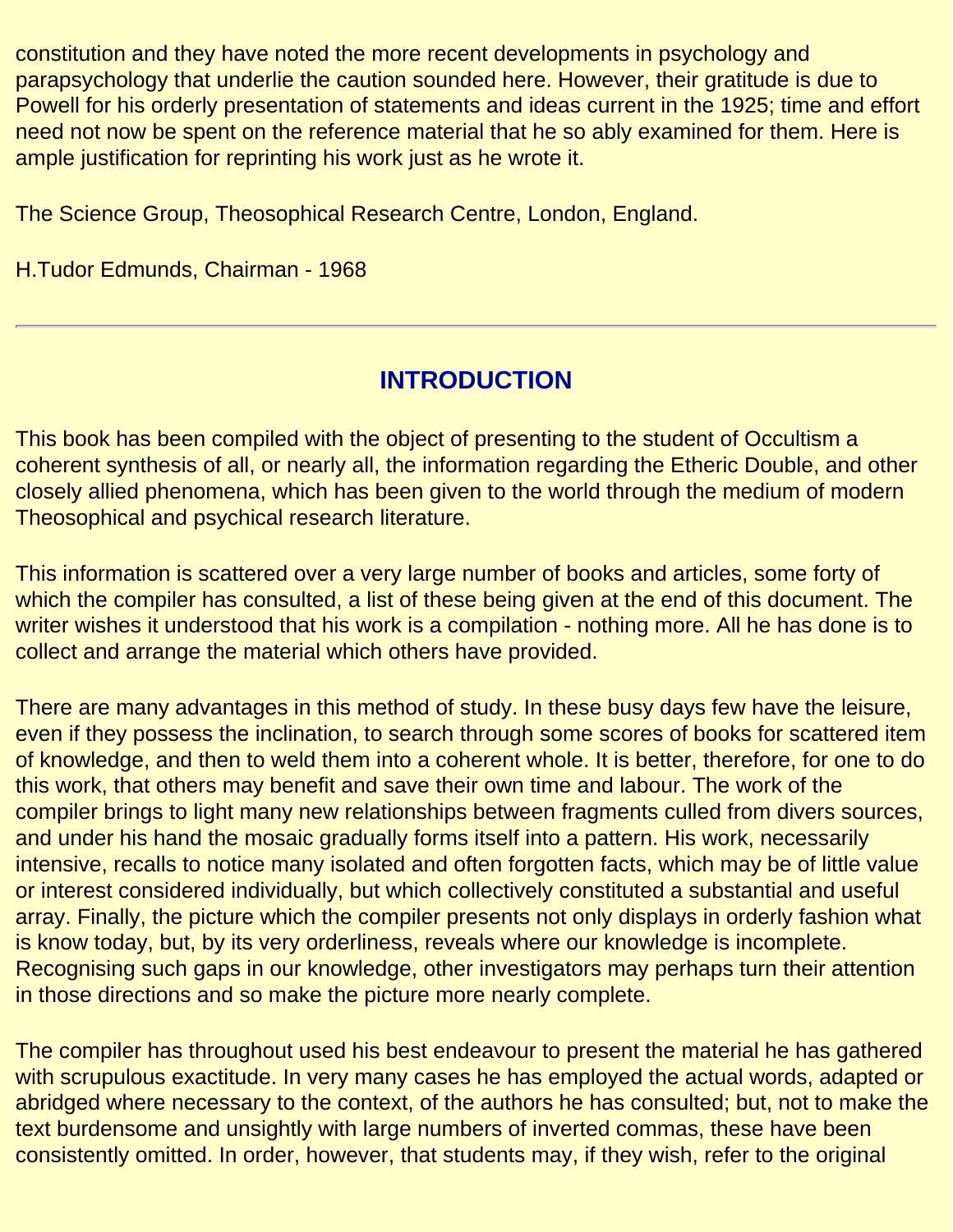constitution and they have noted the more recent developments in psychology and parapsychology that underlie the caution sounded here. However, their gratitude is due to Powell for his orderly presentation of statements and ideas current in the 1925; time and effort need not now be spent on the reference material that he so ably examined for them. Here is ample justification for reprinting his work just as he wrote it.

The Science Group, Theosophical Research Centre, London, England.

H.Tudor Edmunds, Chairman - 1968

---

## INTRODUCTION

This book has been compiled with the object of presenting to the student of Occultism a coherent synthesis of all, or nearly all, the information regarding the Etheric Double, and other closely allied phenomena, which has been given to the world through the medium of modern Theosophical and psychical research literature.

This information is scattered over a very large number of books and articles, some forty of which the compiler has consulted, a list of these being given at the end of this document. The writer wishes it understood that his work is a compilation - nothing more. All he has done is to collect and arrange the material which others have provided.

There are many advantages in this method of study. In these busy days few have the leisure, even if they possess the inclination, to search through some scores of books for scattered item of knowledge, and then to weld them into a coherent whole. It is better, therefore, for one to do this work, that others may benefit and save their own time and labour. The work of the compiler brings to light many new relationships between fragments culled from divers sources, and under his hand the mosaic gradually forms itself into a pattern. His work, necessarily intensive, recalls to notice many isolated and often forgotten facts, which may be of little value or interest considered individually, but which collectively constituted a substantial and useful array. Finally, the picture which the compiler presents not only displays in orderly fashion what is know today, but, by its very orderliness, reveals where our knowledge is incomplete. Recognising such gaps in our knowledge, other investigators may perhaps turn their attention in those directions and so make the picture more nearly complete.

The compiler has throughout used his best endeavour to present the material he has gathered with scrupulous exactitude. In very many cases he has employed the actual words, adapted or abridged where necessary to the context, of the authors he has consulted; but, not to make the text burdensome and unsightly with large numbers of inverted commas, these have been consistently omitted. In order, however, that students may, if they wish, refer to the original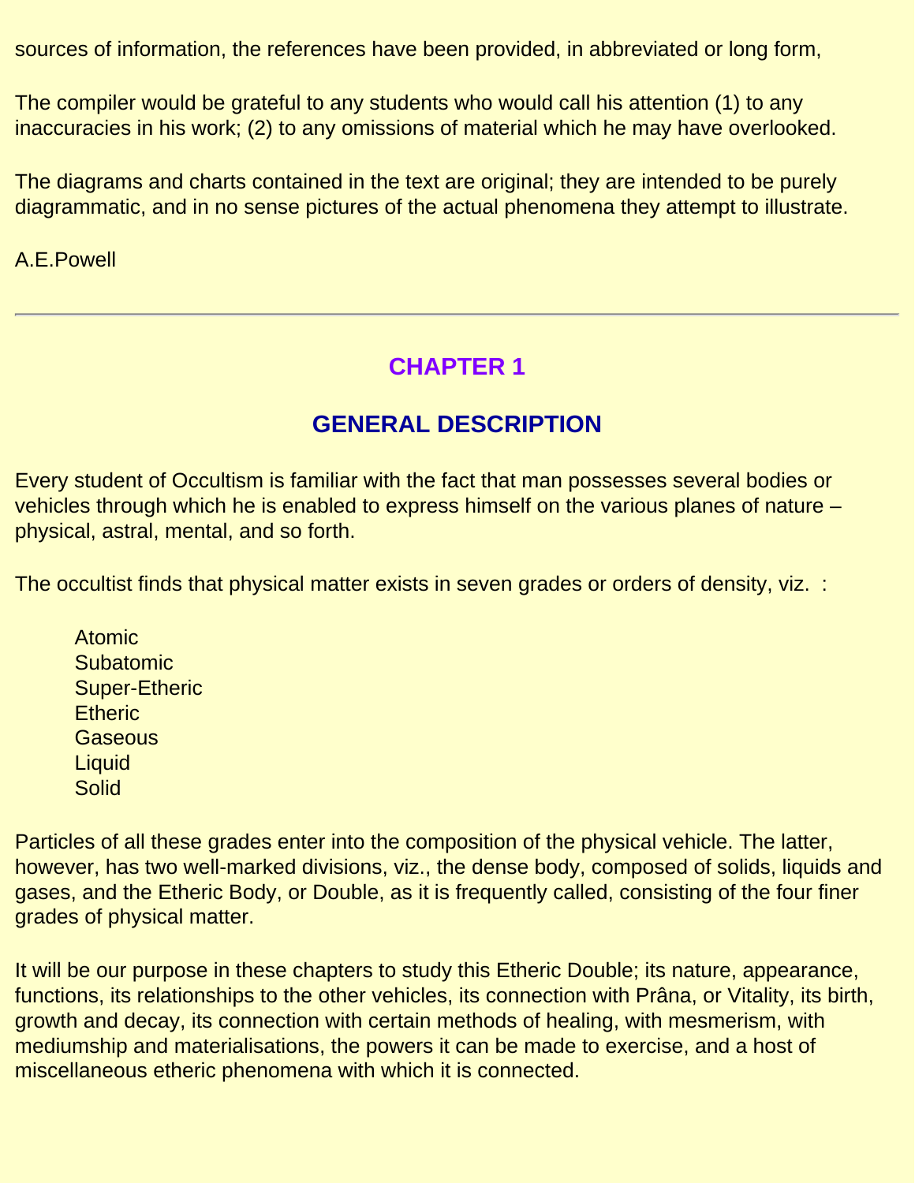sources of information, the references have been provided, in abbreviated or long form,

The compiler would be grateful to any students who would call his attention (1) to any inaccuracies in his work; (2) to any omissions of material which he may have overlooked.

The diagrams and charts contained in the text are original; they are intended to be purely diagrammatic, and in no sense pictures of the actual phenomena they attempt to illustrate.

A.E.Powell

---

# CHAPTER 1

## GENERAL DESCRIPTION

Every student of Occultism is familiar with the fact that man possesses several bodies or vehicles through which he is enabled to express himself on the various planes of nature – physical, astral, mental, and so forth.

The occultist finds that physical matter exists in seven grades or orders of density, viz. :

- Atomic
- Subatomic
- Super-Etheric
- Etheric
- Gaseous
- Liquid
- Solid

Particles of all these grades enter into the composition of the physical vehicle. The latter, however, has two well-marked divisions, viz., the dense body, composed of solids, liquids and gases, and the Etheric Body, or Double, as it is frequently called, consisting of the four finer grades of physical matter.

It will be our purpose in these chapters to study this Etheric Double; its nature, appearance, functions, its relationships to the other vehicles, its connection with Prâna, or Vitality, its birth, growth and decay, its connection with certain methods of healing, with mesmerism, with mediumship and materialisations, the powers it can be made to exercise, and a host of miscellaneous etheric phenomena with which it is connected.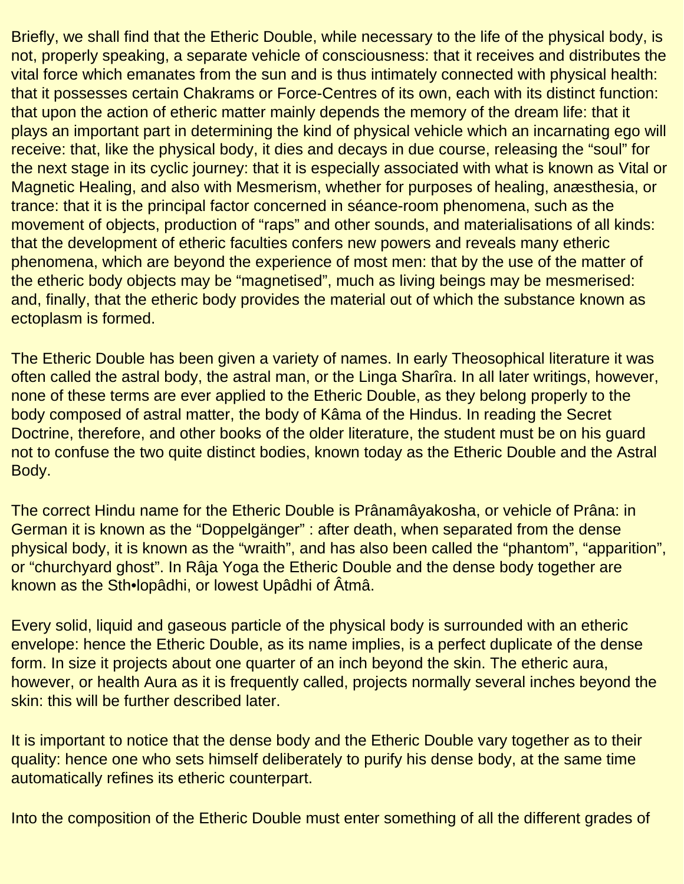Briefly, we shall find that the Etheric Double, while necessary to the life of the physical body, is not, properly speaking, a separate vehicle of consciousness: that it receives and distributes the vital force which emanates from the sun and is thus intimately connected with physical health: that it possesses certain Chakrams or Force-Centres of its own, each with its distinct function: that upon the action of etheric matter mainly depends the memory of the dream life: that it plays an important part in determining the kind of physical vehicle which an incarnating ego will receive: that, like the physical body, it dies and decays in due course, releasing the "soul" for the next stage in its cyclic journey: that it is especially associated with what is known as Vital or Magnetic Healing, and also with Mesmerism, whether for purposes of healing, anæsthesia, or trance: that it is the principal factor concerned in séance-room phenomena, such as the movement of objects, production of "raps" and other sounds, and materialisations of all kinds: that the development of etheric faculties confers new powers and reveals many etheric phenomena, which are beyond the experience of most men: that by the use of the matter of the etheric body objects may be "magnetised", much as living beings may be mesmerised: and, finally, that the etheric body provides the material out of which the substance known as ectoplasm is formed.

The Etheric Double has been given a variety of names. In early Theosophical literature it was often called the astral body, the astral man, or the Linga Sharîra. In all later writings, however, none of these terms are ever applied to the Etheric Double, as they belong properly to the body composed of astral matter, the body of Kâma of the Hindus. In reading the Secret Doctrine, therefore, and other books of the older literature, the student must be on his guard not to confuse the two quite distinct bodies, known today as the Etheric Double and the Astral Body.

The correct Hindu name for the Etheric Double is Prânamâyakosha, or vehicle of Prâna: in German it is known as the "Doppelgänger" : after death, when separated from the dense physical body, it is known as the "wraith", and has also been called the "phantom", "apparition", or "churchyard ghost". In Râja Yoga the Etheric Double and the dense body together are known as the Sth•lopâdhi, or lowest Upâdhi of Âtmâ.

Every solid, liquid and gaseous particle of the physical body is surrounded with an etheric envelope: hence the Etheric Double, as its name implies, is a perfect duplicate of the dense form. In size it projects about one quarter of an inch beyond the skin. The etheric aura, however, or health Aura as it is frequently called, projects normally several inches beyond the skin: this will be further described later.

It is important to notice that the dense body and the Etheric Double vary together as to their quality: hence one who sets himself deliberately to purify his dense body, at the same time automatically refines its etheric counterpart.

Into the composition of the Etheric Double must enter something of all the different grades of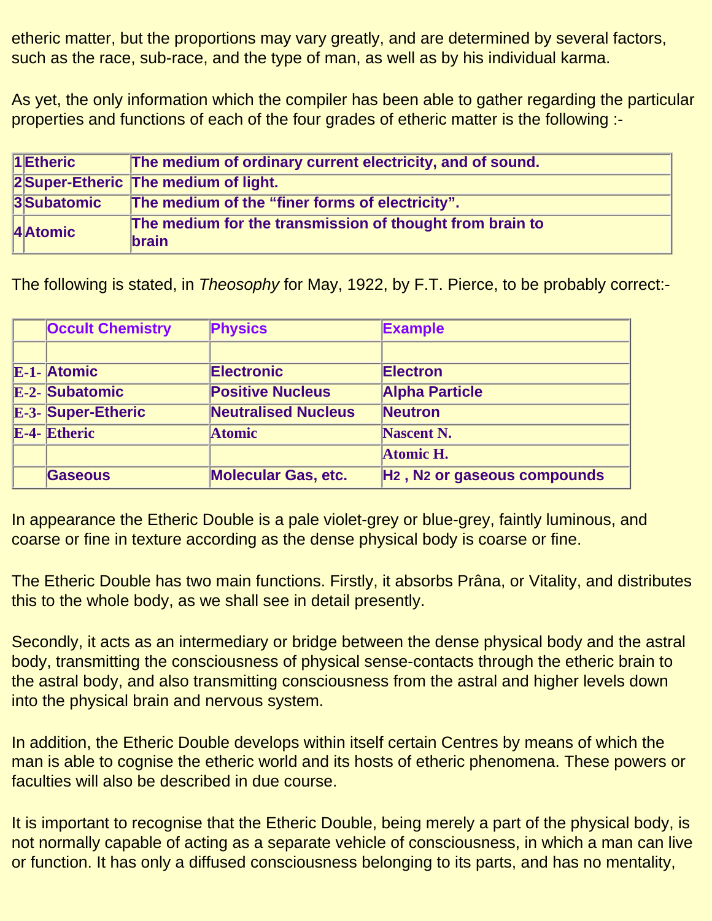etheric matter, but the proportions may vary greatly, and are determined by several factors, such as the race, sub-race, and the type of man, as well as by his individual karma.

As yet, the only information which the compiler has been able to gather regarding the particular properties and functions of each of the four grades of etheric matter is the following :-

| | | |
|---|---|---|
| 1 | Etheric | The medium of ordinary current electricity, and of sound. |
| 2 | Super-Etheric | The medium of light. |
| 3 | Subatomic | The medium of the "finer forms of electricity". |
| 4 | Atomic | The medium for the transmission of thought from brain to brain |

The following is stated, in *Theosophy* for May, 1922, by F.T. Pierce, to be probably correct:-

| | Occult Chemistry | Physics | Example |
|---|---|---|---|
| | | | |
| E-1- | Atomic | Electronic | Electron |
| E-2- | Subatomic | Positive Nucleus | Alpha Particle |
| E-3- | Super-Etheric | Neutralised Nucleus | Neutron |
| E-4- | Etheric | Atomic | Nascent N. |
| | | | Atomic H. |
| | Gaseous | Molecular Gas, etc. | $H_2$ , $N_2$ or gaseous compounds |

In appearance the Etheric Double is a pale violet-grey or blue-grey, faintly luminous, and coarse or fine in texture according as the dense physical body is coarse or fine.

The Etheric Double has two main functions. Firstly, it absorbs Prâna, or Vitality, and distributes this to the whole body, as we shall see in detail presently.

Secondly, it acts as an intermediary or bridge between the dense physical body and the astral body, transmitting the consciousness of physical sense-contacts through the etheric brain to the astral body, and also transmitting consciousness from the astral and higher levels down into the physical brain and nervous system.

In addition, the Etheric Double develops within itself certain Centres by means of which the man is able to cognise the etheric world and its hosts of etheric phenomena. These powers or faculties will also be described in due course.

It is important to recognise that the Etheric Double, being merely a part of the physical body, is not normally capable of acting as a separate vehicle of consciousness, in which a man can live or function. It has only a diffused consciousness belonging to its parts, and has no mentality,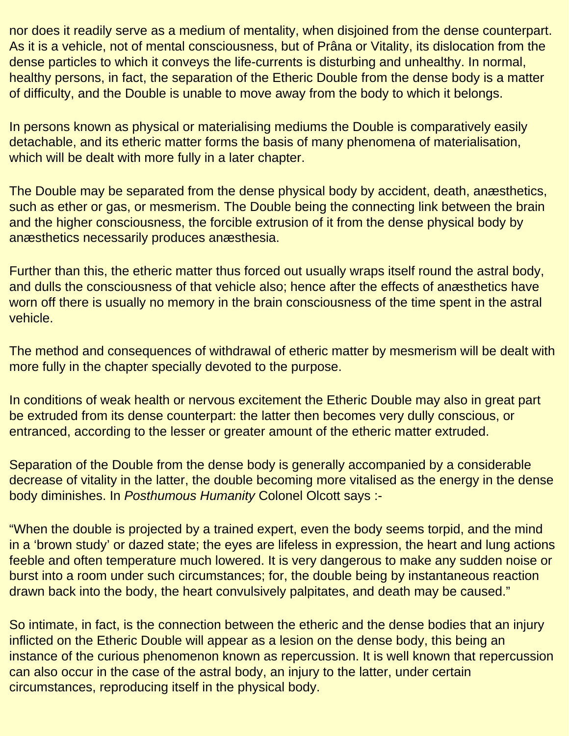nor does it readily serve as a medium of mentality, when disjoined from the dense counterpart. As it is a vehicle, not of mental consciousness, but of Prâna or Vitality, its dislocation from the dense particles to which it conveys the life-currents is disturbing and unhealthy. In normal, healthy persons, in fact, the separation of the Etheric Double from the dense body is a matter of difficulty, and the Double is unable to move away from the body to which it belongs.

In persons known as physical or materialising mediums the Double is comparatively easily detachable, and its etheric matter forms the basis of many phenomena of materialisation, which will be dealt with more fully in a later chapter.

The Double may be separated from the dense physical body by accident, death, anæsthetics, such as ether or gas, or mesmerism. The Double being the connecting link between the brain and the higher consciousness, the forcible extrusion of it from the dense physical body by anæsthetics necessarily produces anæsthesia.

Further than this, the etheric matter thus forced out usually wraps itself round the astral body, and dulls the consciousness of that vehicle also; hence after the effects of anæsthetics have worn off there is usually no memory in the brain consciousness of the time spent in the astral vehicle.

The method and consequences of withdrawal of etheric matter by mesmerism will be dealt with more fully in the chapter specially devoted to the purpose.

In conditions of weak health or nervous excitement the Etheric Double may also in great part be extruded from its dense counterpart: the latter then becomes very dully conscious, or entranced, according to the lesser or greater amount of the etheric matter extruded.

Separation of the Double from the dense body is generally accompanied by a considerable decrease of vitality in the latter, the double becoming more vitalised as the energy in the dense body diminishes. In *Posthumous Humanity* Colonel Olcott says :-

“When the double is projected by a trained expert, even the body seems torpid, and the mind in a ‘brown study’ or dazed state; the eyes are lifeless in expression, the heart and lung actions feeble and often temperature much lowered. It is very dangerous to make any sudden noise or burst into a room under such circumstances; for, the double being by instantaneous reaction drawn back into the body, the heart convulsively palpitates, and death may be caused.”

So intimate, in fact, is the connection between the etheric and the dense bodies that an injury inflicted on the Etheric Double will appear as a lesion on the dense body, this being an instance of the curious phenomenon known as repercussion. It is well known that repercussion can also occur in the case of the astral body, an injury to the latter, under certain circumstances, reproducing itself in the physical body.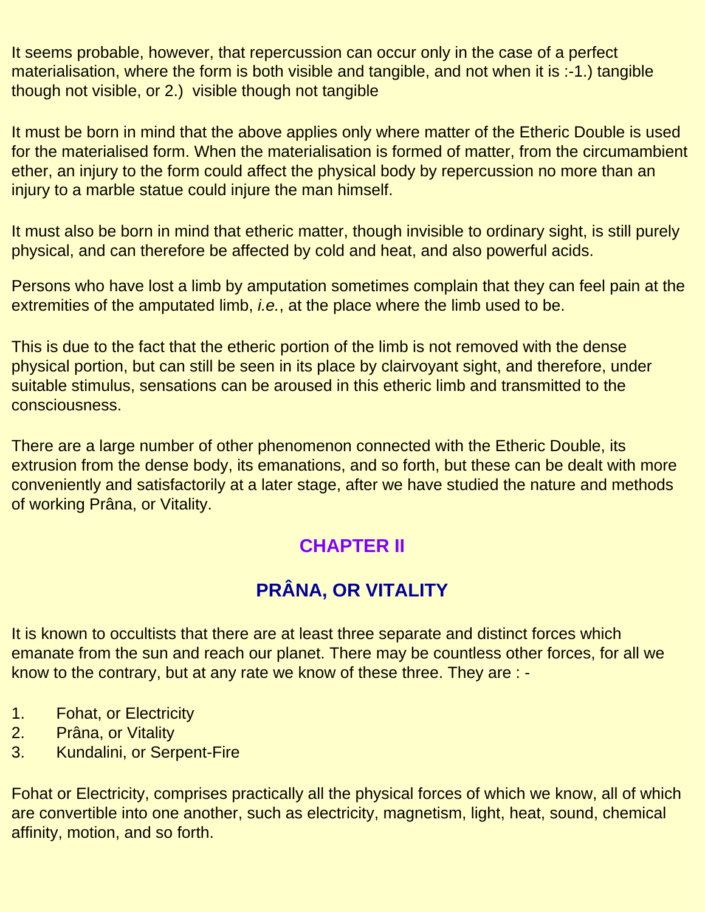It seems probable, however, that repercussion can occur only in the case of a perfect materialisation, where the form is both visible and tangible, and not when it is :-1.) tangible though not visible, or 2.) visible though not tangible

It must be born in mind that the above applies only where matter of the Etheric Double is used for the materialised form. When the materialisation is formed of matter, from the circumambient ether, an injury to the form could affect the physical body by repercussion no more than an injury to a marble statue could injure the man himself.

It must also be born in mind that etheric matter, though invisible to ordinary sight, is still purely physical, and can therefore be affected by cold and heat, and also powerful acids.

Persons who have lost a limb by amputation sometimes complain that they can feel pain at the extremities of the amputated limb, *i.e.*, at the place where the limb used to be.

This is due to the fact that the etheric portion of the limb is not removed with the dense physical portion, but can still be seen in its place by clairvoyant sight, and therefore, under suitable stimulus, sensations can be aroused in this etheric limb and transmitted to the consciousness.

There are a large number of other phenomenon connected with the Etheric Double, its extrusion from the dense body, its emanations, and so forth, but these can be dealt with more conveniently and satisfactorily at a later stage, after we have studied the nature and methods of working Prâna, or Vitality.

# CHAPTER II

## PRÂNA, OR VITALITY

It is known to occultists that there are at least three separate and distinct forces which emanate from the sun and reach our planet. There may be countless other forces, for all we know to the contrary, but at any rate we know of these three. They are : -

1. Fohat, or Electricity
2. Prâna, or Vitality
3. Kundalini, or Serpent-Fire

Fohat or Electricity, comprises practically all the physical forces of which we know, all of which are convertible into one another, such as electricity, magnetism, light, heat, sound, chemical affinity, motion, and so forth.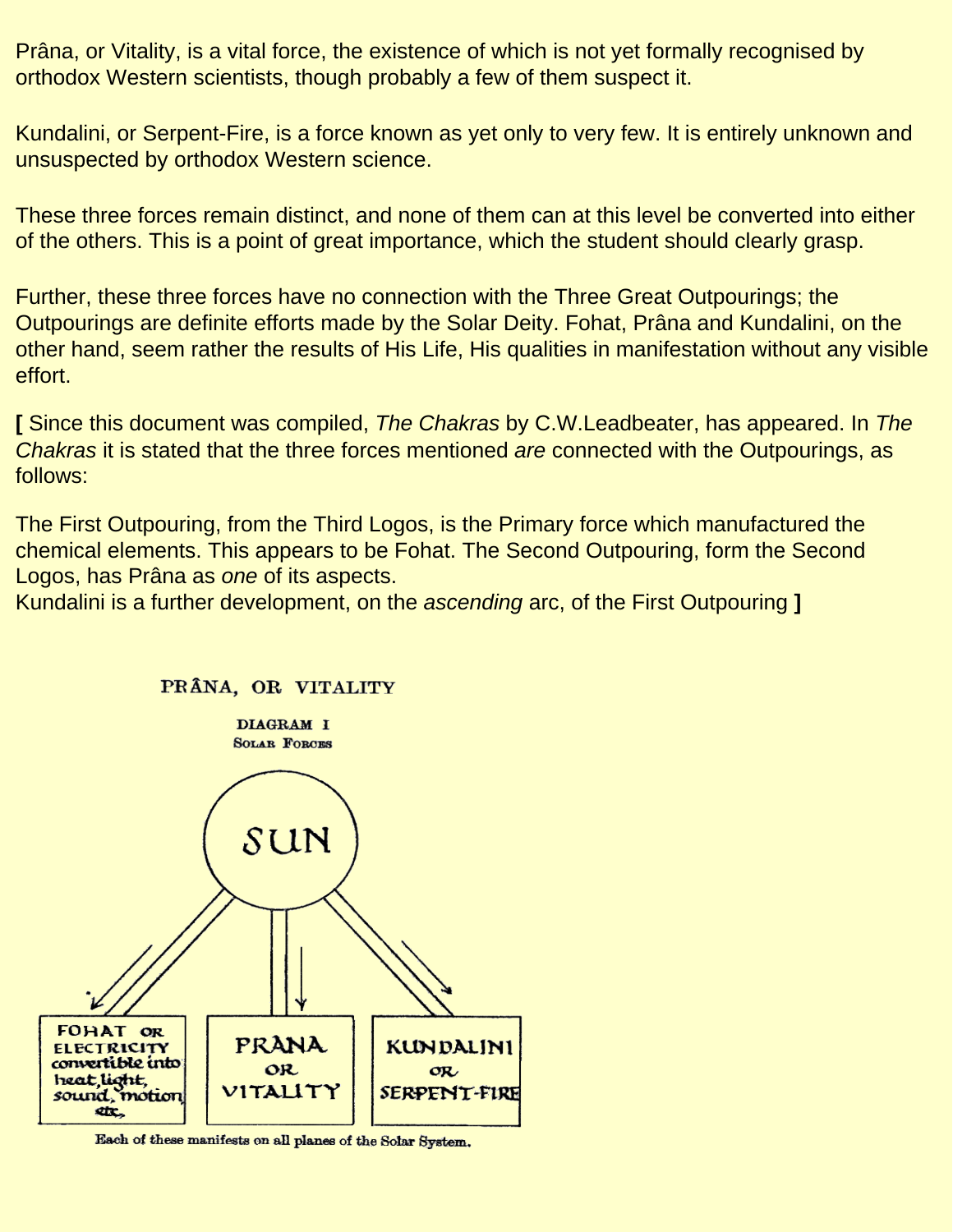Prâna, or Vitality, is a vital force, the existence of which is not yet formally recognised by orthodox Western scientists, though probably a few of them suspect it.

Kundalini, or Serpent-Fire, is a force known as yet only to very few. It is entirely unknown and unsuspected by orthodox Western science.

These three forces remain distinct, and none of them can at this level be converted into either of the others. This is a point of great importance, which the student should clearly grasp.

Further, these three forces have no connection with the Three Great Outpourings; the Outpourings are definite efforts made by the Solar Deity. Fohat, Prâna and Kundalini, on the other hand, seem rather the results of His Life, His qualities in manifestation without any visible effort.

**[** Since this document was compiled, *The Chakras* by C.W.Leadbeater, has appeared. In *The Chakras* it is stated that the three forces mentioned *are* connected with the Outpourings, as follows:

The First Outpouring, from the Third Logos, is the Primary force which manufactured the chemical elements. This appears to be Fohat. The Second Outpouring, form the Second Logos, has Prâna as *one* of its aspects.
Kundalini is a further development, on the *ascending* arc, of the First Outpouring **]**

PRÂNA, OR VITALITY

DIAGRAM I
SOLAR FORCES

SUN

FOHAT OR ELECTRICITY convertible into heat, light, sound, motion, etc.

PRANA OR VITALITY

KUNDALINI OR SERPENT-FIRE

Each of these manifests on all planes of the Solar System.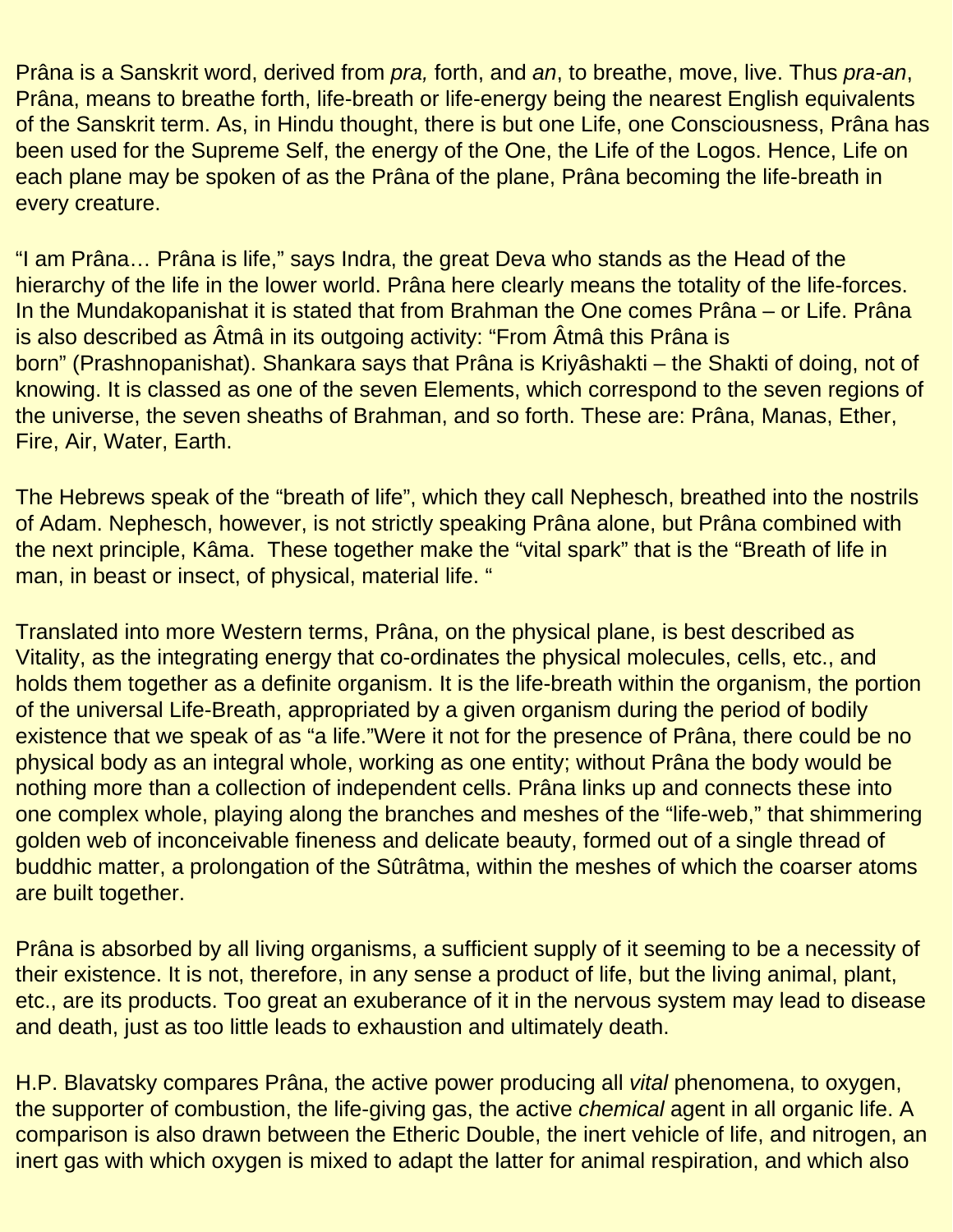Prâna is a Sanskrit word, derived from *pra,* forth, and *an*, to breathe, move, live. Thus *pra-an*, Prâna, means to breathe forth, life-breath or life-energy being the nearest English equivalents of the Sanskrit term. As, in Hindu thought, there is but one Life, one Consciousness, Prâna has been used for the Supreme Self, the energy of the One, the Life of the Logos. Hence, Life on each plane may be spoken of as the Prâna of the plane, Prâna becoming the life-breath in every creature.

“I am Prâna… Prâna is life,” says Indra, the great Deva who stands as the Head of the hierarchy of the life in the lower world. Prâna here clearly means the totality of the life-forces. In the Mundakopanishat it is stated that from Brahman the One comes Prâna – or Life. Prâna is also described as Âtmâ in its outgoing activity: “From Âtmâ this Prâna is born” (Prashnopanishat). Shankara says that Prâna is Kriyâshakti – the Shakti of doing, not of knowing. It is classed as one of the seven Elements, which correspond to the seven regions of the universe, the seven sheaths of Brahman, and so forth. These are: Prâna, Manas, Ether, Fire, Air, Water, Earth.

The Hebrews speak of the “breath of life”, which they call Nephesch, breathed into the nostrils of Adam. Nephesch, however, is not strictly speaking Prâna alone, but Prâna combined with the next principle, Kâma. These together make the “vital spark” that is the “Breath of life in man, in beast or insect, of physical, material life. “

Translated into more Western terms, Prâna, on the physical plane, is best described as Vitality, as the integrating energy that co-ordinates the physical molecules, cells, etc., and holds them together as a definite organism. It is the life-breath within the organism, the portion of the universal Life-Breath, appropriated by a given organism during the period of bodily existence that we speak of as “a life.”Were it not for the presence of Prâna, there could be no physical body as an integral whole, working as one entity; without Prâna the body would be nothing more than a collection of independent cells. Prâna links up and connects these into one complex whole, playing along the branches and meshes of the “life-web,” that shimmering golden web of inconceivable fineness and delicate beauty, formed out of a single thread of buddhic matter, a prolongation of the Sûtrâtma, within the meshes of which the coarser atoms are built together.

Prâna is absorbed by all living organisms, a sufficient supply of it seeming to be a necessity of their existence. It is not, therefore, in any sense a product of life, but the living animal, plant, etc., are its products. Too great an exuberance of it in the nervous system may lead to disease and death, just as too little leads to exhaustion and ultimately death.

H.P. Blavatsky compares Prâna, the active power producing all *vital* phenomena, to oxygen, the supporter of combustion, the life-giving gas, the active *chemical* agent in all organic life. A comparison is also drawn between the Etheric Double, the inert vehicle of life, and nitrogen, an inert gas with which oxygen is mixed to adapt the latter for animal respiration, and which also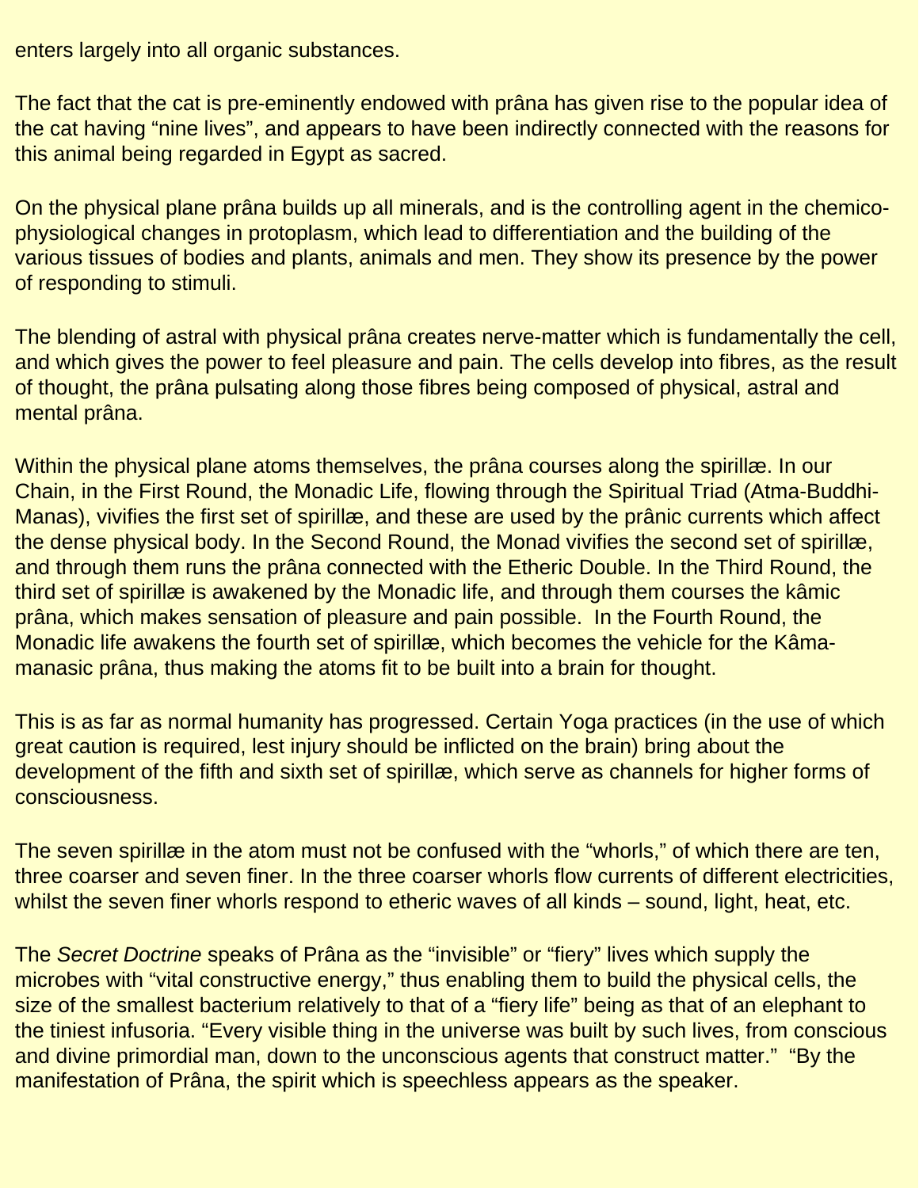enters largely into all organic substances.

The fact that the cat is pre-eminently endowed with prâna has given rise to the popular idea of the cat having “nine lives”, and appears to have been indirectly connected with the reasons for this animal being regarded in Egypt as sacred.

On the physical plane prâna builds up all minerals, and is the controlling agent in the chemico-physiological changes in protoplasm, which lead to differentiation and the building of the various tissues of bodies and plants, animals and men. They show its presence by the power of responding to stimuli.

The blending of astral with physical prâna creates nerve-matter which is fundamentally the cell, and which gives the power to feel pleasure and pain. The cells develop into fibres, as the result of thought, the prâna pulsating along those fibres being composed of physical, astral and mental prâna.

Within the physical plane atoms themselves, the prâna courses along the spirillæ. In our Chain, in the First Round, the Monadic Life, flowing through the Spiritual Triad (Atma-Buddhi-Manas), vivifies the first set of spirillæ, and these are used by the prânic currents which affect the dense physical body. In the Second Round, the Monad vivifies the second set of spirillæ, and through them runs the prâna connected with the Etheric Double. In the Third Round, the third set of spirillæ is awakened by the Monadic life, and through them courses the kâmic prâna, which makes sensation of pleasure and pain possible. In the Fourth Round, the Monadic life awakens the fourth set of spirillæ, which becomes the vehicle for the Kâma-manasic prâna, thus making the atoms fit to be built into a brain for thought.

This is as far as normal humanity has progressed. Certain Yoga practices (in the use of which great caution is required, lest injury should be inflicted on the brain) bring about the development of the fifth and sixth set of spirillæ, which serve as channels for higher forms of consciousness.

The seven spirillæ in the atom must not be confused with the “whorls,” of which there are ten, three coarser and seven finer. In the three coarser whorls flow currents of different electricities, whilst the seven finer whorls respond to etheric waves of all kinds – sound, light, heat, etc.

The *Secret Doctrine* speaks of Prâna as the “invisible” or “fiery” lives which supply the microbes with “vital constructive energy,” thus enabling them to build the physical cells, the size of the smallest bacterium relatively to that of a “fiery life” being as that of an elephant to the tiniest infusoria. “Every visible thing in the universe was built by such lives, from conscious and divine primordial man, down to the unconscious agents that construct matter.” “By the manifestation of Prâna, the spirit which is speechless appears as the speaker.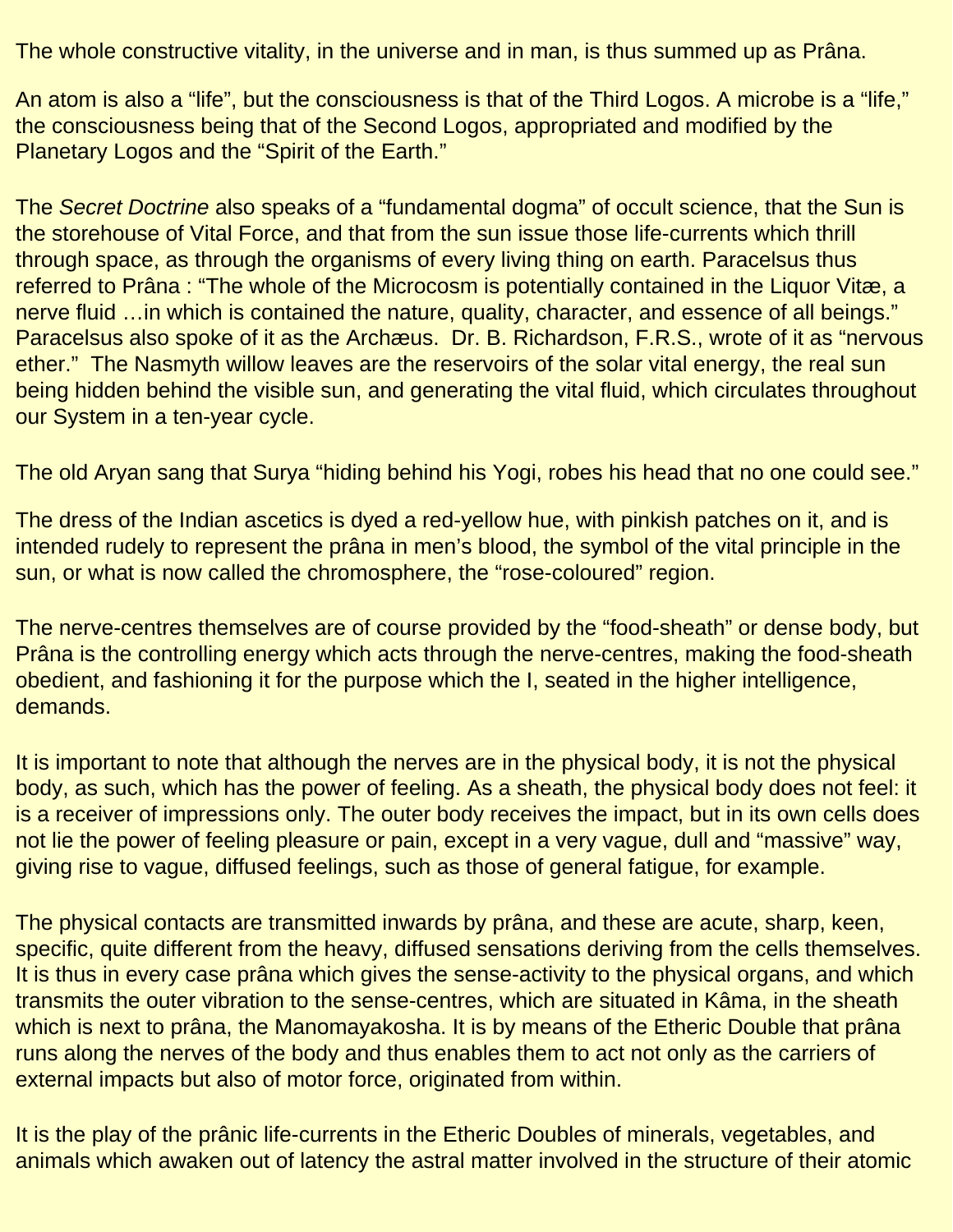The whole constructive vitality, in the universe and in man, is thus summed up as Prâna.

An atom is also a “life”, but the consciousness is that of the Third Logos. A microbe is a “life,” the consciousness being that of the Second Logos, appropriated and modified by the Planetary Logos and the “Spirit of the Earth.”

The *Secret Doctrine* also speaks of a “fundamental dogma” of occult science, that the Sun is the storehouse of Vital Force, and that from the sun issue those life-currents which thrill through space, as through the organisms of every living thing on earth. Paracelsus thus referred to Prâna : “The whole of the Microcosm is potentially contained in the Liquor Vitæ, a nerve fluid …in which is contained the nature, quality, character, and essence of all beings.” Paracelsus also spoke of it as the Archæus. Dr. B. Richardson, F.R.S., wrote of it as “nervous ether.” The Nasmyth willow leaves are the reservoirs of the solar vital energy, the real sun being hidden behind the visible sun, and generating the vital fluid, which circulates throughout our System in a ten-year cycle.

The old Aryan sang that Surya “hiding behind his Yogi, robes his head that no one could see.”

The dress of the Indian ascetics is dyed a red-yellow hue, with pinkish patches on it, and is intended rudely to represent the prâna in men’s blood, the symbol of the vital principle in the sun, or what is now called the chromosphere, the “rose-coloured” region.

The nerve-centres themselves are of course provided by the “food-sheath” or dense body, but Prâna is the controlling energy which acts through the nerve-centres, making the food-sheath obedient, and fashioning it for the purpose which the I, seated in the higher intelligence, demands.

It is important to note that although the nerves are in the physical body, it is not the physical body, as such, which has the power of feeling. As a sheath, the physical body does not feel: it is a receiver of impressions only. The outer body receives the impact, but in its own cells does not lie the power of feeling pleasure or pain, except in a very vague, dull and “massive” way, giving rise to vague, diffused feelings, such as those of general fatigue, for example.

The physical contacts are transmitted inwards by prâna, and these are acute, sharp, keen, specific, quite different from the heavy, diffused sensations deriving from the cells themselves. It is thus in every case prâna which gives the sense-activity to the physical organs, and which transmits the outer vibration to the sense-centres, which are situated in Kâma, in the sheath which is next to prâna, the Manomayakosha. It is by means of the Etheric Double that prâna runs along the nerves of the body and thus enables them to act not only as the carriers of external impacts but also of motor force, originated from within.

It is the play of the prânic life-currents in the Etheric Doubles of minerals, vegetables, and animals which awaken out of latency the astral matter involved in the structure of their atomic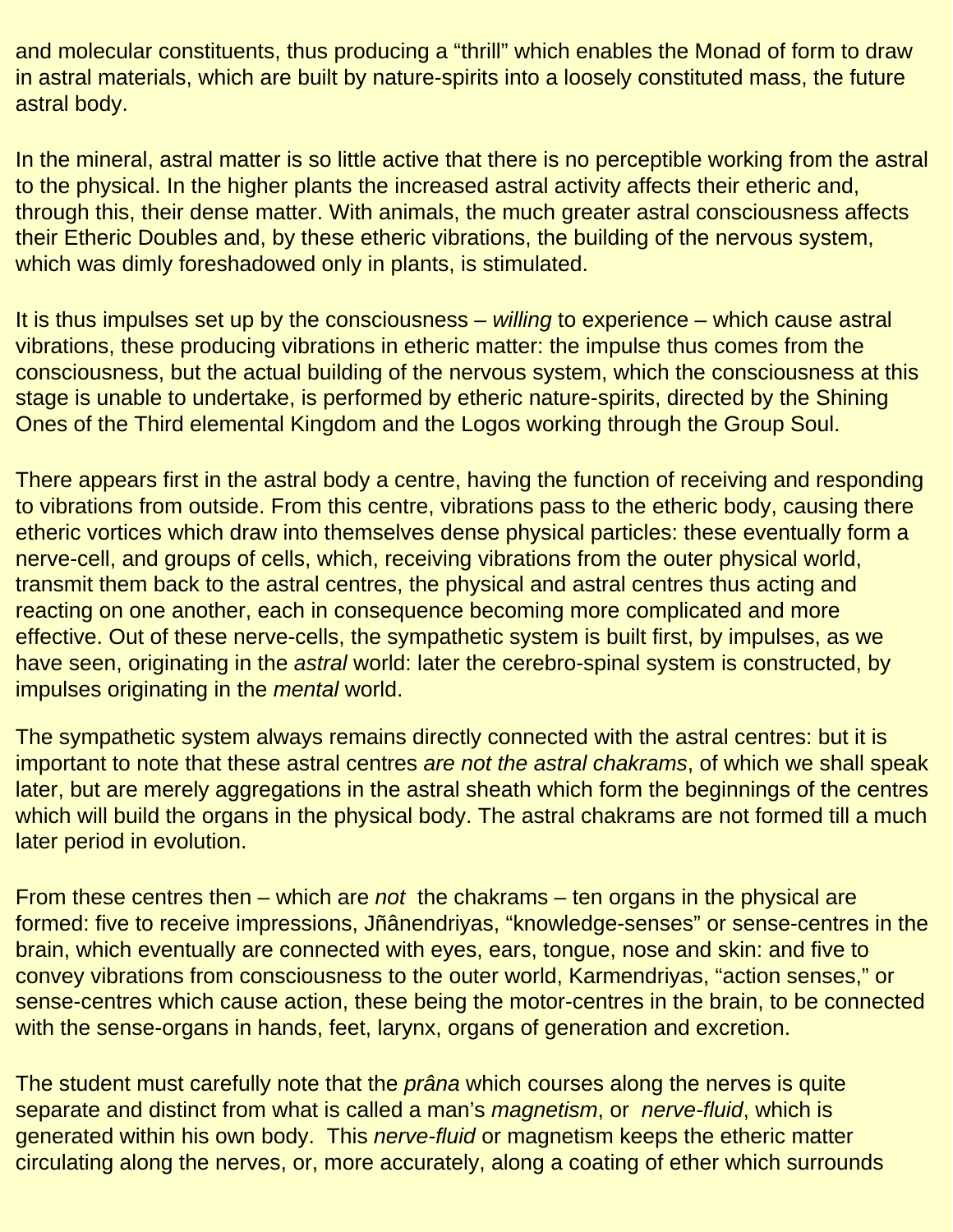and molecular constituents, thus producing a “thrill” which enables the Monad of form to draw in astral materials, which are built by nature-spirits into a loosely constituted mass, the future astral body.

In the mineral, astral matter is so little active that there is no perceptible working from the astral to the physical. In the higher plants the increased astral activity affects their etheric and, through this, their dense matter. With animals, the much greater astral consciousness affects their Etheric Doubles and, by these etheric vibrations, the building of the nervous system, which was dimly foreshadowed only in plants, is stimulated.

It is thus impulses set up by the consciousness – *willing* to experience – which cause astral vibrations, these producing vibrations in etheric matter: the impulse thus comes from the consciousness, but the actual building of the nervous system, which the consciousness at this stage is unable to undertake, is performed by etheric nature-spirits, directed by the Shining Ones of the Third elemental Kingdom and the Logos working through the Group Soul.

There appears first in the astral body a centre, having the function of receiving and responding to vibrations from outside. From this centre, vibrations pass to the etheric body, causing there etheric vortices which draw into themselves dense physical particles: these eventually form a nerve-cell, and groups of cells, which, receiving vibrations from the outer physical world, transmit them back to the astral centres, the physical and astral centres thus acting and reacting on one another, each in consequence becoming more complicated and more effective. Out of these nerve-cells, the sympathetic system is built first, by impulses, as we have seen, originating in the *astral* world: later the cerebro-spinal system is constructed, by impulses originating in the *mental* world.

The sympathetic system always remains directly connected with the astral centres: but it is important to note that these astral centres *are not the astral chakrams*, of which we shall speak later, but are merely aggregations in the astral sheath which form the beginnings of the centres which will build the organs in the physical body. The astral chakrams are not formed till a much later period in evolution.

From these centres then – which are *not* the chakrams – ten organs in the physical are formed: five to receive impressions, Jñânendriyas, “knowledge-senses” or sense-centres in the brain, which eventually are connected with eyes, ears, tongue, nose and skin: and five to convey vibrations from consciousness to the outer world, Karmendriyas, “action senses,” or sense-centres which cause action, these being the motor-centres in the brain, to be connected with the sense-organs in hands, feet, larynx, organs of generation and excretion.

The student must carefully note that the *prâna* which courses along the nerves is quite separate and distinct from what is called a man’s *magnetism*, or *nerve-fluid*, which is generated within his own body. This *nerve-fluid* or magnetism keeps the etheric matter circulating along the nerves, or, more accurately, along a coating of ether which surrounds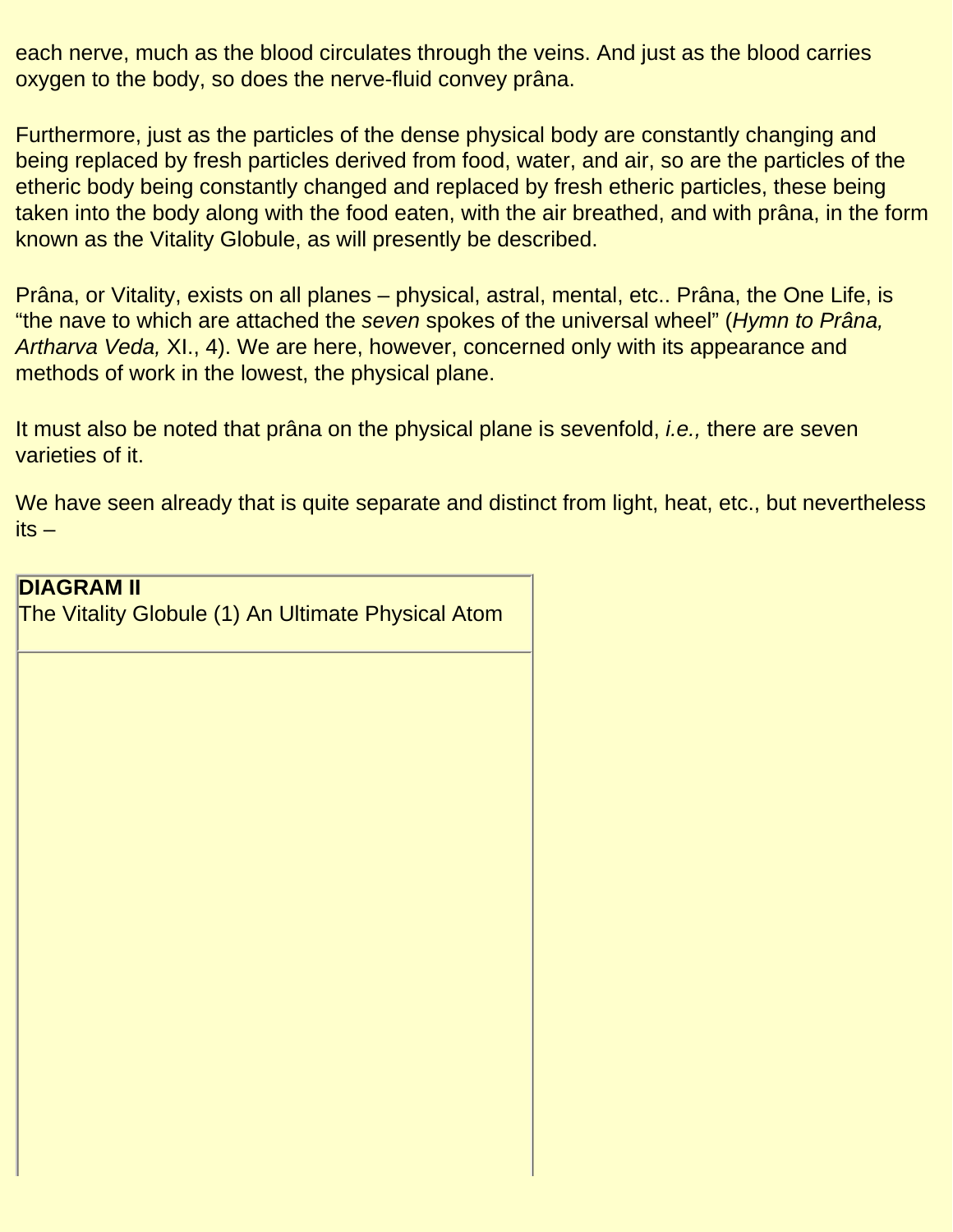each nerve, much as the blood circulates through the veins. And just as the blood carries oxygen to the body, so does the nerve-fluid convey prâna.

Furthermore, just as the particles of the dense physical body are constantly changing and being replaced by fresh particles derived from food, water, and air, so are the particles of the etheric body being constantly changed and replaced by fresh etheric particles, these being taken into the body along with the food eaten, with the air breathed, and with prâna, in the form known as the Vitality Globule, as will presently be described.

Prâna, or Vitality, exists on all planes – physical, astral, mental, etc.. Prâna, the One Life, is "the nave to which are attached the *seven* spokes of the universal wheel" (*Hymn to Prâna, Artharva Veda,* XI., 4). We are here, however, concerned only with its appearance and methods of work in the lowest, the physical plane.

It must also be noted that prâna on the physical plane is sevenfold, *i.e.,* there are seven varieties of it.

We have seen already that is quite separate and distinct from light, heat, etc., but nevertheless its –

| **DIAGRAM II**<br>The Vitality Globule (1) An Ultimate Physical Atom |
| --- |
| |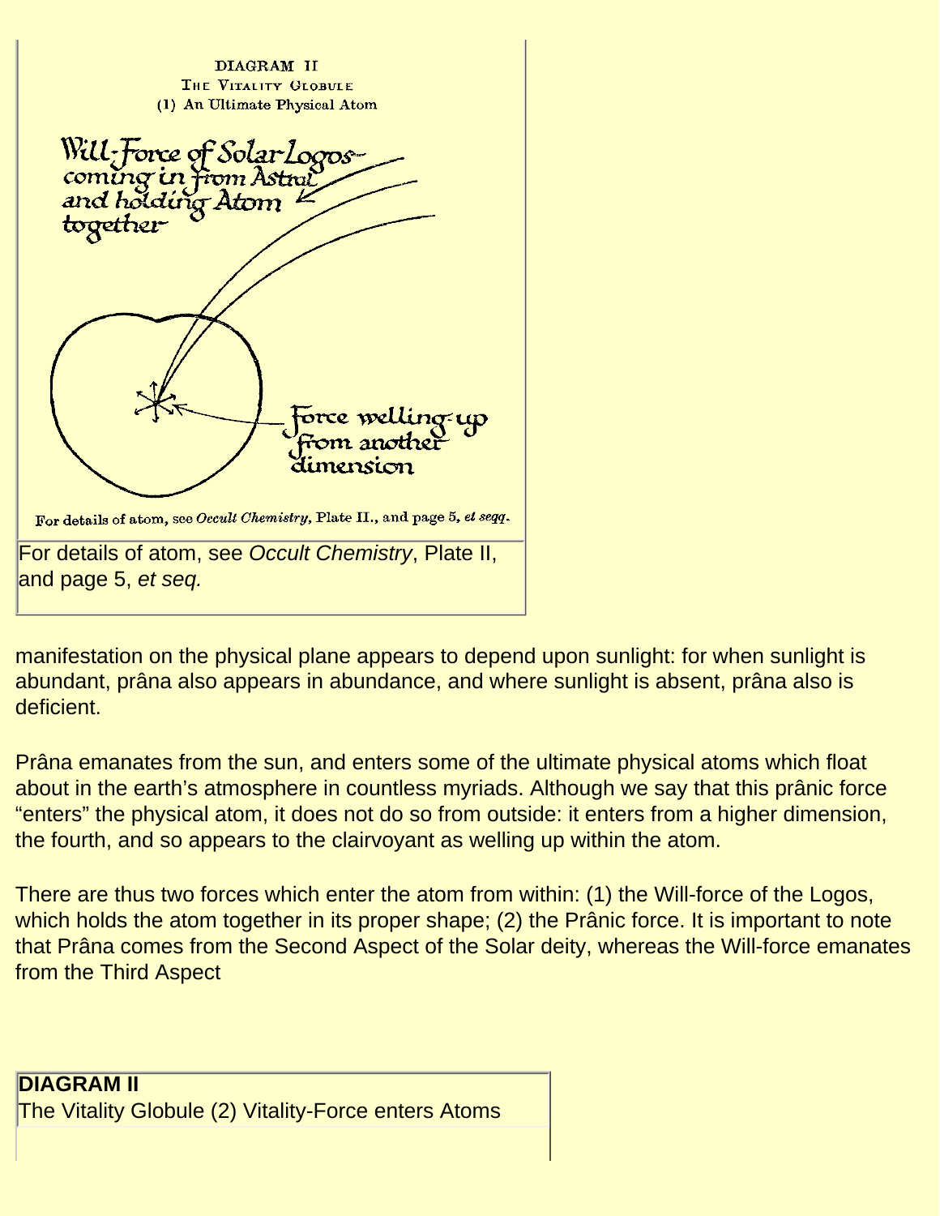DIAGRAM II
THE VITALITY GLOBULE
(1) An Ultimate Physical Atom

Will-Force of Solar Logos coming in from Astral and holding Atom together

Force welling-up from another dimension

For details of atom, see *Occult Chemistry*, Plate II., and page 5, *et seqq.*

For details of atom, see *Occult Chemistry*, Plate II, and page 5, *et seq.*

manifestation on the physical plane appears to depend upon sunlight: for when sunlight is abundant, prâna also appears in abundance, and where sunlight is absent, prâna also is deficient.

Prâna emanates from the sun, and enters some of the ultimate physical atoms which float about in the earth's atmosphere in countless myriads. Although we say that this prânic force "enters" the physical atom, it does not do so from outside: it enters from a higher dimension, the fourth, and so appears to the clairvoyant as welling up within the atom.

There are thus two forces which enter the atom from within: (1) the Will-force of the Logos, which holds the atom together in its proper shape; (2) the Prânic force. It is important to note that Prâna comes from the Second Aspect of the Solar deity, whereas the Will-force emanates from the Third Aspect

**DIAGRAM II**
The Vitality Globule (2) Vitality-Force enters Atoms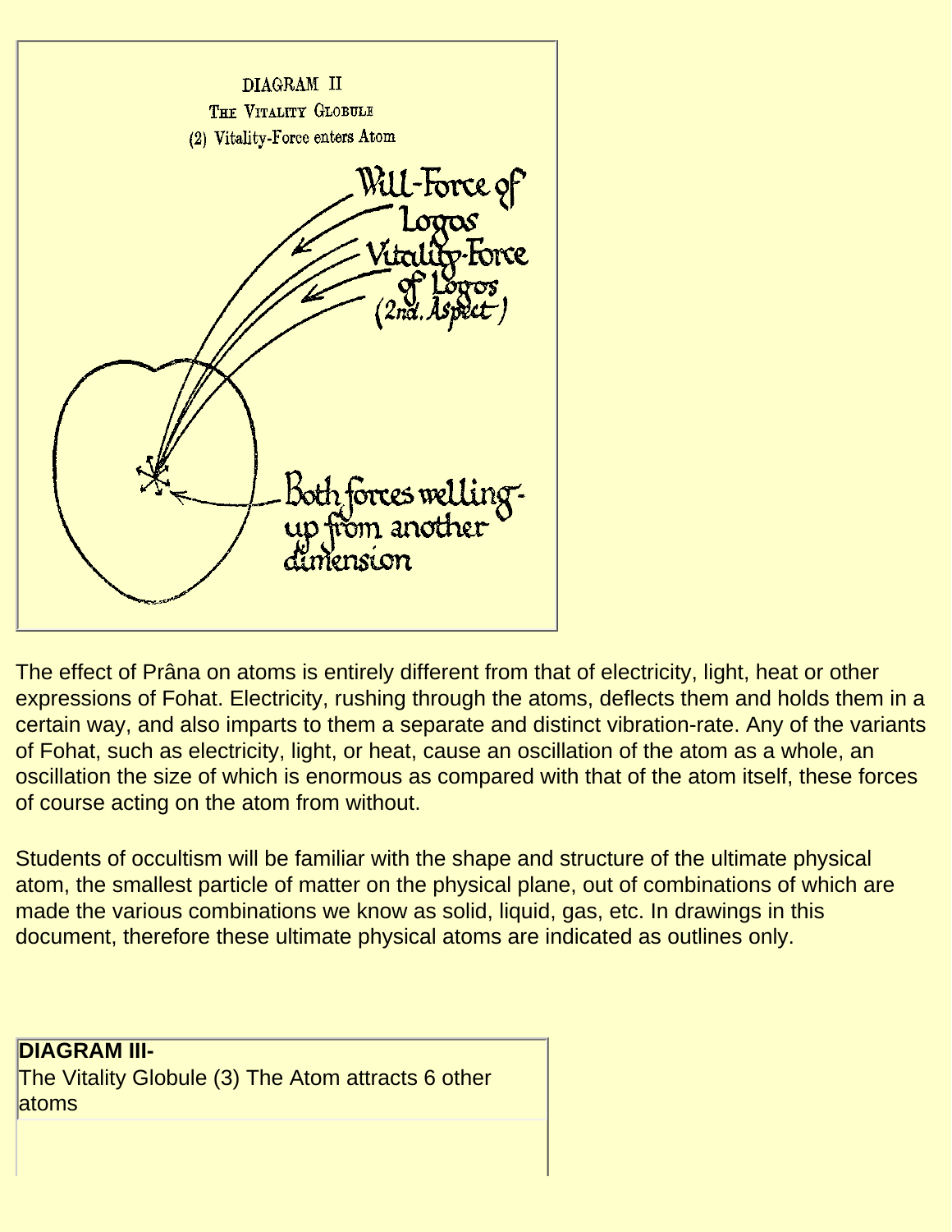DIAGRAM II

THE VITALITY GLOBULE

(2) Vitality-Force enters Atom

Will-Force of Logos

Vitality-Force of Logos (2nd. Aspect)

Both forces welling-up from another dimension

The effect of Prâna on atoms is entirely different from that of electricity, light, heat or other expressions of Fohat. Electricity, rushing through the atoms, deflects them and holds them in a certain way, and also imparts to them a separate and distinct vibration-rate. Any of the variants of Fohat, such as electricity, light, or heat, cause an oscillation of the atom as a whole, an oscillation the size of which is enormous as compared with that of the atom itself, these forces of course acting on the atom from without.

Students of occultism will be familiar with the shape and structure of the ultimate physical atom, the smallest particle of matter on the physical plane, out of combinations of which are made the various combinations we know as solid, liquid, gas, etc. In drawings in this document, therefore these ultimate physical atoms are indicated as outlines only.

**DIAGRAM III-**

The Vitality Globule (3) The Atom attracts 6 other atoms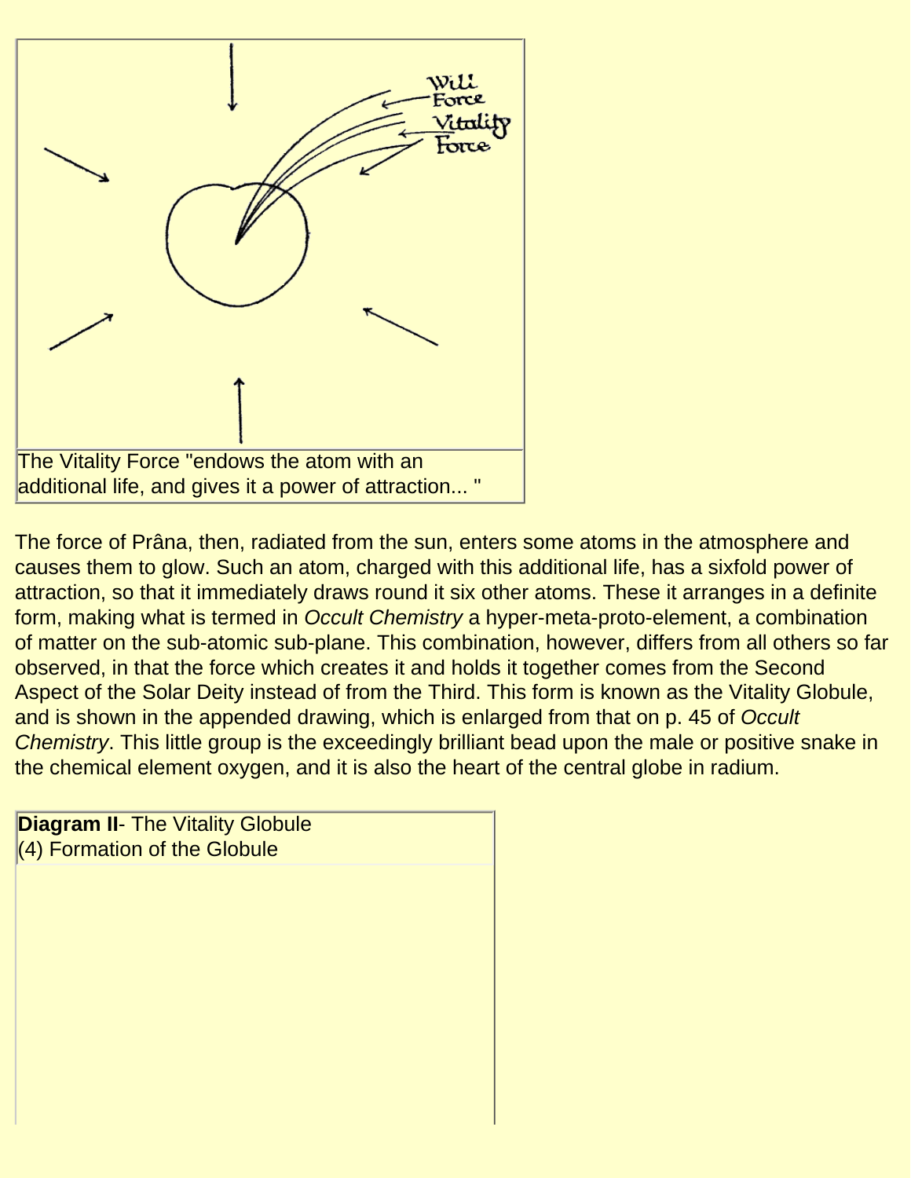The Vitality Force "endows the atom with an additional life, and gives it a power of attraction... "

The force of Prâna, then, radiated from the sun, enters some atoms in the atmosphere and causes them to glow. Such an atom, charged with this additional life, has a sixfold power of attraction, so that it immediately draws round it six other atoms. These it arranges in a definite form, making what is termed in *Occult Chemistry* a hyper-meta-proto-element, a combination of matter on the sub-atomic sub-plane. This combination, however, differs from all others so far observed, in that the force which creates it and holds it together comes from the Second Aspect of the Solar Deity instead of from the Third. This form is known as the Vitality Globule, and is shown in the appended drawing, which is enlarged from that on p. 45 of *Occult Chemistry*. This little group is the exceedingly brilliant bead upon the male or positive snake in the chemical element oxygen, and it is also the heart of the central globe in radium.

**Diagram II**- The Vitality Globule
(4) Formation of the Globule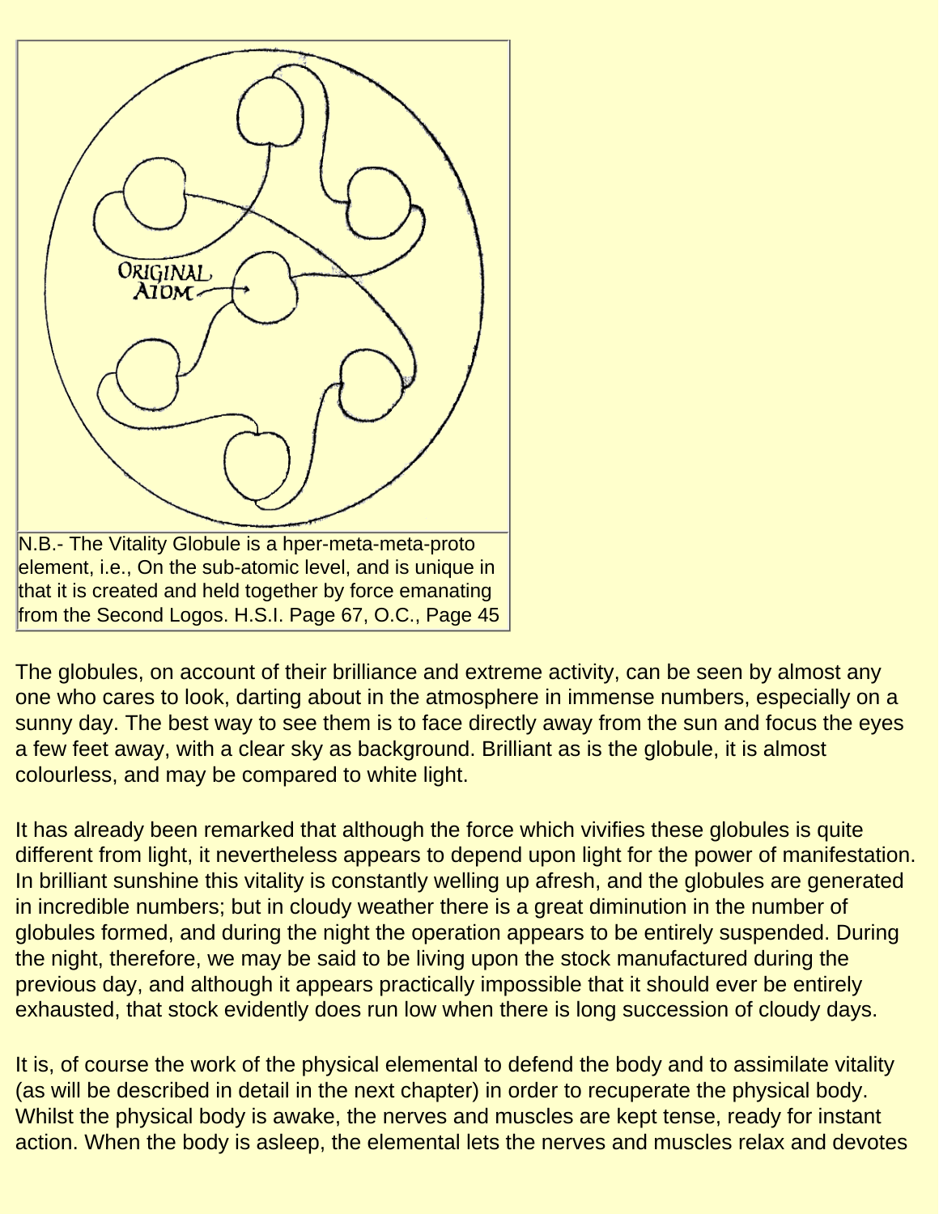ORIGINAL ATOM

N.B.- The Vitality Globule is a hper-meta-meta-proto element, i.e., On the sub-atomic level, and is unique in that it is created and held together by force emanating from the Second Logos. H.S.I. Page 67, O.C., Page 45

The globules, on account of their brilliance and extreme activity, can be seen by almost any one who cares to look, darting about in the atmosphere in immense numbers, especially on a sunny day. The best way to see them is to face directly away from the sun and focus the eyes a few feet away, with a clear sky as background. Brilliant as is the globule, it is almost colourless, and may be compared to white light.

It has already been remarked that although the force which vivifies these globules is quite different from light, it nevertheless appears to depend upon light for the power of manifestation. In brilliant sunshine this vitality is constantly welling up afresh, and the globules are generated in incredible numbers; but in cloudy weather there is a great diminution in the number of globules formed, and during the night the operation appears to be entirely suspended. During the night, therefore, we may be said to be living upon the stock manufactured during the previous day, and although it appears practically impossible that it should ever be entirely exhausted, that stock evidently does run low when there is long succession of cloudy days.

It is, of course the work of the physical elemental to defend the body and to assimilate vitality (as will be described in detail in the next chapter) in order to recuperate the physical body. Whilst the physical body is awake, the nerves and muscles are kept tense, ready for instant action. When the body is asleep, the elemental lets the nerves and muscles relax and devotes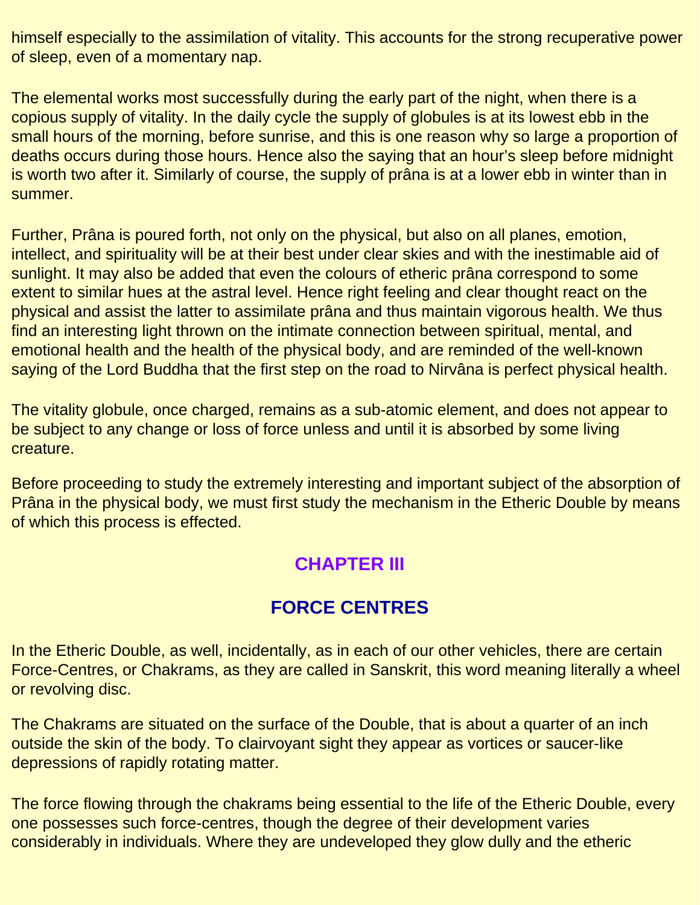himself especially to the assimilation of vitality. This accounts for the strong recuperative power of sleep, even of a momentary nap.

The elemental works most successfully during the early part of the night, when there is a copious supply of vitality. In the daily cycle the supply of globules is at its lowest ebb in the small hours of the morning, before sunrise, and this is one reason why so large a proportion of deaths occurs during those hours. Hence also the saying that an hour's sleep before midnight is worth two after it. Similarly of course, the supply of prâna is at a lower ebb in winter than in summer.

Further, Prâna is poured forth, not only on the physical, but also on all planes, emotion, intellect, and spirituality will be at their best under clear skies and with the inestimable aid of sunlight. It may also be added that even the colours of etheric prâna correspond to some extent to similar hues at the astral level. Hence right feeling and clear thought react on the physical and assist the latter to assimilate prâna and thus maintain vigorous health. We thus find an interesting light thrown on the intimate connection between spiritual, mental, and emotional health and the health of the physical body, and are reminded of the well-known saying of the Lord Buddha that the first step on the road to Nirvâna is perfect physical health.

The vitality globule, once charged, remains as a sub-atomic element, and does not appear to be subject to any change or loss of force unless and until it is absorbed by some living creature.

Before proceeding to study the extremely interesting and important subject of the absorption of Prâna in the physical body, we must first study the mechanism in the Etheric Double by means of which this process is effected.

# CHAPTER III

## FORCE CENTRES

In the Etheric Double, as well, incidentally, as in each of our other vehicles, there are certain Force-Centres, or Chakrams, as they are called in Sanskrit, this word meaning literally a wheel or revolving disc.

The Chakrams are situated on the surface of the Double, that is about a quarter of an inch outside the skin of the body. To clairvoyant sight they appear as vortices or saucer-like depressions of rapidly rotating matter.

The force flowing through the chakrams being essential to the life of the Etheric Double, every one possesses such force-centres, though the degree of their development varies considerably in individuals. Where they are undeveloped they glow dully and the etheric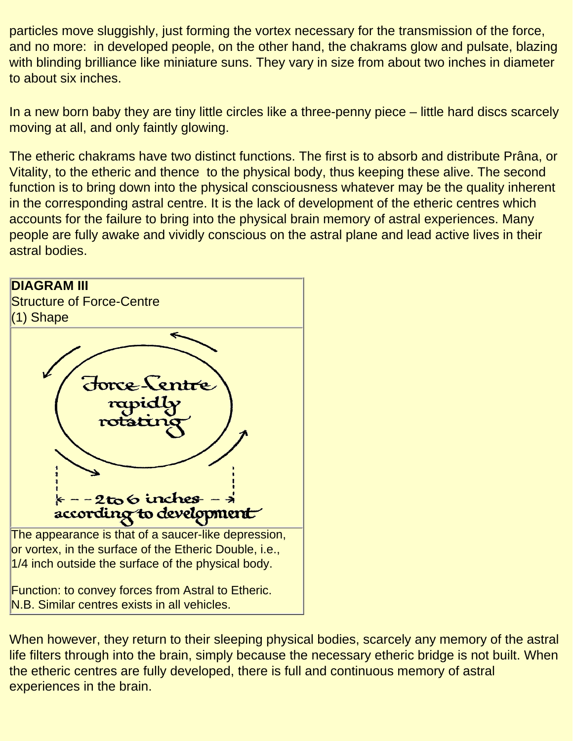particles move sluggishly, just forming the vortex necessary for the transmission of the force, and no more: in developed people, on the other hand, the chakrams glow and pulsate, blazing with blinding brilliance like miniature suns. They vary in size from about two inches in diameter to about six inches.

In a new born baby they are tiny little circles like a three-penny piece – little hard discs scarcely moving at all, and only faintly glowing.

The etheric chakrams have two distinct functions. The first is to absorb and distribute Prâna, or Vitality, to the etheric and thence to the physical body, thus keeping these alive. The second function is to bring down into the physical consciousness whatever may be the quality inherent in the corresponding astral centre. It is the lack of development of the etheric centres which accounts for the failure to bring into the physical brain memory of astral experiences. Many people are fully awake and vividly conscious on the astral plane and lead active lives in their astral bodies.

**DIAGRAM III**
Structure of Force-Centre
(1) Shape

Force-Centre
rapidly
rotating

2 to 6 inches
according to development

The appearance is that of a saucer-like depression, or vortex, in the surface of the Etheric Double, i.e., 1/4 inch outside the surface of the physical body.

Function: to convey forces from Astral to Etheric.
N.B. Similar centres exists in all vehicles.

When however, they return to their sleeping physical bodies, scarcely any memory of the astral life filters through into the brain, simply because the necessary etheric bridge is not built. When the etheric centres are fully developed, there is full and continuous memory of astral experiences in the brain.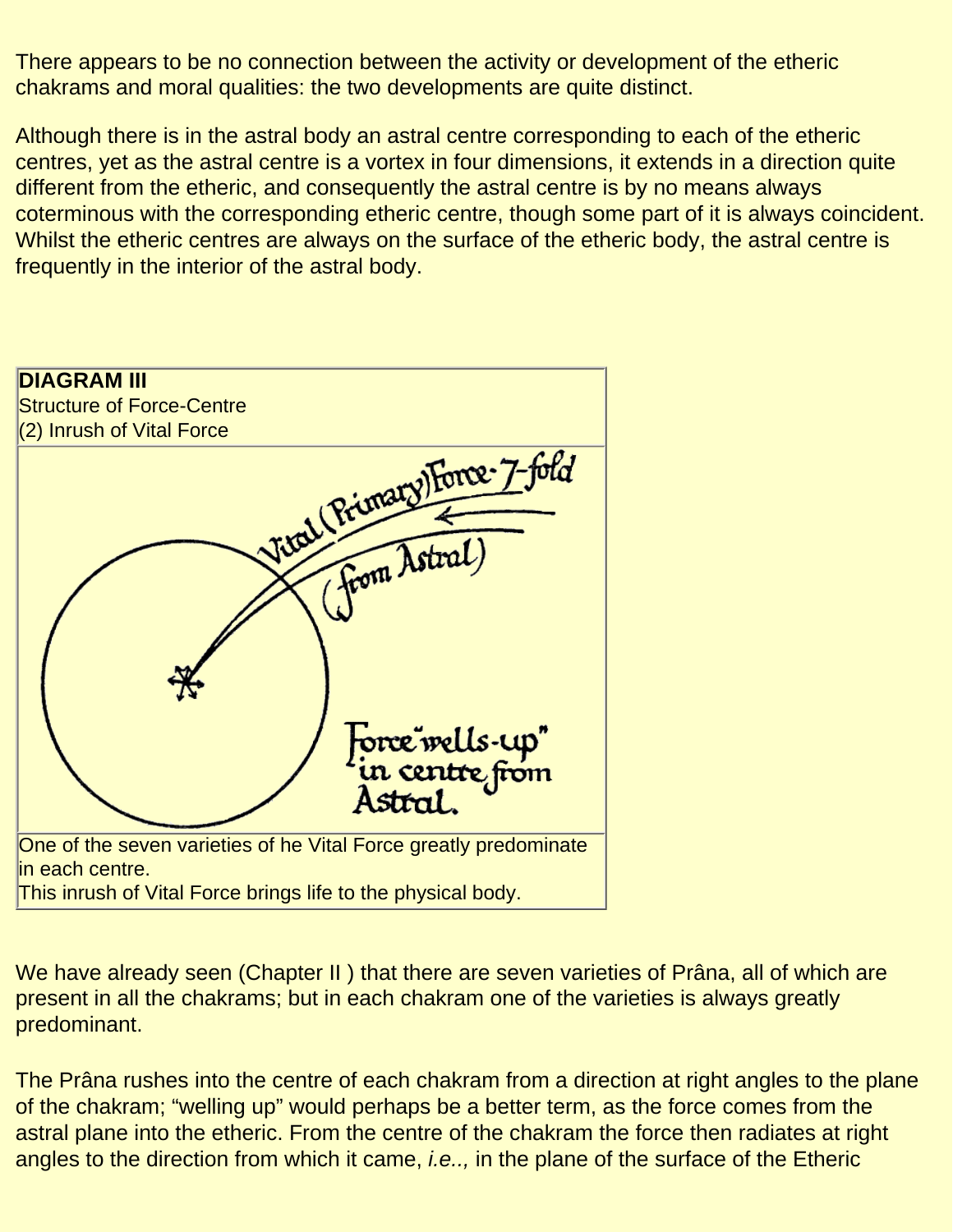There appears to be no connection between the activity or development of the etheric chakrams and moral qualities: the two developments are quite distinct.

Although there is in the astral body an astral centre corresponding to each of the etheric centres, yet as the astral centre is a vortex in four dimensions, it extends in a direction quite different from the etheric, and consequently the astral centre is by no means always coterminous with the corresponding etheric centre, though some part of it is always coincident. Whilst the etheric centres are always on the surface of the etheric body, the astral centre is frequently in the interior of the astral body.

| **DIAGRAM III**<br>Structure of Force-Centre<br>(2) Inrush of Vital Force |
| --- |
| Vital (Primary) Force · 7-fold<br>(from Astral)<br>Force "wells-up" in centre from Astral. |
| One of the seven varieties of he Vital Force greatly predominate in each centre.<br>This inrush of Vital Force brings life to the physical body. |

We have already seen (Chapter II ) that there are seven varieties of Prâna, all of which are present in all the chakrams; but in each chakram one of the varieties is always greatly predominant.

The Prâna rushes into the centre of each chakram from a direction at right angles to the plane of the chakram; "welling up" would perhaps be a better term, as the force comes from the astral plane into the etheric. From the centre of the chakram the force then radiates at right angles to the direction from which it came, *i.e..,* in the plane of the surface of the Etheric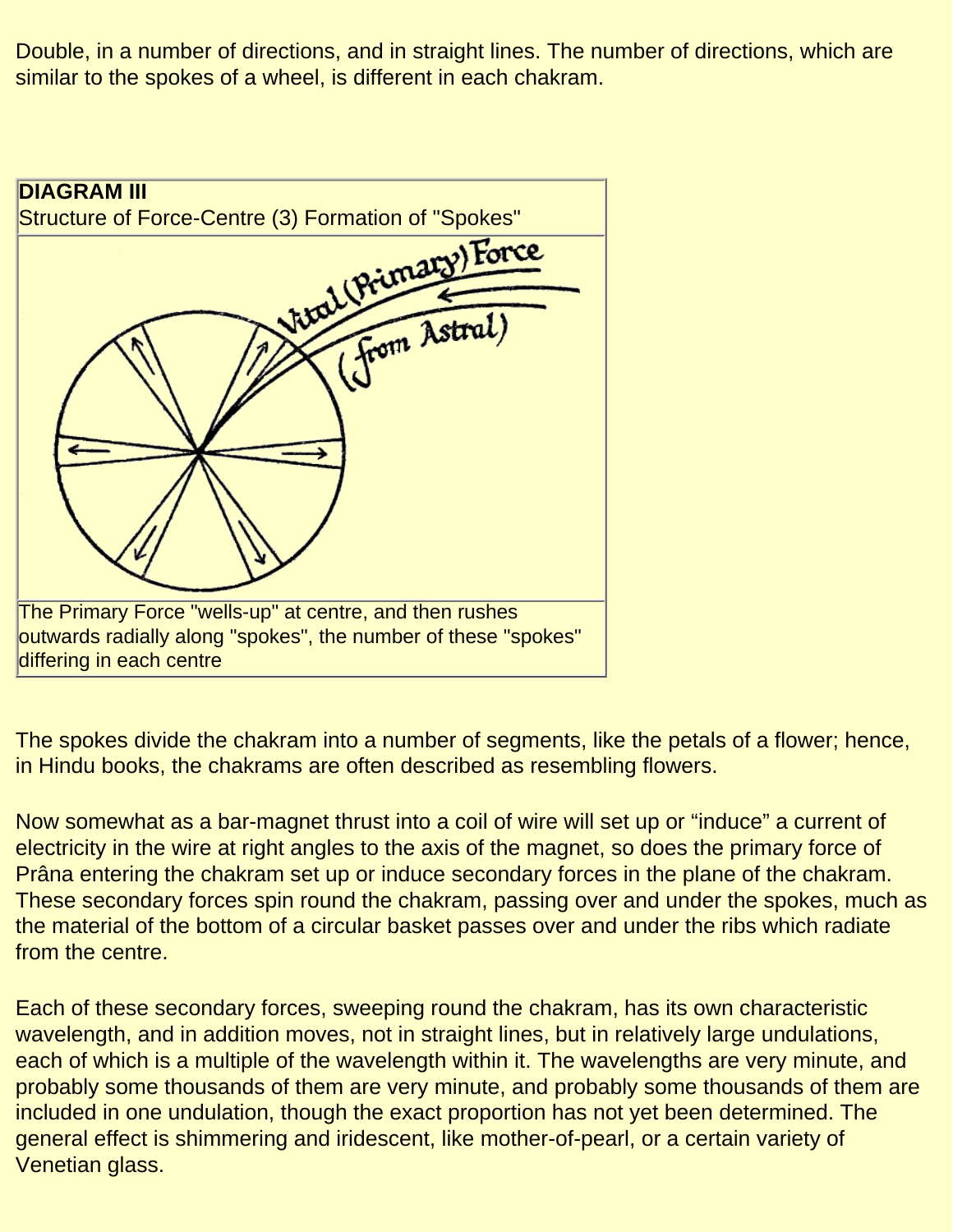Double, in a number of directions, and in straight lines. The number of directions, which are similar to the spokes of a wheel, is different in each chakram.

**DIAGRAM III**
Structure of Force-Centre (3) Formation of "Spokes"

Vital (Primary) Force
(from Astral)

The Primary Force "wells-up" at centre, and then rushes outwards radially along "spokes", the number of these "spokes" differing in each centre

The spokes divide the chakram into a number of segments, like the petals of a flower; hence, in Hindu books, the chakrams are often described as resembling flowers.

Now somewhat as a bar-magnet thrust into a coil of wire will set up or "induce" a current of electricity in the wire at right angles to the axis of the magnet, so does the primary force of Prâna entering the chakram set up or induce secondary forces in the plane of the chakram. These secondary forces spin round the chakram, passing over and under the spokes, much as the material of the bottom of a circular basket passes over and under the ribs which radiate from the centre.

Each of these secondary forces, sweeping round the chakram, has its own characteristic wavelength, and in addition moves, not in straight lines, but in relatively large undulations, each of which is a multiple of the wavelength within it. The wavelengths are very minute, and probably some thousands of them are very minute, and probably some thousands of them are included in one undulation, though the exact proportion has not yet been determined. The general effect is shimmering and iridescent, like mother-of-pearl, or a certain variety of Venetian glass.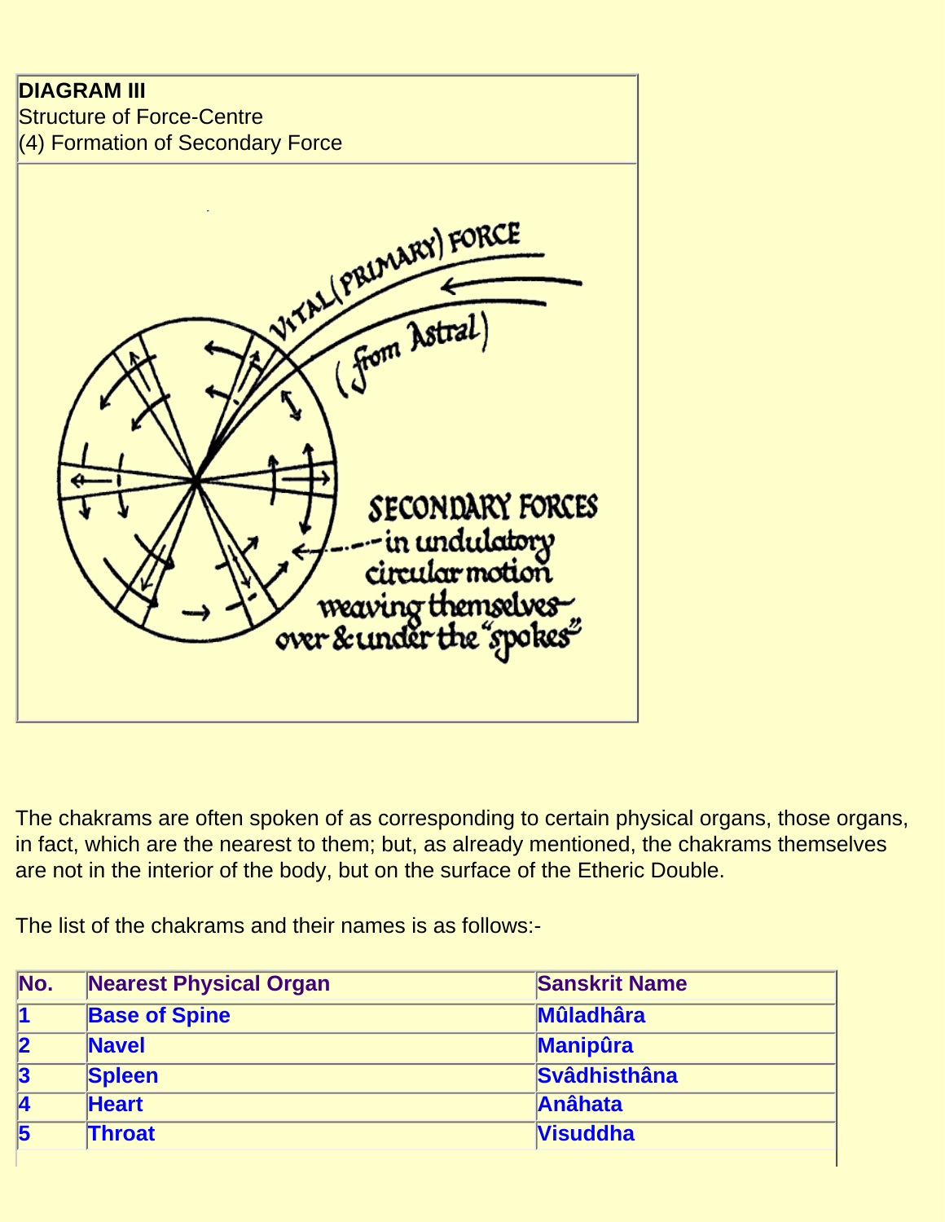**DIAGRAM III**
Structure of Force-Centre
(4) Formation of Secondary Force

VITAL (PRIMARY) FORCE (from Astral)

SECONDARY FORCES in undulatory circular motion weaving themselves over & under the "spokes"

The chakrams are often spoken of as corresponding to certain physical organs, those organs, in fact, which are the nearest to them; but, as already mentioned, the chakrams themselves are not in the interior of the body, but on the surface of the Etheric Double.

The list of the chakrams and their names is as follows:-

| No. | Nearest Physical Organ | Sanskrit Name |
|---|---|---|
| 1 | Base of Spine | Mûladhâra |
| 2 | Navel | Manipûra |
| 3 | Spleen | Svâdhisthâna |
| 4 | Heart | Anâhata |
| 5 | Throat | Visuddha |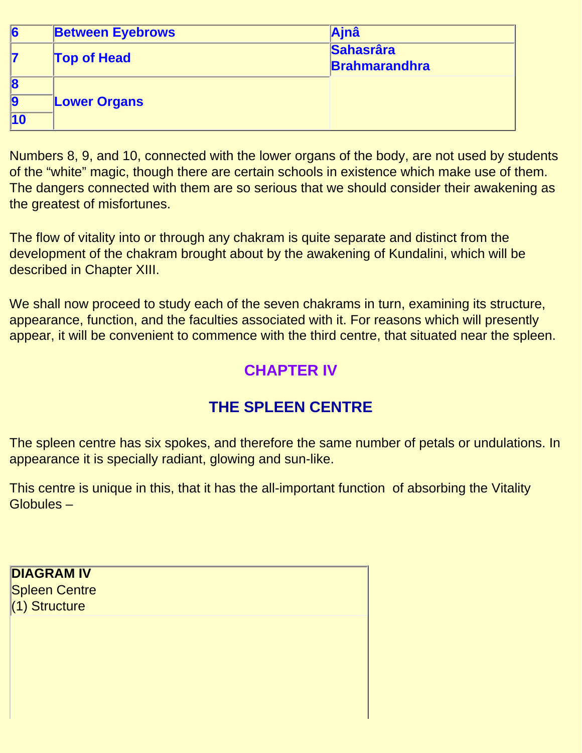| 6 | Between Eyebrows | Ajnâ |
|---|---|---|
| 7 | Top of Head | Sahasrâra Brahmarandhra |
| 8 | Lower Organs | |
| 9 | | |
| 10 | | |

Numbers 8, 9, and 10, connected with the lower organs of the body, are not used by students of the “white” magic, though there are certain schools in existence which make use of them. The dangers connected with them are so serious that we should consider their awakening as the greatest of misfortunes.

The flow of vitality into or through any chakram is quite separate and distinct from the development of the chakram brought about by the awakening of Kundalini, which will be described in Chapter XIII.

We shall now proceed to study each of the seven chakrams in turn, examining its structure, appearance, function, and the faculties associated with it. For reasons which will presently appear, it will be convenient to commence with the third centre, that situated near the spleen.

# CHAPTER IV

## THE SPLEEN CENTRE

The spleen centre has six spokes, and therefore the same number of petals or undulations. In appearance it is specially radiant, glowing and sun-like.

This centre is unique in this, that it has the all-important function of absorbing the Vitality Globules –

**DIAGRAM IV**
Spleen Centre
(1) Structure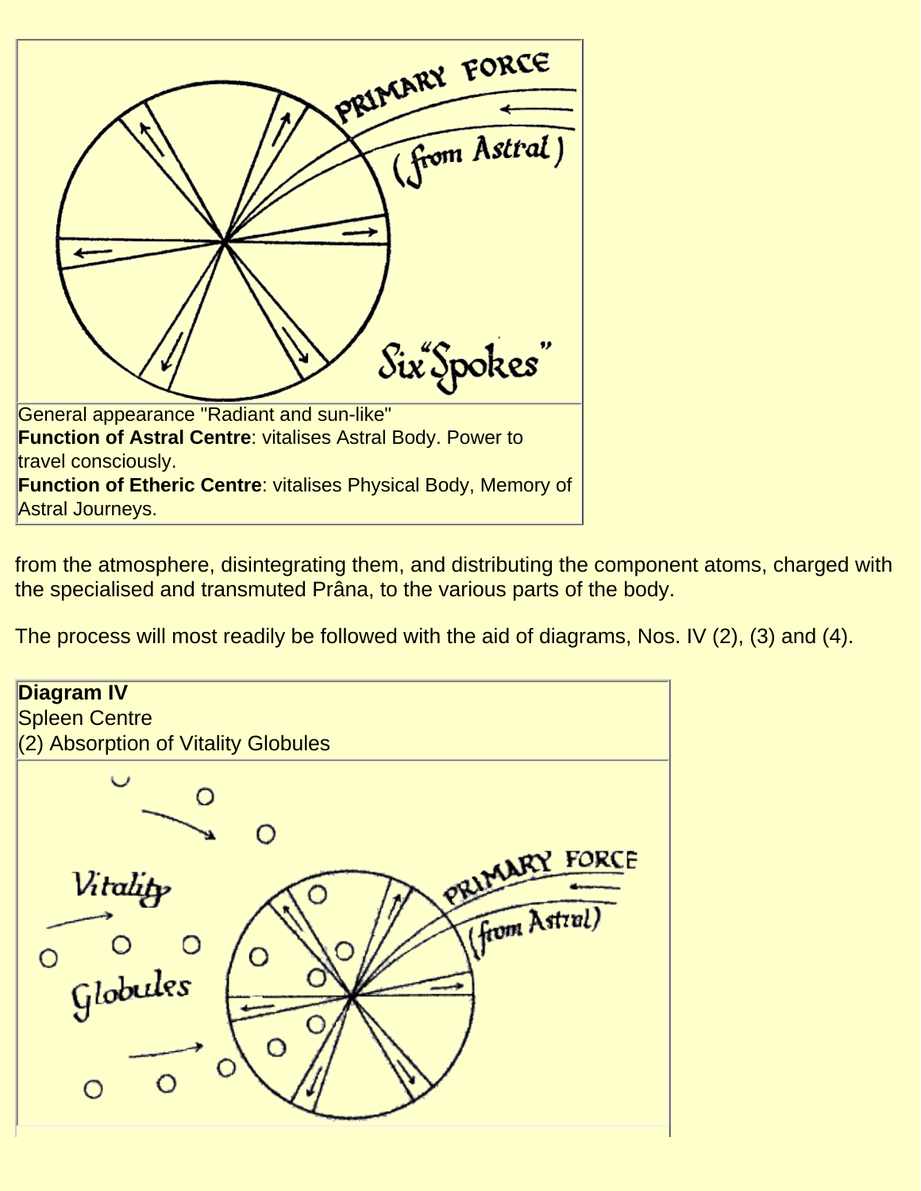General appearance "Radiant and sun-like"
**Function of Astral Centre**: vitalises Astral Body. Power to travel consciously.
**Function of Etheric Centre**: vitalises Physical Body, Memory of Astral Journeys.

from the atmosphere, disintegrating them, and distributing the component atoms, charged with the specialised and transmuted Prâna, to the various parts of the body.

The process will most readily be followed with the aid of diagrams, Nos. IV (2), (3) and (4).

**Diagram IV**
Spleen Centre
(2) Absorption of Vitality Globules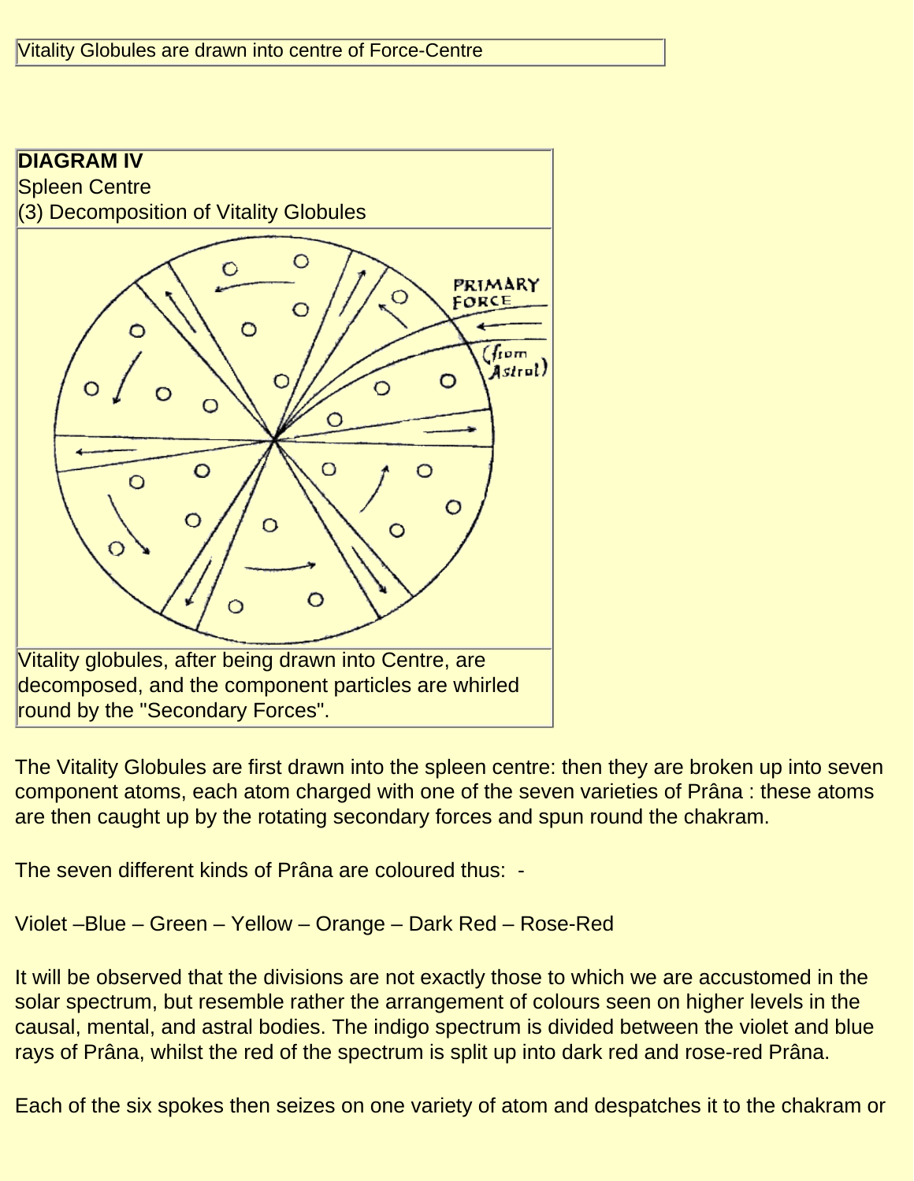| Vitality Globules are drawn into centre of Force-Centre |
| --- |

| **DIAGRAM IV**<br>Spleen Centre<br>(3) Decomposition of Vitality Globules |
| --- |
| |
| Vitality globules, after being drawn into Centre, are decomposed, and the component particles are whirled round by the "Secondary Forces". |

The Vitality Globules are first drawn into the spleen centre: then they are broken up into seven component atoms, each atom charged with one of the seven varieties of Prâna : these atoms are then caught up by the rotating secondary forces and spun round the chakram.

The seven different kinds of Prâna are coloured thus: -

Violet –Blue – Green – Yellow – Orange – Dark Red – Rose-Red

It will be observed that the divisions are not exactly those to which we are accustomed in the solar spectrum, but resemble rather the arrangement of colours seen on higher levels in the causal, mental, and astral bodies. The indigo spectrum is divided between the violet and blue rays of Prâna, whilst the red of the spectrum is split up into dark red and rose-red Prâna.

Each of the six spokes then seizes on one variety of atom and despatches it to the chakram or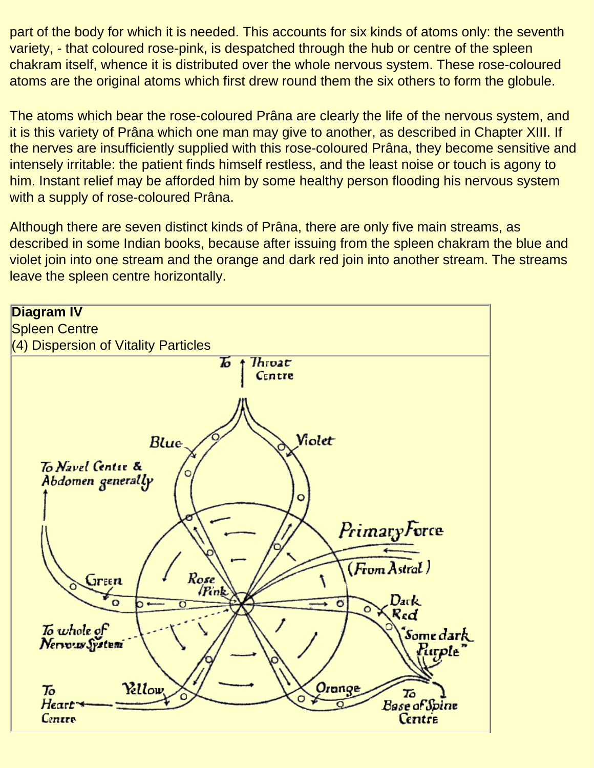part of the body for which it is needed. This accounts for six kinds of atoms only: the seventh variety, - that coloured rose-pink, is despatched through the hub or centre of the spleen chakram itself, whence it is distributed over the whole nervous system. These rose-coloured atoms are the original atoms which first drew round them the six others to form the globule.

The atoms which bear the rose-coloured Prâna are clearly the life of the nervous system, and it is this variety of Prâna which one man may give to another, as described in Chapter XIII. If the nerves are insufficiently supplied with this rose-coloured Prâna, they become sensitive and intensely irritable: the patient finds himself restless, and the least noise or touch is agony to him. Instant relief may be afforded him by some healthy person flooding his nervous system with a supply of rose-coloured Prâna.

Although there are seven distinct kinds of Prâna, there are only five main streams, as described in some Indian books, because after issuing from the spleen chakram the blue and violet join into one stream and the orange and dark red join into another stream. The streams leave the spleen centre horizontally.

**Diagram IV**
Spleen Centre
(4) Dispersion of Vitality Particles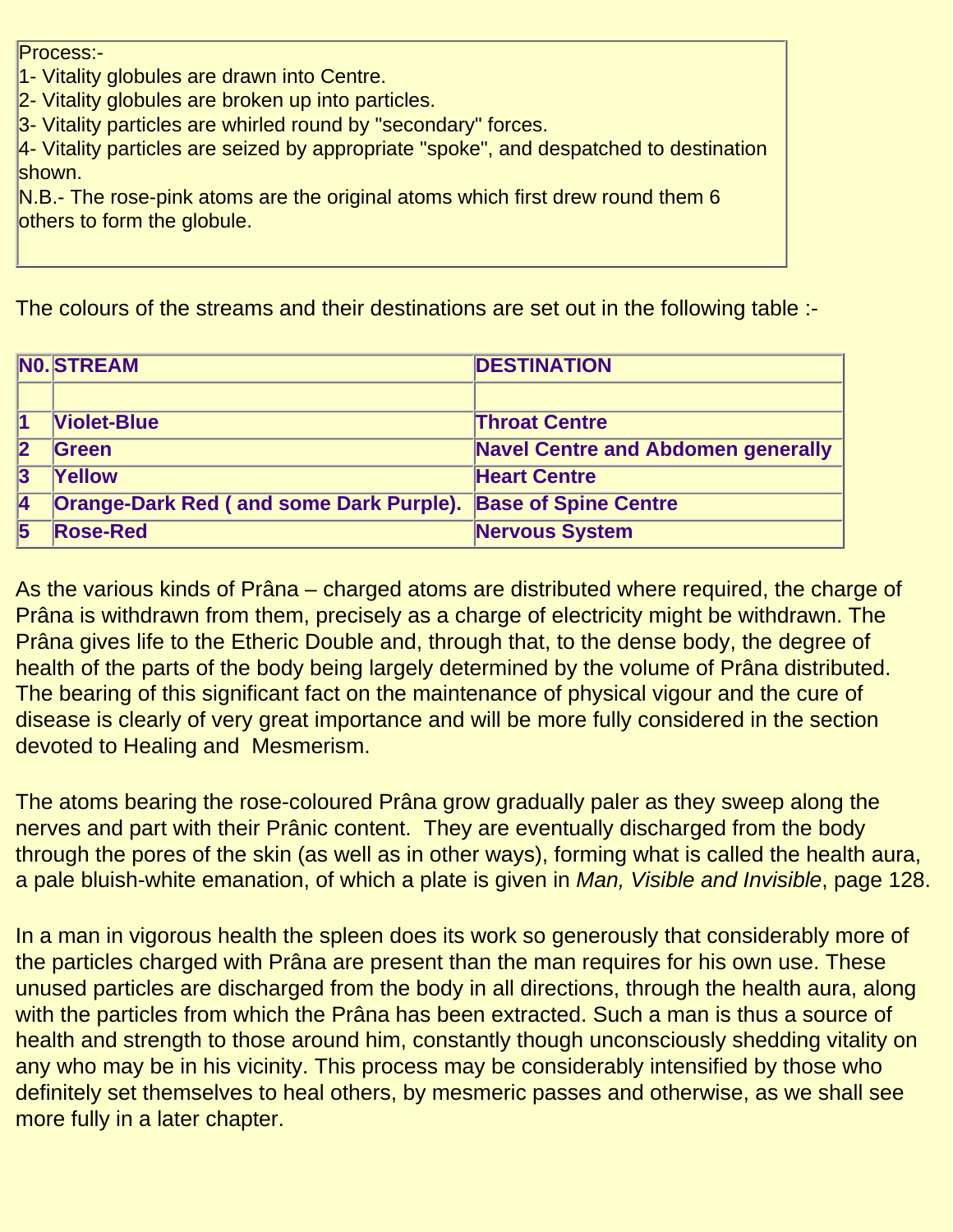Process:-
1- Vitality globules are drawn into Centre.
2- Vitality globules are broken up into particles.
3- Vitality particles are whirled round by "secondary" forces.
4- Vitality particles are seized by appropriate "spoke", and despatched to destination shown.
N.B.- The rose-pink atoms are the original atoms which first drew round them 6 others to form the globule.

The colours of the streams and their destinations are set out in the following table :-

| N0. | STREAM | DESTINATION |
|---|---|---|
| | | |
| 1 | Violet-Blue | Throat Centre |
| 2 | Green | Navel Centre and Abdomen generally |
| 3 | Yellow | Heart Centre |
| 4 | Orange-Dark Red ( and some Dark Purple). | Base of Spine Centre |
| 5 | Rose-Red | Nervous System |

As the various kinds of Prâna – charged atoms are distributed where required, the charge of Prâna is withdrawn from them, precisely as a charge of electricity might be withdrawn. The Prâna gives life to the Etheric Double and, through that, to the dense body, the degree of health of the parts of the body being largely determined by the volume of Prâna distributed. The bearing of this significant fact on the maintenance of physical vigour and the cure of disease is clearly of very great importance and will be more fully considered in the section devoted to Healing and Mesmerism.

The atoms bearing the rose-coloured Prâna grow gradually paler as they sweep along the nerves and part with their Prânic content. They are eventually discharged from the body through the pores of the skin (as well as in other ways), forming what is called the health aura, a pale bluish-white emanation, of which a plate is given in *Man, Visible and Invisible*, page 128.

In a man in vigorous health the spleen does its work so generously that considerably more of the particles charged with Prâna are present than the man requires for his own use. These unused particles are discharged from the body in all directions, through the health aura, along with the particles from which the Prâna has been extracted. Such a man is thus a source of health and strength to those around him, constantly though unconsciously shedding vitality on any who may be in his vicinity. This process may be considerably intensified by those who definitely set themselves to heal others, by mesmeric passes and otherwise, as we shall see more fully in a later chapter.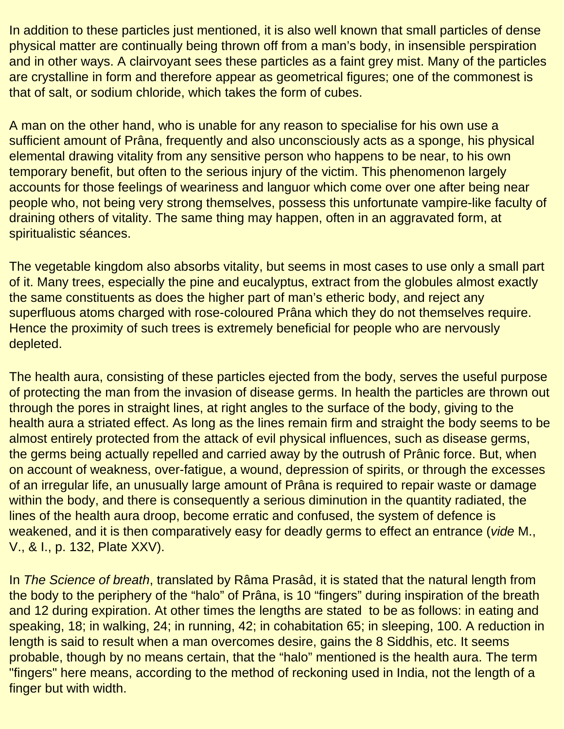In addition to these particles just mentioned, it is also well known that small particles of dense physical matter are continually being thrown off from a man's body, in insensible perspiration and in other ways. A clairvoyant sees these particles as a faint grey mist. Many of the particles are crystalline in form and therefore appear as geometrical figures; one of the commonest is that of salt, or sodium chloride, which takes the form of cubes.

A man on the other hand, who is unable for any reason to specialise for his own use a sufficient amount of Prâna, frequently and also unconsciously acts as a sponge, his physical elemental drawing vitality from any sensitive person who happens to be near, to his own temporary benefit, but often to the serious injury of the victim. This phenomenon largely accounts for those feelings of weariness and languor which come over one after being near people who, not being very strong themselves, possess this unfortunate vampire-like faculty of draining others of vitality. The same thing may happen, often in an aggravated form, at spiritualistic séances.

The vegetable kingdom also absorbs vitality, but seems in most cases to use only a small part of it. Many trees, especially the pine and eucalyptus, extract from the globules almost exactly the same constituents as does the higher part of man's etheric body, and reject any superfluous atoms charged with rose-coloured Prâna which they do not themselves require. Hence the proximity of such trees is extremely beneficial for people who are nervously depleted.

The health aura, consisting of these particles ejected from the body, serves the useful purpose of protecting the man from the invasion of disease germs. In health the particles are thrown out through the pores in straight lines, at right angles to the surface of the body, giving to the health aura a striated effect. As long as the lines remain firm and straight the body seems to be almost entirely protected from the attack of evil physical influences, such as disease germs, the germs being actually repelled and carried away by the outrush of Prânic force. But, when on account of weakness, over-fatigue, a wound, depression of spirits, or through the excesses of an irregular life, an unusually large amount of Prâna is required to repair waste or damage within the body, and there is consequently a serious diminution in the quantity radiated, the lines of the health aura droop, become erratic and confused, the system of defence is weakened, and it is then comparatively easy for deadly germs to effect an entrance (*vide* M., V., & I., p. 132, Plate XXV).

In *The Science of breath*, translated by Râma Prasâd, it is stated that the natural length from the body to the periphery of the "halo" of Prâna, is 10 "fingers" during inspiration of the breath and 12 during expiration. At other times the lengths are stated to be as follows: in eating and speaking, 18; in walking, 24; in running, 42; in cohabitation 65; in sleeping, 100. A reduction in length is said to result when a man overcomes desire, gains the 8 Siddhis, etc. It seems probable, though by no means certain, that the "halo" mentioned is the health aura. The term "fingers" here means, according to the method of reckoning used in India, not the length of a finger but with width.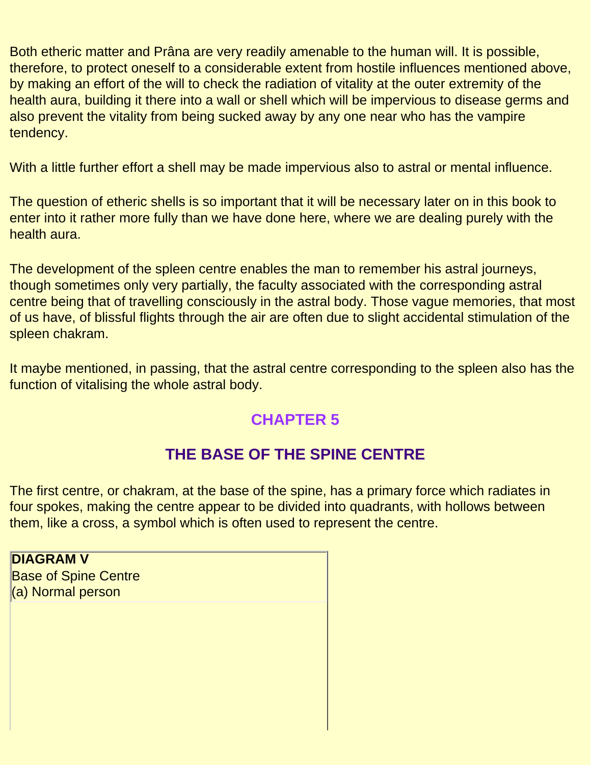Both etheric matter and Prâna are very readily amenable to the human will. It is possible, therefore, to protect oneself to a considerable extent from hostile influences mentioned above, by making an effort of the will to check the radiation of vitality at the outer extremity of the health aura, building it there into a wall or shell which will be impervious to disease germs and also prevent the vitality from being sucked away by any one near who has the vampire tendency.

With a little further effort a shell may be made impervious also to astral or mental influence.

The question of etheric shells is so important that it will be necessary later on in this book to enter into it rather more fully than we have done here, where we are dealing purely with the health aura.

The development of the spleen centre enables the man to remember his astral journeys, though sometimes only very partially, the faculty associated with the corresponding astral centre being that of travelling consciously in the astral body. Those vague memories, that most of us have, of blissful flights through the air are often due to slight accidental stimulation of the spleen chakram.

It maybe mentioned, in passing, that the astral centre corresponding to the spleen also has the function of vitalising the whole astral body.

## CHAPTER 5

## THE BASE OF THE SPINE CENTRE

The first centre, or chakram, at the base of the spine, has a primary force which radiates in four spokes, making the centre appear to be divided into quadrants, with hollows between them, like a cross, a symbol which is often used to represent the centre.

**DIAGRAM V**
Base of Spine Centre
(a) Normal person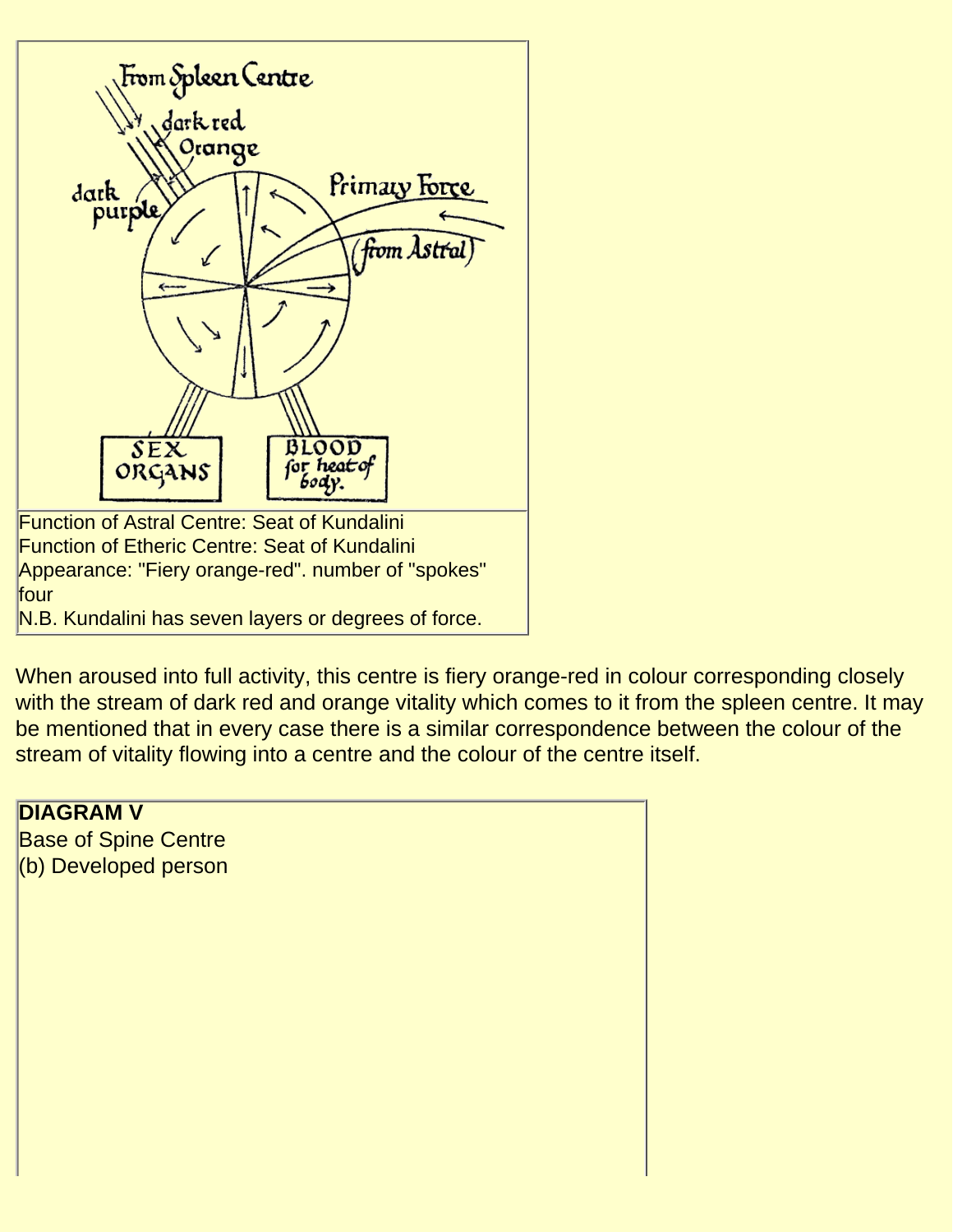Function of Astral Centre: Seat of Kundalini
Function of Etheric Centre: Seat of Kundalini
Appearance: "Fiery orange-red". number of "spokes" four
N.B. Kundalini has seven layers or degrees of force.

When aroused into full activity, this centre is fiery orange-red in colour corresponding closely with the stream of dark red and orange vitality which comes to it from the spleen centre. It may be mentioned that in every case there is a similar correspondence between the colour of the stream of vitality flowing into a centre and the colour of the centre itself.

**DIAGRAM V**
Base of Spine Centre
(b) Developed person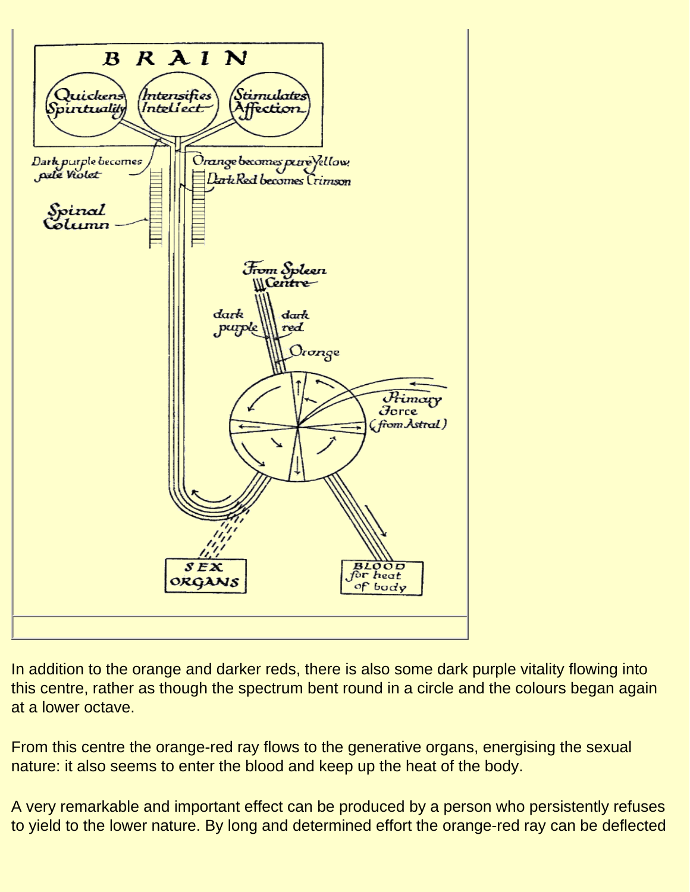In addition to the orange and darker reds, there is also some dark purple vitality flowing into this centre, rather as though the spectrum bent round in a circle and the colours began again at a lower octave.

From this centre the orange-red ray flows to the generative organs, energising the sexual nature: it also seems to enter the blood and keep up the heat of the body.

A very remarkable and important effect can be produced by a person who persistently refuses to yield to the lower nature. By long and determined effort the orange-red ray can be deflected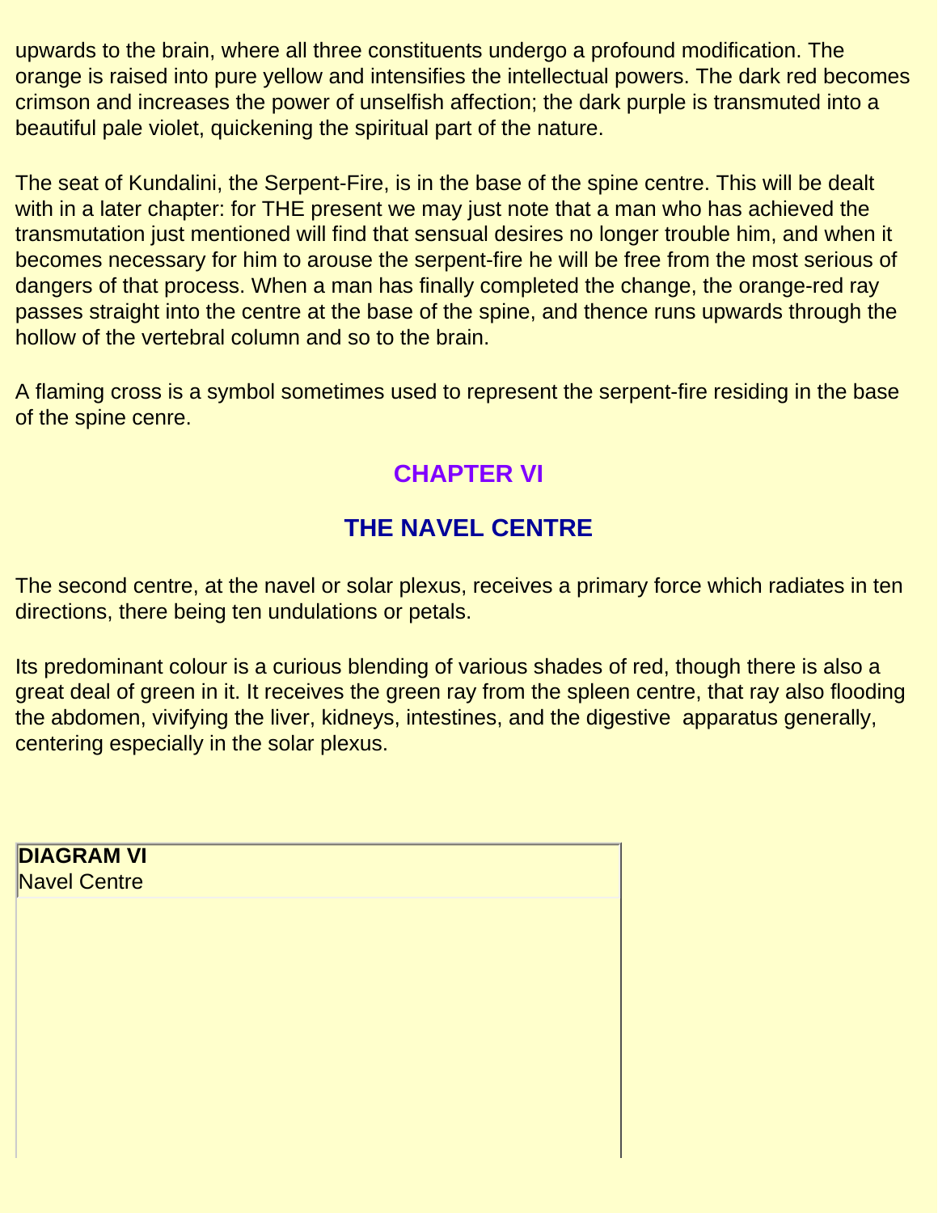upwards to the brain, where all three constituents undergo a profound modification. The orange is raised into pure yellow and intensifies the intellectual powers. The dark red becomes crimson and increases the power of unselfish affection; the dark purple is transmuted into a beautiful pale violet, quickening the spiritual part of the nature.

The seat of Kundalini, the Serpent-Fire, is in the base of the spine centre. This will be dealt with in a later chapter: for THE present we may just note that a man who has achieved the transmutation just mentioned will find that sensual desires no longer trouble him, and when it becomes necessary for him to arouse the serpent-fire he will be free from the most serious of dangers of that process. When a man has finally completed the change, the orange-red ray passes straight into the centre at the base of the spine, and thence runs upwards through the hollow of the vertebral column and so to the brain.

A flaming cross is a symbol sometimes used to represent the serpent-fire residing in the base of the spine cenre.

## CHAPTER VI

## THE NAVEL CENTRE

The second centre, at the navel or solar plexus, receives a primary force which radiates in ten directions, there being ten undulations or petals.

Its predominant colour is a curious blending of various shades of red, though there is also a great deal of green in it. It receives the green ray from the spleen centre, that ray also flooding the abdomen, vivifying the liver, kidneys, intestines, and the digestive apparatus generally, centering especially in the solar plexus.

**DIAGRAM VI**
Navel Centre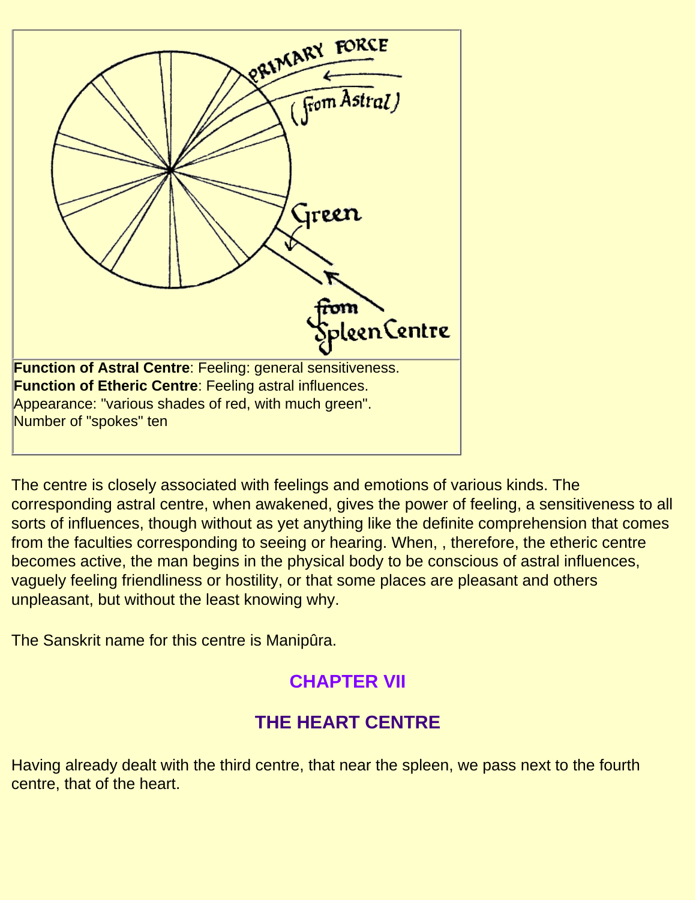**Function of Astral Centre**: Feeling: general sensitiveness.
**Function of Etheric Centre**: Feeling astral influences.
Appearance: "various shades of red, with much green".
Number of "spokes" ten

The centre is closely associated with feelings and emotions of various kinds. The corresponding astral centre, when awakened, gives the power of feeling, a sensitiveness to all sorts of influences, though without as yet anything like the definite comprehension that comes from the faculties corresponding to seeing or hearing. When, , therefore, the etheric centre becomes active, the man begins in the physical body to be conscious of astral influences, vaguely feeling friendliness or hostility, or that some places are pleasant and others unpleasant, but without the least knowing why.

The Sanskrit name for this centre is Manipûra.

## CHAPTER VII

## THE HEART CENTRE

Having already dealt with the third centre, that near the spleen, we pass next to the fourth centre, that of the heart.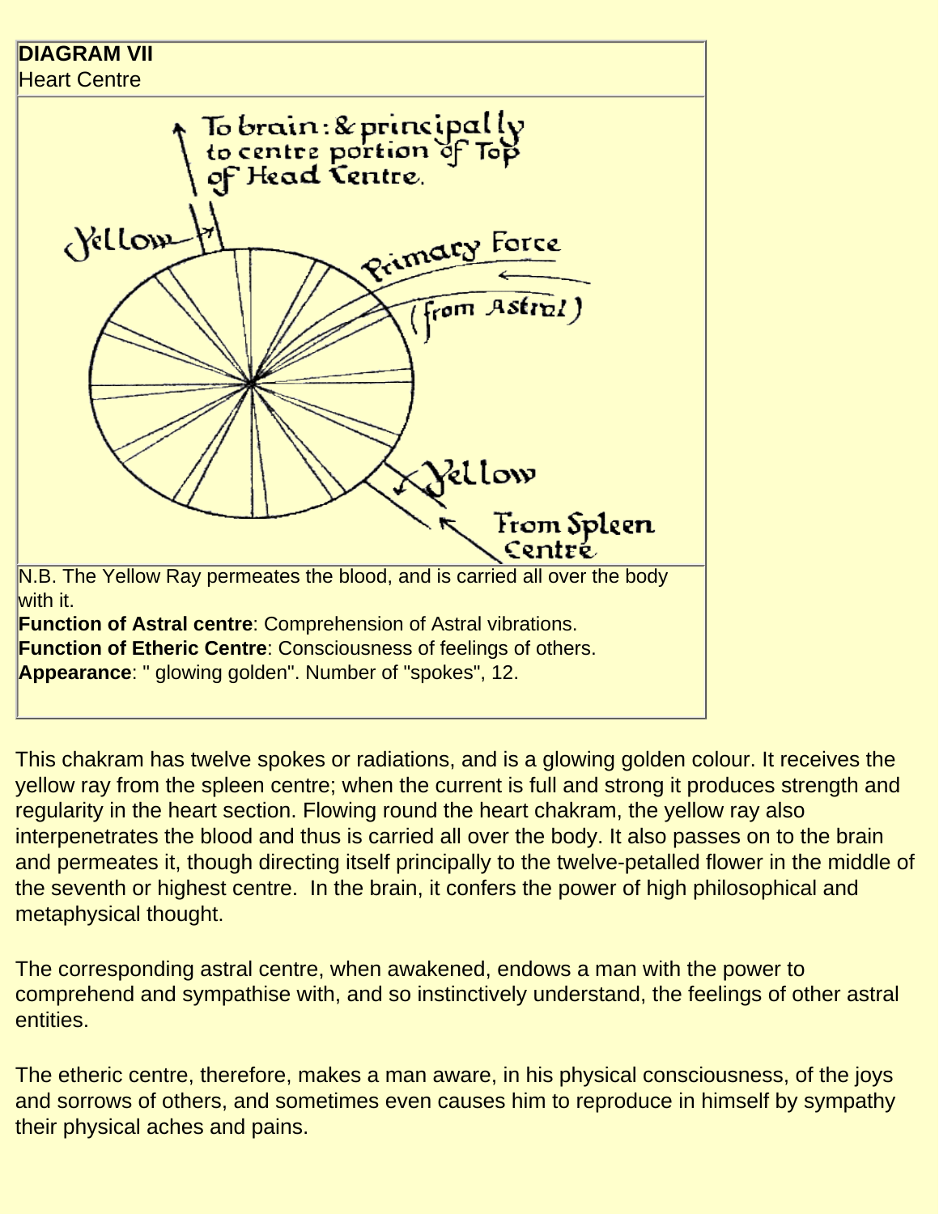**DIAGRAM VII**
Heart Centre

To brain: & principally to centre portion of Top of Head Centre.

Yellow

Primary Force (from Astral)

Yellow

From Spleen Centre

N.B. The Yellow Ray permeates the blood, and is carried all over the body with it.
**Function of Astral centre**: Comprehension of Astral vibrations.
**Function of Etheric Centre**: Consciousness of feelings of others.
**Appearance**: " glowing golden". Number of "spokes", 12.

This chakram has twelve spokes or radiations, and is a glowing golden colour. It receives the yellow ray from the spleen centre; when the current is full and strong it produces strength and regularity in the heart section. Flowing round the heart chakram, the yellow ray also interpenetrates the blood and thus is carried all over the body. It also passes on to the brain and permeates it, though directing itself principally to the twelve-petalled flower in the middle of the seventh or highest centre. In the brain, it confers the power of high philosophical and metaphysical thought.

The corresponding astral centre, when awakened, endows a man with the power to comprehend and sympathise with, and so instinctively understand, the feelings of other astral entities.

The etheric centre, therefore, makes a man aware, in his physical consciousness, of the joys and sorrows of others, and sometimes even causes him to reproduce in himself by sympathy their physical aches and pains.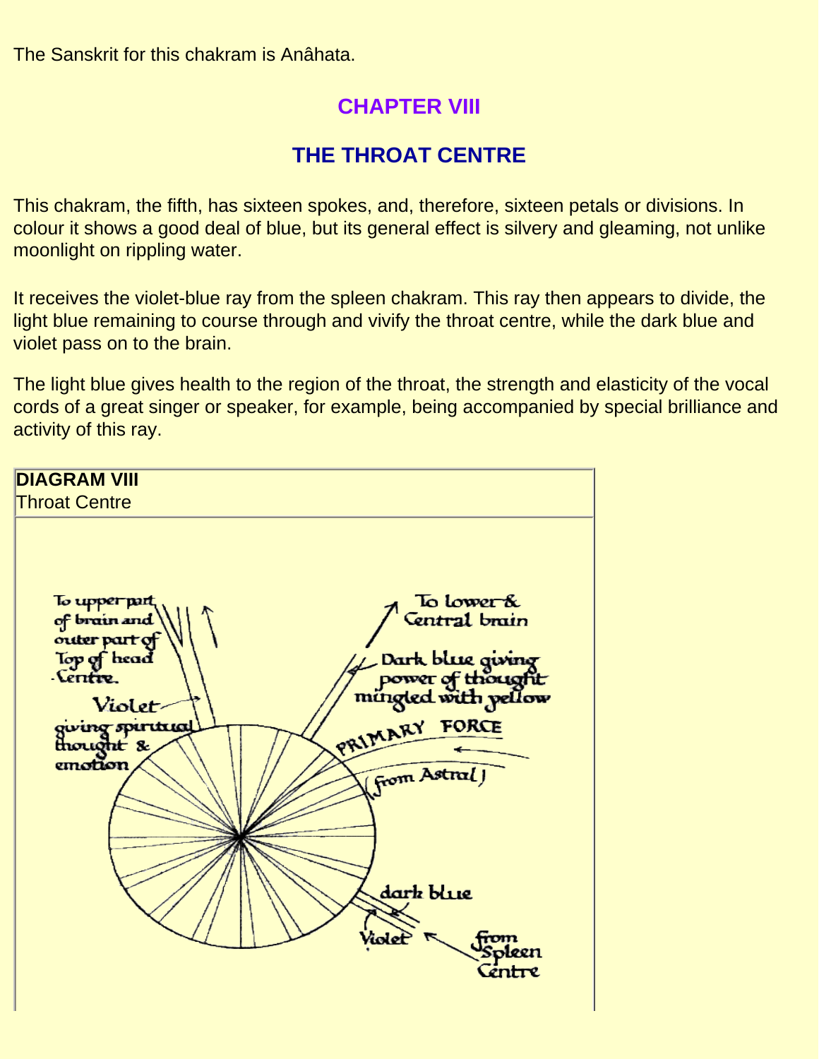The Sanskrit for this chakram is Anâhata.

## CHAPTER VIII

## THE THROAT CENTRE

This chakram, the fifth, has sixteen spokes, and, therefore, sixteen petals or divisions. In colour it shows a good deal of blue, but its general effect is silvery and gleaming, not unlike moonlight on rippling water.

It receives the violet-blue ray from the spleen chakram. This ray then appears to divide, the light blue remaining to course through and vivify the throat centre, while the dark blue and violet pass on to the brain.

The light blue gives health to the region of the throat, the strength and elasticity of the vocal cords of a great singer or speaker, for example, being accompanied by special brilliance and activity of this ray.

**DIAGRAM VIII**
Throat Centre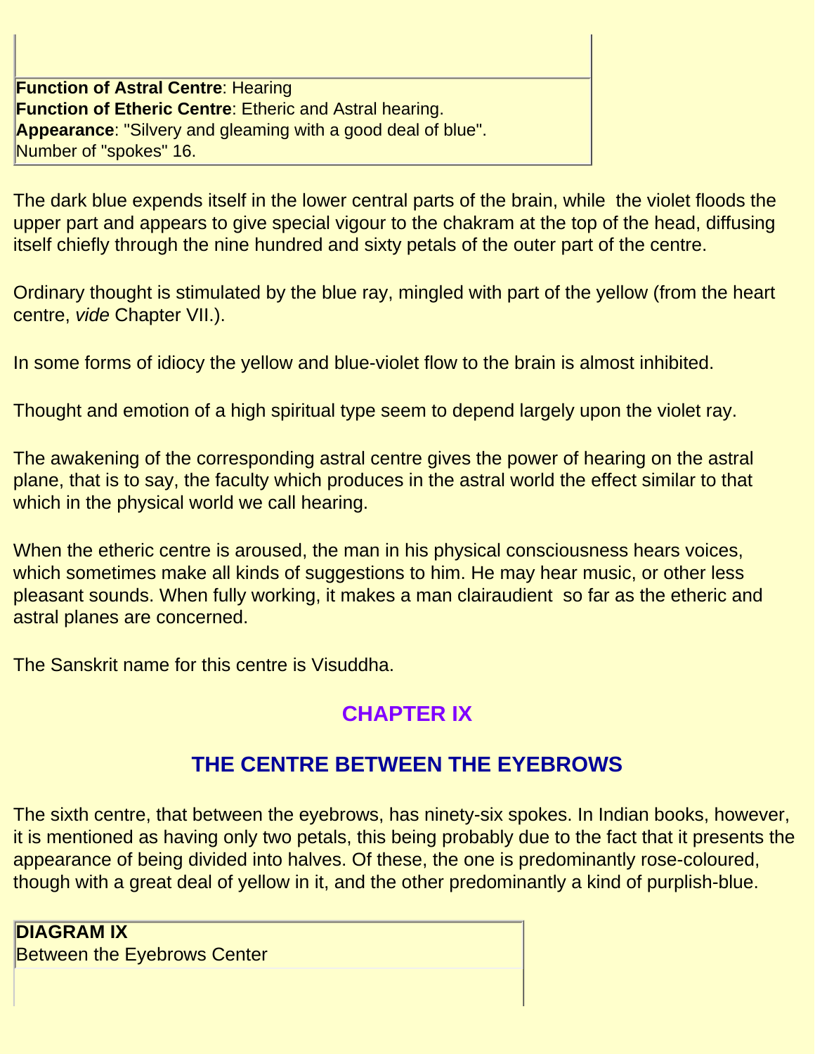**Function of Astral Centre**: Hearing
**Function of Etheric Centre**: Etheric and Astral hearing.
**Appearance**: "Silvery and gleaming with a good deal of blue".
Number of "spokes" 16.

The dark blue expends itself in the lower central parts of the brain, while the violet floods the upper part and appears to give special vigour to the chakram at the top of the head, diffusing itself chiefly through the nine hundred and sixty petals of the outer part of the centre.

Ordinary thought is stimulated by the blue ray, mingled with part of the yellow (from the heart centre, *vide* Chapter VII.).

In some forms of idiocy the yellow and blue-violet flow to the brain is almost inhibited.

Thought and emotion of a high spiritual type seem to depend largely upon the violet ray.

The awakening of the corresponding astral centre gives the power of hearing on the astral plane, that is to say, the faculty which produces in the astral world the effect similar to that which in the physical world we call hearing.

When the etheric centre is aroused, the man in his physical consciousness hears voices, which sometimes make all kinds of suggestions to him. He may hear music, or other less pleasant sounds. When fully working, it makes a man clairaudient so far as the etheric and astral planes are concerned.

The Sanskrit name for this centre is Visuddha.

## CHAPTER IX

## THE CENTRE BETWEEN THE EYEBROWS

The sixth centre, that between the eyebrows, has ninety-six spokes. In Indian books, however, it is mentioned as having only two petals, this being probably due to the fact that it presents the appearance of being divided into halves. Of these, the one is predominantly rose-coloured, though with a great deal of yellow in it, and the other predominantly a kind of purplish-blue.

**DIAGRAM IX**
Between the Eyebrows Center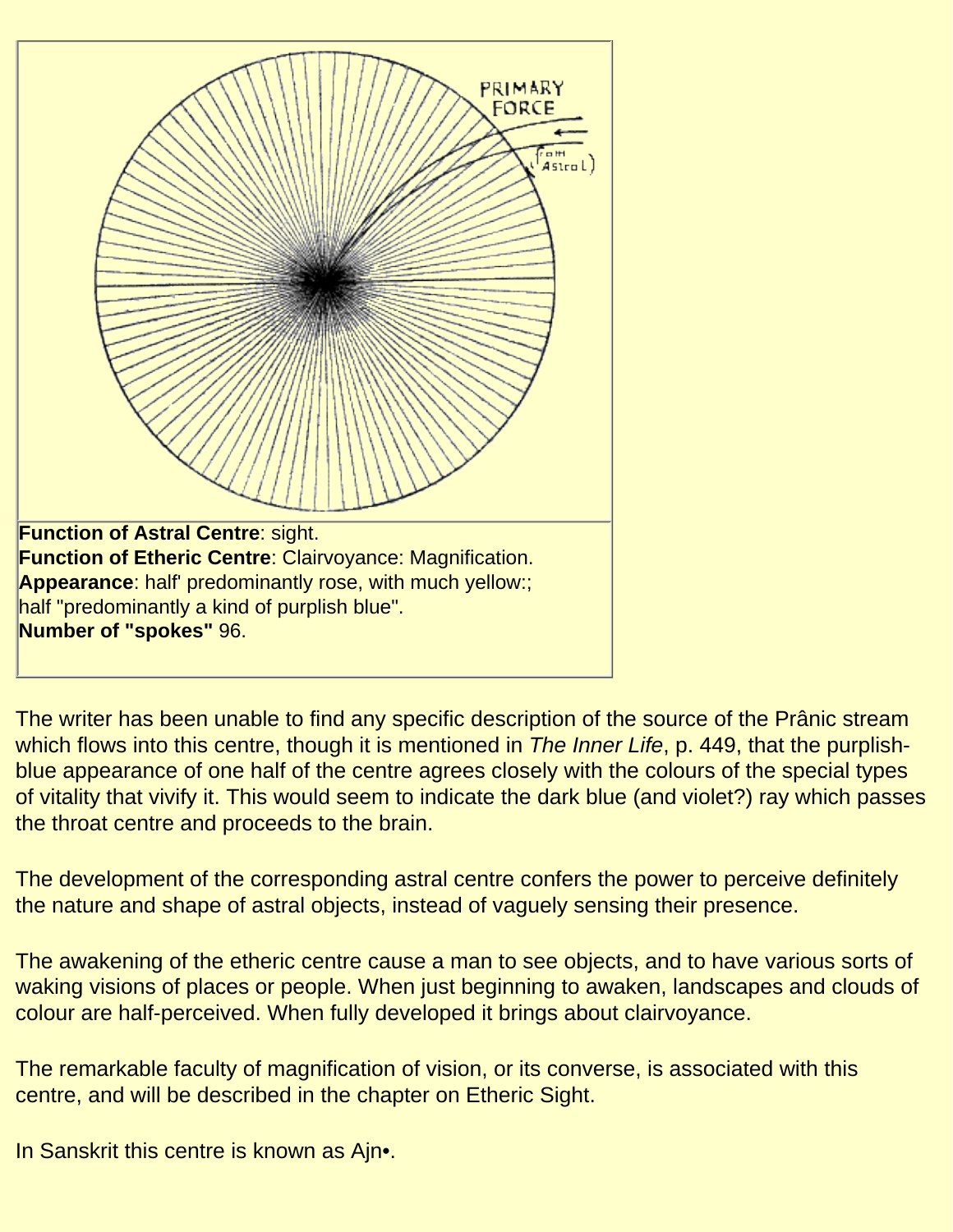**Function of Astral Centre**: sight.
**Function of Etheric Centre**: Clairvoyance: Magnification.
**Appearance**: half' predominantly rose, with much yellow:; half "predominantly a kind of purplish blue".
**Number of "spokes"** 96.

The writer has been unable to find any specific description of the source of the Prânic stream which flows into this centre, though it is mentioned in *The Inner Life*, p. 449, that the purplish-blue appearance of one half of the centre agrees closely with the colours of the special types of vitality that vivify it. This would seem to indicate the dark blue (and violet?) ray which passes the throat centre and proceeds to the brain.

The development of the corresponding astral centre confers the power to perceive definitely the nature and shape of astral objects, instead of vaguely sensing their presence.

The awakening of the etheric centre cause a man to see objects, and to have various sorts of waking visions of places or people. When just beginning to awaken, landscapes and clouds of colour are half-perceived. When fully developed it brings about clairvoyance.

The remarkable faculty of magnification of vision, or its converse, is associated with this centre, and will be described in the chapter on Etheric Sight.

In Sanskrit this centre is known as Ajn•.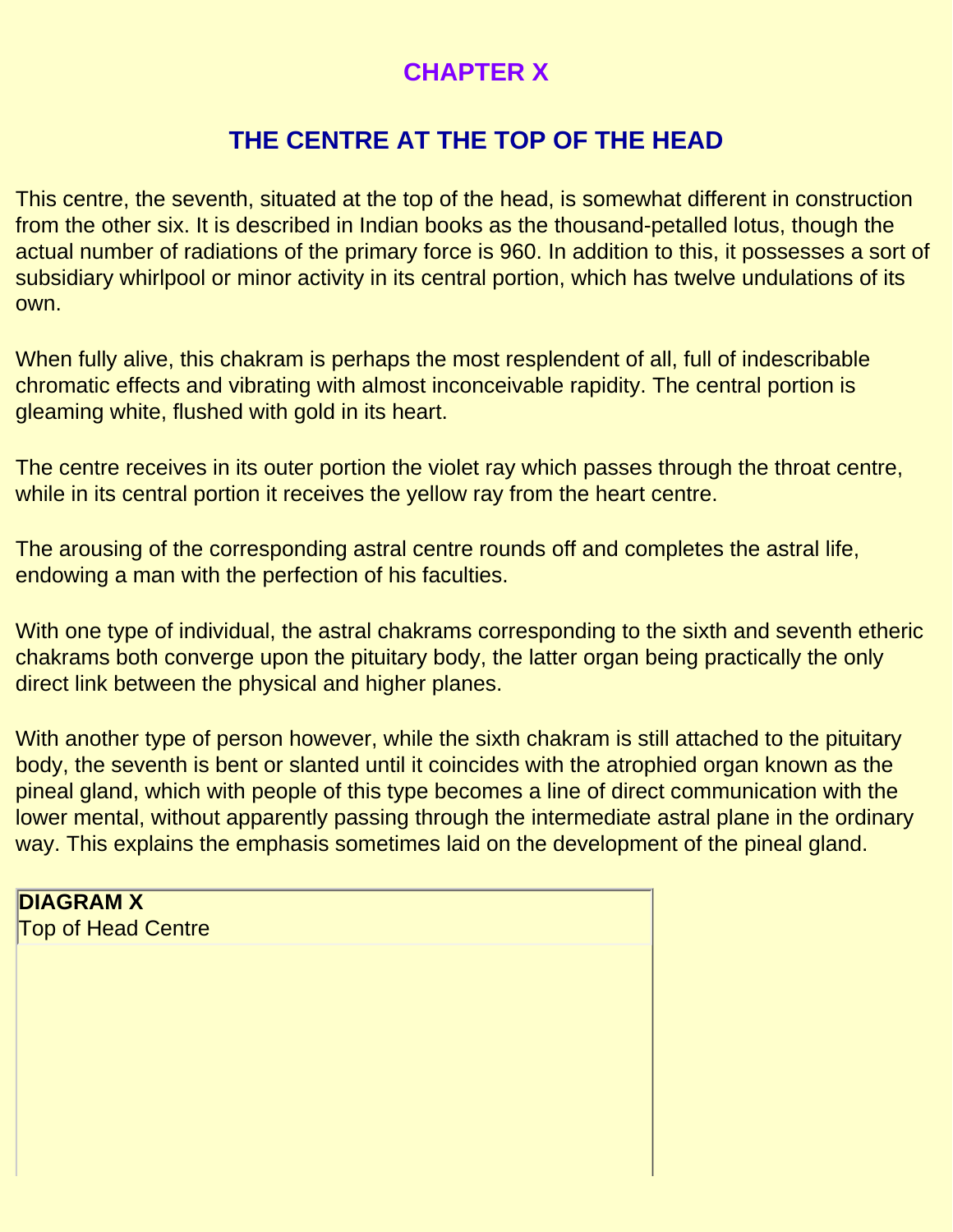# CHAPTER X

## THE CENTRE AT THE TOP OF THE HEAD

This centre, the seventh, situated at the top of the head, is somewhat different in construction from the other six. It is described in Indian books as the thousand-petalled lotus, though the actual number of radiations of the primary force is 960. In addition to this, it possesses a sort of subsidiary whirlpool or minor activity in its central portion, which has twelve undulations of its own.

When fully alive, this chakram is perhaps the most resplendent of all, full of indescribable chromatic effects and vibrating with almost inconceivable rapidity. The central portion is gleaming white, flushed with gold in its heart.

The centre receives in its outer portion the violet ray which passes through the throat centre, while in its central portion it receives the yellow ray from the heart centre.

The arousing of the corresponding astral centre rounds off and completes the astral life, endowing a man with the perfection of his faculties.

With one type of individual, the astral chakrams corresponding to the sixth and seventh etheric chakrams both converge upon the pituitary body, the latter organ being practically the only direct link between the physical and higher planes.

With another type of person however, while the sixth chakram is still attached to the pituitary body, the seventh is bent or slanted until it coincides with the atrophied organ known as the pineal gland, which with people of this type becomes a line of direct communication with the lower mental, without apparently passing through the intermediate astral plane in the ordinary way. This explains the emphasis sometimes laid on the development of the pineal gland.

**DIAGRAM X**
Top of Head Centre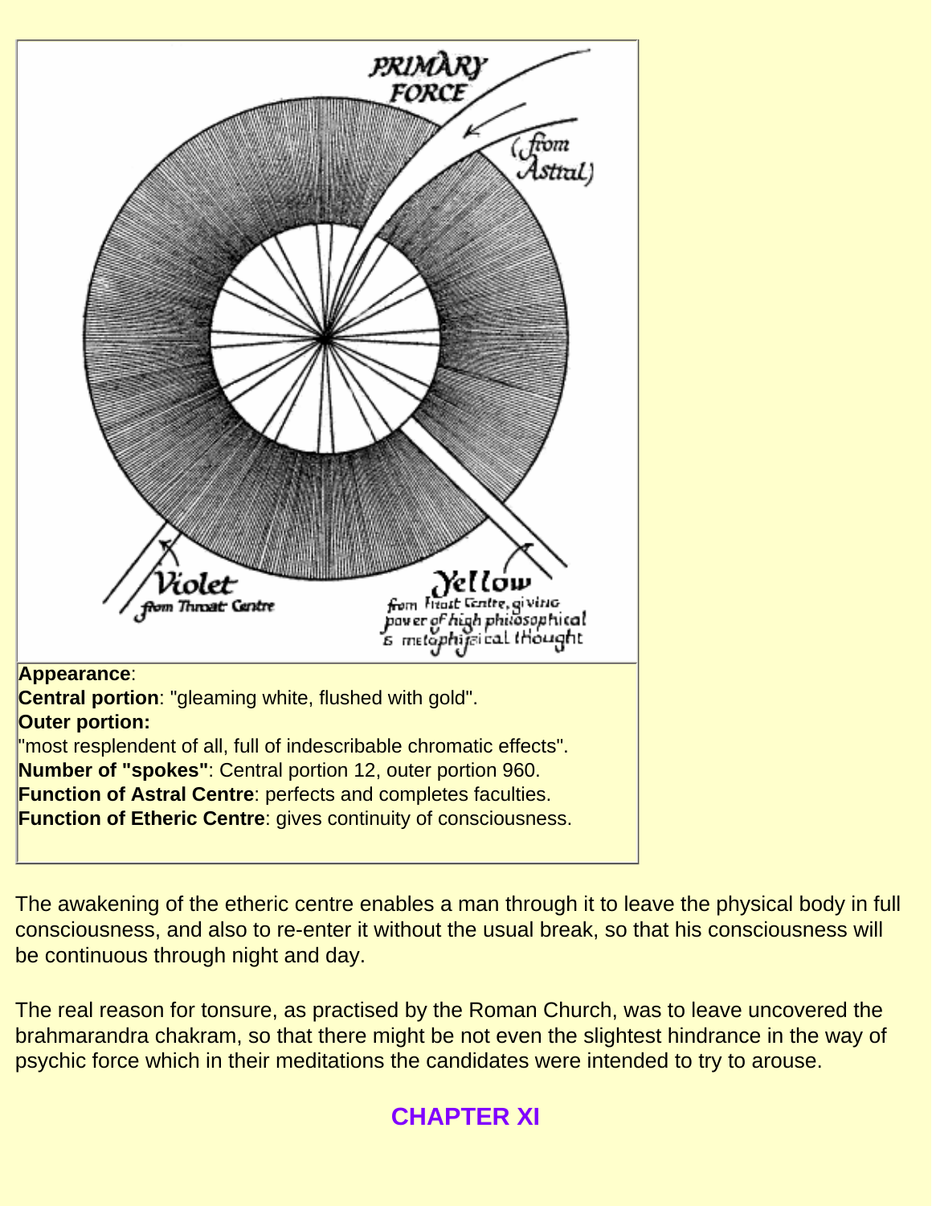**Appearance**:
**Central portion**: "gleaming white, flushed with gold".
**Outer portion:**
"most resplendent of all, full of indescribable chromatic effects".
**Number of "spokes"**: Central portion 12, outer portion 960.
**Function of Astral Centre**: perfects and completes faculties.
**Function of Etheric Centre**: gives continuity of consciousness.

The awakening of the etheric centre enables a man through it to leave the physical body in full consciousness, and also to re-enter it without the usual break, so that his consciousness will be continuous through night and day.

The real reason for tonsure, as practised by the Roman Church, was to leave uncovered the brahmarandra chakram, so that there might be not even the slightest hindrance in the way of psychic force which in their meditations the candidates were intended to try to arouse.

## CHAPTER XI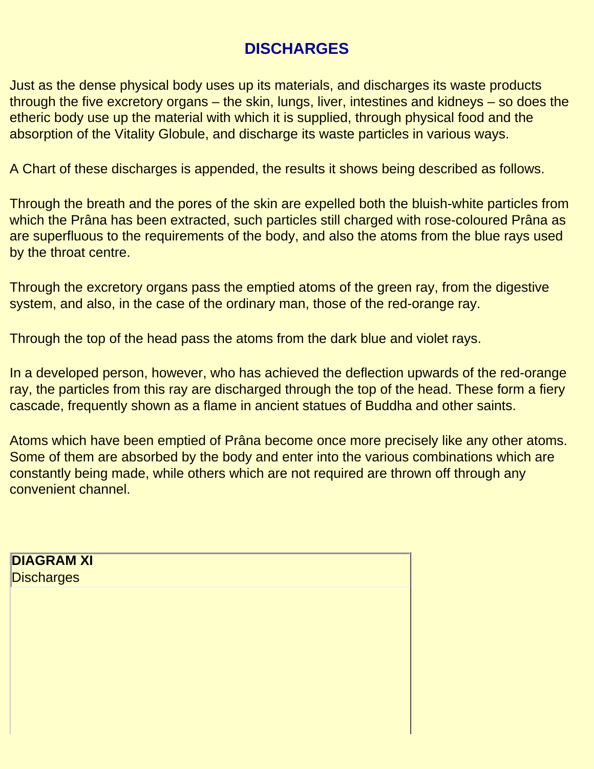# DISCHARGES

Just as the dense physical body uses up its materials, and discharges its waste products through the five excretory organs – the skin, lungs, liver, intestines and kidneys – so does the etheric body use up the material with which it is supplied, through physical food and the absorption of the Vitality Globule, and discharge its waste particles in various ways.

A Chart of these discharges is appended, the results it shows being described as follows.

Through the breath and the pores of the skin are expelled both the bluish-white particles from which the Prâna has been extracted, such particles still charged with rose-coloured Prâna as are superfluous to the requirements of the body, and also the atoms from the blue rays used by the throat centre.

Through the excretory organs pass the emptied atoms of the green ray, from the digestive system, and also, in the case of the ordinary man, those of the red-orange ray.

Through the top of the head pass the atoms from the dark blue and violet rays.

In a developed person, however, who has achieved the deflection upwards of the red-orange ray, the particles from this ray are discharged through the top of the head. These form a fiery cascade, frequently shown as a flame in ancient statues of Buddha and other saints.

Atoms which have been emptied of Prâna become once more precisely like any other atoms. Some of them are absorbed by the body and enter into the various combinations which are constantly being made, while others which are not required are thrown off through any convenient channel.

**DIAGRAM XI**
Discharges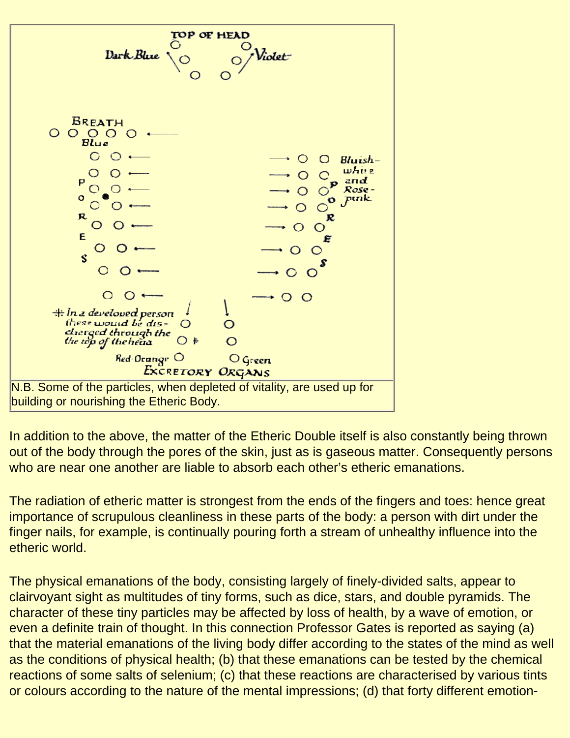TOP OF HEAD

Dark Blue — Violet

BREATH

Blue

PORES — PORES

Bluish-white and Rose-pink

⁑ In a developed person these would be discharged through the top of the head

Red-Orange — Green

EXCRETORY ORGANS

N.B. Some of the particles, when depleted of vitality, are used up for building or nourishing the Etheric Body.

In addition to the above, the matter of the Etheric Double itself is also constantly being thrown out of the body through the pores of the skin, just as is gaseous matter. Consequently persons who are near one another are liable to absorb each other's etheric emanations.

The radiation of etheric matter is strongest from the ends of the fingers and toes: hence great importance of scrupulous cleanliness in these parts of the body: a person with dirt under the finger nails, for example, is continually pouring forth a stream of unhealthy influence into the etheric world.

The physical emanations of the body, consisting largely of finely-divided salts, appear to clairvoyant sight as multitudes of tiny forms, such as dice, stars, and double pyramids. The character of these tiny particles may be affected by loss of health, by a wave of emotion, or even a definite train of thought. In this connection Professor Gates is reported as saying (a) that the material emanations of the living body differ according to the states of the mind as well as the conditions of physical health; (b) that these emanations can be tested by the chemical reactions of some salts of selenium; (c) that these reactions are characterised by various tints or colours according to the nature of the mental impressions; (d) that forty different emotion-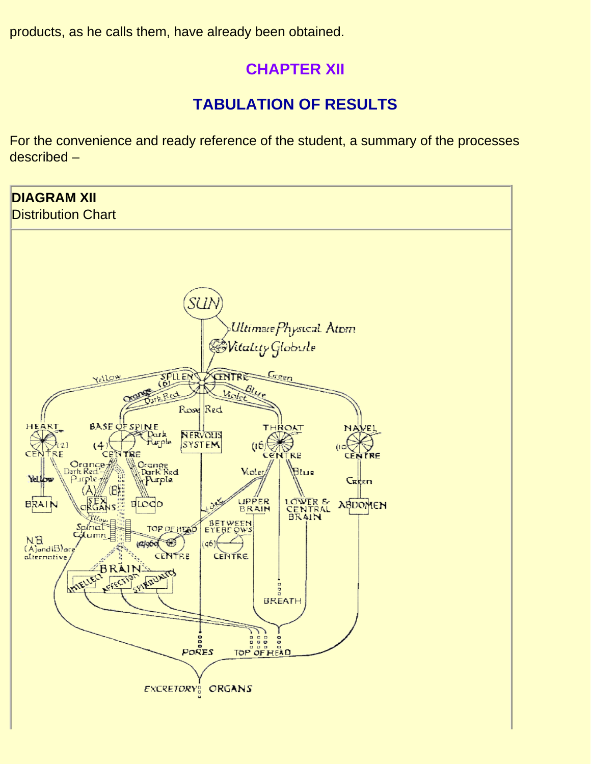products, as he calls them, have already been obtained.

## CHAPTER XII

## TABULATION OF RESULTS

For the convenience and ready reference of the student, a summary of the processes described –

**DIAGRAM XII**
Distribution Chart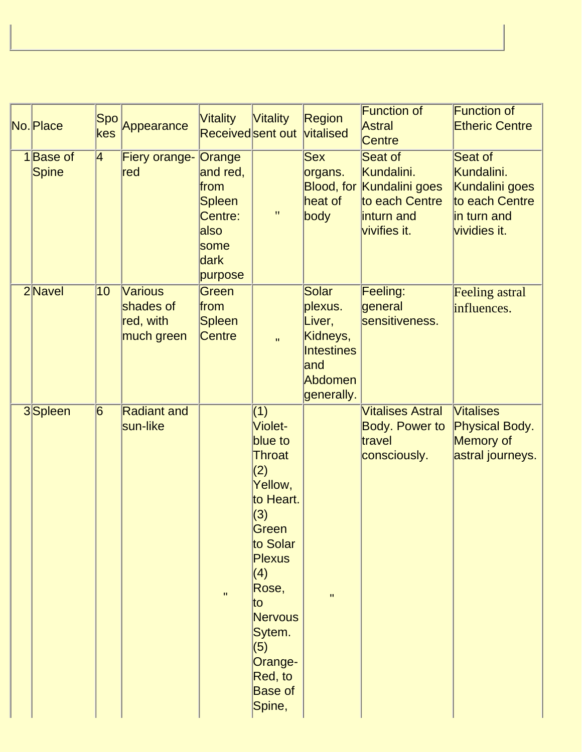| No. | Place | Spokes | Appearance | Vitality Received | Vitality sent out | Region vitalised | Function of Astral Centre | Function of Etheric Centre |
|---|---|---|---|---|---|---|---|---|
| 1 | Base of Spine | 4 | Fiery orange-red | Orange and red, from Spleen Centre: also some dark purpose | " | Sex organs. Blood, for heat of body | Seat of Kundalini. Kundalini goes to each Centre inturn and vivifies it. | Seat of Kundalini. Kundalini goes to each Centre in turn and vividies it. |
| 2 | Navel | 10 | Various shades of red, with much green | Green from Spleen Centre | " | Solar plexus. Liver, Kidneys, Intestines and Abdomen generally. | Feeling: general sensitiveness. | Feeling astral influences. |
| 3 | Spleen | 6 | Radiant and sun-like | " | (1) Violet-blue to Throat (2) Yellow, to Heart. (3) Green to Solar Plexus (4) Rose, to Nervous Sytem. (5) Orange-Red, to Base of Spine, | " | Vitalises Astral Body. Power to travel consciously. | Vitalises Physical Body. Memory of astral journeys. |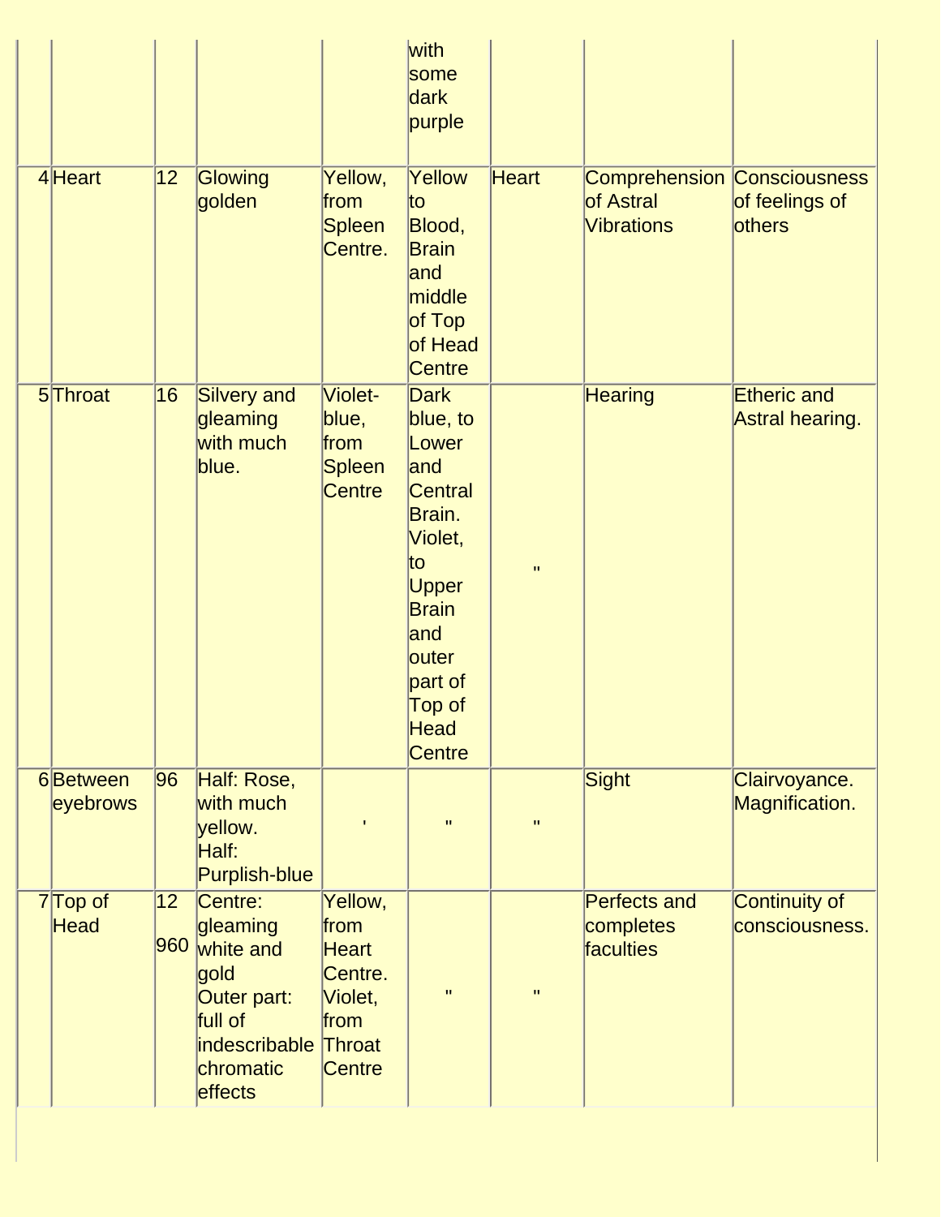| | | | | | | | | |
|---|---|---|---|---|---|---|---|---|
| | | | | | with some dark purple | | | |
| 4 | Heart | 12 | Glowing golden | Yellow, from Spleen Centre. | Yellow to Blood, Brain and middle of Top of Head Centre | Heart | Comprehension of Astral Vibrations | Consciousness of feelings of others |
| 5 | Throat | 16 | Silvery and gleaming with much blue. | Violet-blue, from Spleen Centre | Dark blue, to Lower and Central Brain. Violet, to Upper Brain and outer part of Top of Head Centre | " | Hearing | Etheric and Astral hearing. |
| 6 | Between eyebrows | 96 | Half: Rose, with much yellow. Half: Purplish-blue | ' | " | " | Sight | Clairvoyance. Magnification. |
| 7 | Top of Head | 12 960 | Centre: gleaming white and gold Outer part: full of indescribable chromatic effects | Yellow, from Heart Centre. Violet, from Throat Centre | " | " | Perfects and completes faculties | Continuity of consciousness. |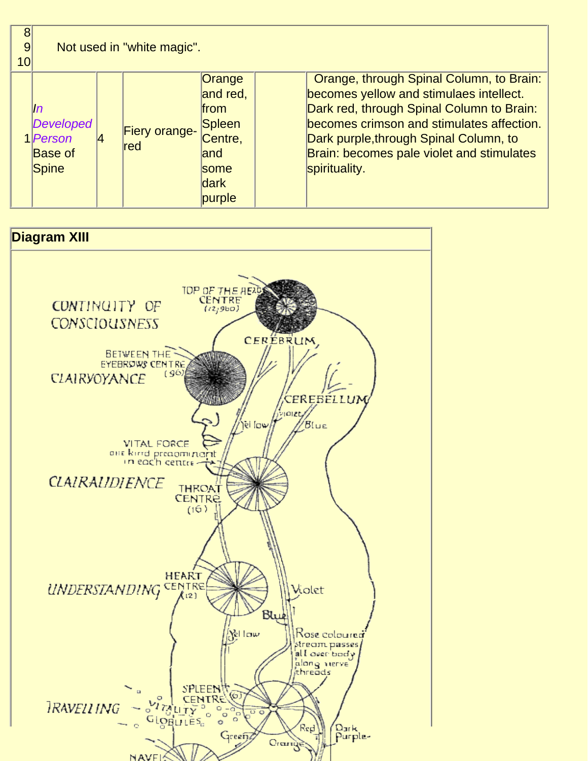| | | | | | | |
|---|---|---|---|---|---|---|
| 8<br>9<br>10 | Not used in "white magic". | | | | | |
| 1 | *In Developed Person*<br>Base of Spine | 4 | Fiery orange-red | Orange and red, from Spleen Centre, and some dark purple | | Orange, through Spinal Column, to Brain: becomes yellow and stimulaes intellect. Dark red, through Spinal Column to Brain: becomes crimson and stimulates affection. Dark purple,through Spinal Column, to Brain: becomes pale violet and stimulates spirituality. |

**Diagram XIII**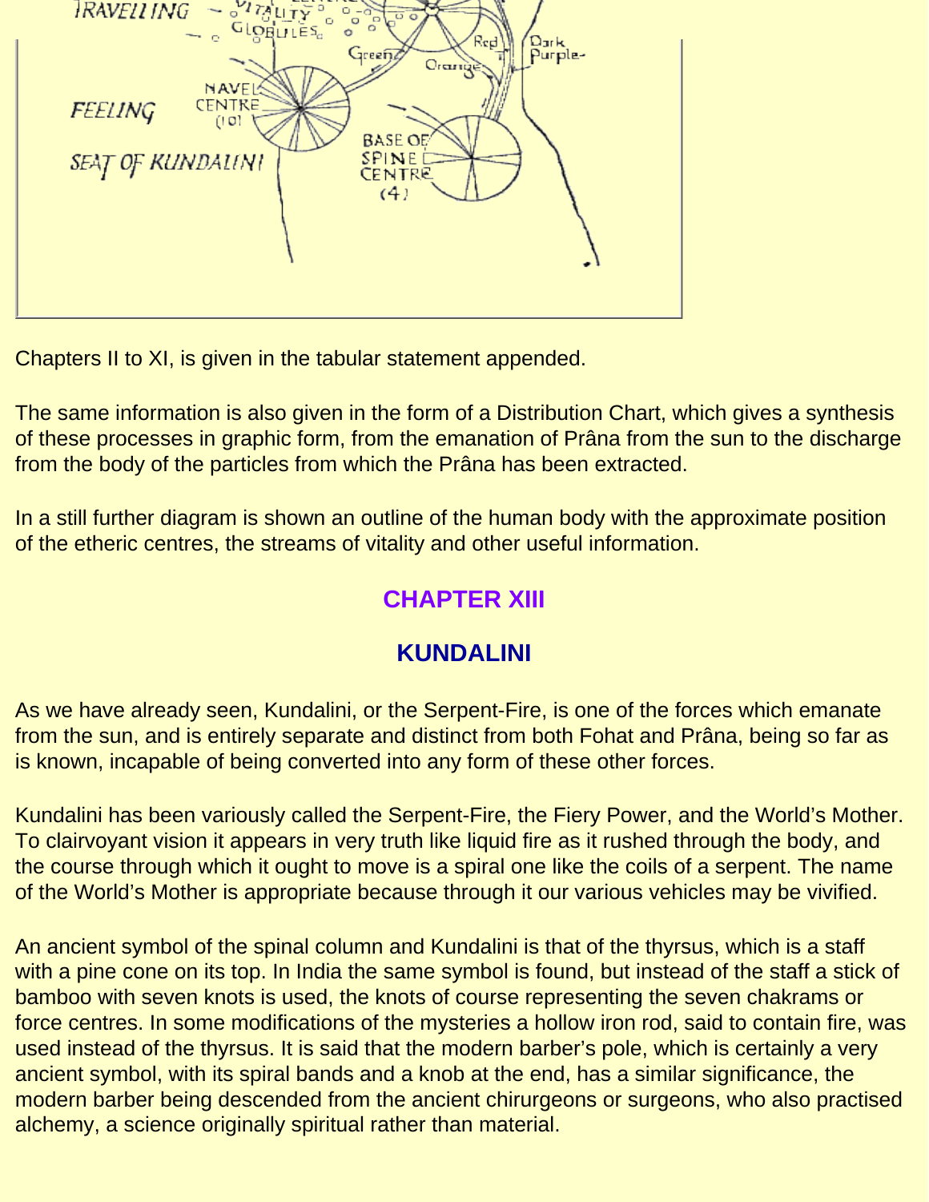Chapters II to XI, is given in the tabular statement appended.

The same information is also given in the form of a Distribution Chart, which gives a synthesis of these processes in graphic form, from the emanation of Prâna from the sun to the discharge from the body of the particles from which the Prâna has been extracted.

In a still further diagram is shown an outline of the human body with the approximate position of the etheric centres, the streams of vitality and other useful information.

## CHAPTER XIII

## KUNDALINI

As we have already seen, Kundalini, or the Serpent-Fire, is one of the forces which emanate from the sun, and is entirely separate and distinct from both Fohat and Prâna, being so far as is known, incapable of being converted into any form of these other forces.

Kundalini has been variously called the Serpent-Fire, the Fiery Power, and the World's Mother. To clairvoyant vision it appears in very truth like liquid fire as it rushed through the body, and the course through which it ought to move is a spiral one like the coils of a serpent. The name of the World's Mother is appropriate because through it our various vehicles may be vivified.

An ancient symbol of the spinal column and Kundalini is that of the thyrsus, which is a staff with a pine cone on its top. In India the same symbol is found, but instead of the staff a stick of bamboo with seven knots is used, the knots of course representing the seven chakrams or force centres. In some modifications of the mysteries a hollow iron rod, said to contain fire, was used instead of the thyrsus. It is said that the modern barber's pole, which is certainly a very ancient symbol, with its spiral bands and a knob at the end, has a similar significance, the modern barber being descended from the ancient chirurgeons or surgeons, who also practised alchemy, a science originally spiritual rather than material.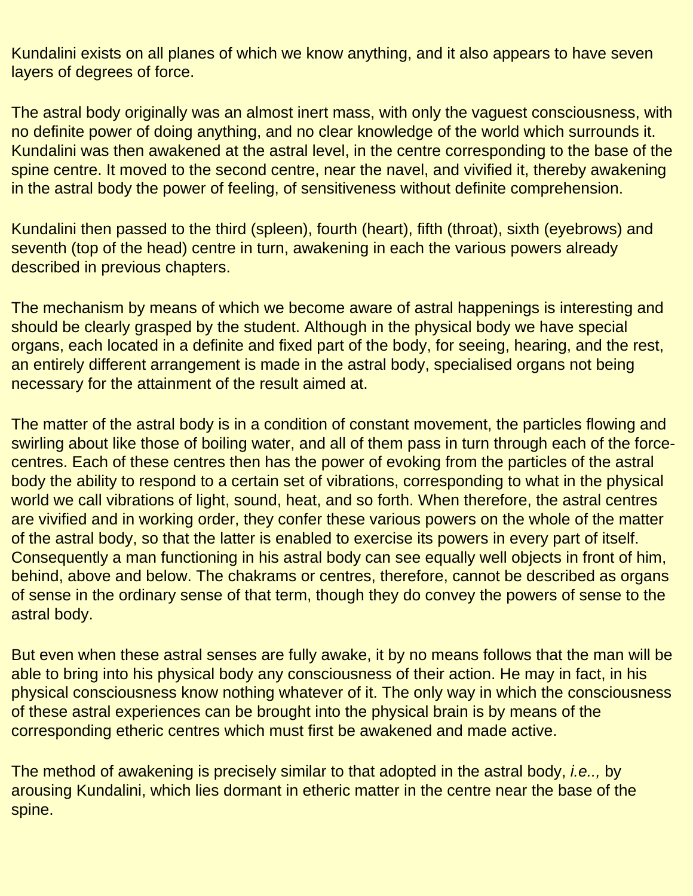Kundalini exists on all planes of which we know anything, and it also appears to have seven layers of degrees of force.

The astral body originally was an almost inert mass, with only the vaguest consciousness, with no definite power of doing anything, and no clear knowledge of the world which surrounds it. Kundalini was then awakened at the astral level, in the centre corresponding to the base of the spine centre. It moved to the second centre, near the navel, and vivified it, thereby awakening in the astral body the power of feeling, of sensitiveness without definite comprehension.

Kundalini then passed to the third (spleen), fourth (heart), fifth (throat), sixth (eyebrows) and seventh (top of the head) centre in turn, awakening in each the various powers already described in previous chapters.

The mechanism by means of which we become aware of astral happenings is interesting and should be clearly grasped by the student. Although in the physical body we have special organs, each located in a definite and fixed part of the body, for seeing, hearing, and the rest, an entirely different arrangement is made in the astral body, specialised organs not being necessary for the attainment of the result aimed at.

The matter of the astral body is in a condition of constant movement, the particles flowing and swirling about like those of boiling water, and all of them pass in turn through each of the force-centres. Each of these centres then has the power of evoking from the particles of the astral body the ability to respond to a certain set of vibrations, corresponding to what in the physical world we call vibrations of light, sound, heat, and so forth. When therefore, the astral centres are vivified and in working order, they confer these various powers on the whole of the matter of the astral body, so that the latter is enabled to exercise its powers in every part of itself. Consequently a man functioning in his astral body can see equally well objects in front of him, behind, above and below. The chakrams or centres, therefore, cannot be described as organs of sense in the ordinary sense of that term, though they do convey the powers of sense to the astral body.

But even when these astral senses are fully awake, it by no means follows that the man will be able to bring into his physical body any consciousness of their action. He may in fact, in his physical consciousness know nothing whatever of it. The only way in which the consciousness of these astral experiences can be brought into the physical brain is by means of the corresponding etheric centres which must first be awakened and made active.

The method of awakening is precisely similar to that adopted in the astral body, *i.e..,* by arousing Kundalini, which lies dormant in etheric matter in the centre near the base of the spine.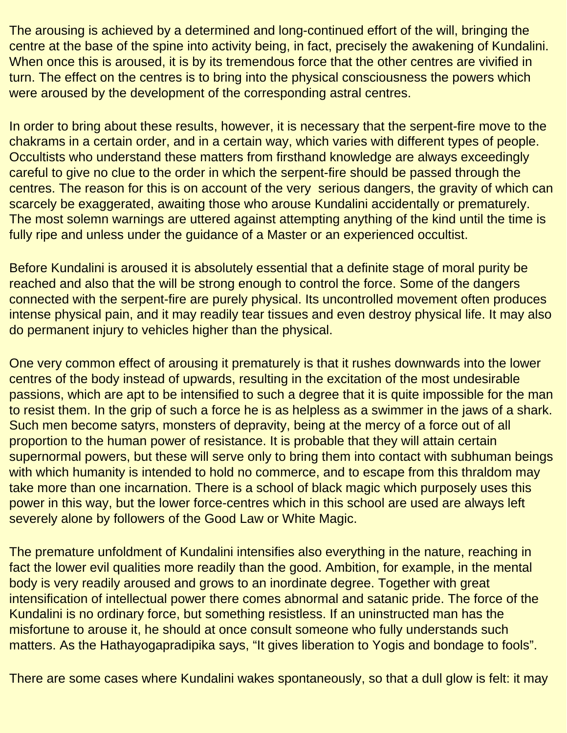The arousing is achieved by a determined and long-continued effort of the will, bringing the centre at the base of the spine into activity being, in fact, precisely the awakening of Kundalini. When once this is aroused, it is by its tremendous force that the other centres are vivified in turn. The effect on the centres is to bring into the physical consciousness the powers which were aroused by the development of the corresponding astral centres.

In order to bring about these results, however, it is necessary that the serpent-fire move to the chakrams in a certain order, and in a certain way, which varies with different types of people. Occultists who understand these matters from firsthand knowledge are always exceedingly careful to give no clue to the order in which the serpent-fire should be passed through the centres. The reason for this is on account of the very serious dangers, the gravity of which can scarcely be exaggerated, awaiting those who arouse Kundalini accidentally or prematurely. The most solemn warnings are uttered against attempting anything of the kind until the time is fully ripe and unless under the guidance of a Master or an experienced occultist.

Before Kundalini is aroused it is absolutely essential that a definite stage of moral purity be reached and also that the will be strong enough to control the force. Some of the dangers connected with the serpent-fire are purely physical. Its uncontrolled movement often produces intense physical pain, and it may readily tear tissues and even destroy physical life. It may also do permanent injury to vehicles higher than the physical.

One very common effect of arousing it prematurely is that it rushes downwards into the lower centres of the body instead of upwards, resulting in the excitation of the most undesirable passions, which are apt to be intensified to such a degree that it is quite impossible for the man to resist them. In the grip of such a force he is as helpless as a swimmer in the jaws of a shark. Such men become satyrs, monsters of depravity, being at the mercy of a force out of all proportion to the human power of resistance. It is probable that they will attain certain supernormal powers, but these will serve only to bring them into contact with subhuman beings with which humanity is intended to hold no commerce, and to escape from this thraldom may take more than one incarnation. There is a school of black magic which purposely uses this power in this way, but the lower force-centres which in this school are used are always left severely alone by followers of the Good Law or White Magic.

The premature unfoldment of Kundalini intensifies also everything in the nature, reaching in fact the lower evil qualities more readily than the good. Ambition, for example, in the mental body is very readily aroused and grows to an inordinate degree. Together with great intensification of intellectual power there comes abnormal and satanic pride. The force of the Kundalini is no ordinary force, but something resistless. If an uninstructed man has the misfortune to arouse it, he should at once consult someone who fully understands such matters. As the Hathayogapradipika says, “It gives liberation to Yogis and bondage to fools”.

There are some cases where Kundalini wakes spontaneously, so that a dull glow is felt: it may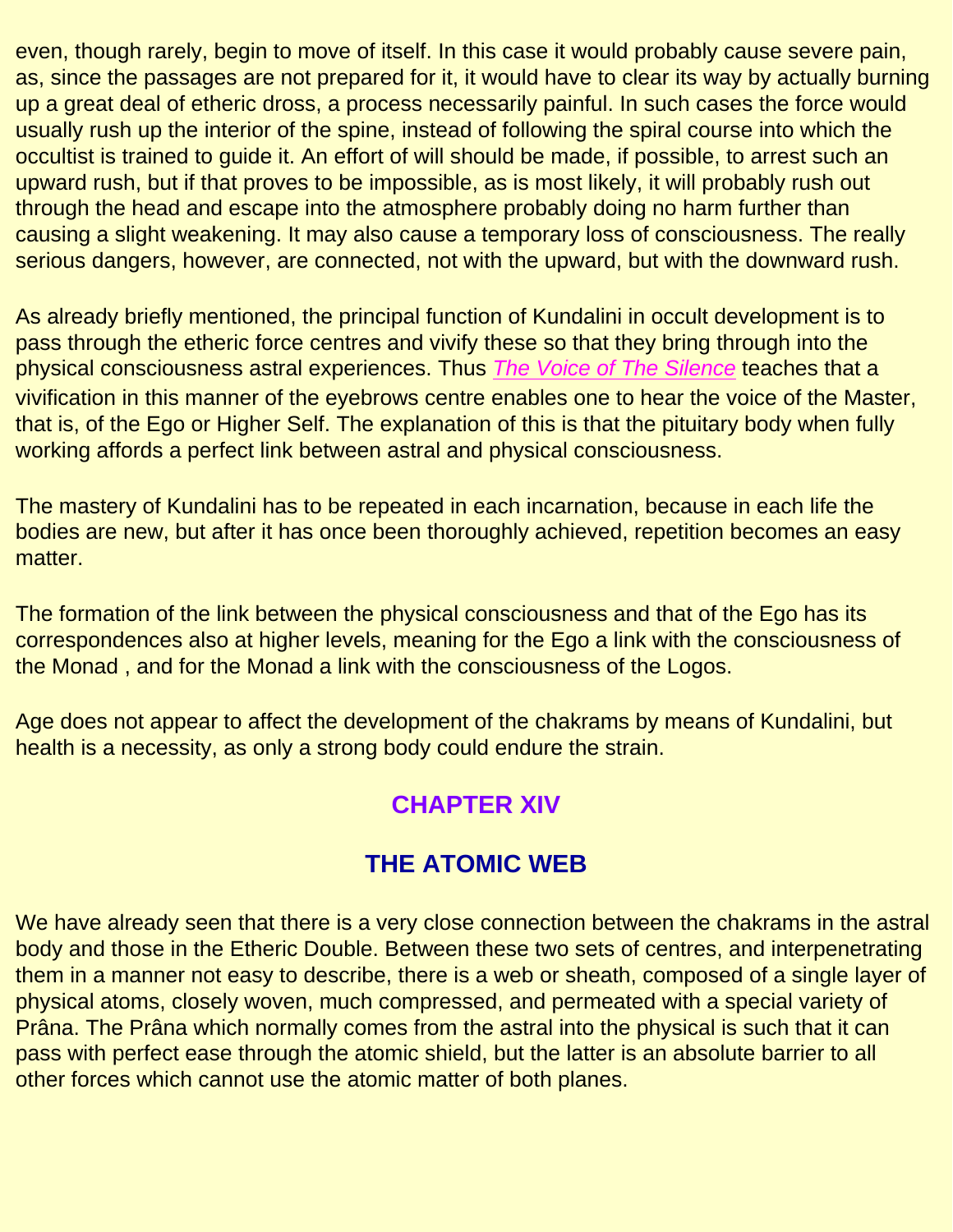even, though rarely, begin to move of itself. In this case it would probably cause severe pain, as, since the passages are not prepared for it, it would have to clear its way by actually burning up a great deal of etheric dross, a process necessarily painful. In such cases the force would usually rush up the interior of the spine, instead of following the spiral course into which the occultist is trained to guide it. An effort of will should be made, if possible, to arrest such an upward rush, but if that proves to be impossible, as is most likely, it will probably rush out through the head and escape into the atmosphere probably doing no harm further than causing a slight weakening. It may also cause a temporary loss of consciousness. The really serious dangers, however, are connected, not with the upward, but with the downward rush.

As already briefly mentioned, the principal function of Kundalini in occult development is to pass through the etheric force centres and vivify these so that they bring through into the physical consciousness astral experiences. Thus *The Voice of The Silence* teaches that a vivification in this manner of the eyebrows centre enables one to hear the voice of the Master, that is, of the Ego or Higher Self. The explanation of this is that the pituitary body when fully working affords a perfect link between astral and physical consciousness.

The mastery of Kundalini has to be repeated in each incarnation, because in each life the bodies are new, but after it has once been thoroughly achieved, repetition becomes an easy matter.

The formation of the link between the physical consciousness and that of the Ego has its correspondences also at higher levels, meaning for the Ego a link with the consciousness of the Monad , and for the Monad a link with the consciousness of the Logos.

Age does not appear to affect the development of the chakrams by means of Kundalini, but health is a necessity, as only a strong body could endure the strain.

## CHAPTER XIV

## THE ATOMIC WEB

We have already seen that there is a very close connection between the chakrams in the astral body and those in the Etheric Double. Between these two sets of centres, and interpenetrating them in a manner not easy to describe, there is a web or sheath, composed of a single layer of physical atoms, closely woven, much compressed, and permeated with a special variety of Prâna. The Prâna which normally comes from the astral into the physical is such that it can pass with perfect ease through the atomic shield, but the latter is an absolute barrier to all other forces which cannot use the atomic matter of both planes.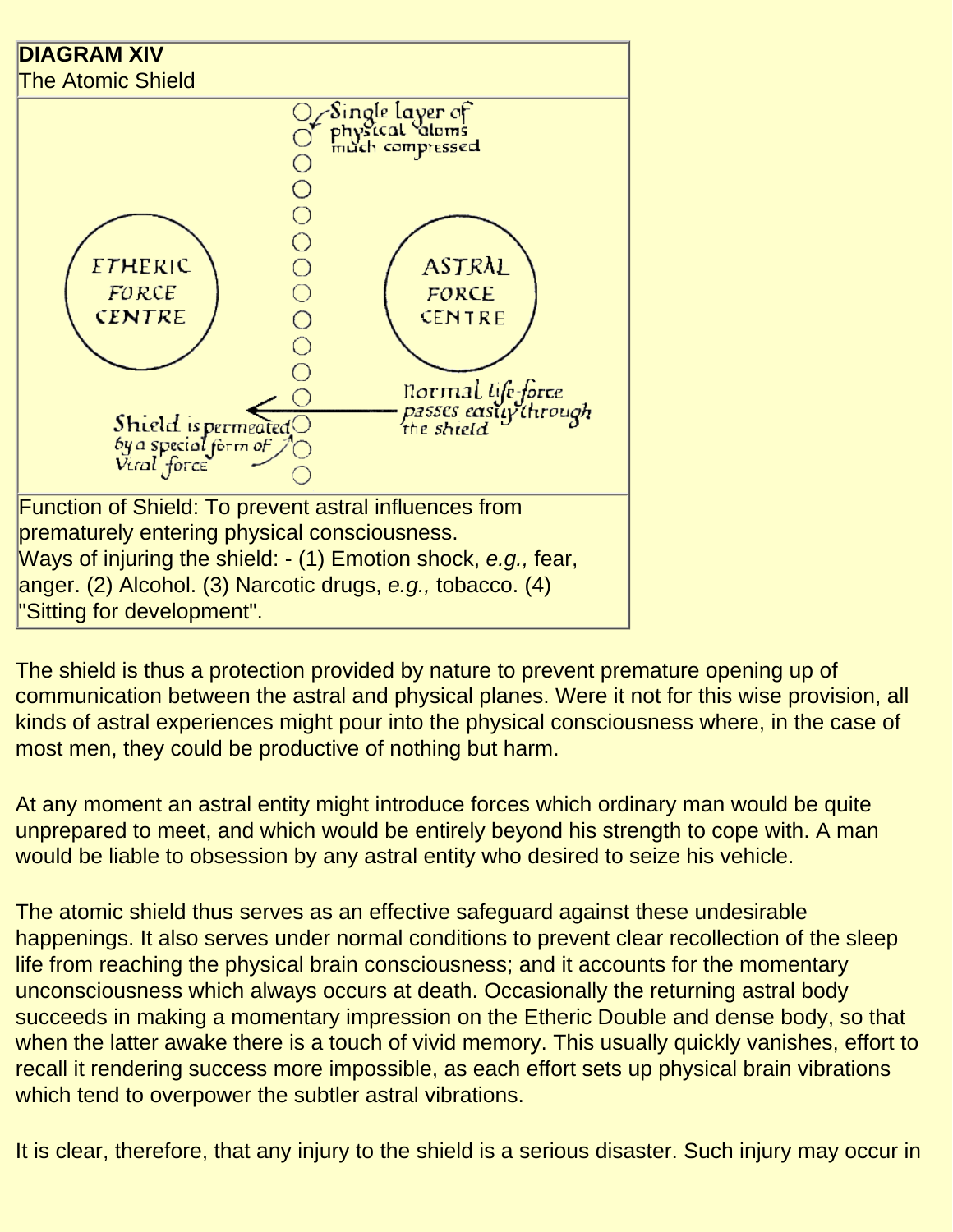**DIAGRAM XIV**
The Atomic Shield

Single layer of physical atoms much compressed

ETHERIC FORCE CENTRE

ASTRAL FORCE CENTRE

Normal life-force passes easily through the shield

Shield is permeated by a special form of Vital force

Function of Shield: To prevent astral influences from prematurely entering physical consciousness.
Ways of injuring the shield: - (1) Emotion shock, *e.g.,* fear, anger. (2) Alcohol. (3) Narcotic drugs, *e.g.,* tobacco. (4) "Sitting for development".

The shield is thus a protection provided by nature to prevent premature opening up of communication between the astral and physical planes. Were it not for this wise provision, all kinds of astral experiences might pour into the physical consciousness where, in the case of most men, they could be productive of nothing but harm.

At any moment an astral entity might introduce forces which ordinary man would be quite unprepared to meet, and which would be entirely beyond his strength to cope with. A man would be liable to obsession by any astral entity who desired to seize his vehicle.

The atomic shield thus serves as an effective safeguard against these undesirable happenings. It also serves under normal conditions to prevent clear recollection of the sleep life from reaching the physical brain consciousness; and it accounts for the momentary unconsciousness which always occurs at death. Occasionally the returning astral body succeeds in making a momentary impression on the Etheric Double and dense body, so that when the latter awake there is a touch of vivid memory. This usually quickly vanishes, effort to recall it rendering success more impossible, as each effort sets up physical brain vibrations which tend to overpower the subtler astral vibrations.

It is clear, therefore, that any injury to the shield is a serious disaster. Such injury may occur in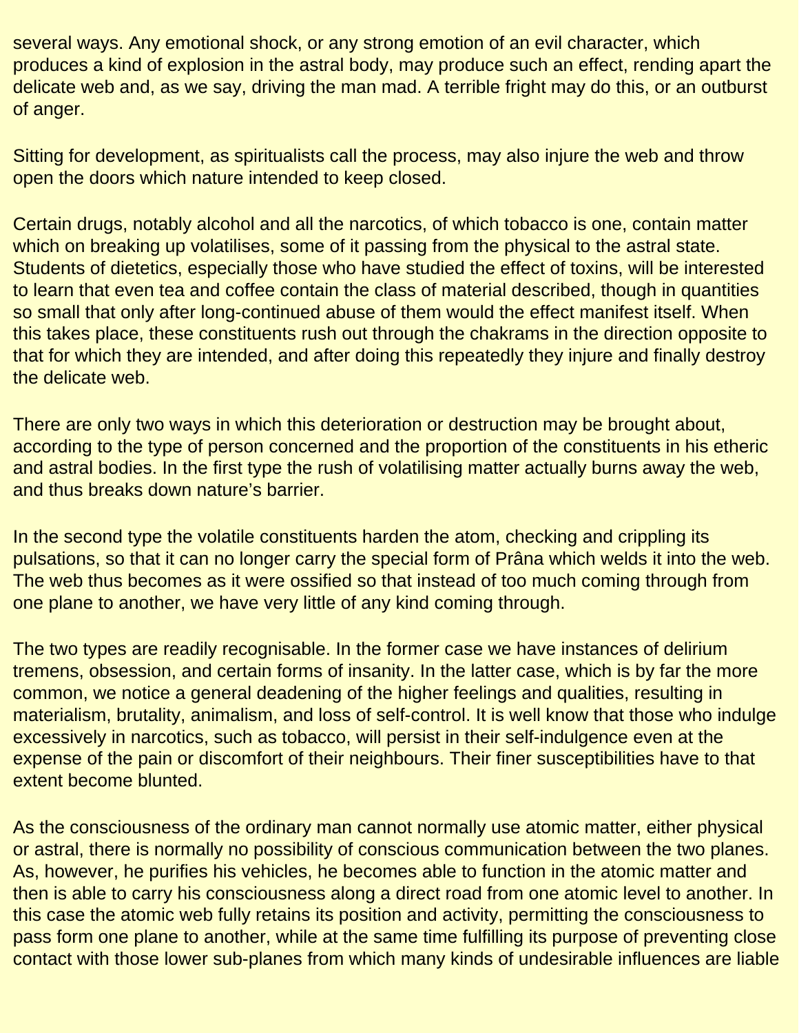several ways. Any emotional shock, or any strong emotion of an evil character, which produces a kind of explosion in the astral body, may produce such an effect, rending apart the delicate web and, as we say, driving the man mad. A terrible fright may do this, or an outburst of anger.

Sitting for development, as spiritualists call the process, may also injure the web and throw open the doors which nature intended to keep closed.

Certain drugs, notably alcohol and all the narcotics, of which tobacco is one, contain matter which on breaking up volatilises, some of it passing from the physical to the astral state. Students of dietetics, especially those who have studied the effect of toxins, will be interested to learn that even tea and coffee contain the class of material described, though in quantities so small that only after long-continued abuse of them would the effect manifest itself. When this takes place, these constituents rush out through the chakrams in the direction opposite to that for which they are intended, and after doing this repeatedly they injure and finally destroy the delicate web.

There are only two ways in which this deterioration or destruction may be brought about, according to the type of person concerned and the proportion of the constituents in his etheric and astral bodies. In the first type the rush of volatilising matter actually burns away the web, and thus breaks down nature's barrier.

In the second type the volatile constituents harden the atom, checking and crippling its pulsations, so that it can no longer carry the special form of Prâna which welds it into the web. The web thus becomes as it were ossified so that instead of too much coming through from one plane to another, we have very little of any kind coming through.

The two types are readily recognisable. In the former case we have instances of delirium tremens, obsession, and certain forms of insanity. In the latter case, which is by far the more common, we notice a general deadening of the higher feelings and qualities, resulting in materialism, brutality, animalism, and loss of self-control. It is well know that those who indulge excessively in narcotics, such as tobacco, will persist in their self-indulgence even at the expense of the pain or discomfort of their neighbours. Their finer susceptibilities have to that extent become blunted.

As the consciousness of the ordinary man cannot normally use atomic matter, either physical or astral, there is normally no possibility of conscious communication between the two planes. As, however, he purifies his vehicles, he becomes able to function in the atomic matter and then is able to carry his consciousness along a direct road from one atomic level to another. In this case the atomic web fully retains its position and activity, permitting the consciousness to pass form one plane to another, while at the same time fulfilling its purpose of preventing close contact with those lower sub-planes from which many kinds of undesirable influences are liable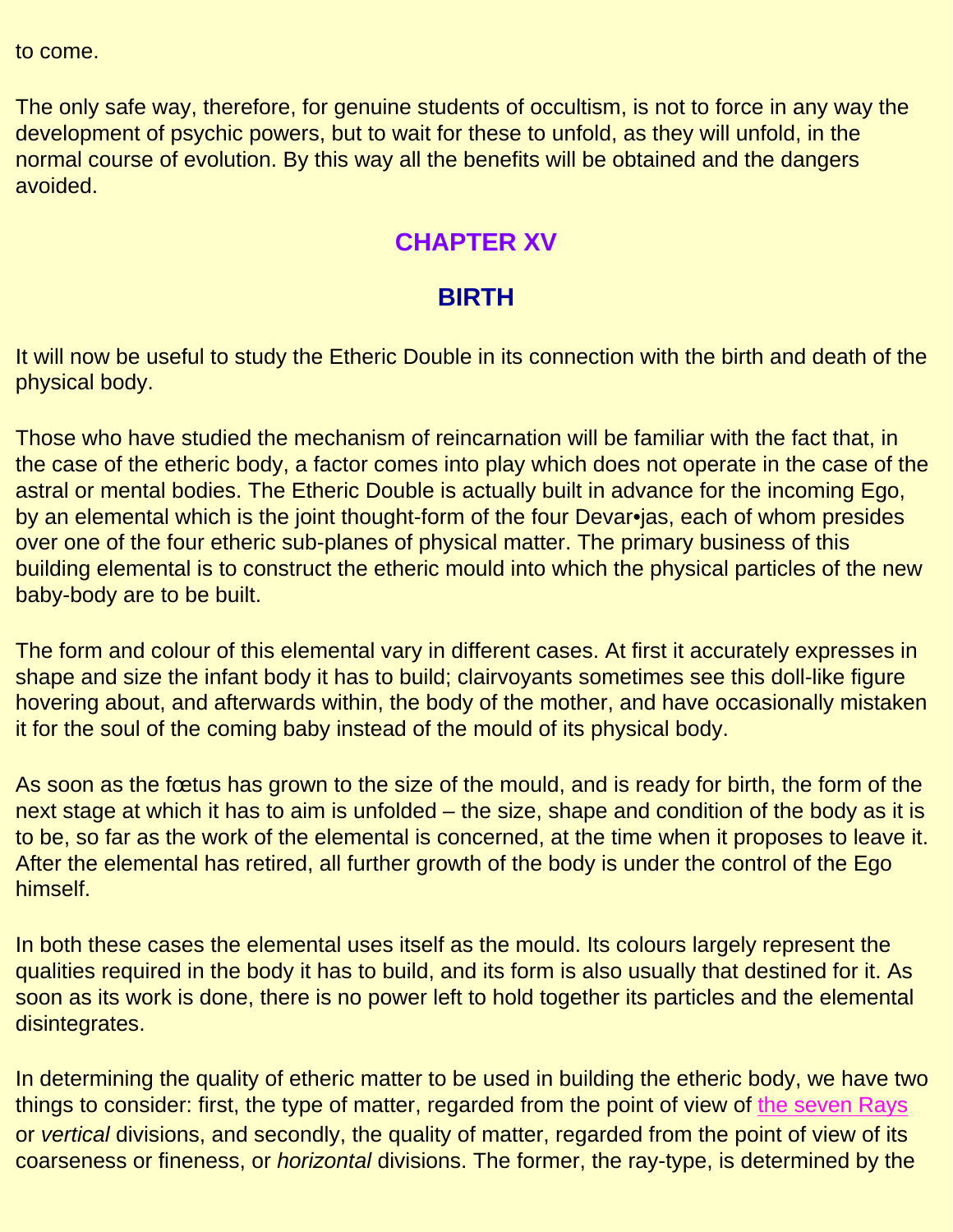to come.

The only safe way, therefore, for genuine students of occultism, is not to force in any way the development of psychic powers, but to wait for these to unfold, as they will unfold, in the normal course of evolution. By this way all the benefits will be obtained and the dangers avoided.

## CHAPTER XV

## BIRTH

It will now be useful to study the Etheric Double in its connection with the birth and death of the physical body.

Those who have studied the mechanism of reincarnation will be familiar with the fact that, in the case of the etheric body, a factor comes into play which does not operate in the case of the astral or mental bodies. The Etheric Double is actually built in advance for the incoming Ego, by an elemental which is the joint thought-form of the four Devar•jas, each of whom presides over one of the four etheric sub-planes of physical matter. The primary business of this building elemental is to construct the etheric mould into which the physical particles of the new baby-body are to be built.

The form and colour of this elemental vary in different cases. At first it accurately expresses in shape and size the infant body it has to build; clairvoyants sometimes see this doll-like figure hovering about, and afterwards within, the body of the mother, and have occasionally mistaken it for the soul of the coming baby instead of the mould of its physical body.

As soon as the fœtus has grown to the size of the mould, and is ready for birth, the form of the next stage at which it has to aim is unfolded – the size, shape and condition of the body as it is to be, so far as the work of the elemental is concerned, at the time when it proposes to leave it. After the elemental has retired, all further growth of the body is under the control of the Ego himself.

In both these cases the elemental uses itself as the mould. Its colours largely represent the qualities required in the body it has to build, and its form is also usually that destined for it. As soon as its work is done, there is no power left to hold together its particles and the elemental disintegrates.

In determining the quality of etheric matter to be used in building the etheric body, we have two things to consider: first, the type of matter, regarded from the point of view of the seven Rays or *vertical* divisions, and secondly, the quality of matter, regarded from the point of view of its coarseness or fineness, or *horizontal* divisions. The former, the ray-type, is determined by the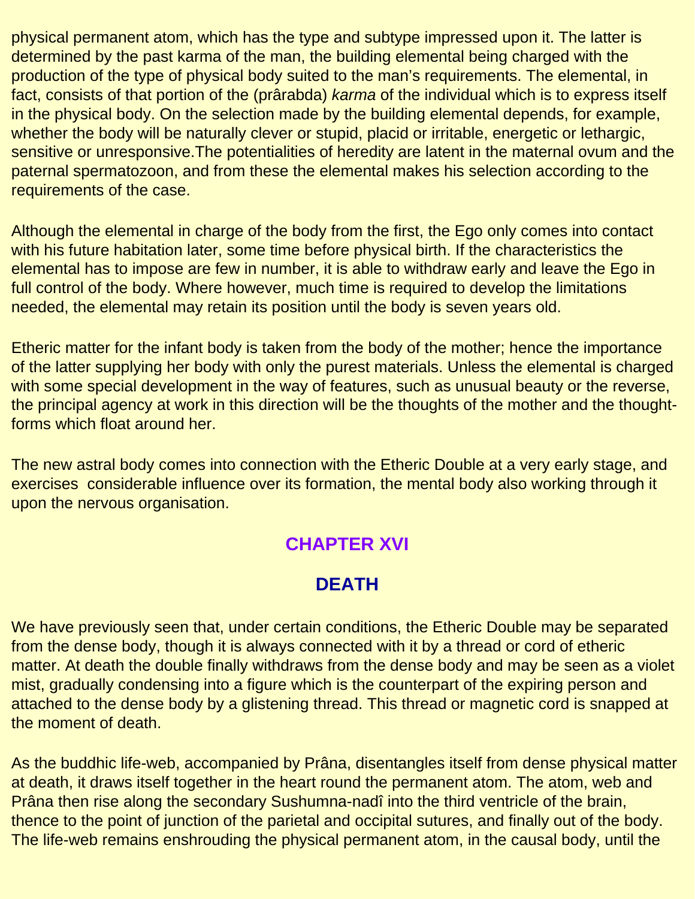physical permanent atom, which has the type and subtype impressed upon it. The latter is determined by the past karma of the man, the building elemental being charged with the production of the type of physical body suited to the man's requirements. The elemental, in fact, consists of that portion of the (prârabda) *karma* of the individual which is to express itself in the physical body. On the selection made by the building elemental depends, for example, whether the body will be naturally clever or stupid, placid or irritable, energetic or lethargic, sensitive or unresponsive.The potentialities of heredity are latent in the maternal ovum and the paternal spermatozoon, and from these the elemental makes his selection according to the requirements of the case.

Although the elemental in charge of the body from the first, the Ego only comes into contact with his future habitation later, some time before physical birth. If the characteristics the elemental has to impose are few in number, it is able to withdraw early and leave the Ego in full control of the body. Where however, much time is required to develop the limitations needed, the elemental may retain its position until the body is seven years old.

Etheric matter for the infant body is taken from the body of the mother; hence the importance of the latter supplying her body with only the purest materials. Unless the elemental is charged with some special development in the way of features, such as unusual beauty or the reverse, the principal agency at work in this direction will be the thoughts of the mother and the thought-forms which float around her.

The new astral body comes into connection with the Etheric Double at a very early stage, and exercises considerable influence over its formation, the mental body also working through it upon the nervous organisation.

## CHAPTER XVI

## DEATH

We have previously seen that, under certain conditions, the Etheric Double may be separated from the dense body, though it is always connected with it by a thread or cord of etheric matter. At death the double finally withdraws from the dense body and may be seen as a violet mist, gradually condensing into a figure which is the counterpart of the expiring person and attached to the dense body by a glistening thread. This thread or magnetic cord is snapped at the moment of death.

As the buddhic life-web, accompanied by Prâna, disentangles itself from dense physical matter at death, it draws itself together in the heart round the permanent atom. The atom, web and Prâna then rise along the secondary Sushumna-nadî into the third ventricle of the brain, thence to the point of junction of the parietal and occipital sutures, and finally out of the body. The life-web remains enshrouding the physical permanent atom, in the causal body, until the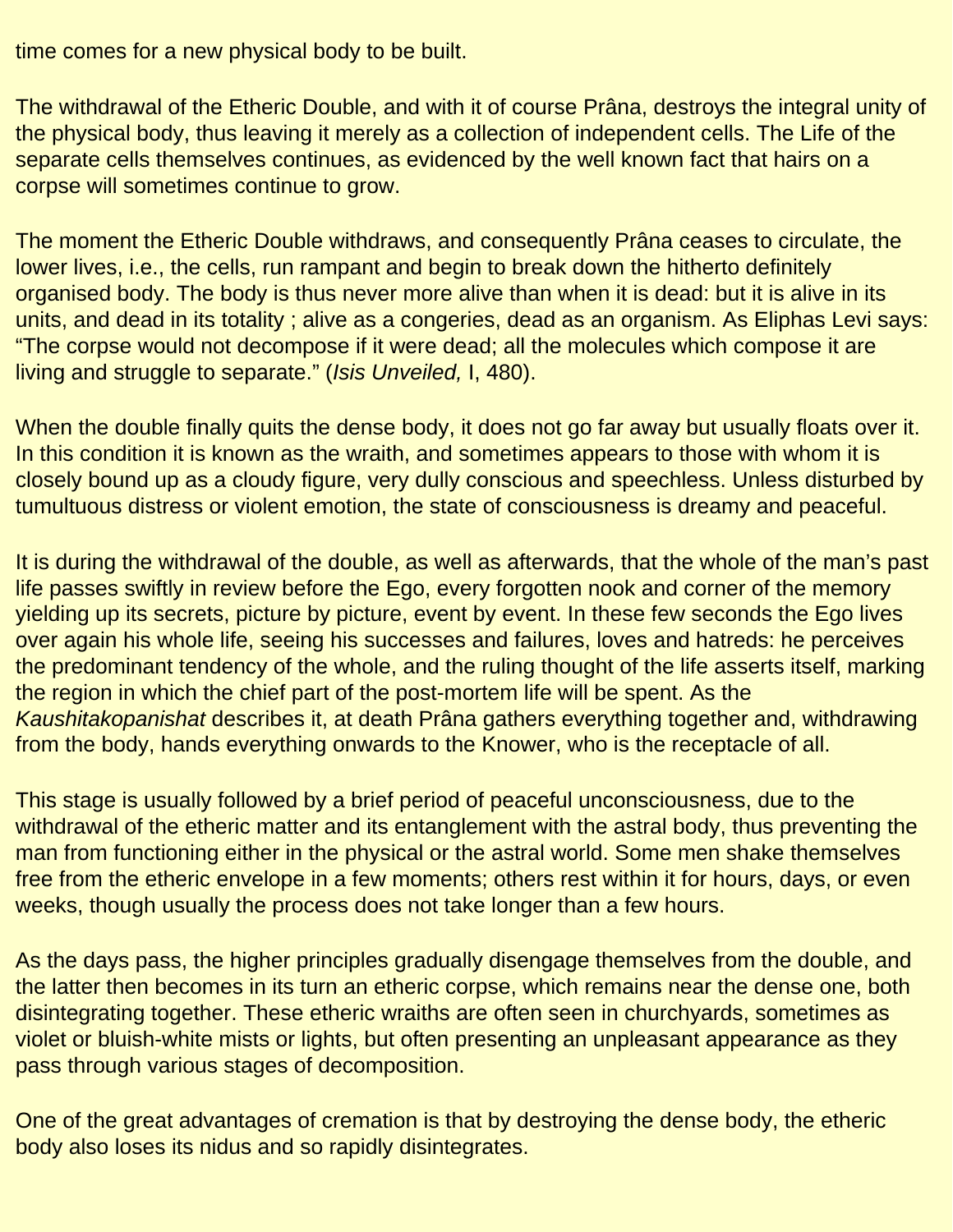time comes for a new physical body to be built.

The withdrawal of the Etheric Double, and with it of course Prâna, destroys the integral unity of the physical body, thus leaving it merely as a collection of independent cells. The Life of the separate cells themselves continues, as evidenced by the well known fact that hairs on a corpse will sometimes continue to grow.

The moment the Etheric Double withdraws, and consequently Prâna ceases to circulate, the lower lives, i.e., the cells, run rampant and begin to break down the hitherto definitely organised body. The body is thus never more alive than when it is dead: but it is alive in its units, and dead in its totality ; alive as a congeries, dead as an organism. As Eliphas Levi says: “The corpse would not decompose if it were dead; all the molecules which compose it are living and struggle to separate.” (*Isis Unveiled,* I, 480).

When the double finally quits the dense body, it does not go far away but usually floats over it. In this condition it is known as the wraith, and sometimes appears to those with whom it is closely bound up as a cloudy figure, very dully conscious and speechless. Unless disturbed by tumultuous distress or violent emotion, the state of consciousness is dreamy and peaceful.

It is during the withdrawal of the double, as well as afterwards, that the whole of the man’s past life passes swiftly in review before the Ego, every forgotten nook and corner of the memory yielding up its secrets, picture by picture, event by event. In these few seconds the Ego lives over again his whole life, seeing his successes and failures, loves and hatreds: he perceives the predominant tendency of the whole, and the ruling thought of the life asserts itself, marking the region in which the chief part of the post-mortem life will be spent. As the *Kaushitakopanishat* describes it, at death Prâna gathers everything together and, withdrawing from the body, hands everything onwards to the Knower, who is the receptacle of all.

This stage is usually followed by a brief period of peaceful unconsciousness, due to the withdrawal of the etheric matter and its entanglement with the astral body, thus preventing the man from functioning either in the physical or the astral world. Some men shake themselves free from the etheric envelope in a few moments; others rest within it for hours, days, or even weeks, though usually the process does not take longer than a few hours.

As the days pass, the higher principles gradually disengage themselves from the double, and the latter then becomes in its turn an etheric corpse, which remains near the dense one, both disintegrating together. These etheric wraiths are often seen in churchyards, sometimes as violet or bluish-white mists or lights, but often presenting an unpleasant appearance as they pass through various stages of decomposition.

One of the great advantages of cremation is that by destroying the dense body, the etheric body also loses its nidus and so rapidly disintegrates.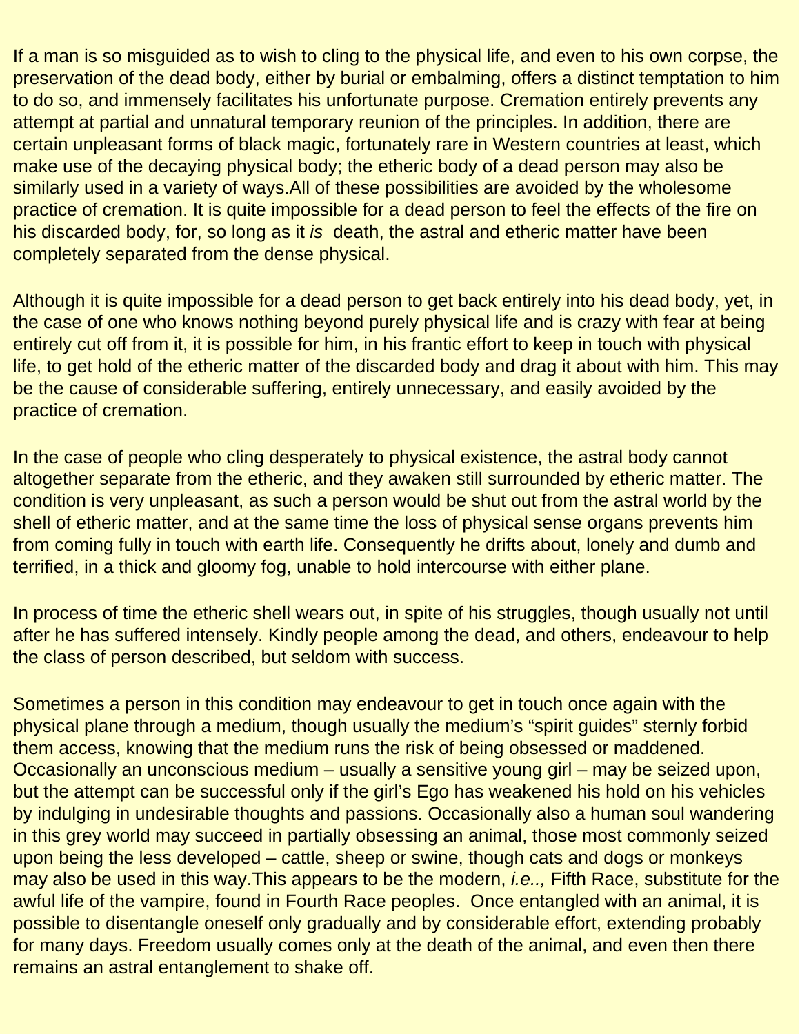If a man is so misguided as to wish to cling to the physical life, and even to his own corpse, the preservation of the dead body, either by burial or embalming, offers a distinct temptation to him to do so, and immensely facilitates his unfortunate purpose. Cremation entirely prevents any attempt at partial and unnatural temporary reunion of the principles. In addition, there are certain unpleasant forms of black magic, fortunately rare in Western countries at least, which make use of the decaying physical body; the etheric body of a dead person may also be similarly used in a variety of ways.All of these possibilities are avoided by the wholesome practice of cremation. It is quite impossible for a dead person to feel the effects of the fire on his discarded body, for, so long as it *is* death, the astral and etheric matter have been completely separated from the dense physical.

Although it is quite impossible for a dead person to get back entirely into his dead body, yet, in the case of one who knows nothing beyond purely physical life and is crazy with fear at being entirely cut off from it, it is possible for him, in his frantic effort to keep in touch with physical life, to get hold of the etheric matter of the discarded body and drag it about with him. This may be the cause of considerable suffering, entirely unnecessary, and easily avoided by the practice of cremation.

In the case of people who cling desperately to physical existence, the astral body cannot altogether separate from the etheric, and they awaken still surrounded by etheric matter. The condition is very unpleasant, as such a person would be shut out from the astral world by the shell of etheric matter, and at the same time the loss of physical sense organs prevents him from coming fully in touch with earth life. Consequently he drifts about, lonely and dumb and terrified, in a thick and gloomy fog, unable to hold intercourse with either plane.

In process of time the etheric shell wears out, in spite of his struggles, though usually not until after he has suffered intensely. Kindly people among the dead, and others, endeavour to help the class of person described, but seldom with success.

Sometimes a person in this condition may endeavour to get in touch once again with the physical plane through a medium, though usually the medium's "spirit guides" sternly forbid them access, knowing that the medium runs the risk of being obsessed or maddened. Occasionally an unconscious medium – usually a sensitive young girl – may be seized upon, but the attempt can be successful only if the girl's Ego has weakened his hold on his vehicles by indulging in undesirable thoughts and passions. Occasionally also a human soul wandering in this grey world may succeed in partially obsessing an animal, those most commonly seized upon being the less developed – cattle, sheep or swine, though cats and dogs or monkeys may also be used in this way.This appears to be the modern, *i.e..,* Fifth Race, substitute for the awful life of the vampire, found in Fourth Race peoples. Once entangled with an animal, it is possible to disentangle oneself only gradually and by considerable effort, extending probably for many days. Freedom usually comes only at the death of the animal, and even then there remains an astral entanglement to shake off.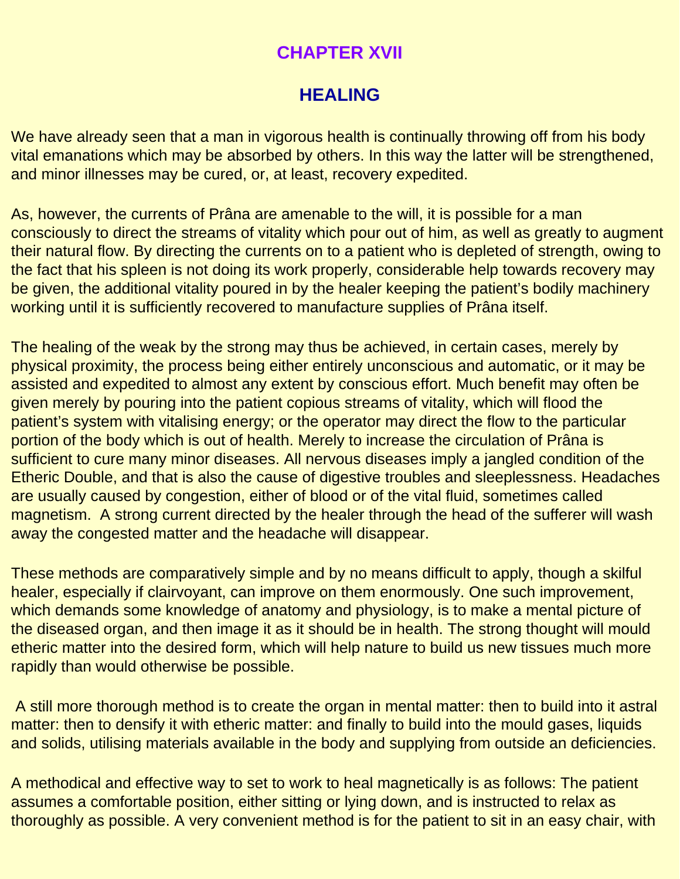# CHAPTER XVII

## HEALING

We have already seen that a man in vigorous health is continually throwing off from his body vital emanations which may be absorbed by others. In this way the latter will be strengthened, and minor illnesses may be cured, or, at least, recovery expedited.

As, however, the currents of Prâna are amenable to the will, it is possible for a man consciously to direct the streams of vitality which pour out of him, as well as greatly to augment their natural flow. By directing the currents on to a patient who is depleted of strength, owing to the fact that his spleen is not doing its work properly, considerable help towards recovery may be given, the additional vitality poured in by the healer keeping the patient's bodily machinery working until it is sufficiently recovered to manufacture supplies of Prâna itself.

The healing of the weak by the strong may thus be achieved, in certain cases, merely by physical proximity, the process being either entirely unconscious and automatic, or it may be assisted and expedited to almost any extent by conscious effort. Much benefit may often be given merely by pouring into the patient copious streams of vitality, which will flood the patient's system with vitalising energy; or the operator may direct the flow to the particular portion of the body which is out of health. Merely to increase the circulation of Prâna is sufficient to cure many minor diseases. All nervous diseases imply a jangled condition of the Etheric Double, and that is also the cause of digestive troubles and sleeplessness. Headaches are usually caused by congestion, either of blood or of the vital fluid, sometimes called magnetism. A strong current directed by the healer through the head of the sufferer will wash away the congested matter and the headache will disappear.

These methods are comparatively simple and by no means difficult to apply, though a skilful healer, especially if clairvoyant, can improve on them enormously. One such improvement, which demands some knowledge of anatomy and physiology, is to make a mental picture of the diseased organ, and then image it as it should be in health. The strong thought will mould etheric matter into the desired form, which will help nature to build us new tissues much more rapidly than would otherwise be possible.

A still more thorough method is to create the organ in mental matter: then to build into it astral matter: then to densify it with etheric matter: and finally to build into the mould gases, liquids and solids, utilising materials available in the body and supplying from outside an deficiencies.

A methodical and effective way to set to work to heal magnetically is as follows: The patient assumes a comfortable position, either sitting or lying down, and is instructed to relax as thoroughly as possible. A very convenient method is for the patient to sit in an easy chair, with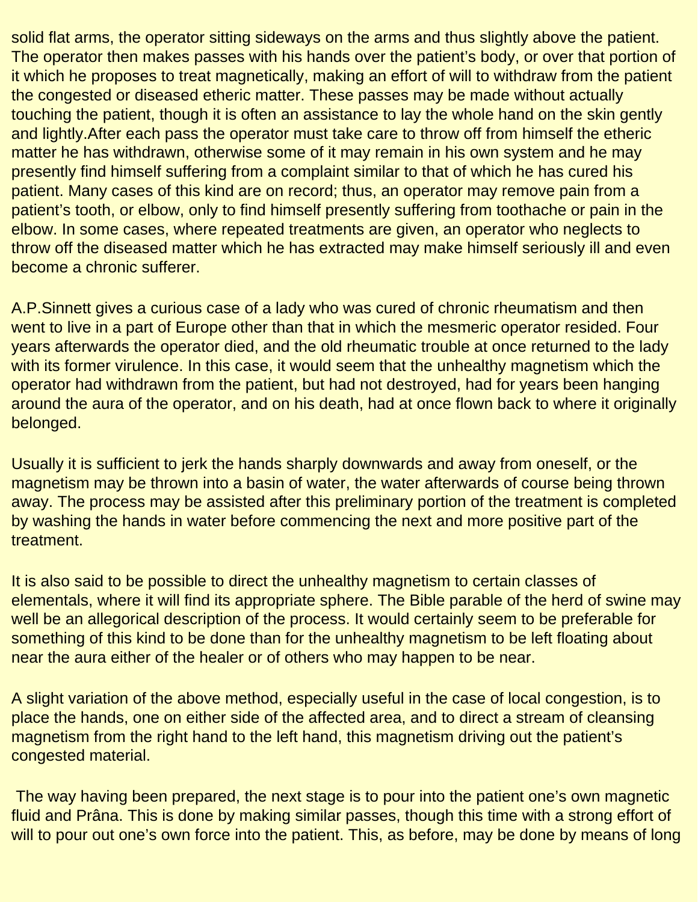solid flat arms, the operator sitting sideways on the arms and thus slightly above the patient. The operator then makes passes with his hands over the patient's body, or over that portion of it which he proposes to treat magnetically, making an effort of will to withdraw from the patient the congested or diseased etheric matter. These passes may be made without actually touching the patient, though it is often an assistance to lay the whole hand on the skin gently and lightly.After each pass the operator must take care to throw off from himself the etheric matter he has withdrawn, otherwise some of it may remain in his own system and he may presently find himself suffering from a complaint similar to that of which he has cured his patient. Many cases of this kind are on record; thus, an operator may remove pain from a patient's tooth, or elbow, only to find himself presently suffering from toothache or pain in the elbow. In some cases, where repeated treatments are given, an operator who neglects to throw off the diseased matter which he has extracted may make himself seriously ill and even become a chronic sufferer.

A.P.Sinnett gives a curious case of a lady who was cured of chronic rheumatism and then went to live in a part of Europe other than that in which the mesmeric operator resided. Four years afterwards the operator died, and the old rheumatic trouble at once returned to the lady with its former virulence. In this case, it would seem that the unhealthy magnetism which the operator had withdrawn from the patient, but had not destroyed, had for years been hanging around the aura of the operator, and on his death, had at once flown back to where it originally belonged.

Usually it is sufficient to jerk the hands sharply downwards and away from oneself, or the magnetism may be thrown into a basin of water, the water afterwards of course being thrown away. The process may be assisted after this preliminary portion of the treatment is completed by washing the hands in water before commencing the next and more positive part of the treatment.

It is also said to be possible to direct the unhealthy magnetism to certain classes of elementals, where it will find its appropriate sphere. The Bible parable of the herd of swine may well be an allegorical description of the process. It would certainly seem to be preferable for something of this kind to be done than for the unhealthy magnetism to be left floating about near the aura either of the healer or of others who may happen to be near.

A slight variation of the above method, especially useful in the case of local congestion, is to place the hands, one on either side of the affected area, and to direct a stream of cleansing magnetism from the right hand to the left hand, this magnetism driving out the patient's congested material.

The way having been prepared, the next stage is to pour into the patient one's own magnetic fluid and Prâna. This is done by making similar passes, though this time with a strong effort of will to pour out one's own force into the patient. This, as before, may be done by means of long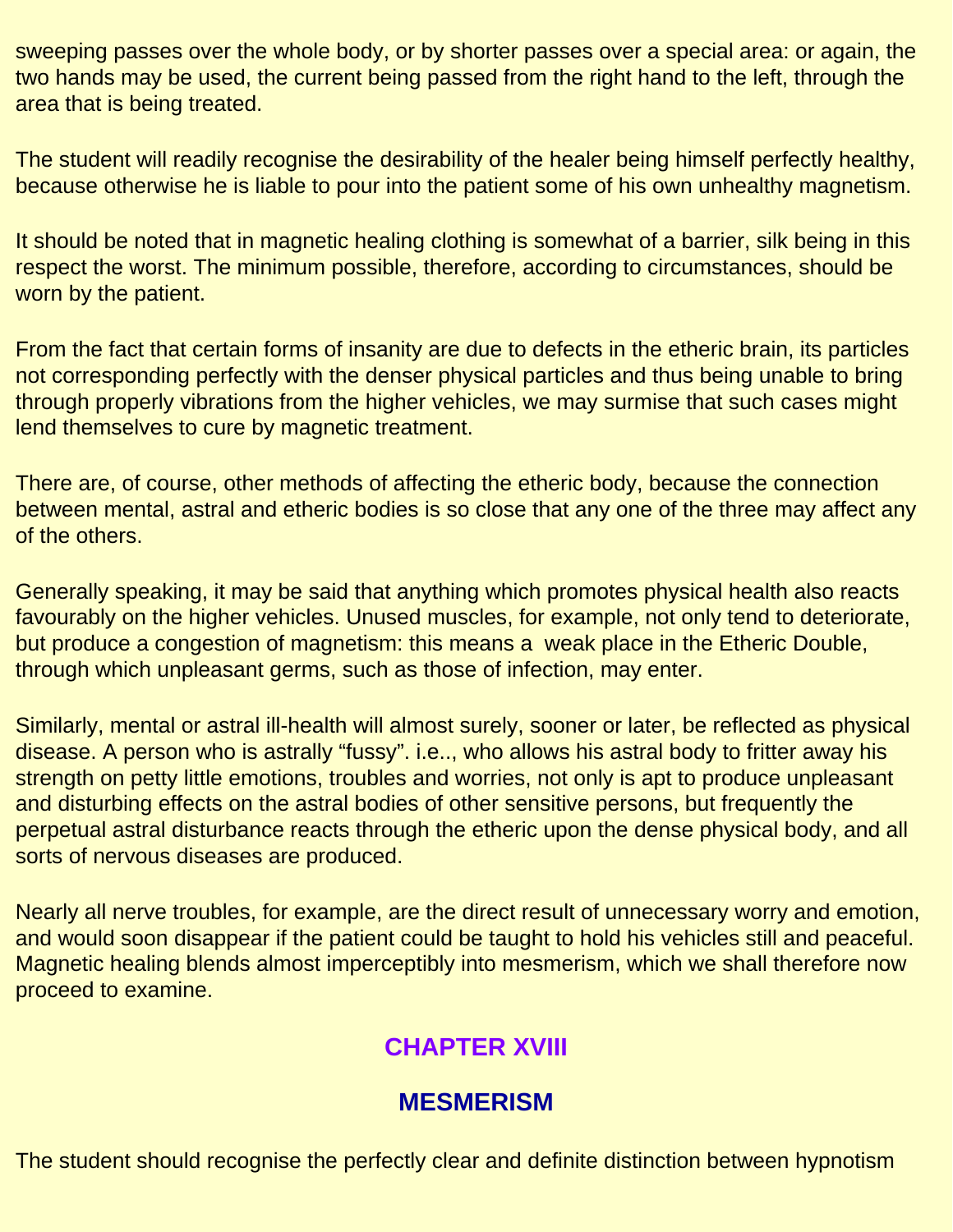sweeping passes over the whole body, or by shorter passes over a special area: or again, the two hands may be used, the current being passed from the right hand to the left, through the area that is being treated.

The student will readily recognise the desirability of the healer being himself perfectly healthy, because otherwise he is liable to pour into the patient some of his own unhealthy magnetism.

It should be noted that in magnetic healing clothing is somewhat of a barrier, silk being in this respect the worst. The minimum possible, therefore, according to circumstances, should be worn by the patient.

From the fact that certain forms of insanity are due to defects in the etheric brain, its particles not corresponding perfectly with the denser physical particles and thus being unable to bring through properly vibrations from the higher vehicles, we may surmise that such cases might lend themselves to cure by magnetic treatment.

There are, of course, other methods of affecting the etheric body, because the connection between mental, astral and etheric bodies is so close that any one of the three may affect any of the others.

Generally speaking, it may be said that anything which promotes physical health also reacts favourably on the higher vehicles. Unused muscles, for example, not only tend to deteriorate, but produce a congestion of magnetism: this means a weak place in the Etheric Double, through which unpleasant germs, such as those of infection, may enter.

Similarly, mental or astral ill-health will almost surely, sooner or later, be reflected as physical disease. A person who is astrally "fussy". i.e.., who allows his astral body to fritter away his strength on petty little emotions, troubles and worries, not only is apt to produce unpleasant and disturbing effects on the astral bodies of other sensitive persons, but frequently the perpetual astral disturbance reacts through the etheric upon the dense physical body, and all sorts of nervous diseases are produced.

Nearly all nerve troubles, for example, are the direct result of unnecessary worry and emotion, and would soon disappear if the patient could be taught to hold his vehicles still and peaceful. Magnetic healing blends almost imperceptibly into mesmerism, which we shall therefore now proceed to examine.

## CHAPTER XVIII

## MESMERISM

The student should recognise the perfectly clear and definite distinction between hypnotism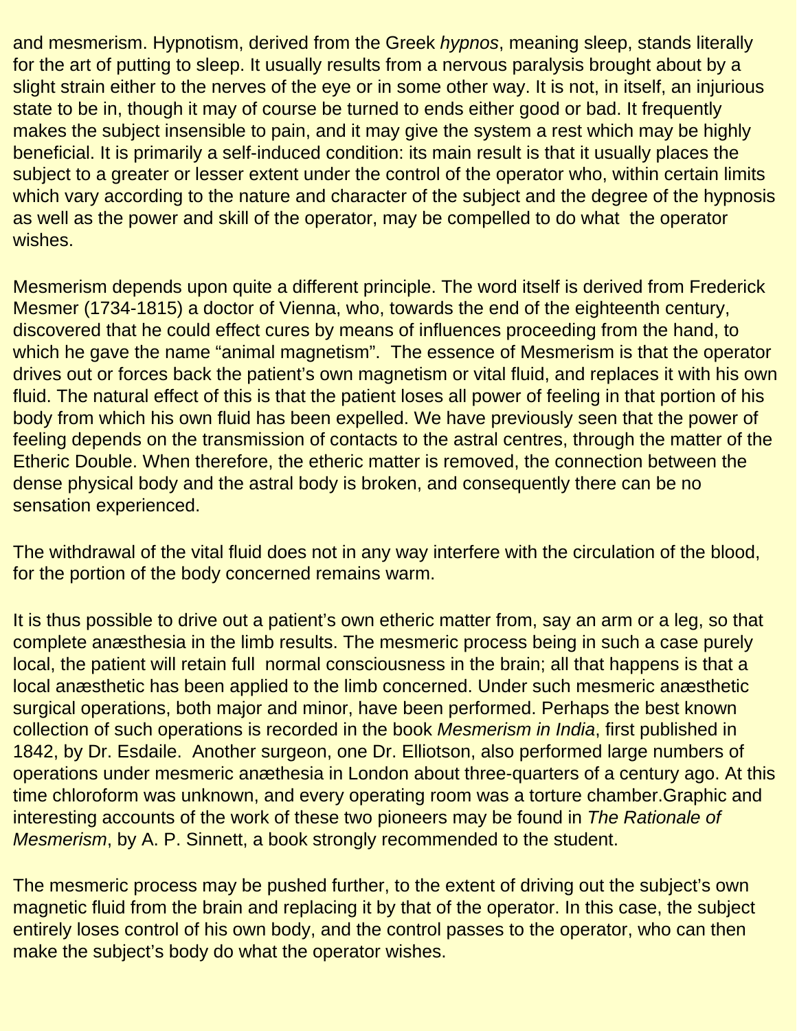and mesmerism. Hypnotism, derived from the Greek *hypnos*, meaning sleep, stands literally for the art of putting to sleep. It usually results from a nervous paralysis brought about by a slight strain either to the nerves of the eye or in some other way. It is not, in itself, an injurious state to be in, though it may of course be turned to ends either good or bad. It frequently makes the subject insensible to pain, and it may give the system a rest which may be highly beneficial. It is primarily a self-induced condition: its main result is that it usually places the subject to a greater or lesser extent under the control of the operator who, within certain limits which vary according to the nature and character of the subject and the degree of the hypnosis as well as the power and skill of the operator, may be compelled to do what the operator wishes.

Mesmerism depends upon quite a different principle. The word itself is derived from Frederick Mesmer (1734-1815) a doctor of Vienna, who, towards the end of the eighteenth century, discovered that he could effect cures by means of influences proceeding from the hand, to which he gave the name "animal magnetism". The essence of Mesmerism is that the operator drives out or forces back the patient's own magnetism or vital fluid, and replaces it with his own fluid. The natural effect of this is that the patient loses all power of feeling in that portion of his body from which his own fluid has been expelled. We have previously seen that the power of feeling depends on the transmission of contacts to the astral centres, through the matter of the Etheric Double. When therefore, the etheric matter is removed, the connection between the dense physical body and the astral body is broken, and consequently there can be no sensation experienced.

The withdrawal of the vital fluid does not in any way interfere with the circulation of the blood, for the portion of the body concerned remains warm.

It is thus possible to drive out a patient's own etheric matter from, say an arm or a leg, so that complete anæsthesia in the limb results. The mesmeric process being in such a case purely local, the patient will retain full normal consciousness in the brain; all that happens is that a local anæsthetic has been applied to the limb concerned. Under such mesmeric anæsthetic surgical operations, both major and minor, have been performed. Perhaps the best known collection of such operations is recorded in the book *Mesmerism in India*, first published in 1842, by Dr. Esdaile. Another surgeon, one Dr. Elliotson, also performed large numbers of operations under mesmeric anæthesia in London about three-quarters of a century ago. At this time chloroform was unknown, and every operating room was a torture chamber.Graphic and interesting accounts of the work of these two pioneers may be found in *The Rationale of Mesmerism*, by A. P. Sinnett, a book strongly recommended to the student.

The mesmeric process may be pushed further, to the extent of driving out the subject's own magnetic fluid from the brain and replacing it by that of the operator. In this case, the subject entirely loses control of his own body, and the control passes to the operator, who can then make the subject's body do what the operator wishes.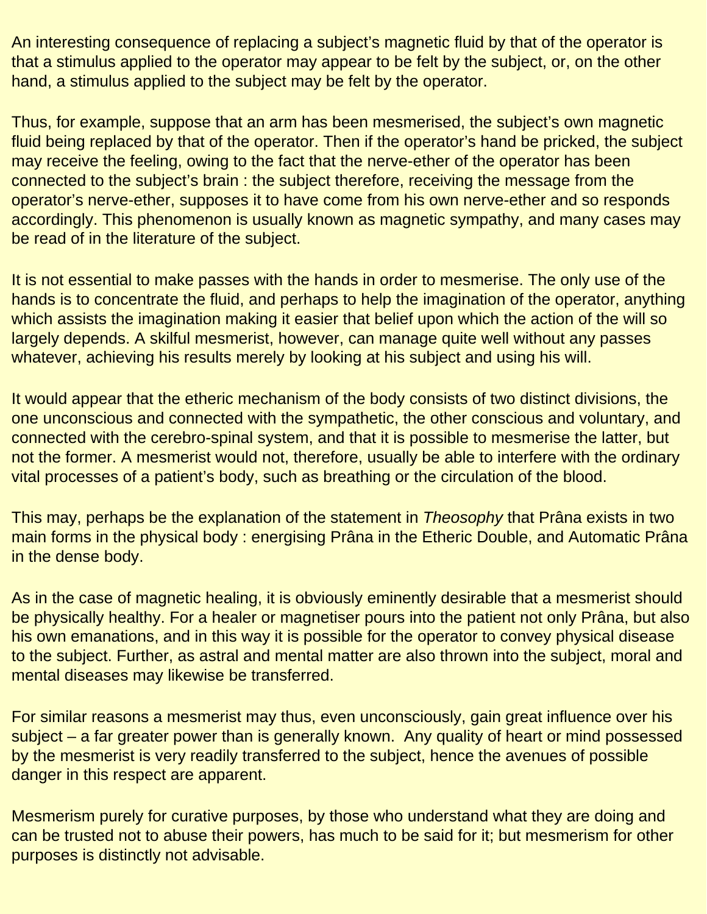An interesting consequence of replacing a subject's magnetic fluid by that of the operator is that a stimulus applied to the operator may appear to be felt by the subject, or, on the other hand, a stimulus applied to the subject may be felt by the operator.

Thus, for example, suppose that an arm has been mesmerised, the subject's own magnetic fluid being replaced by that of the operator. Then if the operator's hand be pricked, the subject may receive the feeling, owing to the fact that the nerve-ether of the operator has been connected to the subject's brain : the subject therefore, receiving the message from the operator's nerve-ether, supposes it to have come from his own nerve-ether and so responds accordingly. This phenomenon is usually known as magnetic sympathy, and many cases may be read of in the literature of the subject.

It is not essential to make passes with the hands in order to mesmerise. The only use of the hands is to concentrate the fluid, and perhaps to help the imagination of the operator, anything which assists the imagination making it easier that belief upon which the action of the will so largely depends. A skilful mesmerist, however, can manage quite well without any passes whatever, achieving his results merely by looking at his subject and using his will.

It would appear that the etheric mechanism of the body consists of two distinct divisions, the one unconscious and connected with the sympathetic, the other conscious and voluntary, and connected with the cerebro-spinal system, and that it is possible to mesmerise the latter, but not the former. A mesmerist would not, therefore, usually be able to interfere with the ordinary vital processes of a patient's body, such as breathing or the circulation of the blood.

This may, perhaps be the explanation of the statement in *Theosophy* that Prâna exists in two main forms in the physical body : energising Prâna in the Etheric Double, and Automatic Prâna in the dense body.

As in the case of magnetic healing, it is obviously eminently desirable that a mesmerist should be physically healthy. For a healer or magnetiser pours into the patient not only Prâna, but also his own emanations, and in this way it is possible for the operator to convey physical disease to the subject. Further, as astral and mental matter are also thrown into the subject, moral and mental diseases may likewise be transferred.

For similar reasons a mesmerist may thus, even unconsciously, gain great influence over his subject – a far greater power than is generally known. Any quality of heart or mind possessed by the mesmerist is very readily transferred to the subject, hence the avenues of possible danger in this respect are apparent.

Mesmerism purely for curative purposes, by those who understand what they are doing and can be trusted not to abuse their powers, has much to be said for it; but mesmerism for other purposes is distinctly not advisable.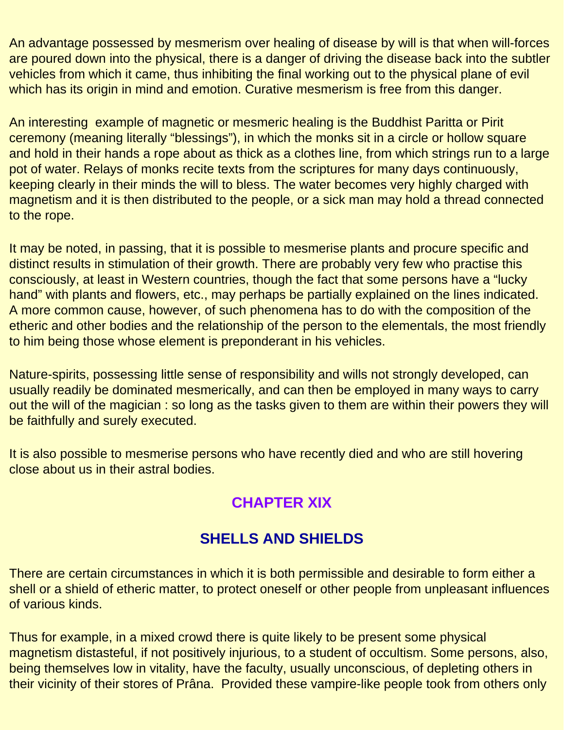An advantage possessed by mesmerism over healing of disease by will is that when will-forces are poured down into the physical, there is a danger of driving the disease back into the subtler vehicles from which it came, thus inhibiting the final working out to the physical plane of evil which has its origin in mind and emotion. Curative mesmerism is free from this danger.

An interesting example of magnetic or mesmeric healing is the Buddhist Paritta or Pirit ceremony (meaning literally “blessings”), in which the monks sit in a circle or hollow square and hold in their hands a rope about as thick as a clothes line, from which strings run to a large pot of water. Relays of monks recite texts from the scriptures for many days continuously, keeping clearly in their minds the will to bless. The water becomes very highly charged with magnetism and it is then distributed to the people, or a sick man may hold a thread connected to the rope.

It may be noted, in passing, that it is possible to mesmerise plants and procure specific and distinct results in stimulation of their growth. There are probably very few who practise this consciously, at least in Western countries, though the fact that some persons have a “lucky hand” with plants and flowers, etc., may perhaps be partially explained on the lines indicated. A more common cause, however, of such phenomena has to do with the composition of the etheric and other bodies and the relationship of the person to the elementals, the most friendly to him being those whose element is preponderant in his vehicles.

Nature-spirits, possessing little sense of responsibility and wills not strongly developed, can usually readily be dominated mesmerically, and can then be employed in many ways to carry out the will of the magician : so long as the tasks given to them are within their powers they will be faithfully and surely executed.

It is also possible to mesmerise persons who have recently died and who are still hovering close about us in their astral bodies.

## CHAPTER XIX

## SHELLS AND SHIELDS

There are certain circumstances in which it is both permissible and desirable to form either a shell or a shield of etheric matter, to protect oneself or other people from unpleasant influences of various kinds.

Thus for example, in a mixed crowd there is quite likely to be present some physical magnetism distasteful, if not positively injurious, to a student of occultism. Some persons, also, being themselves low in vitality, have the faculty, usually unconscious, of depleting others in their vicinity of their stores of Prâna. Provided these vampire-like people took from others only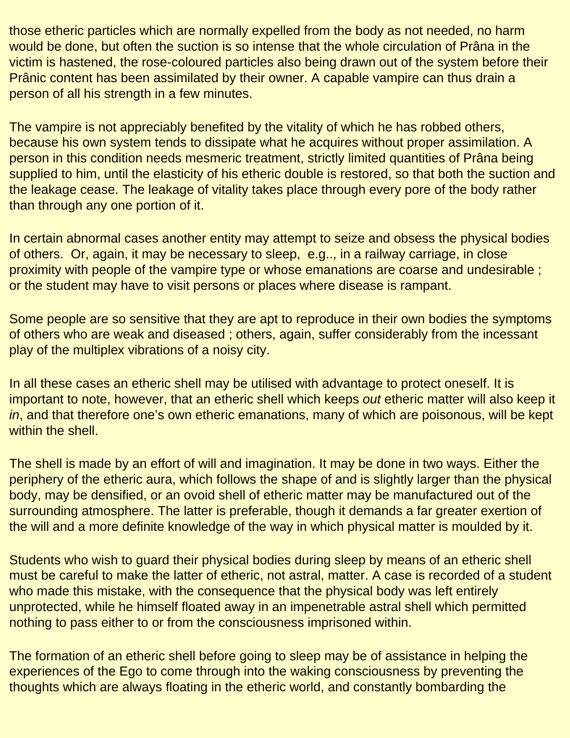those etheric particles which are normally expelled from the body as not needed, no harm would be done, but often the suction is so intense that the whole circulation of Prâna in the victim is hastened, the rose-coloured particles also being drawn out of the system before their Prânic content has been assimilated by their owner. A capable vampire can thus drain a person of all his strength in a few minutes.

The vampire is not appreciably benefited by the vitality of which he has robbed others, because his own system tends to dissipate what he acquires without proper assimilation. A person in this condition needs mesmeric treatment, strictly limited quantities of Prâna being supplied to him, until the elasticity of his etheric double is restored, so that both the suction and the leakage cease. The leakage of vitality takes place through every pore of the body rather than through any one portion of it.

In certain abnormal cases another entity may attempt to seize and obsess the physical bodies of others. Or, again, it may be necessary to sleep, e.g.., in a railway carriage, in close proximity with people of the vampire type or whose emanations are coarse and undesirable ; or the student may have to visit persons or places where disease is rampant.

Some people are so sensitive that they are apt to reproduce in their own bodies the symptoms of others who are weak and diseased ; others, again, suffer considerably from the incessant play of the multiplex vibrations of a noisy city.

In all these cases an etheric shell may be utilised with advantage to protect oneself. It is important to note, however, that an etheric shell which keeps *out* etheric matter will also keep it *in*, and that therefore one's own etheric emanations, many of which are poisonous, will be kept within the shell.

The shell is made by an effort of will and imagination. It may be done in two ways. Either the periphery of the etheric aura, which follows the shape of and is slightly larger than the physical body, may be densified, or an ovoid shell of etheric matter may be manufactured out of the surrounding atmosphere. The latter is preferable, though it demands a far greater exertion of the will and a more definite knowledge of the way in which physical matter is moulded by it.

Students who wish to guard their physical bodies during sleep by means of an etheric shell must be careful to make the latter of etheric, not astral, matter. A case is recorded of a student who made this mistake, with the consequence that the physical body was left entirely unprotected, while he himself floated away in an impenetrable astral shell which permitted nothing to pass either to or from the consciousness imprisoned within.

The formation of an etheric shell before going to sleep may be of assistance in helping the experiences of the Ego to come through into the waking consciousness by preventing the thoughts which are always floating in the etheric world, and constantly bombarding the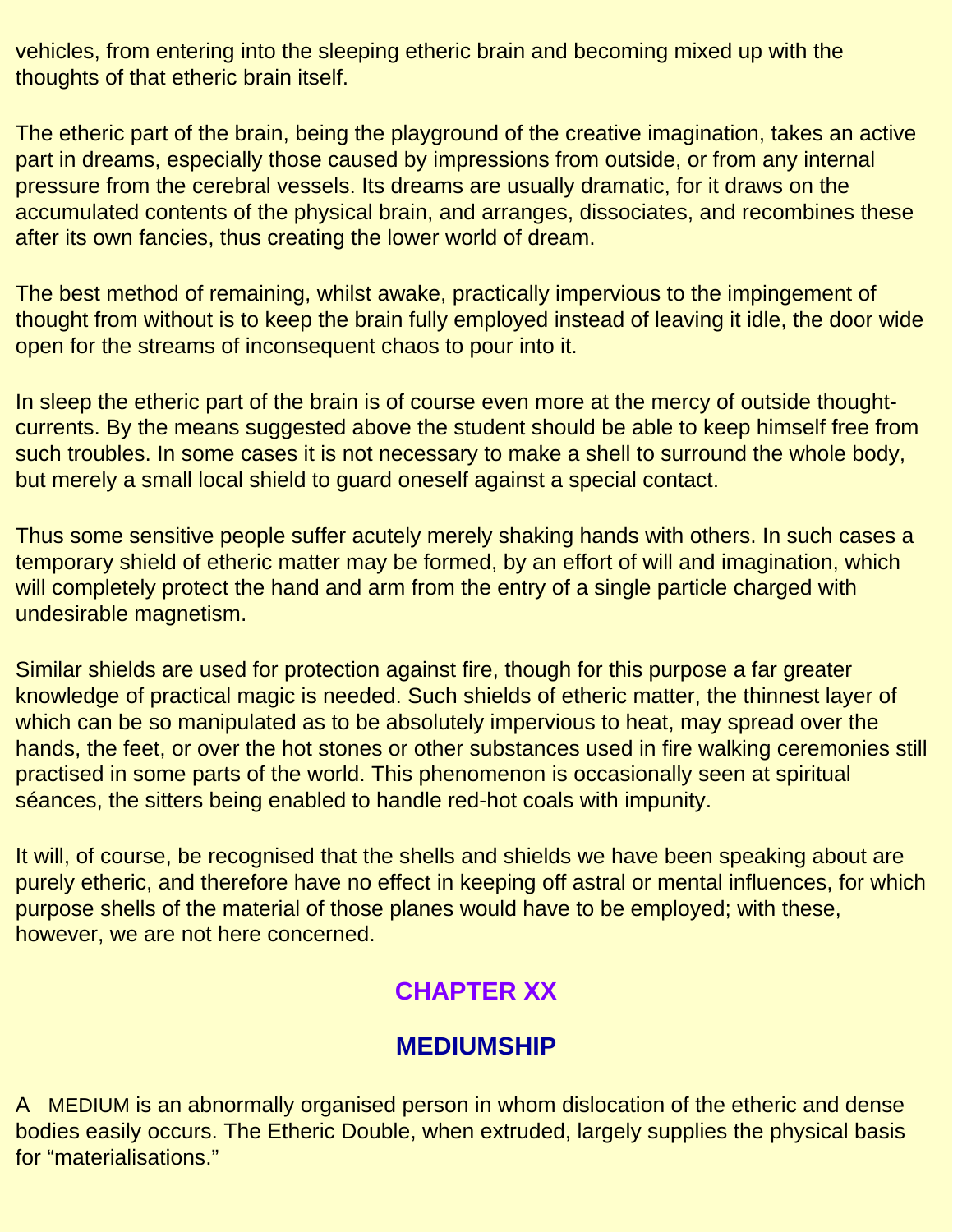vehicles, from entering into the sleeping etheric brain and becoming mixed up with the thoughts of that etheric brain itself.

The etheric part of the brain, being the playground of the creative imagination, takes an active part in dreams, especially those caused by impressions from outside, or from any internal pressure from the cerebral vessels. Its dreams are usually dramatic, for it draws on the accumulated contents of the physical brain, and arranges, dissociates, and recombines these after its own fancies, thus creating the lower world of dream.

The best method of remaining, whilst awake, practically impervious to the impingement of thought from without is to keep the brain fully employed instead of leaving it idle, the door wide open for the streams of inconsequent chaos to pour into it.

In sleep the etheric part of the brain is of course even more at the mercy of outside thought-currents. By the means suggested above the student should be able to keep himself free from such troubles. In some cases it is not necessary to make a shell to surround the whole body, but merely a small local shield to guard oneself against a special contact.

Thus some sensitive people suffer acutely merely shaking hands with others. In such cases a temporary shield of etheric matter may be formed, by an effort of will and imagination, which will completely protect the hand and arm from the entry of a single particle charged with undesirable magnetism.

Similar shields are used for protection against fire, though for this purpose a far greater knowledge of practical magic is needed. Such shields of etheric matter, the thinnest layer of which can be so manipulated as to be absolutely impervious to heat, may spread over the hands, the feet, or over the hot stones or other substances used in fire walking ceremonies still practised in some parts of the world. This phenomenon is occasionally seen at spiritual séances, the sitters being enabled to handle red-hot coals with impunity.

It will, of course, be recognised that the shells and shields we have been speaking about are purely etheric, and therefore have no effect in keeping off astral or mental influences, for which purpose shells of the material of those planes would have to be employed; with these, however, we are not here concerned.

## CHAPTER XX

## MEDIUMSHIP

A MEDIUM is an abnormally organised person in whom dislocation of the etheric and dense bodies easily occurs. The Etheric Double, when extruded, largely supplies the physical basis for "materialisations."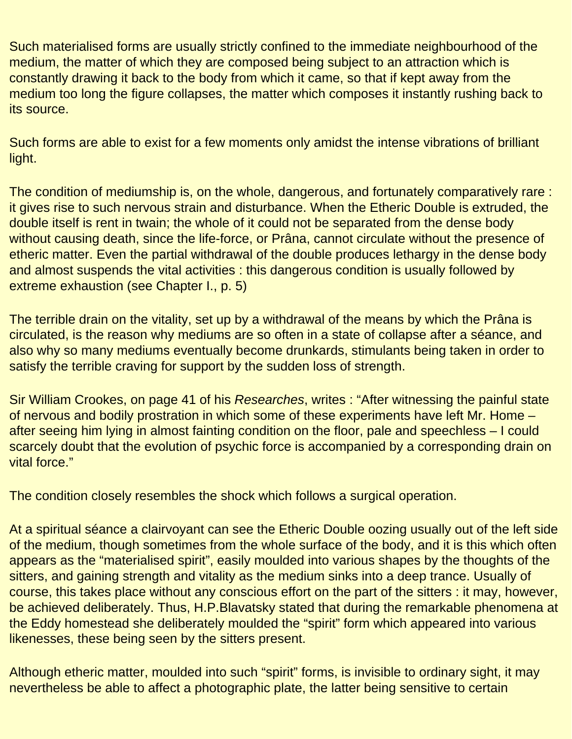Such materialised forms are usually strictly confined to the immediate neighbourhood of the medium, the matter of which they are composed being subject to an attraction which is constantly drawing it back to the body from which it came, so that if kept away from the medium too long the figure collapses, the matter which composes it instantly rushing back to its source.

Such forms are able to exist for a few moments only amidst the intense vibrations of brilliant light.

The condition of mediumship is, on the whole, dangerous, and fortunately comparatively rare : it gives rise to such nervous strain and disturbance. When the Etheric Double is extruded, the double itself is rent in twain; the whole of it could not be separated from the dense body without causing death, since the life-force, or Prâna, cannot circulate without the presence of etheric matter. Even the partial withdrawal of the double produces lethargy in the dense body and almost suspends the vital activities : this dangerous condition is usually followed by extreme exhaustion (see Chapter I., p. 5)

The terrible drain on the vitality, set up by a withdrawal of the means by which the Prâna is circulated, is the reason why mediums are so often in a state of collapse after a séance, and also why so many mediums eventually become drunkards, stimulants being taken in order to satisfy the terrible craving for support by the sudden loss of strength.

Sir William Crookes, on page 41 of his *Researches*, writes : “After witnessing the painful state of nervous and bodily prostration in which some of these experiments have left Mr. Home – after seeing him lying in almost fainting condition on the floor, pale and speechless – I could scarcely doubt that the evolution of psychic force is accompanied by a corresponding drain on vital force.”

The condition closely resembles the shock which follows a surgical operation.

At a spiritual séance a clairvoyant can see the Etheric Double oozing usually out of the left side of the medium, though sometimes from the whole surface of the body, and it is this which often appears as the “materialised spirit”, easily moulded into various shapes by the thoughts of the sitters, and gaining strength and vitality as the medium sinks into a deep trance. Usually of course, this takes place without any conscious effort on the part of the sitters : it may, however, be achieved deliberately. Thus, H.P.Blavatsky stated that during the remarkable phenomena at the Eddy homestead she deliberately moulded the “spirit” form which appeared into various likenesses, these being seen by the sitters present.

Although etheric matter, moulded into such “spirit” forms, is invisible to ordinary sight, it may nevertheless be able to affect a photographic plate, the latter being sensitive to certain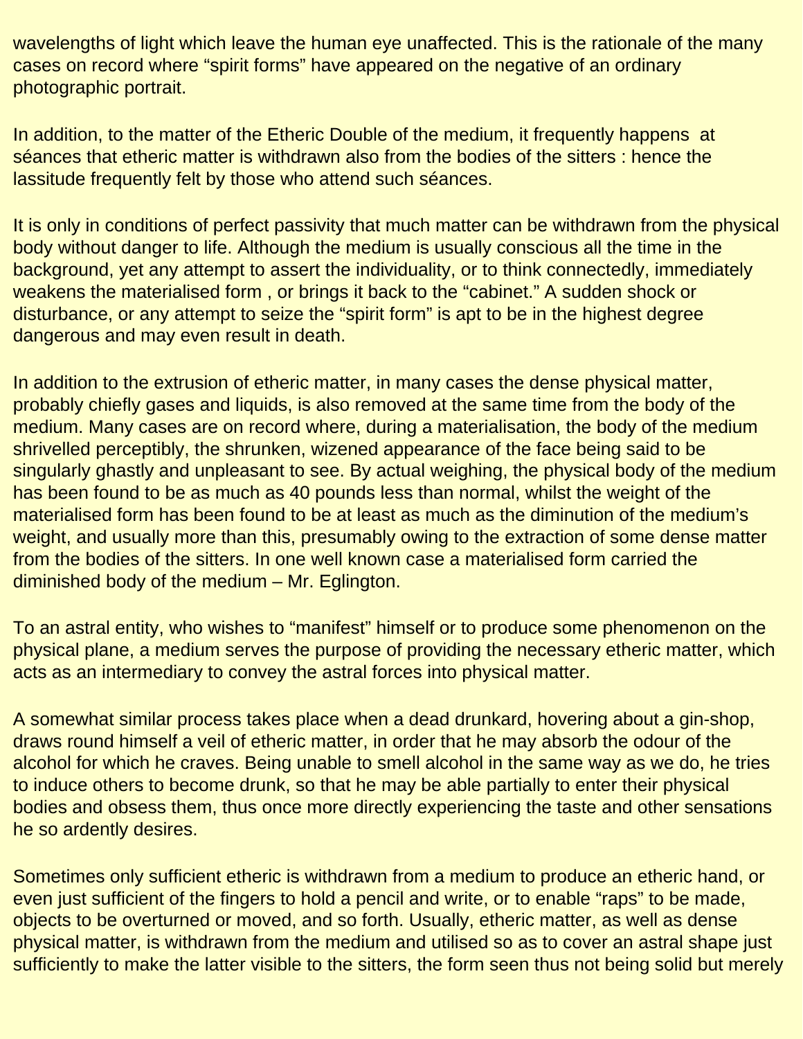wavelengths of light which leave the human eye unaffected. This is the rationale of the many cases on record where "spirit forms" have appeared on the negative of an ordinary photographic portrait.

In addition, to the matter of the Etheric Double of the medium, it frequently happens at séances that etheric matter is withdrawn also from the bodies of the sitters : hence the lassitude frequently felt by those who attend such séances.

It is only in conditions of perfect passivity that much matter can be withdrawn from the physical body without danger to life. Although the medium is usually conscious all the time in the background, yet any attempt to assert the individuality, or to think connectedly, immediately weakens the materialised form , or brings it back to the "cabinet." A sudden shock or disturbance, or any attempt to seize the "spirit form" is apt to be in the highest degree dangerous and may even result in death.

In addition to the extrusion of etheric matter, in many cases the dense physical matter, probably chiefly gases and liquids, is also removed at the same time from the body of the medium. Many cases are on record where, during a materialisation, the body of the medium shrivelled perceptibly, the shrunken, wizened appearance of the face being said to be singularly ghastly and unpleasant to see. By actual weighing, the physical body of the medium has been found to be as much as 40 pounds less than normal, whilst the weight of the materialised form has been found to be at least as much as the diminution of the medium's weight, and usually more than this, presumably owing to the extraction of some dense matter from the bodies of the sitters. In one well known case a materialised form carried the diminished body of the medium – Mr. Eglington.

To an astral entity, who wishes to "manifest" himself or to produce some phenomenon on the physical plane, a medium serves the purpose of providing the necessary etheric matter, which acts as an intermediary to convey the astral forces into physical matter.

A somewhat similar process takes place when a dead drunkard, hovering about a gin-shop, draws round himself a veil of etheric matter, in order that he may absorb the odour of the alcohol for which he craves. Being unable to smell alcohol in the same way as we do, he tries to induce others to become drunk, so that he may be able partially to enter their physical bodies and obsess them, thus once more directly experiencing the taste and other sensations he so ardently desires.

Sometimes only sufficient etheric is withdrawn from a medium to produce an etheric hand, or even just sufficient of the fingers to hold a pencil and write, or to enable "raps" to be made, objects to be overturned or moved, and so forth. Usually, etheric matter, as well as dense physical matter, is withdrawn from the medium and utilised so as to cover an astral shape just sufficiently to make the latter visible to the sitters, the form seen thus not being solid but merely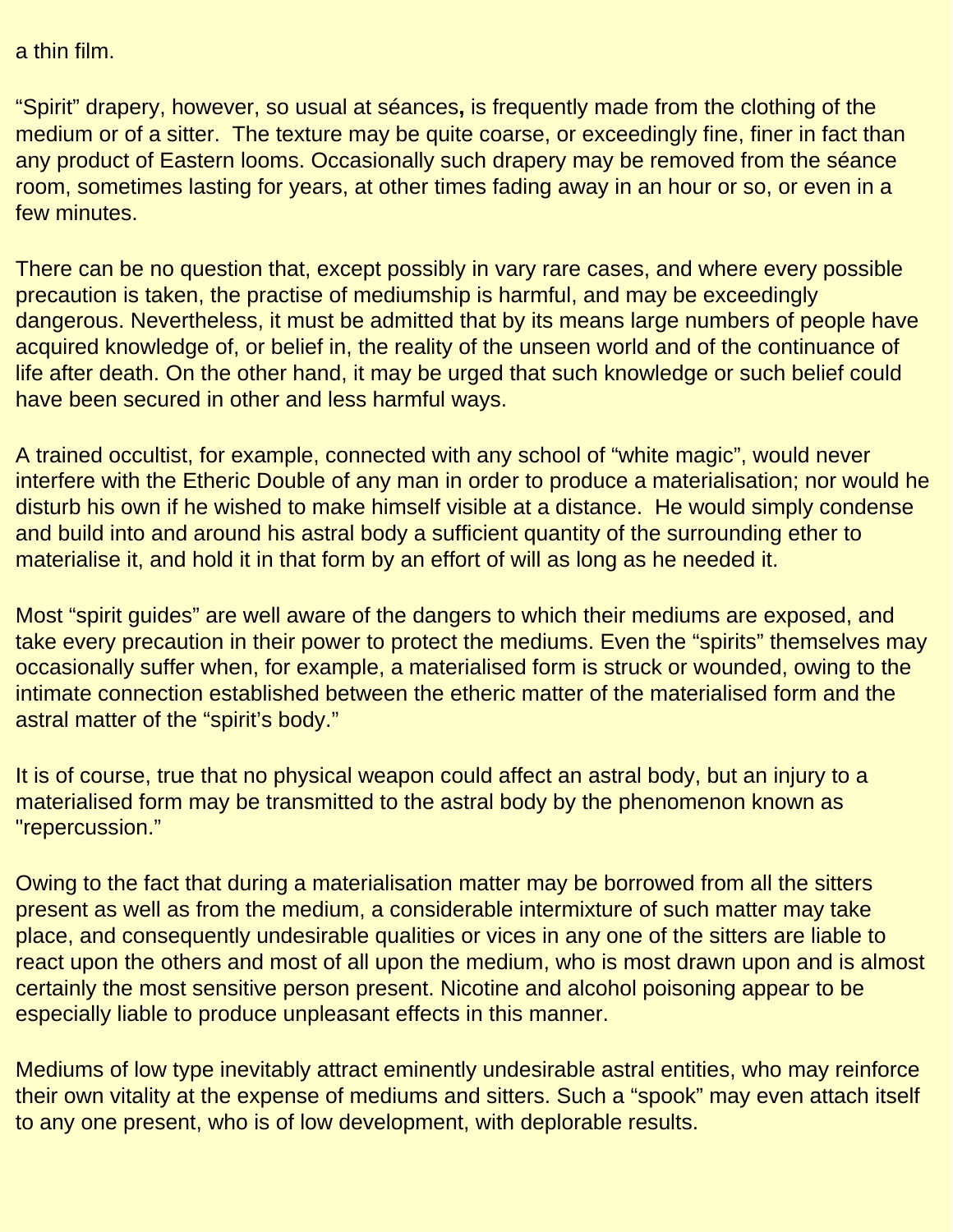a thin film.

“Spirit” drapery, however, so usual at séances**,** is frequently made from the clothing of the medium or of a sitter. The texture may be quite coarse, or exceedingly fine, finer in fact than any product of Eastern looms. Occasionally such drapery may be removed from the séance room, sometimes lasting for years, at other times fading away in an hour or so, or even in a few minutes.

There can be no question that, except possibly in vary rare cases, and where every possible precaution is taken, the practise of mediumship is harmful, and may be exceedingly dangerous. Nevertheless, it must be admitted that by its means large numbers of people have acquired knowledge of, or belief in, the reality of the unseen world and of the continuance of life after death. On the other hand, it may be urged that such knowledge or such belief could have been secured in other and less harmful ways.

A trained occultist, for example, connected with any school of “white magic”, would never interfere with the Etheric Double of any man in order to produce a materialisation; nor would he disturb his own if he wished to make himself visible at a distance. He would simply condense and build into and around his astral body a sufficient quantity of the surrounding ether to materialise it, and hold it in that form by an effort of will as long as he needed it.

Most “spirit guides” are well aware of the dangers to which their mediums are exposed, and take every precaution in their power to protect the mediums. Even the “spirits” themselves may occasionally suffer when, for example, a materialised form is struck or wounded, owing to the intimate connection established between the etheric matter of the materialised form and the astral matter of the “spirit’s body.”

It is of course, true that no physical weapon could affect an astral body, but an injury to a materialised form may be transmitted to the astral body by the phenomenon known as "repercussion.”

Owing to the fact that during a materialisation matter may be borrowed from all the sitters present as well as from the medium, a considerable intermixture of such matter may take place, and consequently undesirable qualities or vices in any one of the sitters are liable to react upon the others and most of all upon the medium, who is most drawn upon and is almost certainly the most sensitive person present. Nicotine and alcohol poisoning appear to be especially liable to produce unpleasant effects in this manner.

Mediums of low type inevitably attract eminently undesirable astral entities, who may reinforce their own vitality at the expense of mediums and sitters. Such a “spook” may even attach itself to any one present, who is of low development, with deplorable results.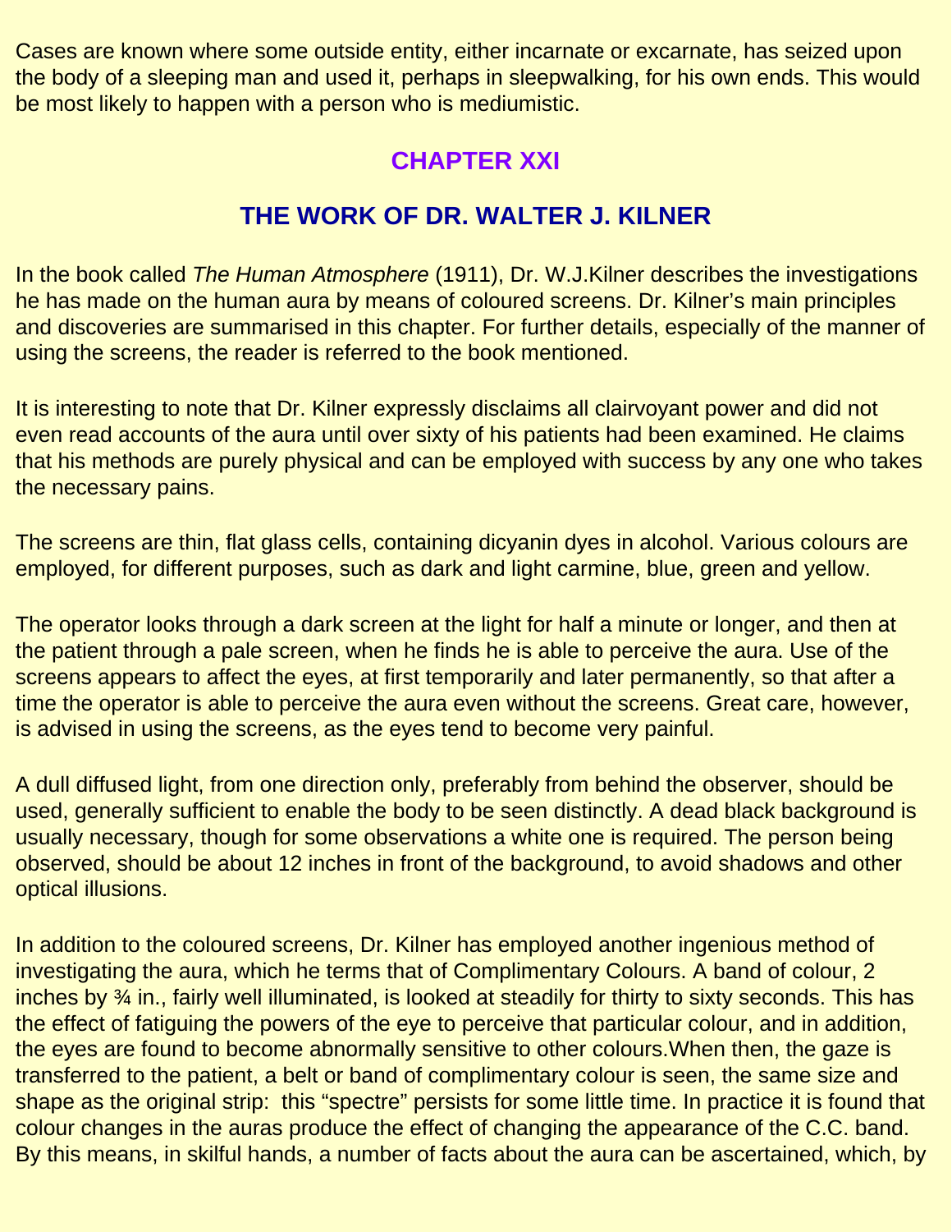Cases are known where some outside entity, either incarnate or excarnate, has seized upon the body of a sleeping man and used it, perhaps in sleepwalking, for his own ends. This would be most likely to happen with a person who is mediumistic.

## CHAPTER XXI

## THE WORK OF DR. WALTER J. KILNER

In the book called *The Human Atmosphere* (1911), Dr. W.J.Kilner describes the investigations he has made on the human aura by means of coloured screens. Dr. Kilner's main principles and discoveries are summarised in this chapter. For further details, especially of the manner of using the screens, the reader is referred to the book mentioned.

It is interesting to note that Dr. Kilner expressly disclaims all clairvoyant power and did not even read accounts of the aura until over sixty of his patients had been examined. He claims that his methods are purely physical and can be employed with success by any one who takes the necessary pains.

The screens are thin, flat glass cells, containing dicyanin dyes in alcohol. Various colours are employed, for different purposes, such as dark and light carmine, blue, green and yellow.

The operator looks through a dark screen at the light for half a minute or longer, and then at the patient through a pale screen, when he finds he is able to perceive the aura. Use of the screens appears to affect the eyes, at first temporarily and later permanently, so that after a time the operator is able to perceive the aura even without the screens. Great care, however, is advised in using the screens, as the eyes tend to become very painful.

A dull diffused light, from one direction only, preferably from behind the observer, should be used, generally sufficient to enable the body to be seen distinctly. A dead black background is usually necessary, though for some observations a white one is required. The person being observed, should be about 12 inches in front of the background, to avoid shadows and other optical illusions.

In addition to the coloured screens, Dr. Kilner has employed another ingenious method of investigating the aura, which he terms that of Complimentary Colours. A band of colour, 2 inches by ¾ in., fairly well illuminated, is looked at steadily for thirty to sixty seconds. This has the effect of fatiguing the powers of the eye to perceive that particular colour, and in addition, the eyes are found to become abnormally sensitive to other colours.When then, the gaze is transferred to the patient, a belt or band of complimentary colour is seen, the same size and shape as the original strip:  this "spectre" persists for some little time. In practice it is found that colour changes in the auras produce the effect of changing the appearance of the C.C. band. By this means, in skilful hands, a number of facts about the aura can be ascertained, which, by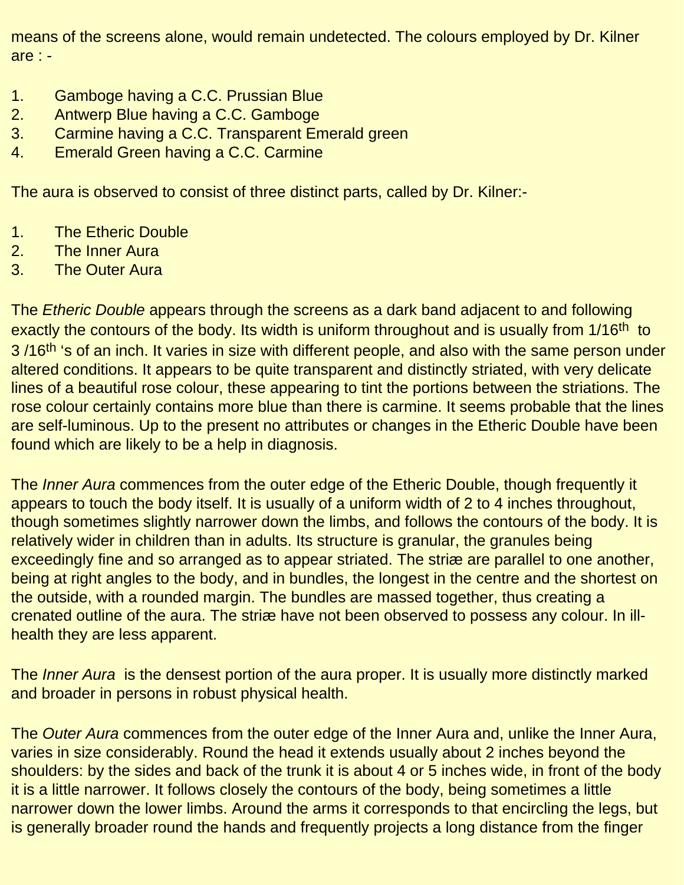means of the screens alone, would remain undetected. The colours employed by Dr. Kilner are : -

1. Gamboge having a C.C. Prussian Blue
2. Antwerp Blue having a C.C. Gamboge
3. Carmine having a C.C. Transparent Emerald green
4. Emerald Green having a C.C. Carmine

The aura is observed to consist of three distinct parts, called by Dr. Kilner:-

1. The Etheric Double
2. The Inner Aura
3. The Outer Aura

The *Etheric Double* appears through the screens as a dark band adjacent to and following exactly the contours of the body. Its width is uniform throughout and is usually from 1/16th to 3 /16th 's of an inch. It varies in size with different people, and also with the same person under altered conditions. It appears to be quite transparent and distinctly striated, with very delicate lines of a beautiful rose colour, these appearing to tint the portions between the striations. The rose colour certainly contains more blue than there is carmine. It seems probable that the lines are self-luminous. Up to the present no attributes or changes in the Etheric Double have been found which are likely to be a help in diagnosis.

The *Inner Aura* commences from the outer edge of the Etheric Double, though frequently it appears to touch the body itself. It is usually of a uniform width of 2 to 4 inches throughout, though sometimes slightly narrower down the limbs, and follows the contours of the body. It is relatively wider in children than in adults. Its structure is granular, the granules being exceedingly fine and so arranged as to appear striated. The striæ are parallel to one another, being at right angles to the body, and in bundles, the longest in the centre and the shortest on the outside, with a rounded margin. The bundles are massed together, thus creating a crenated outline of the aura. The striæ have not been observed to possess any colour. In ill-health they are less apparent.

The *Inner Aura* is the densest portion of the aura proper. It is usually more distinctly marked and broader in persons in robust physical health.

The *Outer Aura* commences from the outer edge of the Inner Aura and, unlike the Inner Aura, varies in size considerably. Round the head it extends usually about 2 inches beyond the shoulders: by the sides and back of the trunk it is about 4 or 5 inches wide, in front of the body it is a little narrower. It follows closely the contours of the body, being sometimes a little narrower down the lower limbs. Around the arms it corresponds to that encircling the legs, but is generally broader round the hands and frequently projects a long distance from the finger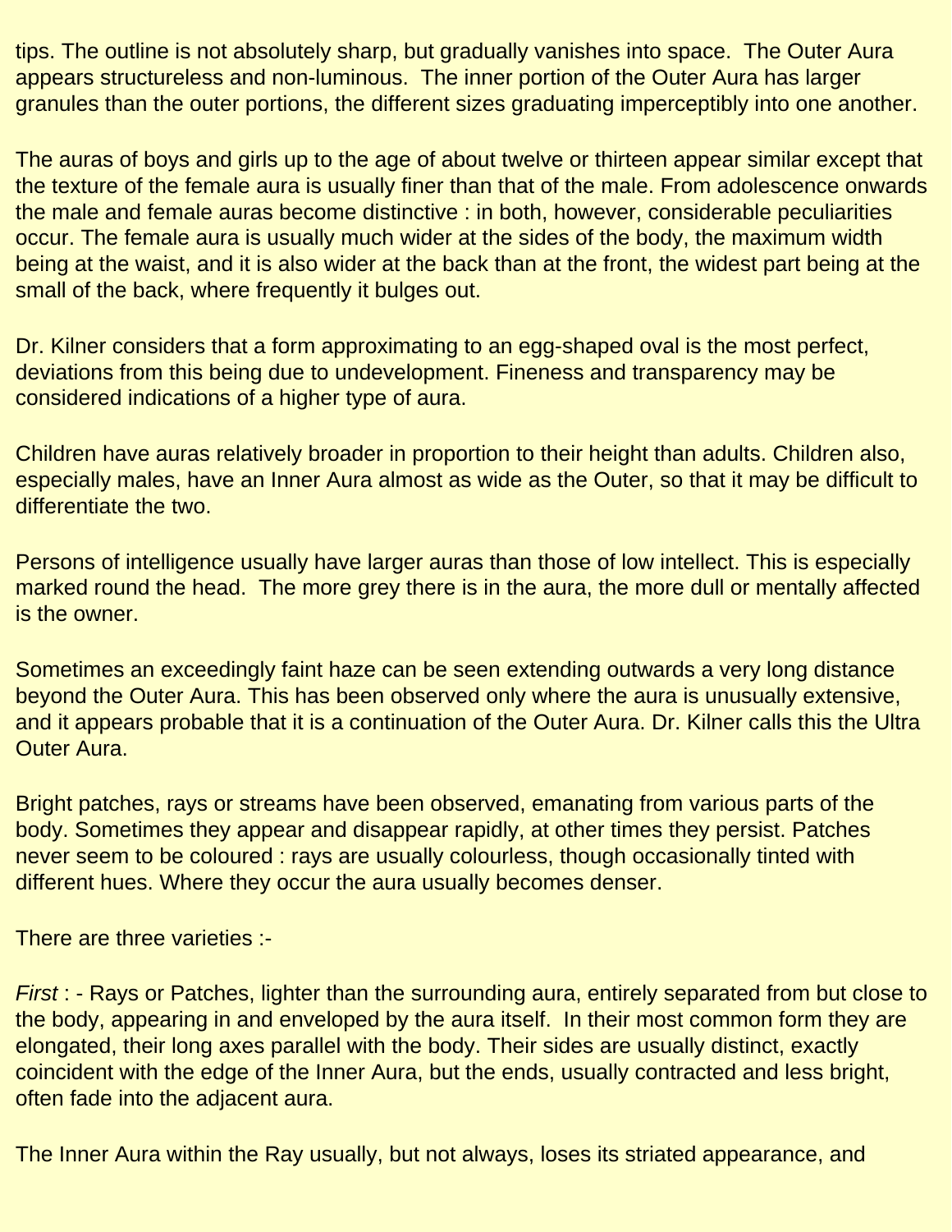tips. The outline is not absolutely sharp, but gradually vanishes into space. The Outer Aura appears structureless and non-luminous. The inner portion of the Outer Aura has larger granules than the outer portions, the different sizes graduating imperceptibly into one another.

The auras of boys and girls up to the age of about twelve or thirteen appear similar except that the texture of the female aura is usually finer than that of the male. From adolescence onwards the male and female auras become distinctive : in both, however, considerable peculiarities occur. The female aura is usually much wider at the sides of the body, the maximum width being at the waist, and it is also wider at the back than at the front, the widest part being at the small of the back, where frequently it bulges out.

Dr. Kilner considers that a form approximating to an egg-shaped oval is the most perfect, deviations from this being due to undevelopment. Fineness and transparency may be considered indications of a higher type of aura.

Children have auras relatively broader in proportion to their height than adults. Children also, especially males, have an Inner Aura almost as wide as the Outer, so that it may be difficult to differentiate the two.

Persons of intelligence usually have larger auras than those of low intellect. This is especially marked round the head. The more grey there is in the aura, the more dull or mentally affected is the owner.

Sometimes an exceedingly faint haze can be seen extending outwards a very long distance beyond the Outer Aura. This has been observed only where the aura is unusually extensive, and it appears probable that it is a continuation of the Outer Aura. Dr. Kilner calls this the Ultra Outer Aura.

Bright patches, rays or streams have been observed, emanating from various parts of the body. Sometimes they appear and disappear rapidly, at other times they persist. Patches never seem to be coloured : rays are usually colourless, though occasionally tinted with different hues. Where they occur the aura usually becomes denser.

There are three varieties :-

*First* : - Rays or Patches, lighter than the surrounding aura, entirely separated from but close to the body, appearing in and enveloped by the aura itself. In their most common form they are elongated, their long axes parallel with the body. Their sides are usually distinct, exactly coincident with the edge of the Inner Aura, but the ends, usually contracted and less bright, often fade into the adjacent aura.

The Inner Aura within the Ray usually, but not always, loses its striated appearance, and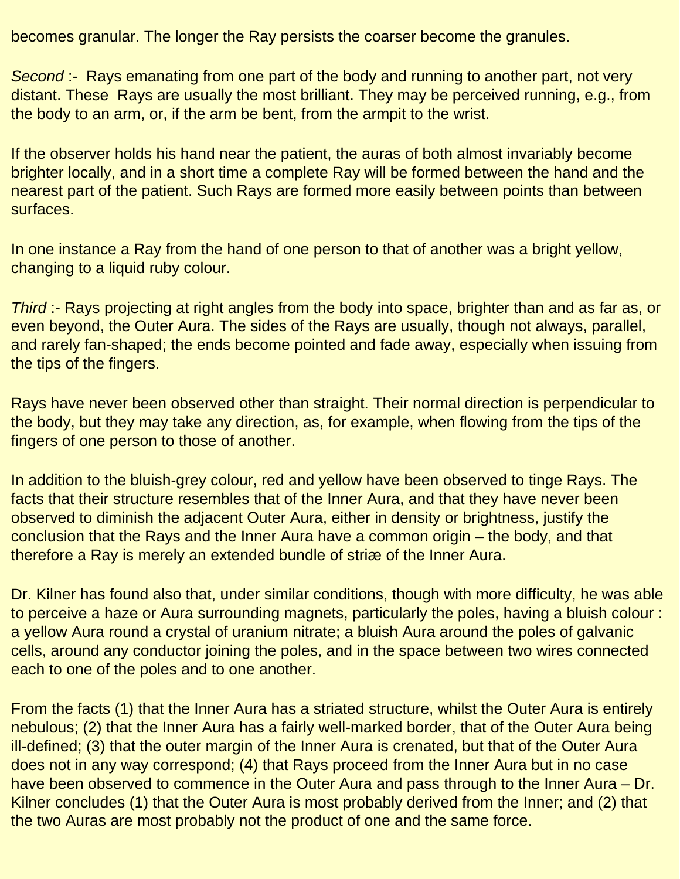becomes granular. The longer the Ray persists the coarser become the granules.

*Second* :- Rays emanating from one part of the body and running to another part, not very distant. These Rays are usually the most brilliant. They may be perceived running, e.g., from the body to an arm, or, if the arm be bent, from the armpit to the wrist.

If the observer holds his hand near the patient, the auras of both almost invariably become brighter locally, and in a short time a complete Ray will be formed between the hand and the nearest part of the patient. Such Rays are formed more easily between points than between surfaces.

In one instance a Ray from the hand of one person to that of another was a bright yellow, changing to a liquid ruby colour.

*Third* :- Rays projecting at right angles from the body into space, brighter than and as far as, or even beyond, the Outer Aura. The sides of the Rays are usually, though not always, parallel, and rarely fan-shaped; the ends become pointed and fade away, especially when issuing from the tips of the fingers.

Rays have never been observed other than straight. Their normal direction is perpendicular to the body, but they may take any direction, as, for example, when flowing from the tips of the fingers of one person to those of another.

In addition to the bluish-grey colour, red and yellow have been observed to tinge Rays. The facts that their structure resembles that of the Inner Aura, and that they have never been observed to diminish the adjacent Outer Aura, either in density or brightness, justify the conclusion that the Rays and the Inner Aura have a common origin – the body, and that therefore a Ray is merely an extended bundle of striæ of the Inner Aura.

Dr. Kilner has found also that, under similar conditions, though with more difficulty, he was able to perceive a haze or Aura surrounding magnets, particularly the poles, having a bluish colour : a yellow Aura round a crystal of uranium nitrate; a bluish Aura around the poles of galvanic cells, around any conductor joining the poles, and in the space between two wires connected each to one of the poles and to one another.

From the facts (1) that the Inner Aura has a striated structure, whilst the Outer Aura is entirely nebulous; (2) that the Inner Aura has a fairly well-marked border, that of the Outer Aura being ill-defined; (3) that the outer margin of the Inner Aura is crenated, but that of the Outer Aura does not in any way correspond; (4) that Rays proceed from the Inner Aura but in no case have been observed to commence in the Outer Aura and pass through to the Inner Aura – Dr. Kilner concludes (1) that the Outer Aura is most probably derived from the Inner; and (2) that the two Auras are most probably not the product of one and the same force.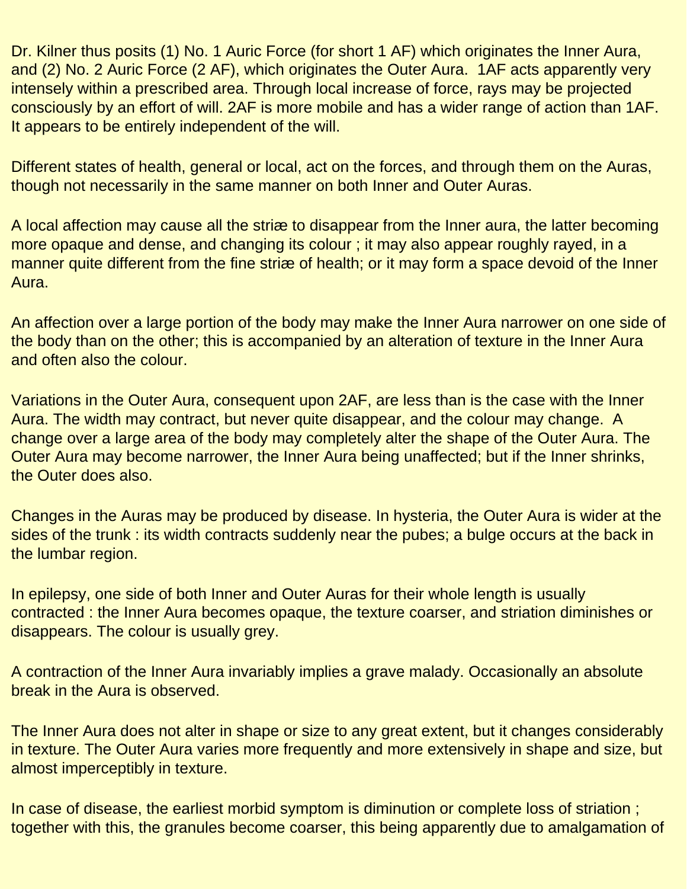Dr. Kilner thus posits (1) No. 1 Auric Force (for short 1 AF) which originates the Inner Aura, and (2) No. 2 Auric Force (2 AF), which originates the Outer Aura. 1AF acts apparently very intensely within a prescribed area. Through local increase of force, rays may be projected consciously by an effort of will. 2AF is more mobile and has a wider range of action than 1AF. It appears to be entirely independent of the will.

Different states of health, general or local, act on the forces, and through them on the Auras, though not necessarily in the same manner on both Inner and Outer Auras.

A local affection may cause all the striæ to disappear from the Inner aura, the latter becoming more opaque and dense, and changing its colour ; it may also appear roughly rayed, in a manner quite different from the fine striæ of health; or it may form a space devoid of the Inner Aura.

An affection over a large portion of the body may make the Inner Aura narrower on one side of the body than on the other; this is accompanied by an alteration of texture in the Inner Aura and often also the colour.

Variations in the Outer Aura, consequent upon 2AF, are less than is the case with the Inner Aura. The width may contract, but never quite disappear, and the colour may change. A change over a large area of the body may completely alter the shape of the Outer Aura. The Outer Aura may become narrower, the Inner Aura being unaffected; but if the Inner shrinks, the Outer does also.

Changes in the Auras may be produced by disease. In hysteria, the Outer Aura is wider at the sides of the trunk : its width contracts suddenly near the pubes; a bulge occurs at the back in the lumbar region.

In epilepsy, one side of both Inner and Outer Auras for their whole length is usually contracted : the Inner Aura becomes opaque, the texture coarser, and striation diminishes or disappears. The colour is usually grey.

A contraction of the Inner Aura invariably implies a grave malady. Occasionally an absolute break in the Aura is observed.

The Inner Aura does not alter in shape or size to any great extent, but it changes considerably in texture. The Outer Aura varies more frequently and more extensively in shape and size, but almost imperceptibly in texture.

In case of disease, the earliest morbid symptom is diminution or complete loss of striation ; together with this, the granules become coarser, this being apparently due to amalgamation of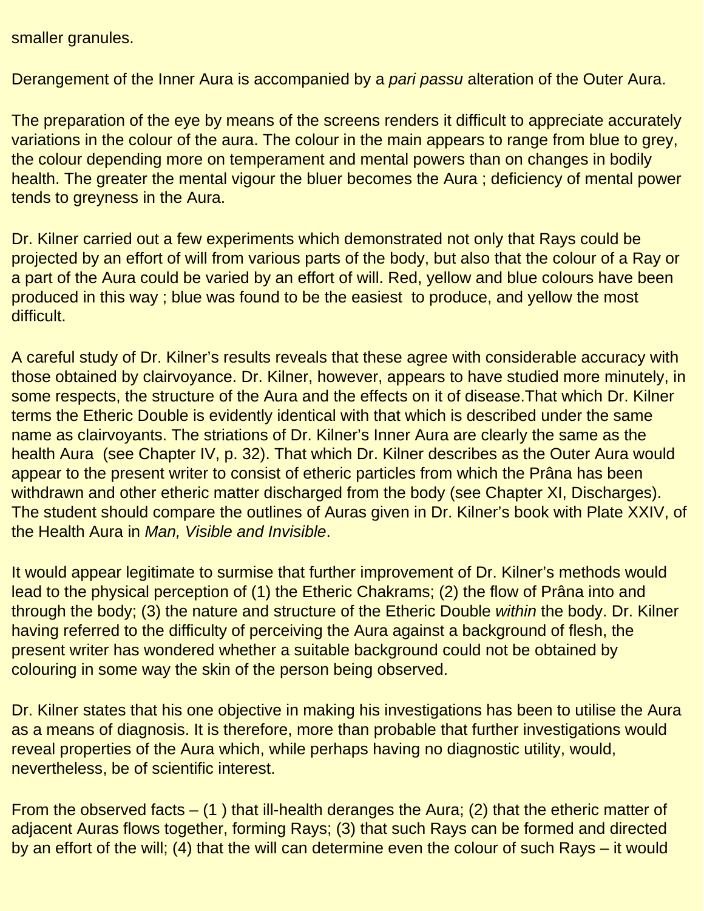smaller granules.

Derangement of the Inner Aura is accompanied by a *pari passu* alteration of the Outer Aura.

The preparation of the eye by means of the screens renders it difficult to appreciate accurately variations in the colour of the aura. The colour in the main appears to range from blue to grey, the colour depending more on temperament and mental powers than on changes in bodily health. The greater the mental vigour the bluer becomes the Aura ; deficiency of mental power tends to greyness in the Aura.

Dr. Kilner carried out a few experiments which demonstrated not only that Rays could be projected by an effort of will from various parts of the body, but also that the colour of a Ray or a part of the Aura could be varied by an effort of will. Red, yellow and blue colours have been produced in this way ; blue was found to be the easiest to produce, and yellow the most difficult.

A careful study of Dr. Kilner's results reveals that these agree with considerable accuracy with those obtained by clairvoyance. Dr. Kilner, however, appears to have studied more minutely, in some respects, the structure of the Aura and the effects on it of disease.That which Dr. Kilner terms the Etheric Double is evidently identical with that which is described under the same name as clairvoyants. The striations of Dr. Kilner's Inner Aura are clearly the same as the health Aura (see Chapter IV, p. 32). That which Dr. Kilner describes as the Outer Aura would appear to the present writer to consist of etheric particles from which the Prâna has been withdrawn and other etheric matter discharged from the body (see Chapter XI, Discharges). The student should compare the outlines of Auras given in Dr. Kilner's book with Plate XXIV, of the Health Aura in *Man, Visible and Invisible*.

It would appear legitimate to surmise that further improvement of Dr. Kilner's methods would lead to the physical perception of (1) the Etheric Chakrams; (2) the flow of Prâna into and through the body; (3) the nature and structure of the Etheric Double *within* the body. Dr. Kilner having referred to the difficulty of perceiving the Aura against a background of flesh, the present writer has wondered whether a suitable background could not be obtained by colouring in some way the skin of the person being observed.

Dr. Kilner states that his one objective in making his investigations has been to utilise the Aura as a means of diagnosis. It is therefore, more than probable that further investigations would reveal properties of the Aura which, while perhaps having no diagnostic utility, would, nevertheless, be of scientific interest.

From the observed facts – (1 ) that ill-health deranges the Aura; (2) that the etheric matter of adjacent Auras flows together, forming Rays; (3) that such Rays can be formed and directed by an effort of the will; (4) that the will can determine even the colour of such Rays – it would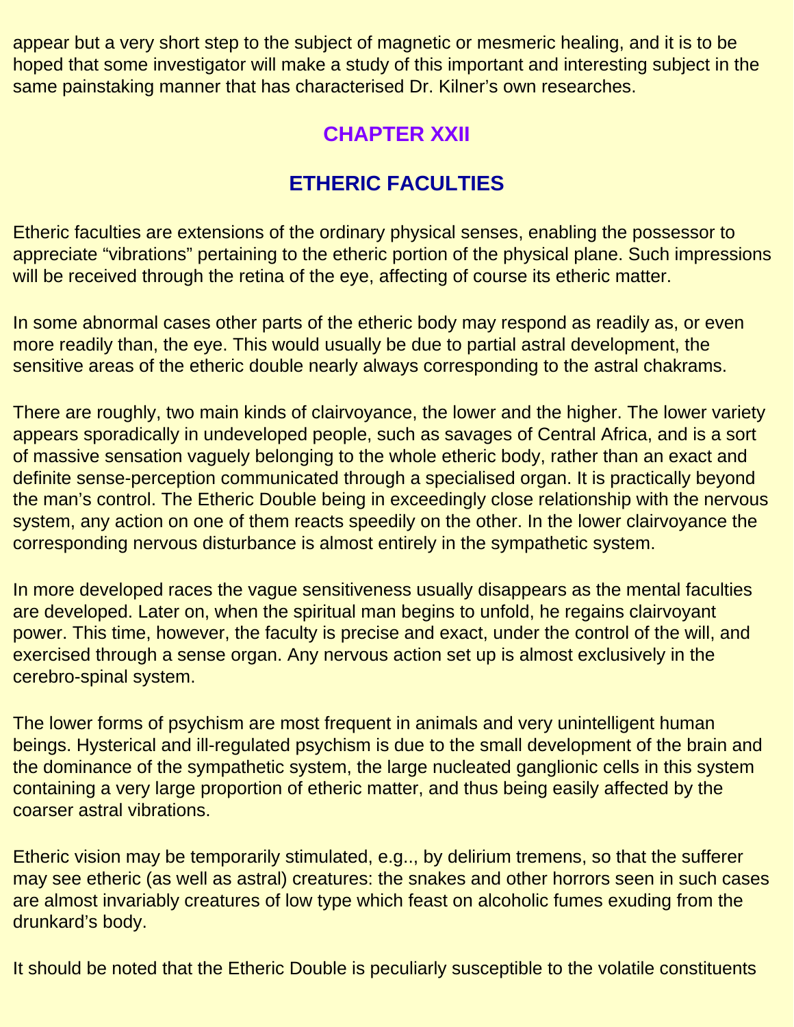appear but a very short step to the subject of magnetic or mesmeric healing, and it is to be hoped that some investigator will make a study of this important and interesting subject in the same painstaking manner that has characterised Dr. Kilner's own researches.

## CHAPTER XXII

## ETHERIC FACULTIES

Etheric faculties are extensions of the ordinary physical senses, enabling the possessor to appreciate "vibrations" pertaining to the etheric portion of the physical plane. Such impressions will be received through the retina of the eye, affecting of course its etheric matter.

In some abnormal cases other parts of the etheric body may respond as readily as, or even more readily than, the eye. This would usually be due to partial astral development, the sensitive areas of the etheric double nearly always corresponding to the astral chakrams.

There are roughly, two main kinds of clairvoyance, the lower and the higher. The lower variety appears sporadically in undeveloped people, such as savages of Central Africa, and is a sort of massive sensation vaguely belonging to the whole etheric body, rather than an exact and definite sense-perception communicated through a specialised organ. It is practically beyond the man's control. The Etheric Double being in exceedingly close relationship with the nervous system, any action on one of them reacts speedily on the other. In the lower clairvoyance the corresponding nervous disturbance is almost entirely in the sympathetic system.

In more developed races the vague sensitiveness usually disappears as the mental faculties are developed. Later on, when the spiritual man begins to unfold, he regains clairvoyant power. This time, however, the faculty is precise and exact, under the control of the will, and exercised through a sense organ. Any nervous action set up is almost exclusively in the cerebro-spinal system.

The lower forms of psychism are most frequent in animals and very unintelligent human beings. Hysterical and ill-regulated psychism is due to the small development of the brain and the dominance of the sympathetic system, the large nucleated ganglionic cells in this system containing a very large proportion of etheric matter, and thus being easily affected by the coarser astral vibrations.

Etheric vision may be temporarily stimulated, e.g.., by delirium tremens, so that the sufferer may see etheric (as well as astral) creatures: the snakes and other horrors seen in such cases are almost invariably creatures of low type which feast on alcoholic fumes exuding from the drunkard's body.

It should be noted that the Etheric Double is peculiarly susceptible to the volatile constituents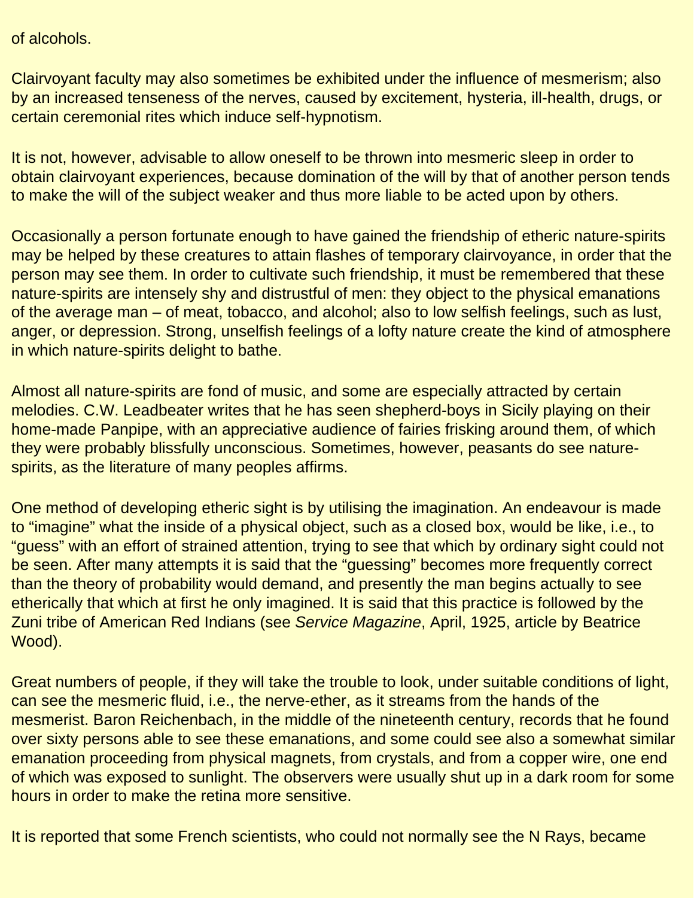of alcohols.

Clairvoyant faculty may also sometimes be exhibited under the influence of mesmerism; also by an increased tenseness of the nerves, caused by excitement, hysteria, ill-health, drugs, or certain ceremonial rites which induce self-hypnotism.

It is not, however, advisable to allow oneself to be thrown into mesmeric sleep in order to obtain clairvoyant experiences, because domination of the will by that of another person tends to make the will of the subject weaker and thus more liable to be acted upon by others.

Occasionally a person fortunate enough to have gained the friendship of etheric nature-spirits may be helped by these creatures to attain flashes of temporary clairvoyance, in order that the person may see them. In order to cultivate such friendship, it must be remembered that these nature-spirits are intensely shy and distrustful of men: they object to the physical emanations of the average man – of meat, tobacco, and alcohol; also to low selfish feelings, such as lust, anger, or depression. Strong, unselfish feelings of a lofty nature create the kind of atmosphere in which nature-spirits delight to bathe.

Almost all nature-spirits are fond of music, and some are especially attracted by certain melodies. C.W. Leadbeater writes that he has seen shepherd-boys in Sicily playing on their home-made Panpipe, with an appreciative audience of fairies frisking around them, of which they were probably blissfully unconscious. Sometimes, however, peasants do see nature-spirits, as the literature of many peoples affirms.

One method of developing etheric sight is by utilising the imagination. An endeavour is made to "imagine" what the inside of a physical object, such as a closed box, would be like, i.e., to "guess" with an effort of strained attention, trying to see that which by ordinary sight could not be seen. After many attempts it is said that the "guessing" becomes more frequently correct than the theory of probability would demand, and presently the man begins actually to see etherically that which at first he only imagined. It is said that this practice is followed by the Zuni tribe of American Red Indians (see *Service Magazine*, April, 1925, article by Beatrice Wood).

Great numbers of people, if they will take the trouble to look, under suitable conditions of light, can see the mesmeric fluid, i.e., the nerve-ether, as it streams from the hands of the mesmerist. Baron Reichenbach, in the middle of the nineteenth century, records that he found over sixty persons able to see these emanations, and some could see also a somewhat similar emanation proceeding from physical magnets, from crystals, and from a copper wire, one end of which was exposed to sunlight. The observers were usually shut up in a dark room for some hours in order to make the retina more sensitive.

It is reported that some French scientists, who could not normally see the N Rays, became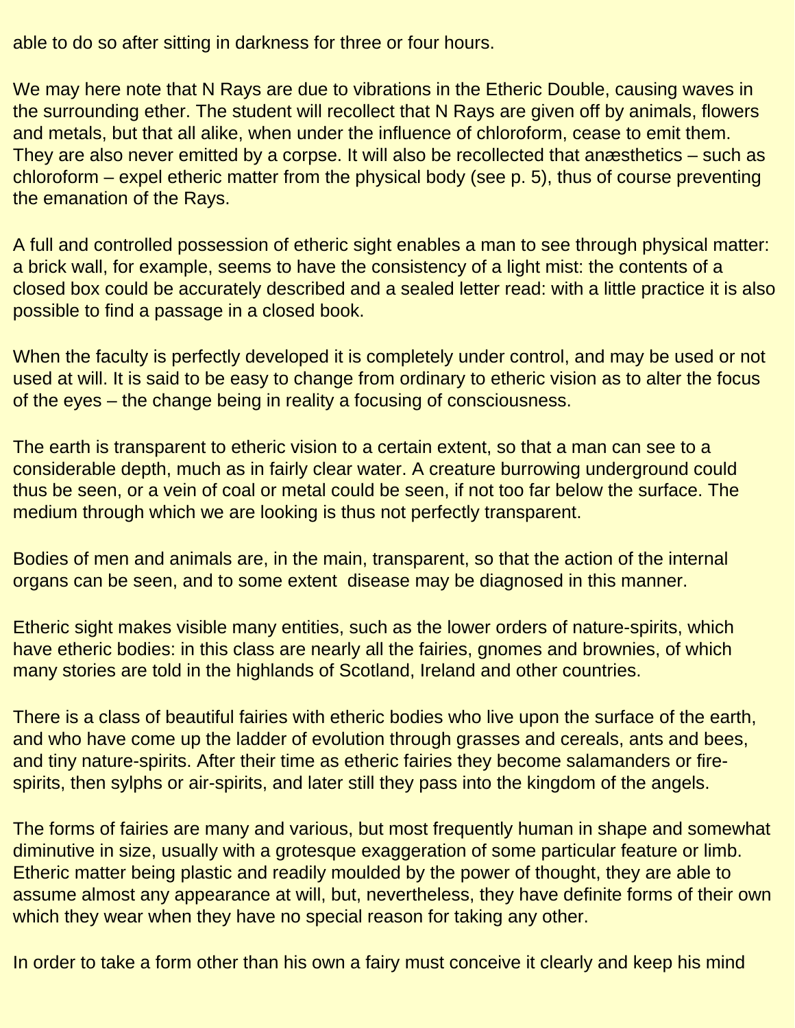able to do so after sitting in darkness for three or four hours.

We may here note that N Rays are due to vibrations in the Etheric Double, causing waves in the surrounding ether. The student will recollect that N Rays are given off by animals, flowers and metals, but that all alike, when under the influence of chloroform, cease to emit them. They are also never emitted by a corpse. It will also be recollected that anæsthetics – such as chloroform – expel etheric matter from the physical body (see p. 5), thus of course preventing the emanation of the Rays.

A full and controlled possession of etheric sight enables a man to see through physical matter: a brick wall, for example, seems to have the consistency of a light mist: the contents of a closed box could be accurately described and a sealed letter read: with a little practice it is also possible to find a passage in a closed book.

When the faculty is perfectly developed it is completely under control, and may be used or not used at will. It is said to be easy to change from ordinary to etheric vision as to alter the focus of the eyes – the change being in reality a focusing of consciousness.

The earth is transparent to etheric vision to a certain extent, so that a man can see to a considerable depth, much as in fairly clear water. A creature burrowing underground could thus be seen, or a vein of coal or metal could be seen, if not too far below the surface. The medium through which we are looking is thus not perfectly transparent.

Bodies of men and animals are, in the main, transparent, so that the action of the internal organs can be seen, and to some extent disease may be diagnosed in this manner.

Etheric sight makes visible many entities, such as the lower orders of nature-spirits, which have etheric bodies: in this class are nearly all the fairies, gnomes and brownies, of which many stories are told in the highlands of Scotland, Ireland and other countries.

There is a class of beautiful fairies with etheric bodies who live upon the surface of the earth, and who have come up the ladder of evolution through grasses and cereals, ants and bees, and tiny nature-spirits. After their time as etheric fairies they become salamanders or fire-spirits, then sylphs or air-spirits, and later still they pass into the kingdom of the angels.

The forms of fairies are many and various, but most frequently human in shape and somewhat diminutive in size, usually with a grotesque exaggeration of some particular feature or limb. Etheric matter being plastic and readily moulded by the power of thought, they are able to assume almost any appearance at will, but, nevertheless, they have definite forms of their own which they wear when they have no special reason for taking any other.

In order to take a form other than his own a fairy must conceive it clearly and keep his mind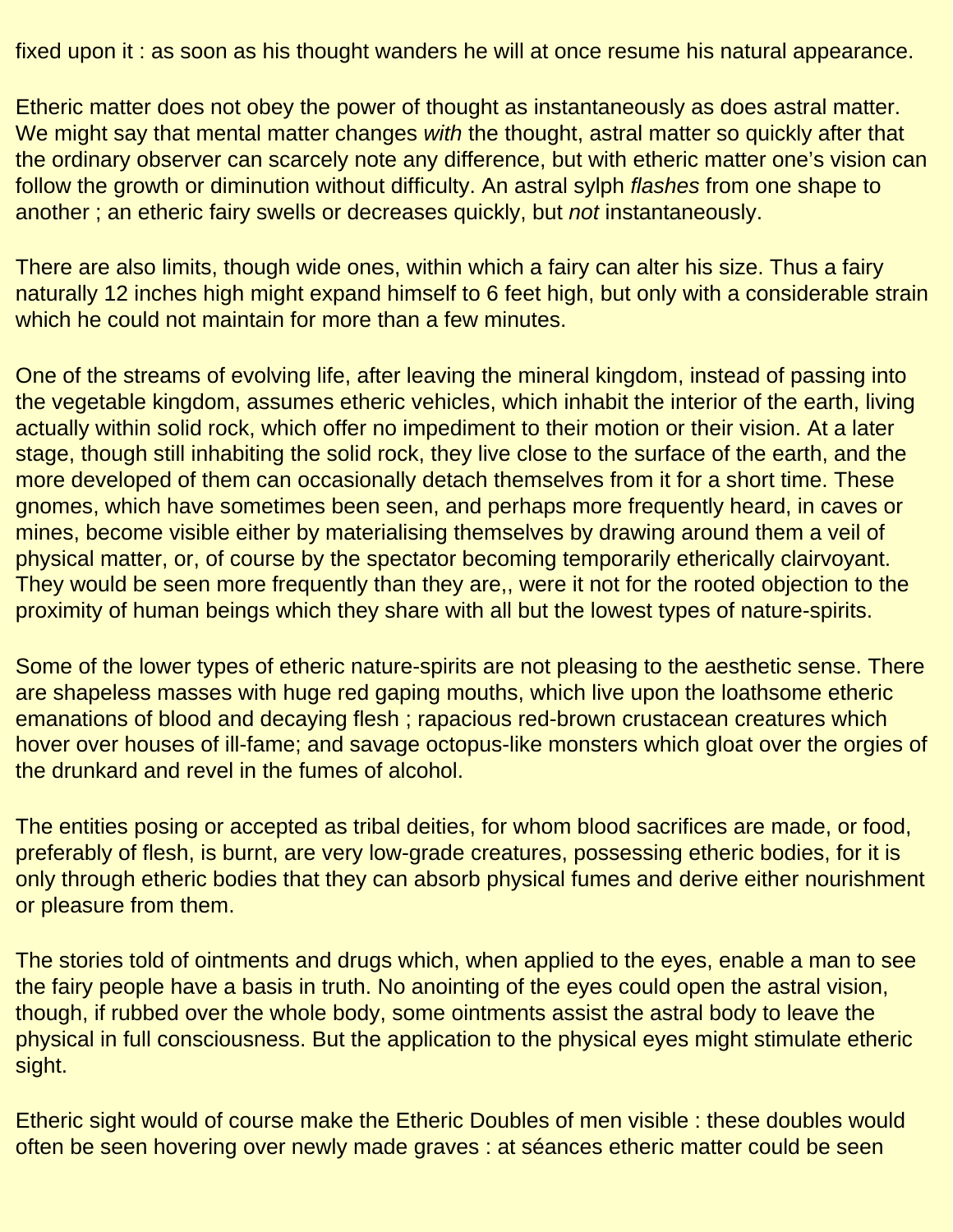fixed upon it : as soon as his thought wanders he will at once resume his natural appearance.

Etheric matter does not obey the power of thought as instantaneously as does astral matter. We might say that mental matter changes *with* the thought, astral matter so quickly after that the ordinary observer can scarcely note any difference, but with etheric matter one's vision can follow the growth or diminution without difficulty. An astral sylph *flashes* from one shape to another ; an etheric fairy swells or decreases quickly, but *not* instantaneously.

There are also limits, though wide ones, within which a fairy can alter his size. Thus a fairy naturally 12 inches high might expand himself to 6 feet high, but only with a considerable strain which he could not maintain for more than a few minutes.

One of the streams of evolving life, after leaving the mineral kingdom, instead of passing into the vegetable kingdom, assumes etheric vehicles, which inhabit the interior of the earth, living actually within solid rock, which offer no impediment to their motion or their vision. At a later stage, though still inhabiting the solid rock, they live close to the surface of the earth, and the more developed of them can occasionally detach themselves from it for a short time. These gnomes, which have sometimes been seen, and perhaps more frequently heard, in caves or mines, become visible either by materialising themselves by drawing around them a veil of physical matter, or, of course by the spectator becoming temporarily etherically clairvoyant. They would be seen more frequently than they are,, were it not for the rooted objection to the proximity of human beings which they share with all but the lowest types of nature-spirits.

Some of the lower types of etheric nature-spirits are not pleasing to the aesthetic sense. There are shapeless masses with huge red gaping mouths, which live upon the loathsome etheric emanations of blood and decaying flesh ; rapacious red-brown crustacean creatures which hover over houses of ill-fame; and savage octopus-like monsters which gloat over the orgies of the drunkard and revel in the fumes of alcohol.

The entities posing or accepted as tribal deities, for whom blood sacrifices are made, or food, preferably of flesh, is burnt, are very low-grade creatures, possessing etheric bodies, for it is only through etheric bodies that they can absorb physical fumes and derive either nourishment or pleasure from them.

The stories told of ointments and drugs which, when applied to the eyes, enable a man to see the fairy people have a basis in truth. No anointing of the eyes could open the astral vision, though, if rubbed over the whole body, some ointments assist the astral body to leave the physical in full consciousness. But the application to the physical eyes might stimulate etheric sight.

Etheric sight would of course make the Etheric Doubles of men visible : these doubles would often be seen hovering over newly made graves : at séances etheric matter could be seen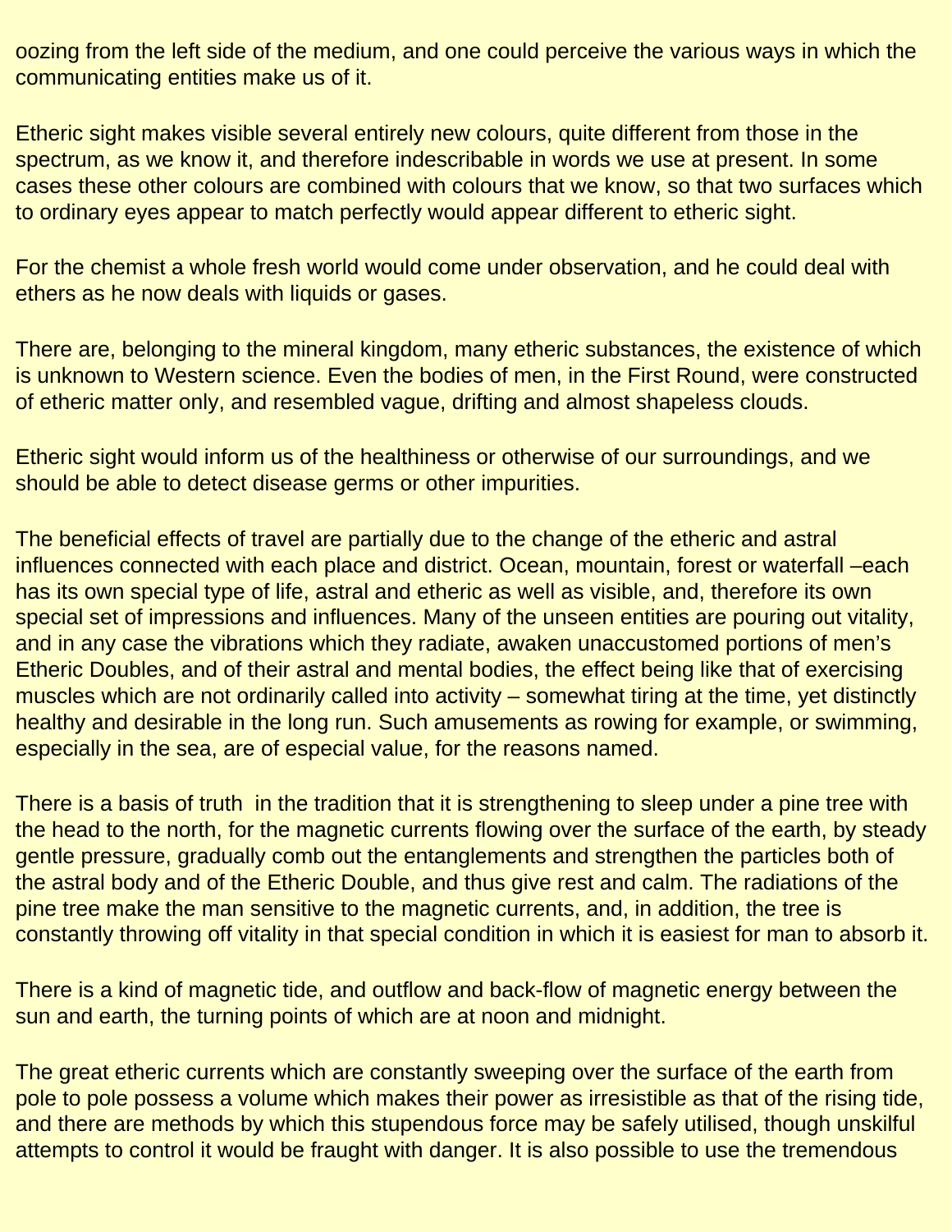oozing from the left side of the medium, and one could perceive the various ways in which the communicating entities make us of it.

Etheric sight makes visible several entirely new colours, quite different from those in the spectrum, as we know it, and therefore indescribable in words we use at present. In some cases these other colours are combined with colours that we know, so that two surfaces which to ordinary eyes appear to match perfectly would appear different to etheric sight.

For the chemist a whole fresh world would come under observation, and he could deal with ethers as he now deals with liquids or gases.

There are, belonging to the mineral kingdom, many etheric substances, the existence of which is unknown to Western science. Even the bodies of men, in the First Round, were constructed of etheric matter only, and resembled vague, drifting and almost shapeless clouds.

Etheric sight would inform us of the healthiness or otherwise of our surroundings, and we should be able to detect disease germs or other impurities.

The beneficial effects of travel are partially due to the change of the etheric and astral influences connected with each place and district. Ocean, mountain, forest or waterfall –each has its own special type of life, astral and etheric as well as visible, and, therefore its own special set of impressions and influences. Many of the unseen entities are pouring out vitality, and in any case the vibrations which they radiate, awaken unaccustomed portions of men's Etheric Doubles, and of their astral and mental bodies, the effect being like that of exercising muscles which are not ordinarily called into activity – somewhat tiring at the time, yet distinctly healthy and desirable in the long run. Such amusements as rowing for example, or swimming, especially in the sea, are of especial value, for the reasons named.

There is a basis of truth in the tradition that it is strengthening to sleep under a pine tree with the head to the north, for the magnetic currents flowing over the surface of the earth, by steady gentle pressure, gradually comb out the entanglements and strengthen the particles both of the astral body and of the Etheric Double, and thus give rest and calm. The radiations of the pine tree make the man sensitive to the magnetic currents, and, in addition, the tree is constantly throwing off vitality in that special condition in which it is easiest for man to absorb it.

There is a kind of magnetic tide, and outflow and back-flow of magnetic energy between the sun and earth, the turning points of which are at noon and midnight.

The great etheric currents which are constantly sweeping over the surface of the earth from pole to pole possess a volume which makes their power as irresistible as that of the rising tide, and there are methods by which this stupendous force may be safely utilised, though unskilful attempts to control it would be fraught with danger. It is also possible to use the tremendous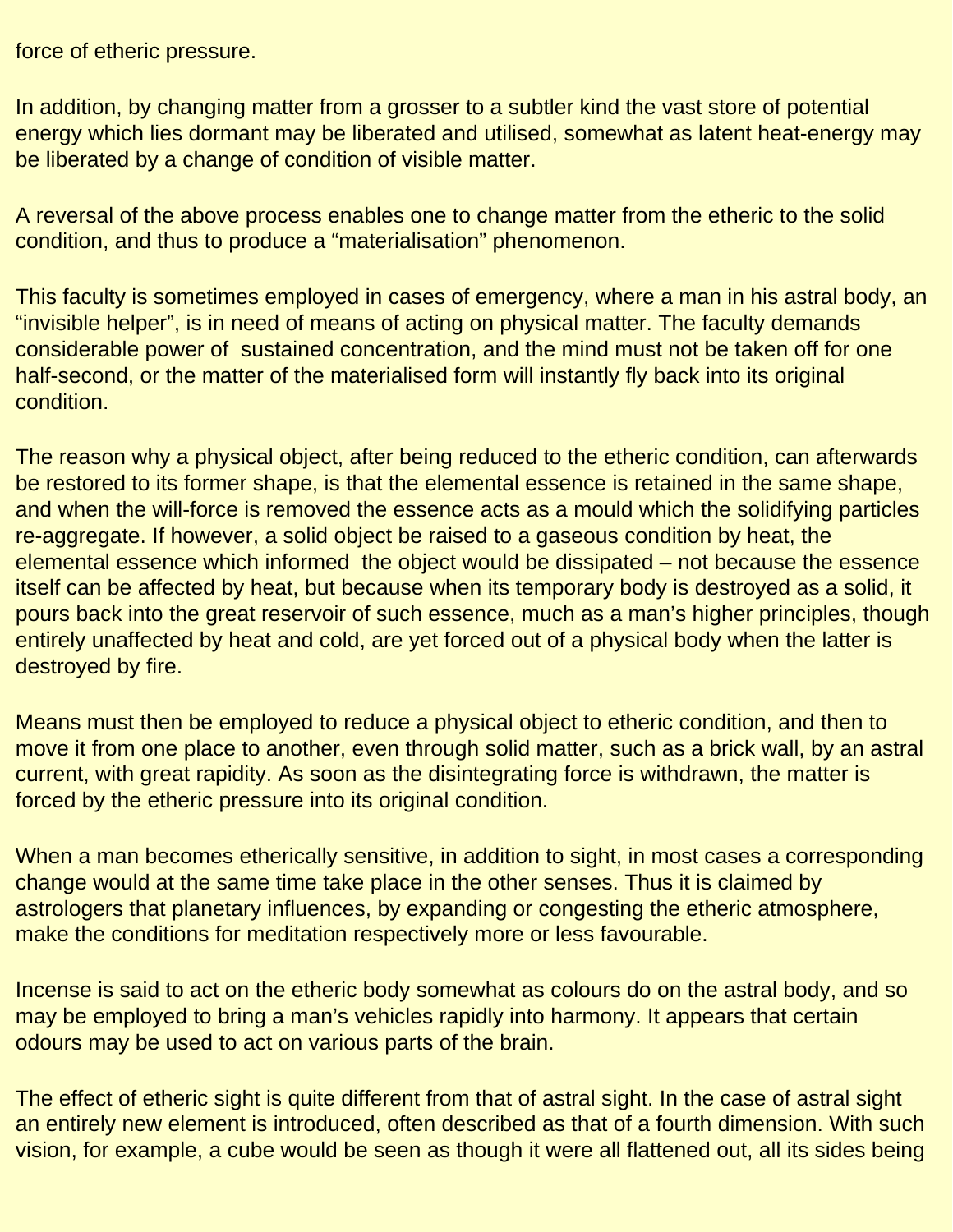force of etheric pressure.

In addition, by changing matter from a grosser to a subtler kind the vast store of potential energy which lies dormant may be liberated and utilised, somewhat as latent heat-energy may be liberated by a change of condition of visible matter.

A reversal of the above process enables one to change matter from the etheric to the solid condition, and thus to produce a “materialisation” phenomenon.

This faculty is sometimes employed in cases of emergency, where a man in his astral body, an “invisible helper”, is in need of means of acting on physical matter. The faculty demands considerable power of sustained concentration, and the mind must not be taken off for one half-second, or the matter of the materialised form will instantly fly back into its original condition.

The reason why a physical object, after being reduced to the etheric condition, can afterwards be restored to its former shape, is that the elemental essence is retained in the same shape, and when the will-force is removed the essence acts as a mould which the solidifying particles re-aggregate. If however, a solid object be raised to a gaseous condition by heat, the elemental essence which informed the object would be dissipated – not because the essence itself can be affected by heat, but because when its temporary body is destroyed as a solid, it pours back into the great reservoir of such essence, much as a man’s higher principles, though entirely unaffected by heat and cold, are yet forced out of a physical body when the latter is destroyed by fire.

Means must then be employed to reduce a physical object to etheric condition, and then to move it from one place to another, even through solid matter, such as a brick wall, by an astral current, with great rapidity. As soon as the disintegrating force is withdrawn, the matter is forced by the etheric pressure into its original condition.

When a man becomes etherically sensitive, in addition to sight, in most cases a corresponding change would at the same time take place in the other senses. Thus it is claimed by astrologers that planetary influences, by expanding or congesting the etheric atmosphere, make the conditions for meditation respectively more or less favourable.

Incense is said to act on the etheric body somewhat as colours do on the astral body, and so may be employed to bring a man’s vehicles rapidly into harmony. It appears that certain odours may be used to act on various parts of the brain.

The effect of etheric sight is quite different from that of astral sight. In the case of astral sight an entirely new element is introduced, often described as that of a fourth dimension. With such vision, for example, a cube would be seen as though it were all flattened out, all its sides being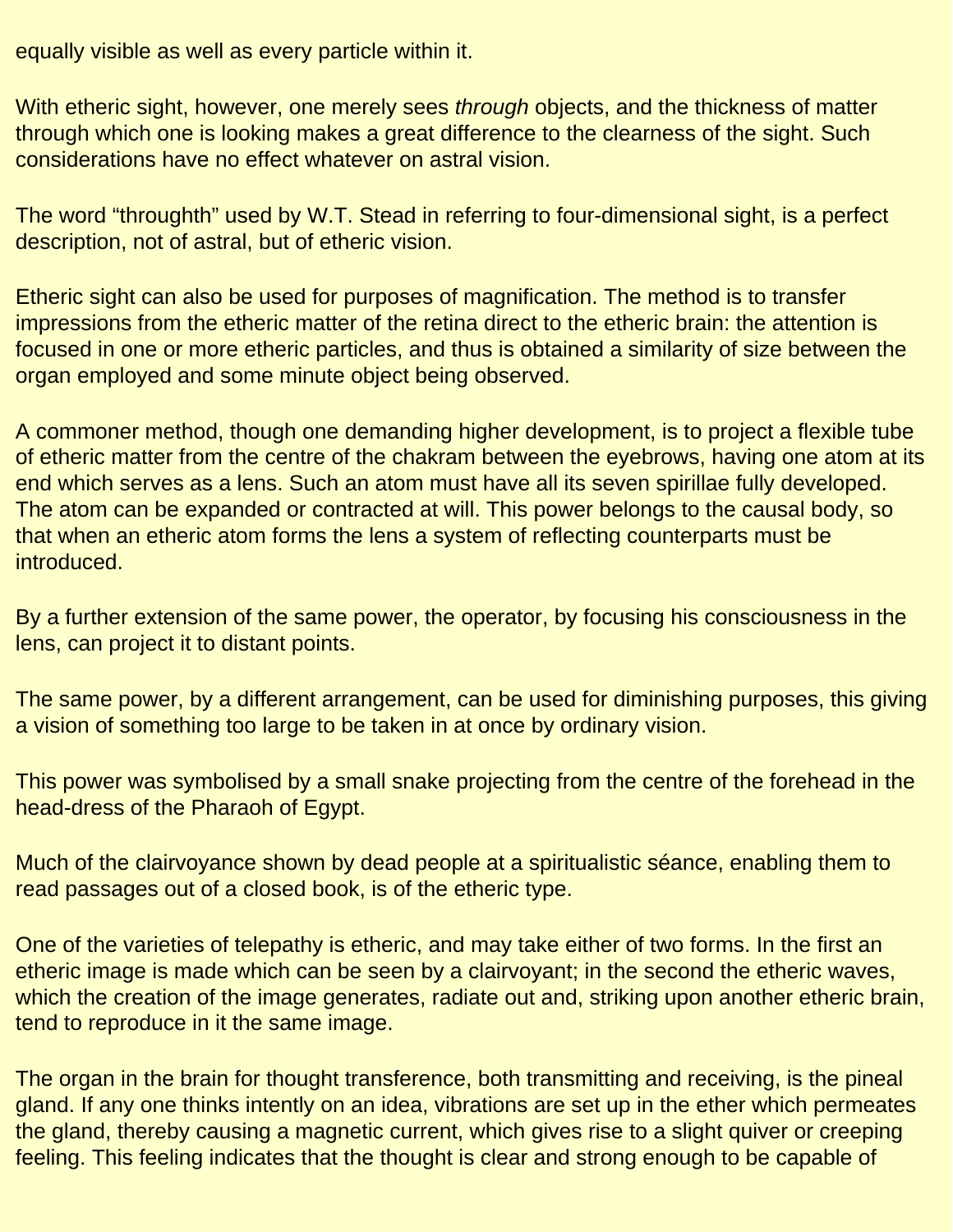equally visible as well as every particle within it.

With etheric sight, however, one merely sees *through* objects, and the thickness of matter through which one is looking makes a great difference to the clearness of the sight. Such considerations have no effect whatever on astral vision.

The word “throughth” used by W.T. Stead in referring to four-dimensional sight, is a perfect description, not of astral, but of etheric vision.

Etheric sight can also be used for purposes of magnification. The method is to transfer impressions from the etheric matter of the retina direct to the etheric brain: the attention is focused in one or more etheric particles, and thus is obtained a similarity of size between the organ employed and some minute object being observed.

A commoner method, though one demanding higher development, is to project a flexible tube of etheric matter from the centre of the chakram between the eyebrows, having one atom at its end which serves as a lens. Such an atom must have all its seven spirillae fully developed. The atom can be expanded or contracted at will. This power belongs to the causal body, so that when an etheric atom forms the lens a system of reflecting counterparts must be introduced.

By a further extension of the same power, the operator, by focusing his consciousness in the lens, can project it to distant points.

The same power, by a different arrangement, can be used for diminishing purposes, this giving a vision of something too large to be taken in at once by ordinary vision.

This power was symbolised by a small snake projecting from the centre of the forehead in the head-dress of the Pharaoh of Egypt.

Much of the clairvoyance shown by dead people at a spiritualistic séance, enabling them to read passages out of a closed book, is of the etheric type.

One of the varieties of telepathy is etheric, and may take either of two forms. In the first an etheric image is made which can be seen by a clairvoyant; in the second the etheric waves, which the creation of the image generates, radiate out and, striking upon another etheric brain, tend to reproduce in it the same image.

The organ in the brain for thought transference, both transmitting and receiving, is the pineal gland. If any one thinks intently on an idea, vibrations are set up in the ether which permeates the gland, thereby causing a magnetic current, which gives rise to a slight quiver or creeping feeling. This feeling indicates that the thought is clear and strong enough to be capable of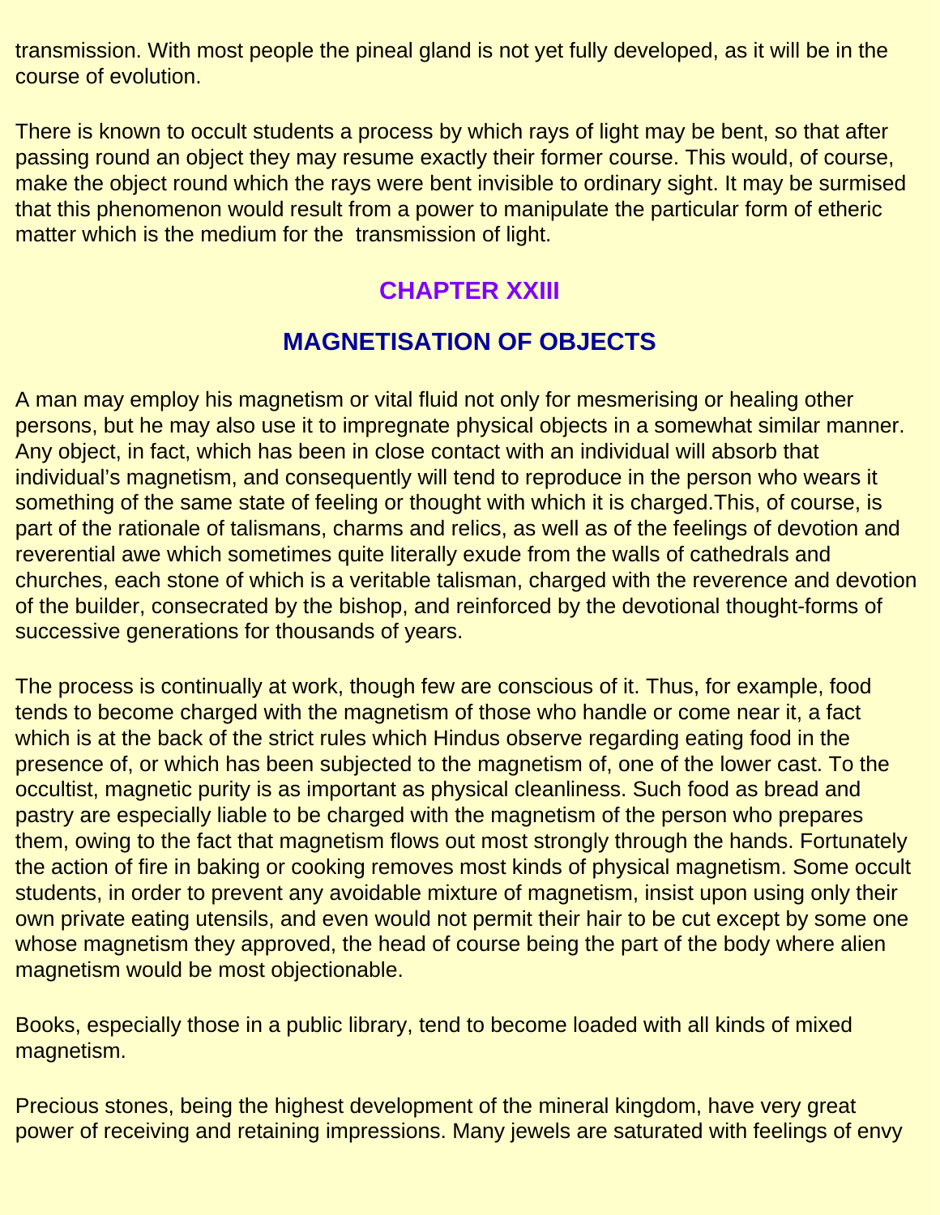transmission. With most people the pineal gland is not yet fully developed, as it will be in the course of evolution.

There is known to occult students a process by which rays of light may be bent, so that after passing round an object they may resume exactly their former course. This would, of course, make the object round which the rays were bent invisible to ordinary sight. It may be surmised that this phenomenon would result from a power to manipulate the particular form of etheric matter which is the medium for the transmission of light.

## CHAPTER XXIII

## MAGNETISATION OF OBJECTS

A man may employ his magnetism or vital fluid not only for mesmerising or healing other persons, but he may also use it to impregnate physical objects in a somewhat similar manner. Any object, in fact, which has been in close contact with an individual will absorb that individual's magnetism, and consequently will tend to reproduce in the person who wears it something of the same state of feeling or thought with which it is charged.This, of course, is part of the rationale of talismans, charms and relics, as well as of the feelings of devotion and reverential awe which sometimes quite literally exude from the walls of cathedrals and churches, each stone of which is a veritable talisman, charged with the reverence and devotion of the builder, consecrated by the bishop, and reinforced by the devotional thought-forms of successive generations for thousands of years.

The process is continually at work, though few are conscious of it. Thus, for example, food tends to become charged with the magnetism of those who handle or come near it, a fact which is at the back of the strict rules which Hindus observe regarding eating food in the presence of, or which has been subjected to the magnetism of, one of the lower cast. To the occultist, magnetic purity is as important as physical cleanliness. Such food as bread and pastry are especially liable to be charged with the magnetism of the person who prepares them, owing to the fact that magnetism flows out most strongly through the hands. Fortunately the action of fire in baking or cooking removes most kinds of physical magnetism. Some occult students, in order to prevent any avoidable mixture of magnetism, insist upon using only their own private eating utensils, and even would not permit their hair to be cut except by some one whose magnetism they approved, the head of course being the part of the body where alien magnetism would be most objectionable.

Books, especially those in a public library, tend to become loaded with all kinds of mixed magnetism.

Precious stones, being the highest development of the mineral kingdom, have very great power of receiving and retaining impressions. Many jewels are saturated with feelings of envy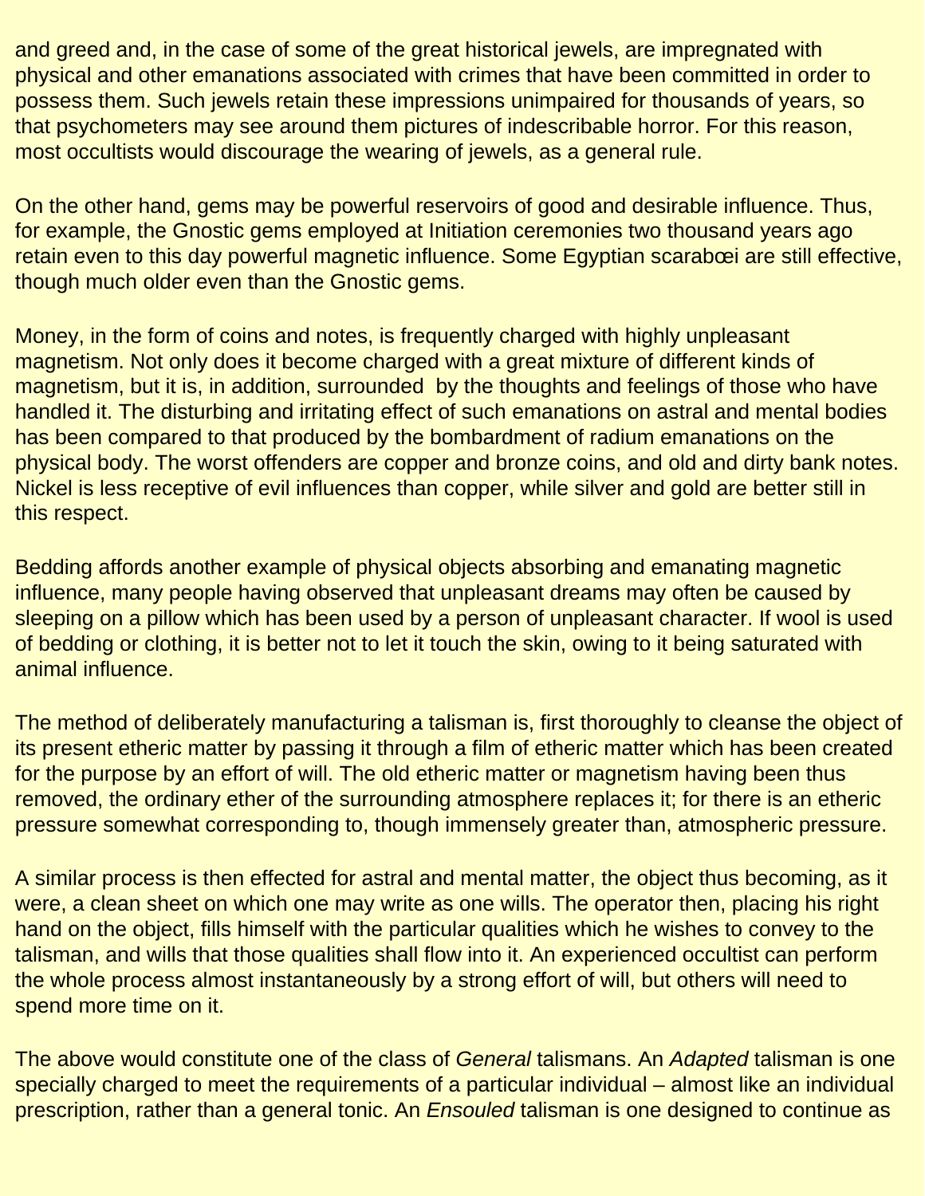and greed and, in the case of some of the great historical jewels, are impregnated with physical and other emanations associated with crimes that have been committed in order to possess them. Such jewels retain these impressions unimpaired for thousands of years, so that psychometers may see around them pictures of indescribable horror. For this reason, most occultists would discourage the wearing of jewels, as a general rule.

On the other hand, gems may be powerful reservoirs of good and desirable influence. Thus, for example, the Gnostic gems employed at Initiation ceremonies two thousand years ago retain even to this day powerful magnetic influence. Some Egyptian scarabœi are still effective, though much older even than the Gnostic gems.

Money, in the form of coins and notes, is frequently charged with highly unpleasant magnetism. Not only does it become charged with a great mixture of different kinds of magnetism, but it is, in addition, surrounded by the thoughts and feelings of those who have handled it. The disturbing and irritating effect of such emanations on astral and mental bodies has been compared to that produced by the bombardment of radium emanations on the physical body. The worst offenders are copper and bronze coins, and old and dirty bank notes. Nickel is less receptive of evil influences than copper, while silver and gold are better still in this respect.

Bedding affords another example of physical objects absorbing and emanating magnetic influence, many people having observed that unpleasant dreams may often be caused by sleeping on a pillow which has been used by a person of unpleasant character. If wool is used of bedding or clothing, it is better not to let it touch the skin, owing to it being saturated with animal influence.

The method of deliberately manufacturing a talisman is, first thoroughly to cleanse the object of its present etheric matter by passing it through a film of etheric matter which has been created for the purpose by an effort of will. The old etheric matter or magnetism having been thus removed, the ordinary ether of the surrounding atmosphere replaces it; for there is an etheric pressure somewhat corresponding to, though immensely greater than, atmospheric pressure.

A similar process is then effected for astral and mental matter, the object thus becoming, as it were, a clean sheet on which one may write as one wills. The operator then, placing his right hand on the object, fills himself with the particular qualities which he wishes to convey to the talisman, and wills that those qualities shall flow into it. An experienced occultist can perform the whole process almost instantaneously by a strong effort of will, but others will need to spend more time on it.

The above would constitute one of the class of *General* talismans. An *Adapted* talisman is one specially charged to meet the requirements of a particular individual – almost like an individual prescription, rather than a general tonic. An *Ensouled* talisman is one designed to continue as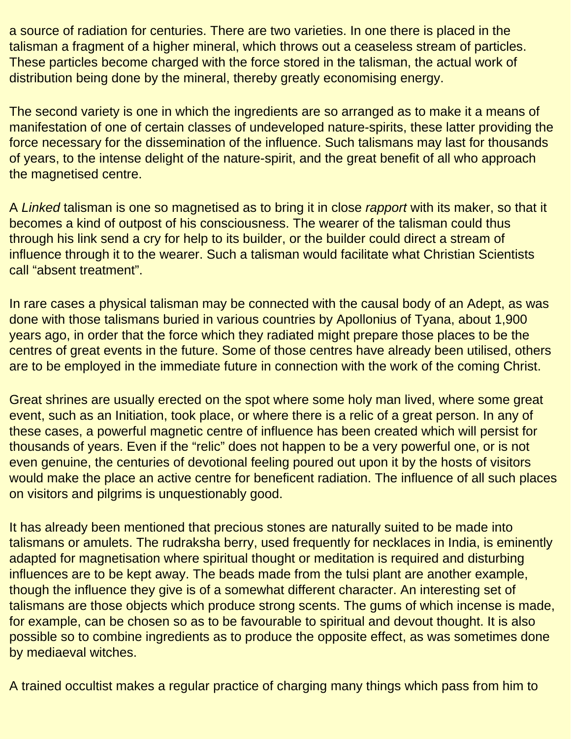a source of radiation for centuries. There are two varieties. In one there is placed in the talisman a fragment of a higher mineral, which throws out a ceaseless stream of particles. These particles become charged with the force stored in the talisman, the actual work of distribution being done by the mineral, thereby greatly economising energy.

The second variety is one in which the ingredients are so arranged as to make it a means of manifestation of one of certain classes of undeveloped nature-spirits, these latter providing the force necessary for the dissemination of the influence. Such talismans may last for thousands of years, to the intense delight of the nature-spirit, and the great benefit of all who approach the magnetised centre.

A *Linked* talisman is one so magnetised as to bring it in close *rapport* with its maker, so that it becomes a kind of outpost of his consciousness. The wearer of the talisman could thus through his link send a cry for help to its builder, or the builder could direct a stream of influence through it to the wearer. Such a talisman would facilitate what Christian Scientists call "absent treatment".

In rare cases a physical talisman may be connected with the causal body of an Adept, as was done with those talismans buried in various countries by Apollonius of Tyana, about 1,900 years ago, in order that the force which they radiated might prepare those places to be the centres of great events in the future. Some of those centres have already been utilised, others are to be employed in the immediate future in connection with the work of the coming Christ.

Great shrines are usually erected on the spot where some holy man lived, where some great event, such as an Initiation, took place, or where there is a relic of a great person. In any of these cases, a powerful magnetic centre of influence has been created which will persist for thousands of years. Even if the "relic" does not happen to be a very powerful one, or is not even genuine, the centuries of devotional feeling poured out upon it by the hosts of visitors would make the place an active centre for beneficent radiation. The influence of all such places on visitors and pilgrims is unquestionably good.

It has already been mentioned that precious stones are naturally suited to be made into talismans or amulets. The rudraksha berry, used frequently for necklaces in India, is eminently adapted for magnetisation where spiritual thought or meditation is required and disturbing influences are to be kept away. The beads made from the tulsi plant are another example, though the influence they give is of a somewhat different character. An interesting set of talismans are those objects which produce strong scents. The gums of which incense is made, for example, can be chosen so as to be favourable to spiritual and devout thought. It is also possible so to combine ingredients as to produce the opposite effect, as was sometimes done by mediaeval witches.

A trained occultist makes a regular practice of charging many things which pass from him to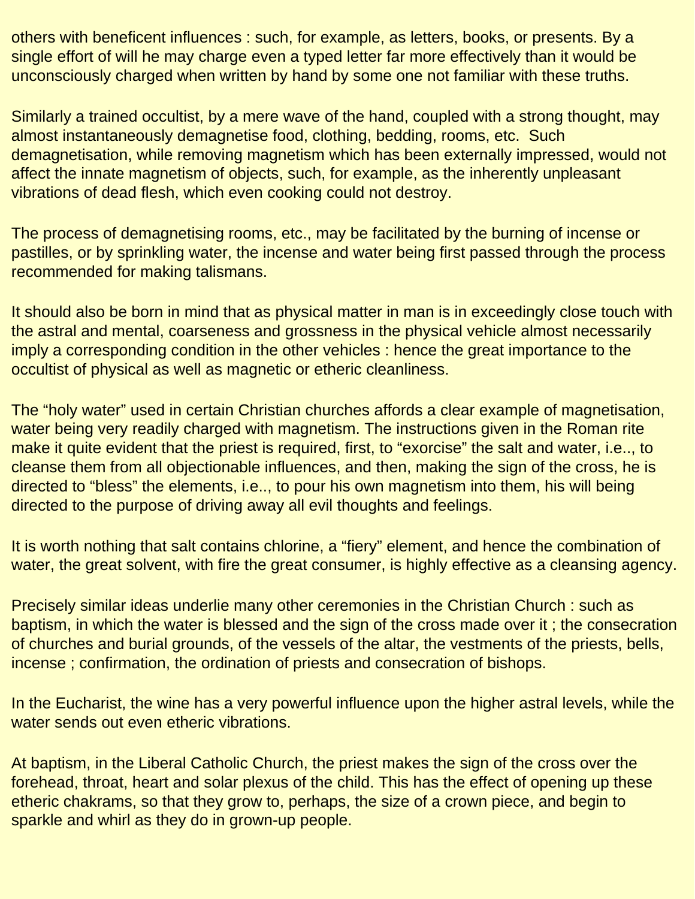others with beneficent influences : such, for example, as letters, books, or presents. By a single effort of will he may charge even a typed letter far more effectively than it would be unconsciously charged when written by hand by some one not familiar with these truths.

Similarly a trained occultist, by a mere wave of the hand, coupled with a strong thought, may almost instantaneously demagnetise food, clothing, bedding, rooms, etc. Such demagnetisation, while removing magnetism which has been externally impressed, would not affect the innate magnetism of objects, such, for example, as the inherently unpleasant vibrations of dead flesh, which even cooking could not destroy.

The process of demagnetising rooms, etc., may be facilitated by the burning of incense or pastilles, or by sprinkling water, the incense and water being first passed through the process recommended for making talismans.

It should also be born in mind that as physical matter in man is in exceedingly close touch with the astral and mental, coarseness and grossness in the physical vehicle almost necessarily imply a corresponding condition in the other vehicles : hence the great importance to the occultist of physical as well as magnetic or etheric cleanliness.

The “holy water” used in certain Christian churches affords a clear example of magnetisation, water being very readily charged with magnetism. The instructions given in the Roman rite make it quite evident that the priest is required, first, to “exorcise” the salt and water, i.e.., to cleanse them from all objectionable influences, and then, making the sign of the cross, he is directed to “bless” the elements, i.e.., to pour his own magnetism into them, his will being directed to the purpose of driving away all evil thoughts and feelings.

It is worth nothing that salt contains chlorine, a “fiery” element, and hence the combination of water, the great solvent, with fire the great consumer, is highly effective as a cleansing agency.

Precisely similar ideas underlie many other ceremonies in the Christian Church : such as baptism, in which the water is blessed and the sign of the cross made over it ; the consecration of churches and burial grounds, of the vessels of the altar, the vestments of the priests, bells, incense ; confirmation, the ordination of priests and consecration of bishops.

In the Eucharist, the wine has a very powerful influence upon the higher astral levels, while the water sends out even etheric vibrations.

At baptism, in the Liberal Catholic Church, the priest makes the sign of the cross over the forehead, throat, heart and solar plexus of the child. This has the effect of opening up these etheric chakrams, so that they grow to, perhaps, the size of a crown piece, and begin to sparkle and whirl as they do in grown-up people.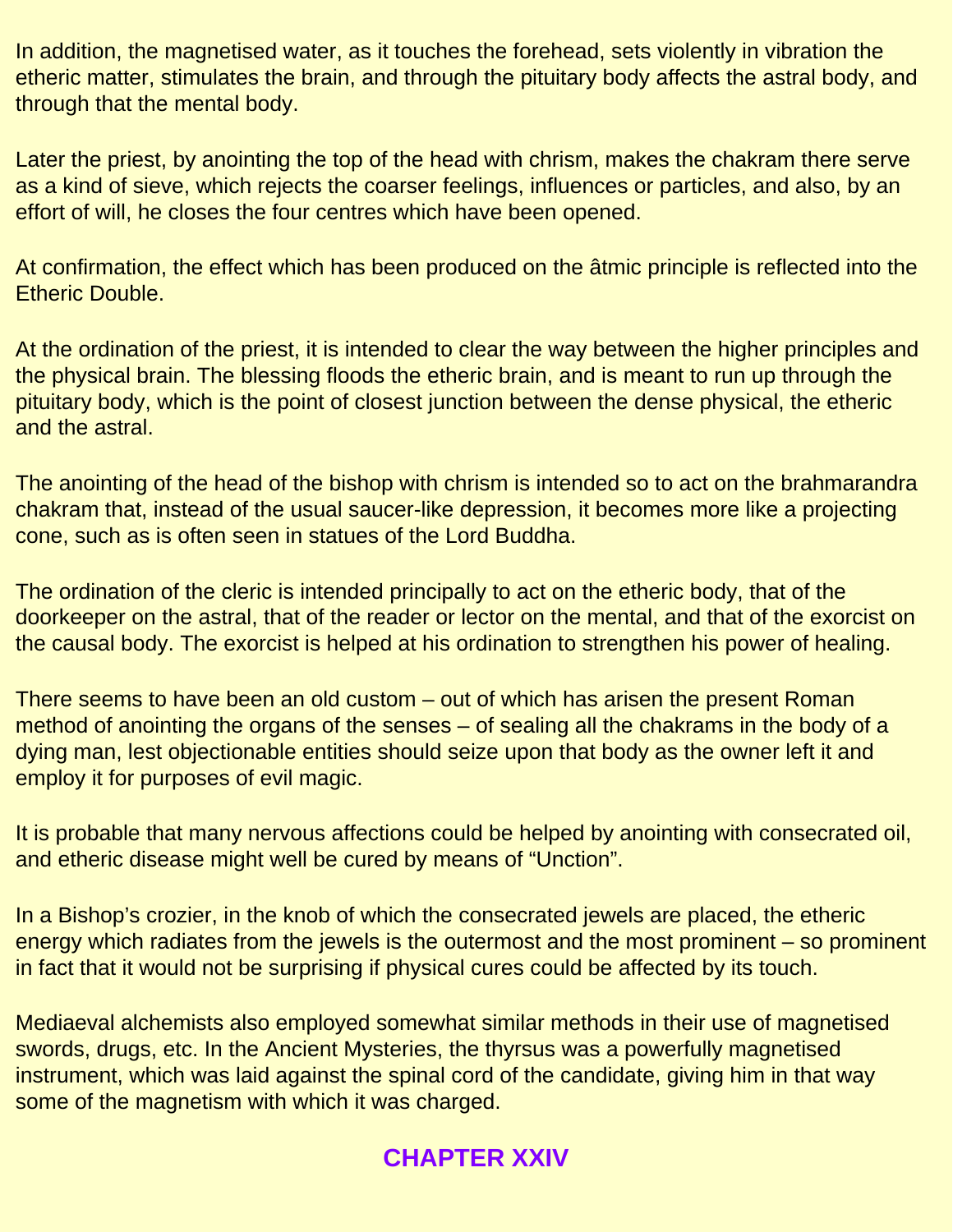In addition, the magnetised water, as it touches the forehead, sets violently in vibration the etheric matter, stimulates the brain, and through the pituitary body affects the astral body, and through that the mental body.

Later the priest, by anointing the top of the head with chrism, makes the chakram there serve as a kind of sieve, which rejects the coarser feelings, influences or particles, and also, by an effort of will, he closes the four centres which have been opened.

At confirmation, the effect which has been produced on the âtmic principle is reflected into the Etheric Double.

At the ordination of the priest, it is intended to clear the way between the higher principles and the physical brain. The blessing floods the etheric brain, and is meant to run up through the pituitary body, which is the point of closest junction between the dense physical, the etheric and the astral.

The anointing of the head of the bishop with chrism is intended so to act on the brahmarandra chakram that, instead of the usual saucer-like depression, it becomes more like a projecting cone, such as is often seen in statues of the Lord Buddha.

The ordination of the cleric is intended principally to act on the etheric body, that of the doorkeeper on the astral, that of the reader or lector on the mental, and that of the exorcist on the causal body. The exorcist is helped at his ordination to strengthen his power of healing.

There seems to have been an old custom – out of which has arisen the present Roman method of anointing the organs of the senses – of sealing all the chakrams in the body of a dying man, lest objectionable entities should seize upon that body as the owner left it and employ it for purposes of evil magic.

It is probable that many nervous affections could be helped by anointing with consecrated oil, and etheric disease might well be cured by means of “Unction”.

In a Bishop’s crozier, in the knob of which the consecrated jewels are placed, the etheric energy which radiates from the jewels is the outermost and the most prominent – so prominent in fact that it would not be surprising if physical cures could be affected by its touch.

Mediaeval alchemists also employed somewhat similar methods in their use of magnetised swords, drugs, etc. In the Ancient Mysteries, the thyrsus was a powerfully magnetised instrument, which was laid against the spinal cord of the candidate, giving him in that way some of the magnetism with which it was charged.

## CHAPTER XXIV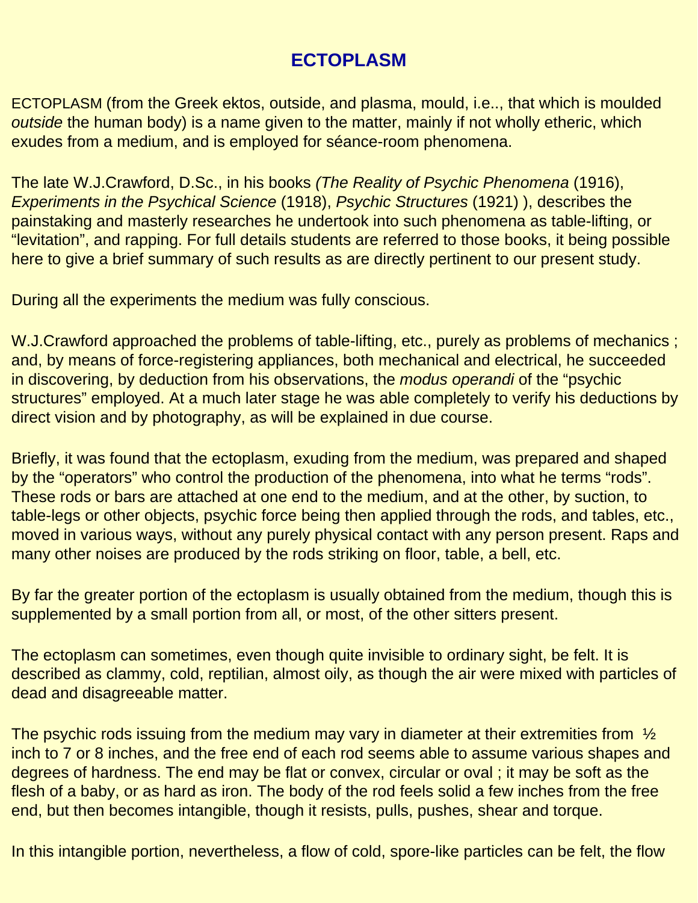# ECTOPLASM

ECTOPLASM (from the Greek ektos, outside, and plasma, mould, i.e.., that which is moulded *outside* the human body) is a name given to the matter, mainly if not wholly etheric, which exudes from a medium, and is employed for séance-room phenomena.

The late W.J.Crawford, D.Sc., in his books *(The Reality of Psychic Phenomena* (1916), *Experiments in the Psychical Science* (1918), *Psychic Structures* (1921) ), describes the painstaking and masterly researches he undertook into such phenomena as table-lifting, or "levitation", and rapping. For full details students are referred to those books, it being possible here to give a brief summary of such results as are directly pertinent to our present study.

During all the experiments the medium was fully conscious.

W.J.Crawford approached the problems of table-lifting, etc., purely as problems of mechanics ; and, by means of force-registering appliances, both mechanical and electrical, he succeeded in discovering, by deduction from his observations, the *modus operandi* of the "psychic structures" employed. At a much later stage he was able completely to verify his deductions by direct vision and by photography, as will be explained in due course.

Briefly, it was found that the ectoplasm, exuding from the medium, was prepared and shaped by the "operators" who control the production of the phenomena, into what he terms "rods". These rods or bars are attached at one end to the medium, and at the other, by suction, to table-legs or other objects, psychic force being then applied through the rods, and tables, etc., moved in various ways, without any purely physical contact with any person present. Raps and many other noises are produced by the rods striking on floor, table, a bell, etc.

By far the greater portion of the ectoplasm is usually obtained from the medium, though this is supplemented by a small portion from all, or most, of the other sitters present.

The ectoplasm can sometimes, even though quite invisible to ordinary sight, be felt. It is described as clammy, cold, reptilian, almost oily, as though the air were mixed with particles of dead and disagreeable matter.

The psychic rods issuing from the medium may vary in diameter at their extremities from ½ inch to 7 or 8 inches, and the free end of each rod seems able to assume various shapes and degrees of hardness. The end may be flat or convex, circular or oval ; it may be soft as the flesh of a baby, or as hard as iron. The body of the rod feels solid a few inches from the free end, but then becomes intangible, though it resists, pulls, pushes, shear and torque.

In this intangible portion, nevertheless, a flow of cold, spore-like particles can be felt, the flow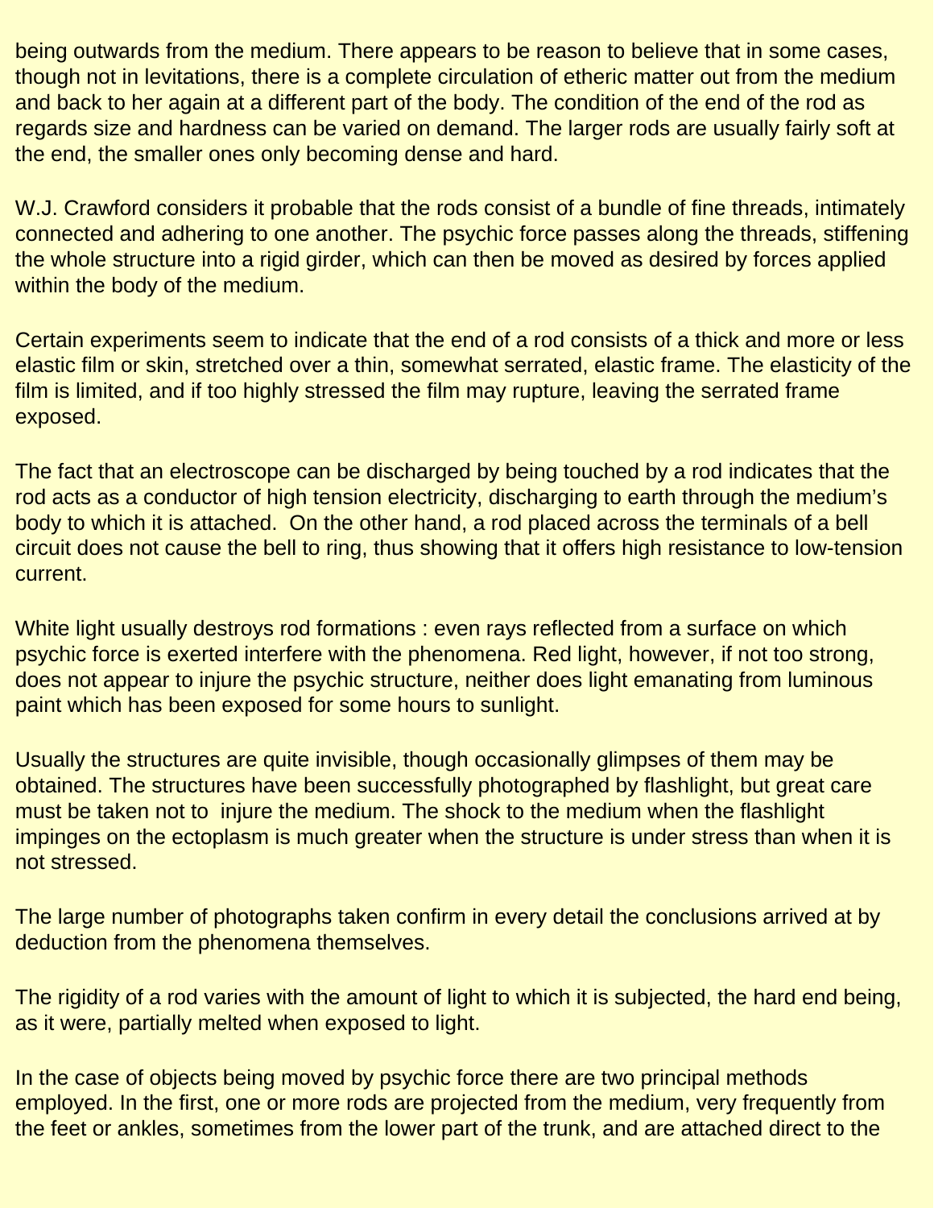being outwards from the medium. There appears to be reason to believe that in some cases, though not in levitations, there is a complete circulation of etheric matter out from the medium and back to her again at a different part of the body. The condition of the end of the rod as regards size and hardness can be varied on demand. The larger rods are usually fairly soft at the end, the smaller ones only becoming dense and hard.

W.J. Crawford considers it probable that the rods consist of a bundle of fine threads, intimately connected and adhering to one another. The psychic force passes along the threads, stiffening the whole structure into a rigid girder, which can then be moved as desired by forces applied within the body of the medium.

Certain experiments seem to indicate that the end of a rod consists of a thick and more or less elastic film or skin, stretched over a thin, somewhat serrated, elastic frame. The elasticity of the film is limited, and if too highly stressed the film may rupture, leaving the serrated frame exposed.

The fact that an electroscope can be discharged by being touched by a rod indicates that the rod acts as a conductor of high tension electricity, discharging to earth through the medium's body to which it is attached. On the other hand, a rod placed across the terminals of a bell circuit does not cause the bell to ring, thus showing that it offers high resistance to low-tension current.

White light usually destroys rod formations : even rays reflected from a surface on which psychic force is exerted interfere with the phenomena. Red light, however, if not too strong, does not appear to injure the psychic structure, neither does light emanating from luminous paint which has been exposed for some hours to sunlight.

Usually the structures are quite invisible, though occasionally glimpses of them may be obtained. The structures have been successfully photographed by flashlight, but great care must be taken not to injure the medium. The shock to the medium when the flashlight impinges on the ectoplasm is much greater when the structure is under stress than when it is not stressed.

The large number of photographs taken confirm in every detail the conclusions arrived at by deduction from the phenomena themselves.

The rigidity of a rod varies with the amount of light to which it is subjected, the hard end being, as it were, partially melted when exposed to light.

In the case of objects being moved by psychic force there are two principal methods employed. In the first, one or more rods are projected from the medium, very frequently from the feet or ankles, sometimes from the lower part of the trunk, and are attached direct to the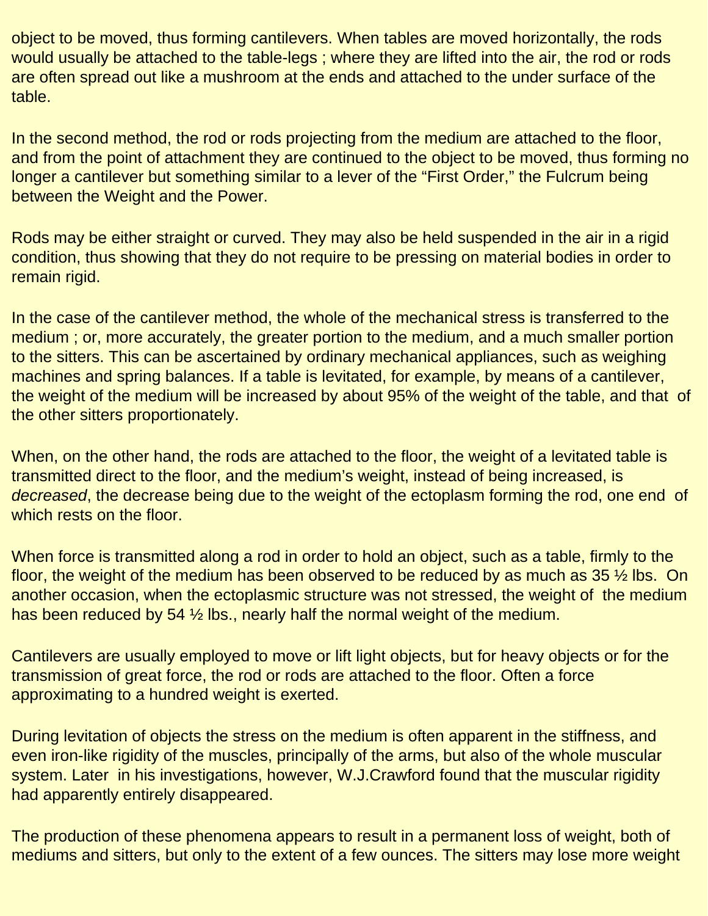object to be moved, thus forming cantilevers. When tables are moved horizontally, the rods would usually be attached to the table-legs ; where they are lifted into the air, the rod or rods are often spread out like a mushroom at the ends and attached to the under surface of the table.

In the second method, the rod or rods projecting from the medium are attached to the floor, and from the point of attachment they are continued to the object to be moved, thus forming no longer a cantilever but something similar to a lever of the "First Order," the Fulcrum being between the Weight and the Power.

Rods may be either straight or curved. They may also be held suspended in the air in a rigid condition, thus showing that they do not require to be pressing on material bodies in order to remain rigid.

In the case of the cantilever method, the whole of the mechanical stress is transferred to the medium ; or, more accurately, the greater portion to the medium, and a much smaller portion to the sitters. This can be ascertained by ordinary mechanical appliances, such as weighing machines and spring balances. If a table is levitated, for example, by means of a cantilever, the weight of the medium will be increased by about 95% of the weight of the table, and that of the other sitters proportionately.

When, on the other hand, the rods are attached to the floor, the weight of a levitated table is transmitted direct to the floor, and the medium's weight, instead of being increased, is *decreased*, the decrease being due to the weight of the ectoplasm forming the rod, one end of which rests on the floor.

When force is transmitted along a rod in order to hold an object, such as a table, firmly to the floor, the weight of the medium has been observed to be reduced by as much as 35 ½ lbs. On another occasion, when the ectoplasmic structure was not stressed, the weight of the medium has been reduced by 54 ½ lbs., nearly half the normal weight of the medium.

Cantilevers are usually employed to move or lift light objects, but for heavy objects or for the transmission of great force, the rod or rods are attached to the floor. Often a force approximating to a hundred weight is exerted.

During levitation of objects the stress on the medium is often apparent in the stiffness, and even iron-like rigidity of the muscles, principally of the arms, but also of the whole muscular system. Later in his investigations, however, W.J.Crawford found that the muscular rigidity had apparently entirely disappeared.

The production of these phenomena appears to result in a permanent loss of weight, both of mediums and sitters, but only to the extent of a few ounces. The sitters may lose more weight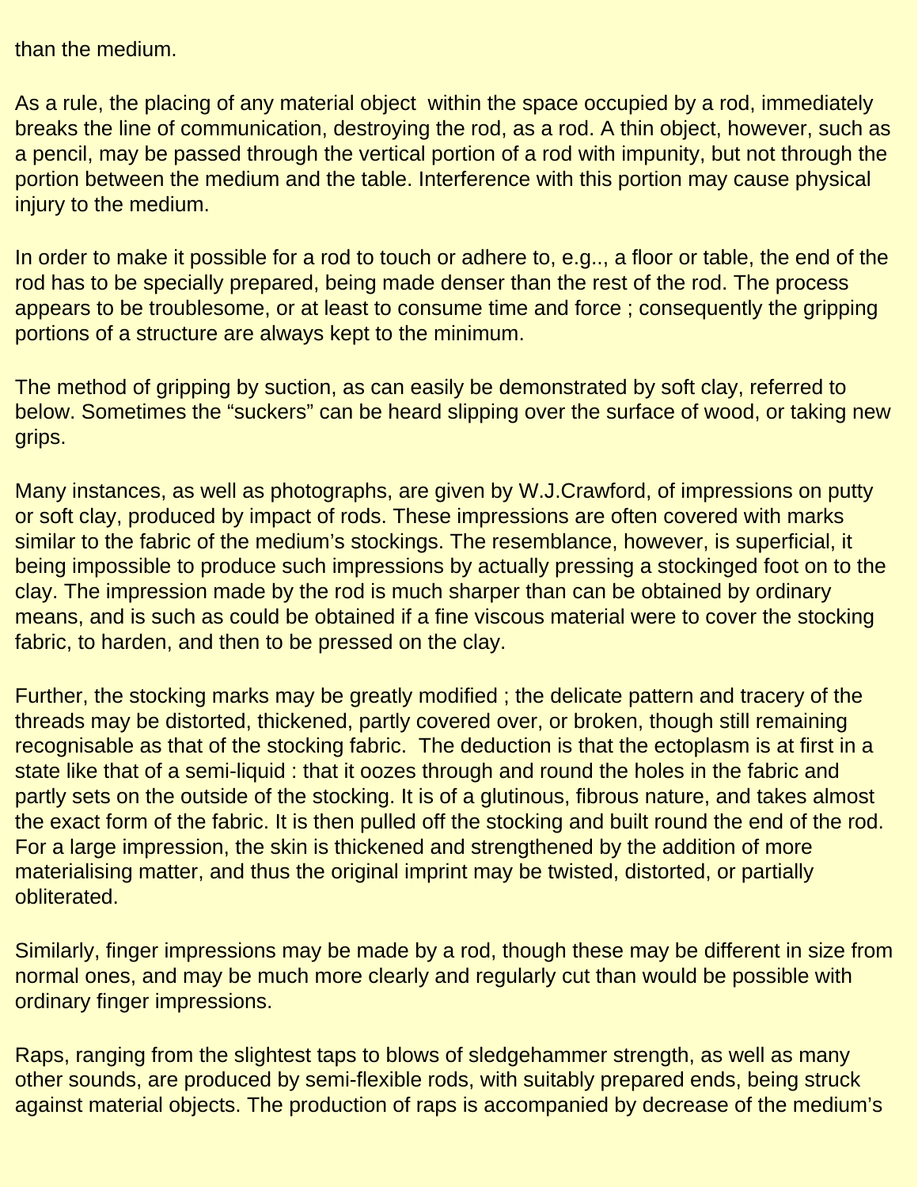than the medium.

As a rule, the placing of any material object within the space occupied by a rod, immediately breaks the line of communication, destroying the rod, as a rod. A thin object, however, such as a pencil, may be passed through the vertical portion of a rod with impunity, but not through the portion between the medium and the table. Interference with this portion may cause physical injury to the medium.

In order to make it possible for a rod to touch or adhere to, e.g.., a floor or table, the end of the rod has to be specially prepared, being made denser than the rest of the rod. The process appears to be troublesome, or at least to consume time and force ; consequently the gripping portions of a structure are always kept to the minimum.

The method of gripping by suction, as can easily be demonstrated by soft clay, referred to below. Sometimes the “suckers” can be heard slipping over the surface of wood, or taking new grips.

Many instances, as well as photographs, are given by W.J.Crawford, of impressions on putty or soft clay, produced by impact of rods. These impressions are often covered with marks similar to the fabric of the medium’s stockings. The resemblance, however, is superficial, it being impossible to produce such impressions by actually pressing a stockinged foot on to the clay. The impression made by the rod is much sharper than can be obtained by ordinary means, and is such as could be obtained if a fine viscous material were to cover the stocking fabric, to harden, and then to be pressed on the clay.

Further, the stocking marks may be greatly modified ; the delicate pattern and tracery of the threads may be distorted, thickened, partly covered over, or broken, though still remaining recognisable as that of the stocking fabric. The deduction is that the ectoplasm is at first in a state like that of a semi-liquid : that it oozes through and round the holes in the fabric and partly sets on the outside of the stocking. It is of a glutinous, fibrous nature, and takes almost the exact form of the fabric. It is then pulled off the stocking and built round the end of the rod. For a large impression, the skin is thickened and strengthened by the addition of more materialising matter, and thus the original imprint may be twisted, distorted, or partially obliterated.

Similarly, finger impressions may be made by a rod, though these may be different in size from normal ones, and may be much more clearly and regularly cut than would be possible with ordinary finger impressions.

Raps, ranging from the slightest taps to blows of sledgehammer strength, as well as many other sounds, are produced by semi-flexible rods, with suitably prepared ends, being struck against material objects. The production of raps is accompanied by decrease of the medium’s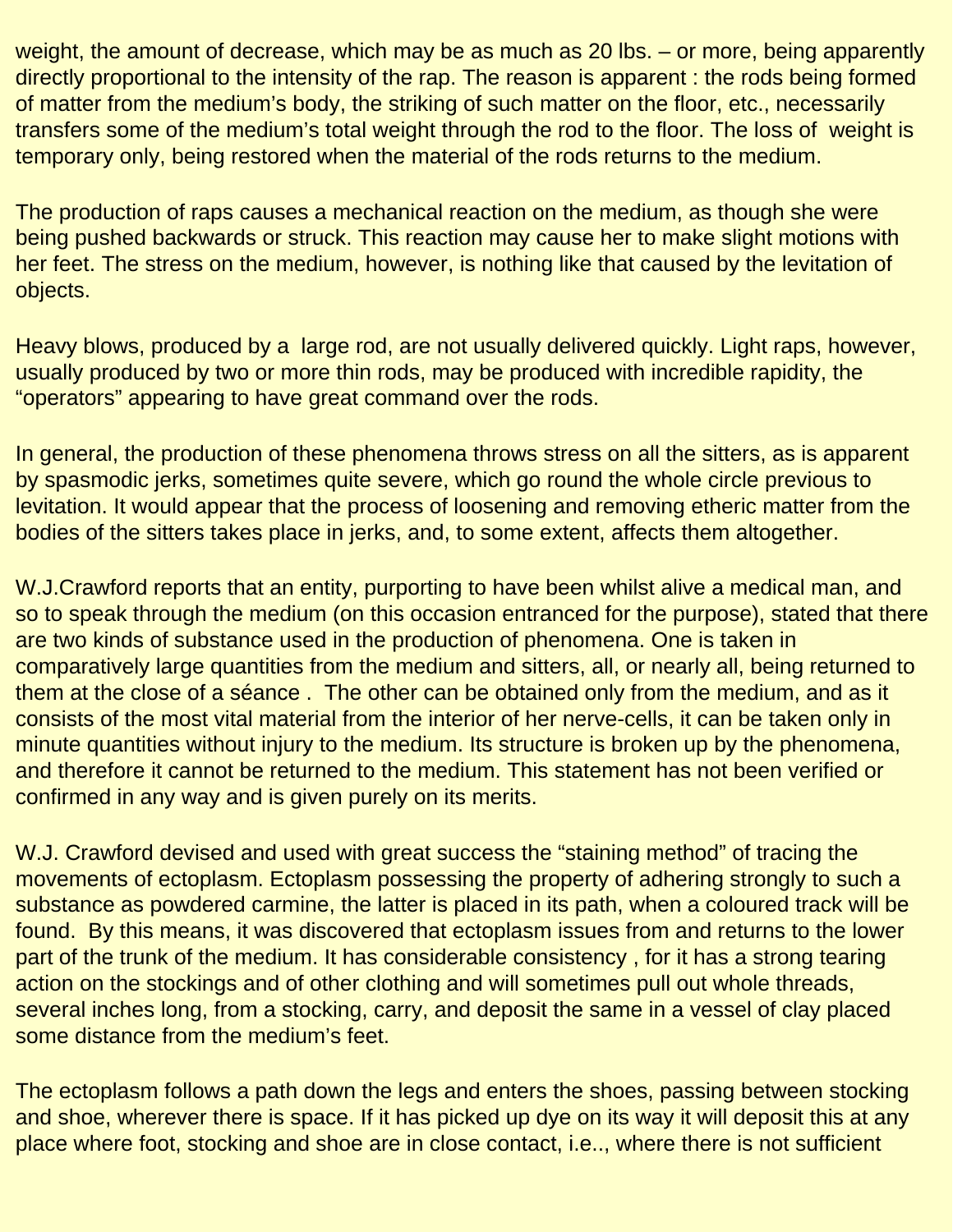weight, the amount of decrease, which may be as much as 20 lbs. – or more, being apparently directly proportional to the intensity of the rap. The reason is apparent : the rods being formed of matter from the medium's body, the striking of such matter on the floor, etc., necessarily transfers some of the medium's total weight through the rod to the floor. The loss of weight is temporary only, being restored when the material of the rods returns to the medium.

The production of raps causes a mechanical reaction on the medium, as though she were being pushed backwards or struck. This reaction may cause her to make slight motions with her feet. The stress on the medium, however, is nothing like that caused by the levitation of objects.

Heavy blows, produced by a large rod, are not usually delivered quickly. Light raps, however, usually produced by two or more thin rods, may be produced with incredible rapidity, the "operators" appearing to have great command over the rods.

In general, the production of these phenomena throws stress on all the sitters, as is apparent by spasmodic jerks, sometimes quite severe, which go round the whole circle previous to levitation. It would appear that the process of loosening and removing etheric matter from the bodies of the sitters takes place in jerks, and, to some extent, affects them altogether.

W.J.Crawford reports that an entity, purporting to have been whilst alive a medical man, and so to speak through the medium (on this occasion entranced for the purpose), stated that there are two kinds of substance used in the production of phenomena. One is taken in comparatively large quantities from the medium and sitters, all, or nearly all, being returned to them at the close of a séance . The other can be obtained only from the medium, and as it consists of the most vital material from the interior of her nerve-cells, it can be taken only in minute quantities without injury to the medium. Its structure is broken up by the phenomena, and therefore it cannot be returned to the medium. This statement has not been verified or confirmed in any way and is given purely on its merits.

W.J. Crawford devised and used with great success the "staining method" of tracing the movements of ectoplasm. Ectoplasm possessing the property of adhering strongly to such a substance as powdered carmine, the latter is placed in its path, when a coloured track will be found. By this means, it was discovered that ectoplasm issues from and returns to the lower part of the trunk of the medium. It has considerable consistency , for it has a strong tearing action on the stockings and of other clothing and will sometimes pull out whole threads, several inches long, from a stocking, carry, and deposit the same in a vessel of clay placed some distance from the medium's feet.

The ectoplasm follows a path down the legs and enters the shoes, passing between stocking and shoe, wherever there is space. If it has picked up dye on its way it will deposit this at any place where foot, stocking and shoe are in close contact, i.e.., where there is not sufficient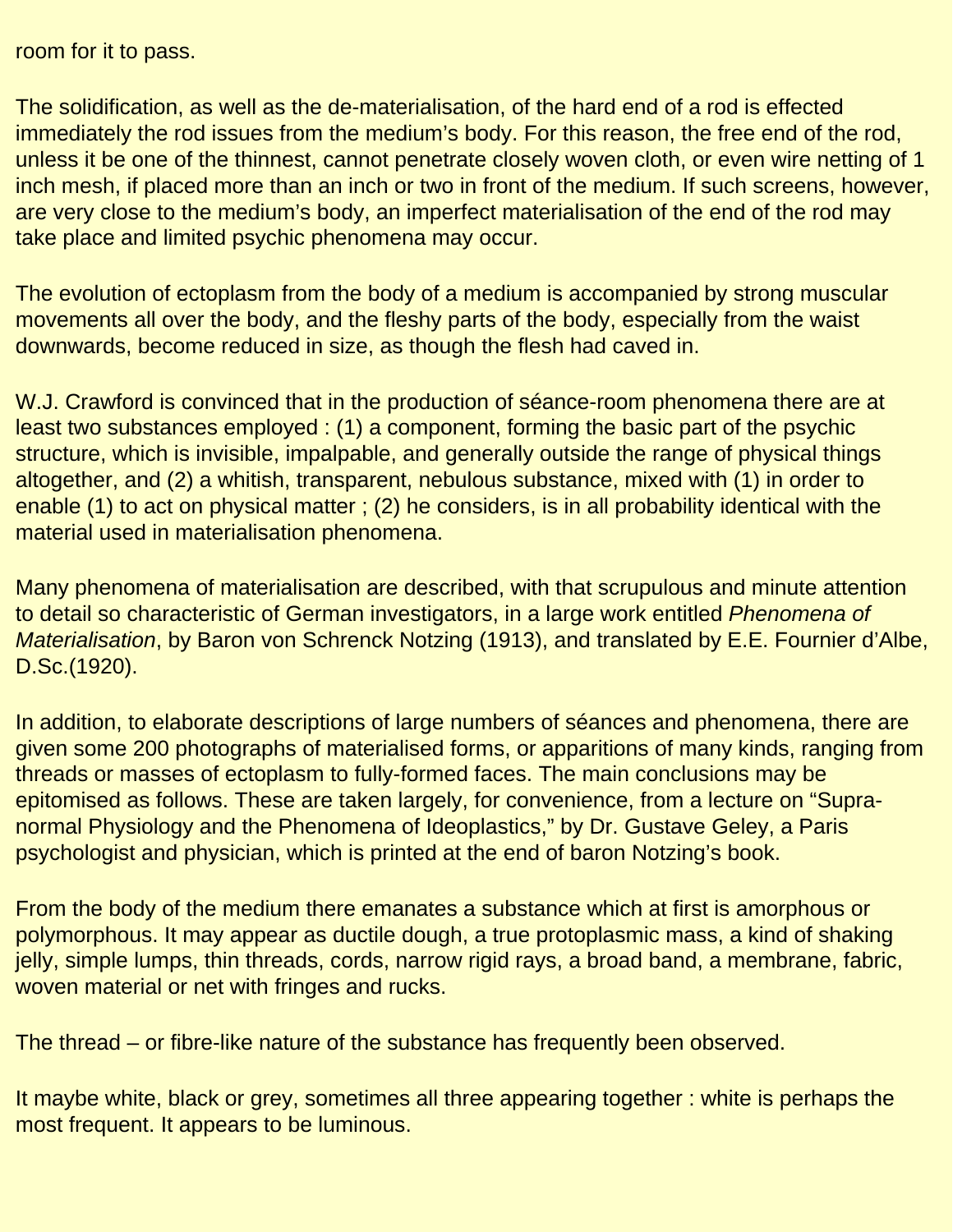room for it to pass.

The solidification, as well as the de-materialisation, of the hard end of a rod is effected immediately the rod issues from the medium's body. For this reason, the free end of the rod, unless it be one of the thinnest, cannot penetrate closely woven cloth, or even wire netting of 1 inch mesh, if placed more than an inch or two in front of the medium. If such screens, however, are very close to the medium's body, an imperfect materialisation of the end of the rod may take place and limited psychic phenomena may occur.

The evolution of ectoplasm from the body of a medium is accompanied by strong muscular movements all over the body, and the fleshy parts of the body, especially from the waist downwards, become reduced in size, as though the flesh had caved in.

W.J. Crawford is convinced that in the production of séance-room phenomena there are at least two substances employed : (1) a component, forming the basic part of the psychic structure, which is invisible, impalpable, and generally outside the range of physical things altogether, and (2) a whitish, transparent, nebulous substance, mixed with (1) in order to enable (1) to act on physical matter ; (2) he considers, is in all probability identical with the material used in materialisation phenomena.

Many phenomena of materialisation are described, with that scrupulous and minute attention to detail so characteristic of German investigators, in a large work entitled *Phenomena of Materialisation*, by Baron von Schrenck Notzing (1913), and translated by E.E. Fournier d'Albe, D.Sc.(1920).

In addition, to elaborate descriptions of large numbers of séances and phenomena, there are given some 200 photographs of materialised forms, or apparitions of many kinds, ranging from threads or masses of ectoplasm to fully-formed faces. The main conclusions may be epitomised as follows. These are taken largely, for convenience, from a lecture on "Supra-normal Physiology and the Phenomena of Ideoplastics," by Dr. Gustave Geley, a Paris psychologist and physician, which is printed at the end of baron Notzing's book.

From the body of the medium there emanates a substance which at first is amorphous or polymorphous. It may appear as ductile dough, a true protoplasmic mass, a kind of shaking jelly, simple lumps, thin threads, cords, narrow rigid rays, a broad band, a membrane, fabric, woven material or net with fringes and rucks.

The thread – or fibre-like nature of the substance has frequently been observed.

It maybe white, black or grey, sometimes all three appearing together : white is perhaps the most frequent. It appears to be luminous.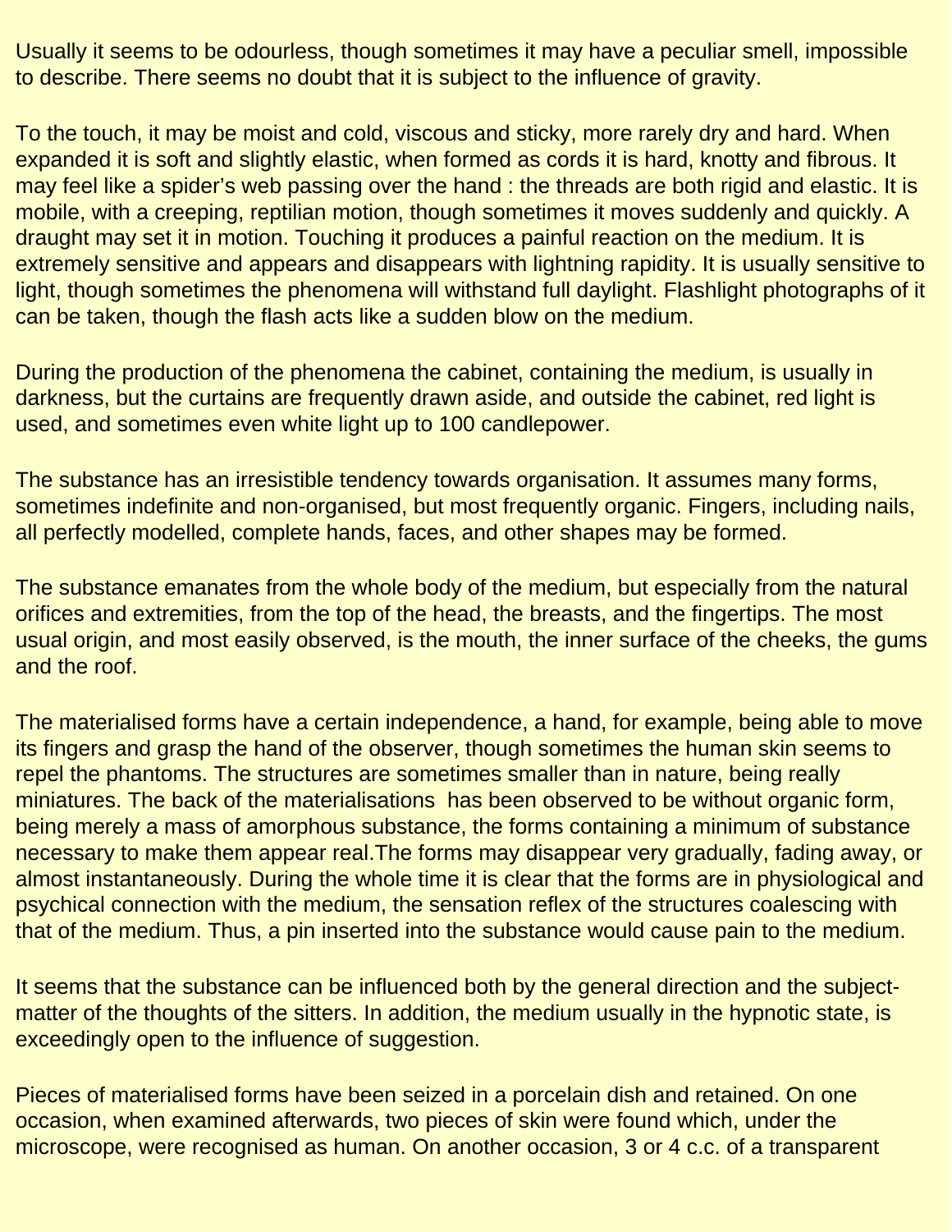Usually it seems to be odourless, though sometimes it may have a peculiar smell, impossible to describe. There seems no doubt that it is subject to the influence of gravity.

To the touch, it may be moist and cold, viscous and sticky, more rarely dry and hard. When expanded it is soft and slightly elastic, when formed as cords it is hard, knotty and fibrous. It may feel like a spider's web passing over the hand : the threads are both rigid and elastic. It is mobile, with a creeping, reptilian motion, though sometimes it moves suddenly and quickly. A draught may set it in motion. Touching it produces a painful reaction on the medium. It is extremely sensitive and appears and disappears with lightning rapidity. It is usually sensitive to light, though sometimes the phenomena will withstand full daylight. Flashlight photographs of it can be taken, though the flash acts like a sudden blow on the medium.

During the production of the phenomena the cabinet, containing the medium, is usually in darkness, but the curtains are frequently drawn aside, and outside the cabinet, red light is used, and sometimes even white light up to 100 candlepower.

The substance has an irresistible tendency towards organisation. It assumes many forms, sometimes indefinite and non-organised, but most frequently organic. Fingers, including nails, all perfectly modelled, complete hands, faces, and other shapes may be formed.

The substance emanates from the whole body of the medium, but especially from the natural orifices and extremities, from the top of the head, the breasts, and the fingertips. The most usual origin, and most easily observed, is the mouth, the inner surface of the cheeks, the gums and the roof.

The materialised forms have a certain independence, a hand, for example, being able to move its fingers and grasp the hand of the observer, though sometimes the human skin seems to repel the phantoms. The structures are sometimes smaller than in nature, being really miniatures. The back of the materialisations has been observed to be without organic form, being merely a mass of amorphous substance, the forms containing a minimum of substance necessary to make them appear real.The forms may disappear very gradually, fading away, or almost instantaneously. During the whole time it is clear that the forms are in physiological and psychical connection with the medium, the sensation reflex of the structures coalescing with that of the medium. Thus, a pin inserted into the substance would cause pain to the medium.

It seems that the substance can be influenced both by the general direction and the subject-matter of the thoughts of the sitters. In addition, the medium usually in the hypnotic state, is exceedingly open to the influence of suggestion.

Pieces of materialised forms have been seized in a porcelain dish and retained. On one occasion, when examined afterwards, two pieces of skin were found which, under the microscope, were recognised as human. On another occasion, 3 or 4 c.c. of a transparent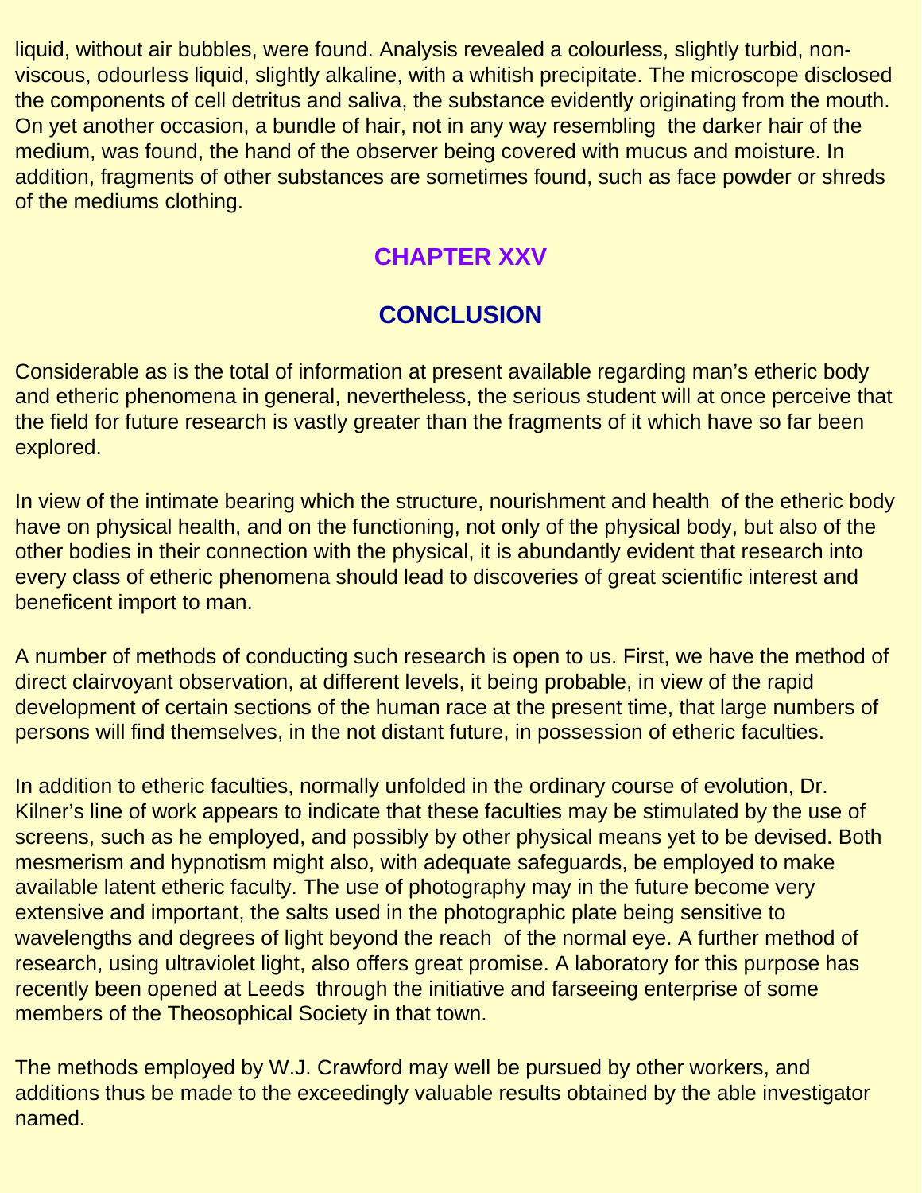liquid, without air bubbles, were found. Analysis revealed a colourless, slightly turbid, non-viscous, odourless liquid, slightly alkaline, with a whitish precipitate. The microscope disclosed the components of cell detritus and saliva, the substance evidently originating from the mouth. On yet another occasion, a bundle of hair, not in any way resembling the darker hair of the medium, was found, the hand of the observer being covered with mucus and moisture. In addition, fragments of other substances are sometimes found, such as face powder or shreds of the mediums clothing.

## CHAPTER XXV

## CONCLUSION

Considerable as is the total of information at present available regarding man's etheric body and etheric phenomena in general, nevertheless, the serious student will at once perceive that the field for future research is vastly greater than the fragments of it which have so far been explored.

In view of the intimate bearing which the structure, nourishment and health of the etheric body have on physical health, and on the functioning, not only of the physical body, but also of the other bodies in their connection with the physical, it is abundantly evident that research into every class of etheric phenomena should lead to discoveries of great scientific interest and beneficent import to man.

A number of methods of conducting such research is open to us. First, we have the method of direct clairvoyant observation, at different levels, it being probable, in view of the rapid development of certain sections of the human race at the present time, that large numbers of persons will find themselves, in the not distant future, in possession of etheric faculties.

In addition to etheric faculties, normally unfolded in the ordinary course of evolution, Dr. Kilner's line of work appears to indicate that these faculties may be stimulated by the use of screens, such as he employed, and possibly by other physical means yet to be devised. Both mesmerism and hypnotism might also, with adequate safeguards, be employed to make available latent etheric faculty. The use of photography may in the future become very extensive and important, the salts used in the photographic plate being sensitive to wavelengths and degrees of light beyond the reach of the normal eye. A further method of research, using ultraviolet light, also offers great promise. A laboratory for this purpose has recently been opened at Leeds through the initiative and farseeing enterprise of some members of the Theosophical Society in that town.

The methods employed by W.J. Crawford may well be pursued by other workers, and additions thus be made to the exceedingly valuable results obtained by the able investigator named.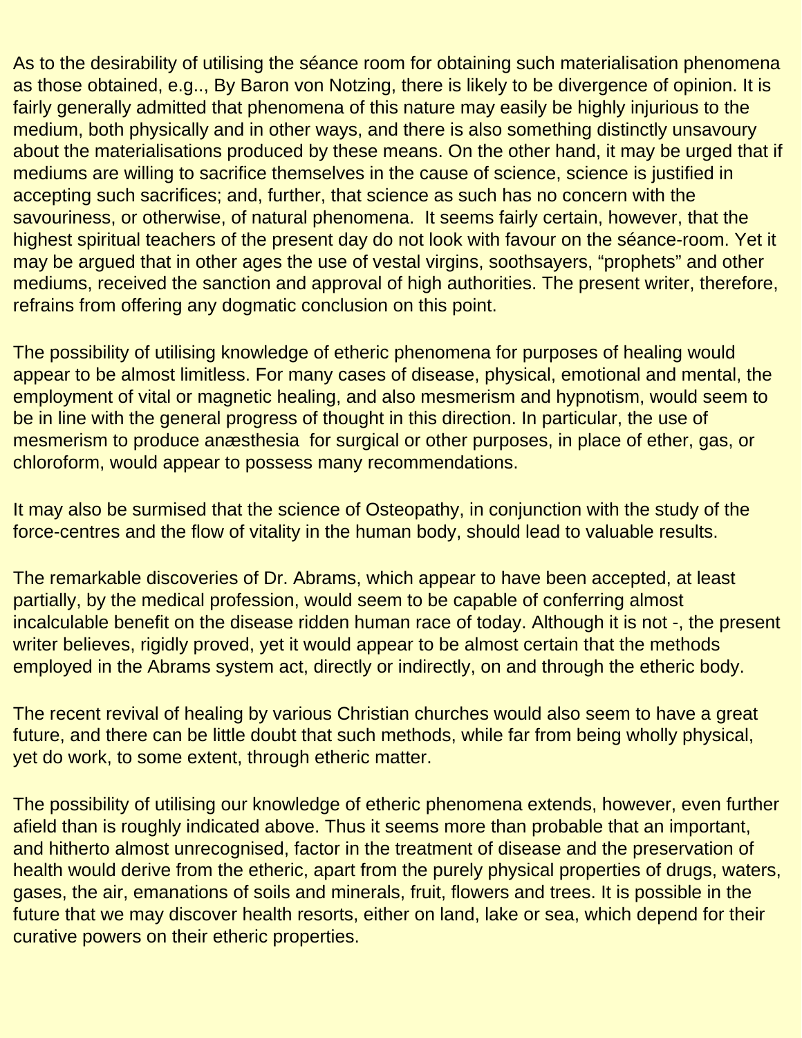As to the desirability of utilising the séance room for obtaining such materialisation phenomena as those obtained, e.g.., By Baron von Notzing, there is likely to be divergence of opinion. It is fairly generally admitted that phenomena of this nature may easily be highly injurious to the medium, both physically and in other ways, and there is also something distinctly unsavoury about the materialisations produced by these means. On the other hand, it may be urged that if mediums are willing to sacrifice themselves in the cause of science, science is justified in accepting such sacrifices; and, further, that science as such has no concern with the savouriness, or otherwise, of natural phenomena.  It seems fairly certain, however, that the highest spiritual teachers of the present day do not look with favour on the séance-room. Yet it may be argued that in other ages the use of vestal virgins, soothsayers, "prophets" and other mediums, received the sanction and approval of high authorities. The present writer, therefore, refrains from offering any dogmatic conclusion on this point.

The possibility of utilising knowledge of etheric phenomena for purposes of healing would appear to be almost limitless. For many cases of disease, physical, emotional and mental, the employment of vital or magnetic healing, and also mesmerism and hypnotism, would seem to be in line with the general progress of thought in this direction. In particular, the use of mesmerism to produce anæsthesia  for surgical or other purposes, in place of ether, gas, or chloroform, would appear to possess many recommendations.

It may also be surmised that the science of Osteopathy, in conjunction with the study of the force-centres and the flow of vitality in the human body, should lead to valuable results.

The remarkable discoveries of Dr. Abrams, which appear to have been accepted, at least partially, by the medical profession, would seem to be capable of conferring almost incalculable benefit on the disease ridden human race of today. Although it is not -, the present writer believes, rigidly proved, yet it would appear to be almost certain that the methods employed in the Abrams system act, directly or indirectly, on and through the etheric body.

The recent revival of healing by various Christian churches would also seem to have a great future, and there can be little doubt that such methods, while far from being wholly physical, yet do work, to some extent, through etheric matter.

The possibility of utilising our knowledge of etheric phenomena extends, however, even further afield than is roughly indicated above. Thus it seems more than probable that an important, and hitherto almost unrecognised, factor in the treatment of disease and the preservation of health would derive from the etheric, apart from the purely physical properties of drugs, waters, gases, the air, emanations of soils and minerals, fruit, flowers and trees. It is possible in the future that we may discover health resorts, either on land, lake or sea, which depend for their curative powers on their etheric properties.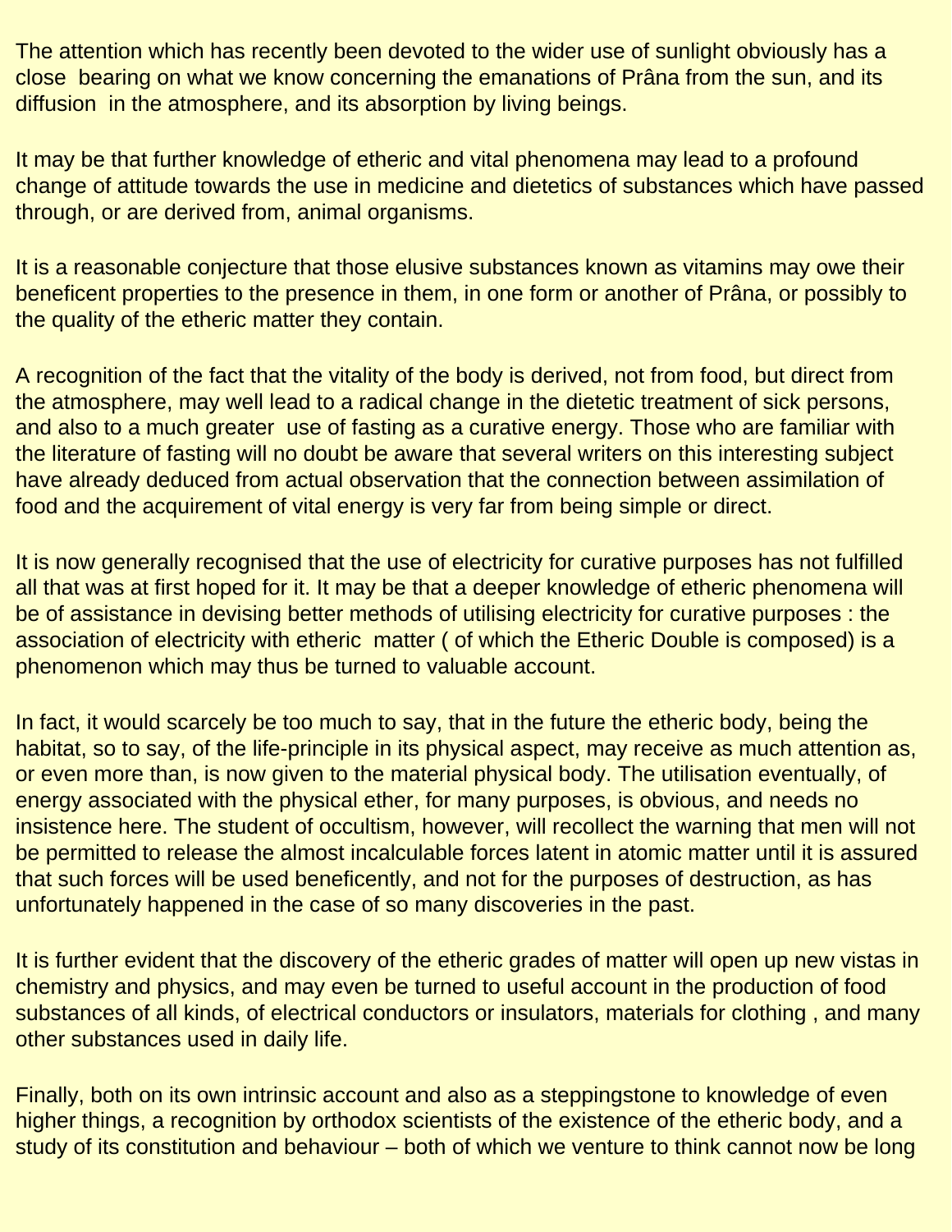The attention which has recently been devoted to the wider use of sunlight obviously has a close bearing on what we know concerning the emanations of Prâna from the sun, and its diffusion in the atmosphere, and its absorption by living beings.

It may be that further knowledge of etheric and vital phenomena may lead to a profound change of attitude towards the use in medicine and dietetics of substances which have passed through, or are derived from, animal organisms.

It is a reasonable conjecture that those elusive substances known as vitamins may owe their beneficent properties to the presence in them, in one form or another of Prâna, or possibly to the quality of the etheric matter they contain.

A recognition of the fact that the vitality of the body is derived, not from food, but direct from the atmosphere, may well lead to a radical change in the dietetic treatment of sick persons, and also to a much greater use of fasting as a curative energy. Those who are familiar with the literature of fasting will no doubt be aware that several writers on this interesting subject have already deduced from actual observation that the connection between assimilation of food and the acquirement of vital energy is very far from being simple or direct.

It is now generally recognised that the use of electricity for curative purposes has not fulfilled all that was at first hoped for it. It may be that a deeper knowledge of etheric phenomena will be of assistance in devising better methods of utilising electricity for curative purposes : the association of electricity with etheric matter ( of which the Etheric Double is composed) is a phenomenon which may thus be turned to valuable account.

In fact, it would scarcely be too much to say, that in the future the etheric body, being the habitat, so to say, of the life-principle in its physical aspect, may receive as much attention as, or even more than, is now given to the material physical body. The utilisation eventually, of energy associated with the physical ether, for many purposes, is obvious, and needs no insistence here. The student of occultism, however, will recollect the warning that men will not be permitted to release the almost incalculable forces latent in atomic matter until it is assured that such forces will be used beneficently, and not for the purposes of destruction, as has unfortunately happened in the case of so many discoveries in the past.

It is further evident that the discovery of the etheric grades of matter will open up new vistas in chemistry and physics, and may even be turned to useful account in the production of food substances of all kinds, of electrical conductors or insulators, materials for clothing , and many other substances used in daily life.

Finally, both on its own intrinsic account and also as a steppingstone to knowledge of even higher things, a recognition by orthodox scientists of the existence of the etheric body, and a study of its constitution and behaviour – both of which we venture to think cannot now be long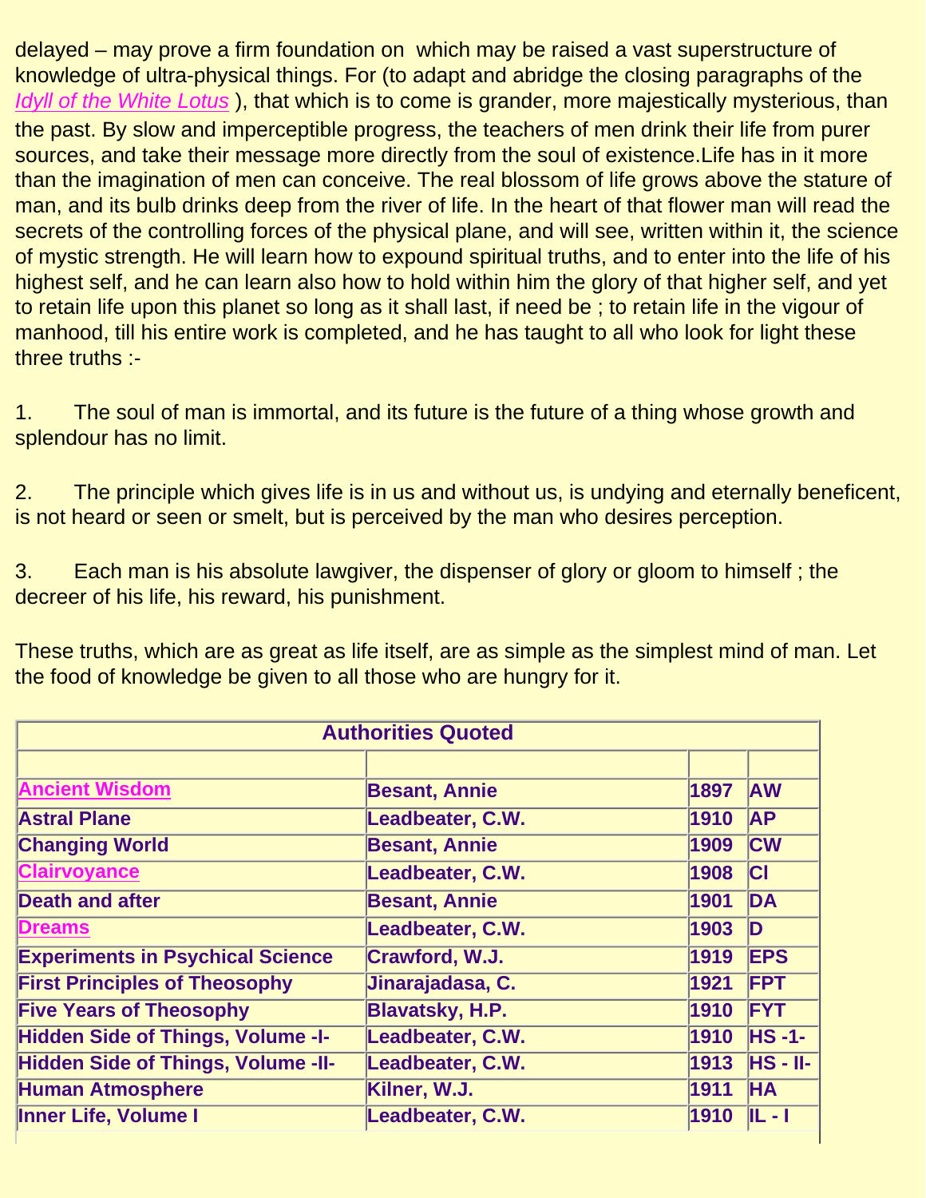delayed – may prove a firm foundation on which may be raised a vast superstructure of knowledge of ultra-physical things. For (to adapt and abridge the closing paragraphs of the *Idyll of the White Lotus* ), that which is to come is grander, more majestically mysterious, than the past. By slow and imperceptible progress, the teachers of men drink their life from purer sources, and take their message more directly from the soul of existence.Life has in it more than the imagination of men can conceive. The real blossom of life grows above the stature of man, and its bulb drinks deep from the river of life. In the heart of that flower man will read the secrets of the controlling forces of the physical plane, and will see, written within it, the science of mystic strength. He will learn how to expound spiritual truths, and to enter into the life of his highest self, and he can learn also how to hold within him the glory of that higher self, and yet to retain life upon this planet so long as it shall last, if need be ; to retain life in the vigour of manhood, till his entire work is completed, and he has taught to all who look for light these three truths :-

1. The soul of man is immortal, and its future is the future of a thing whose growth and splendour has no limit.

2. The principle which gives life is in us and without us, is undying and eternally beneficent, is not heard or seen or smelt, but is perceived by the man who desires perception.

3. Each man is his absolute lawgiver, the dispenser of glory or gloom to himself ; the decreer of his life, his reward, his punishment.

These truths, which are as great as life itself, are as simple as the simplest mind of man. Let the food of knowledge be given to all those who are hungry for it.

| Authorities Quoted | | | |
|---|---|---|---|
| | | | |
| **Ancient Wisdom** | **Besant, Annie** | **1897** | **AW** |
| **Astral Plane** | **Leadbeater, C.W.** | **1910** | **AP** |
| **Changing World** | **Besant, Annie** | **1909** | **CW** |
| **Clairvoyance** | **Leadbeater, C.W.** | **1908** | **Cl** |
| **Death and after** | **Besant, Annie** | **1901** | **DA** |
| **Dreams** | **Leadbeater, C.W.** | **1903** | **D** |
| **Experiments in Psychical Science** | **Crawford, W.J.** | **1919** | **EPS** |
| **First Principles of Theosophy** | **Jinarajadasa, C.** | **1921** | **FPT** |
| **Five Years of Theosophy** | **Blavatsky, H.P.** | **1910** | **FYT** |
| **Hidden Side of Things, Volume -I-** | **Leadbeater, C.W.** | **1910** | **HS -1-** |
| **Hidden Side of Things, Volume -II-** | **Leadbeater, C.W.** | **1913** | **HS - II-** |
| **Human Atmosphere** | **Kilner, W.J.** | **1911** | **HA** |
| **Inner Life, Volume I** | **Leadbeater, C.W.** | **1910** | **IL - I** |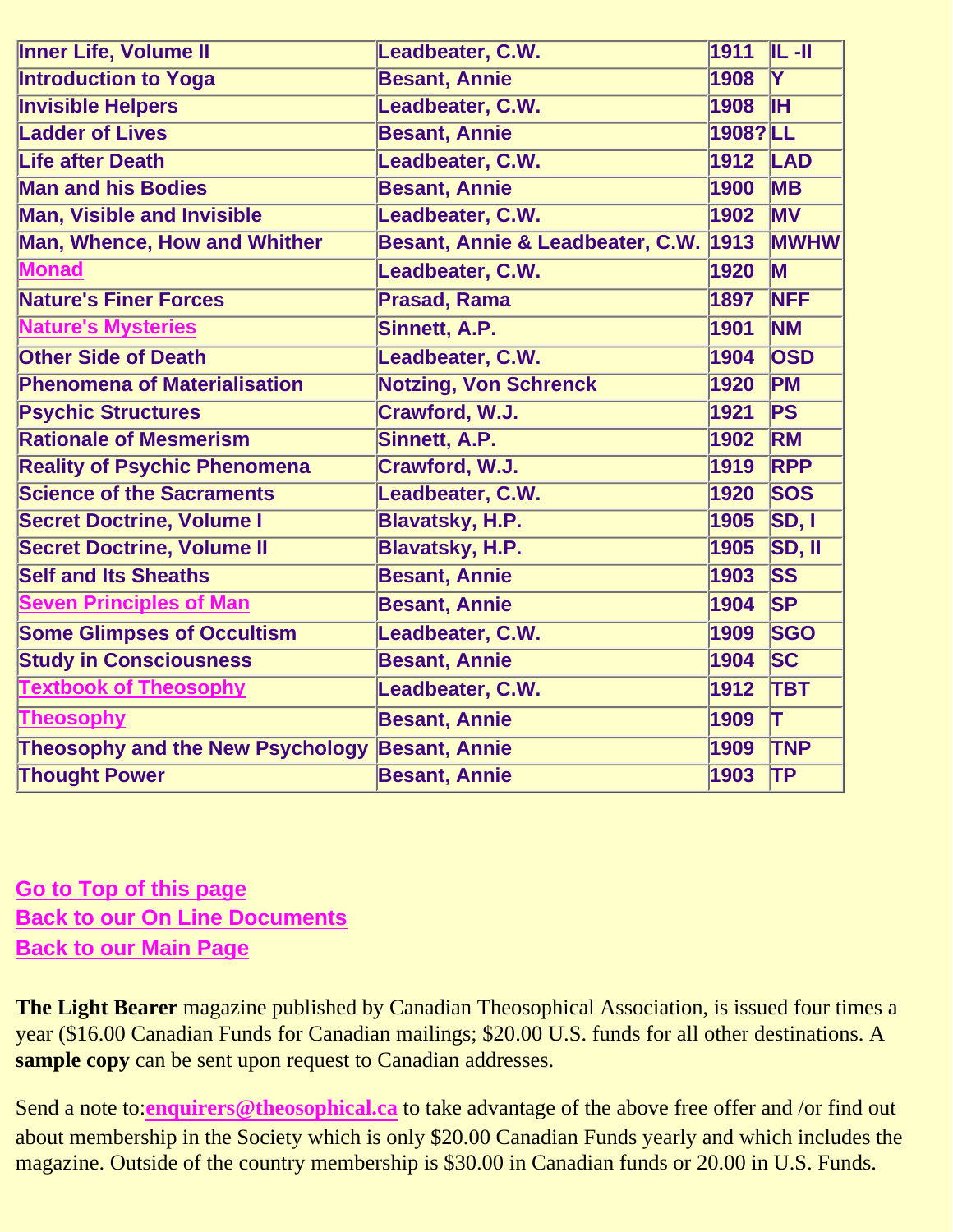| | | | |
|---|---|---|---|
| Inner Life, Volume II | Leadbeater, C.W. | 1911 | IL -II |
| Introduction to Yoga | Besant, Annie | 1908 | Y |
| Invisible Helpers | Leadbeater, C.W. | 1908 | IH |
| Ladder of Lives | Besant, Annie | 1908? | LL |
| Life after Death | Leadbeater, C.W. | 1912 | LAD |
| Man and his Bodies | Besant, Annie | 1900 | MB |
| Man, Visible and Invisible | Leadbeater, C.W. | 1902 | MV |
| Man, Whence, How and Whither | Besant, Annie & Leadbeater, C.W. | 1913 | MWHW |
| Monad | Leadbeater, C.W. | 1920 | M |
| Nature's Finer Forces | Prasad, Rama | 1897 | NFF |
| Nature's Mysteries | Sinnett, A.P. | 1901 | NM |
| Other Side of Death | Leadbeater, C.W. | 1904 | OSD |
| Phenomena of Materialisation | Notzing, Von Schrenck | 1920 | PM |
| Psychic Structures | Crawford, W.J. | 1921 | PS |
| Rationale of Mesmerism | Sinnett, A.P. | 1902 | RM |
| Reality of Psychic Phenomena | Crawford, W.J. | 1919 | RPP |
| Science of the Sacraments | Leadbeater, C.W. | 1920 | SOS |
| Secret Doctrine, Volume I | Blavatsky, H.P. | 1905 | SD, I |
| Secret Doctrine, Volume II | Blavatsky, H.P. | 1905 | SD, II |
| Self and Its Sheaths | Besant, Annie | 1903 | SS |
| Seven Principles of Man | Besant, Annie | 1904 | SP |
| Some Glimpses of Occultism | Leadbeater, C.W. | 1909 | SGO |
| Study in Consciousness | Besant, Annie | 1904 | SC |
| Textbook of Theosophy | Leadbeater, C.W. | 1912 | TBT |
| Theosophy | Besant, Annie | 1909 | T |
| Theosophy and the New Psychology | Besant, Annie | 1909 | TNP |
| Thought Power | Besant, Annie | 1903 | TP |

Go to Top of this page
Back to our On Line Documents
Back to our Main Page

**The Light Bearer** magazine published by Canadian Theosophical Association, is issued four times a year ($16.00 Canadian Funds for Canadian mailings; $20.00 U.S. funds for all other destinations. A **sample copy** can be sent upon request to Canadian addresses.

Send a note to:**enquirers@theosophical.ca** to take advantage of the above free offer and /or find out about membership in the Society which is only $20.00 Canadian Funds yearly and which includes the magazine. Outside of the country membership is $30.00 in Canadian funds or 20.00 in U.S. Funds.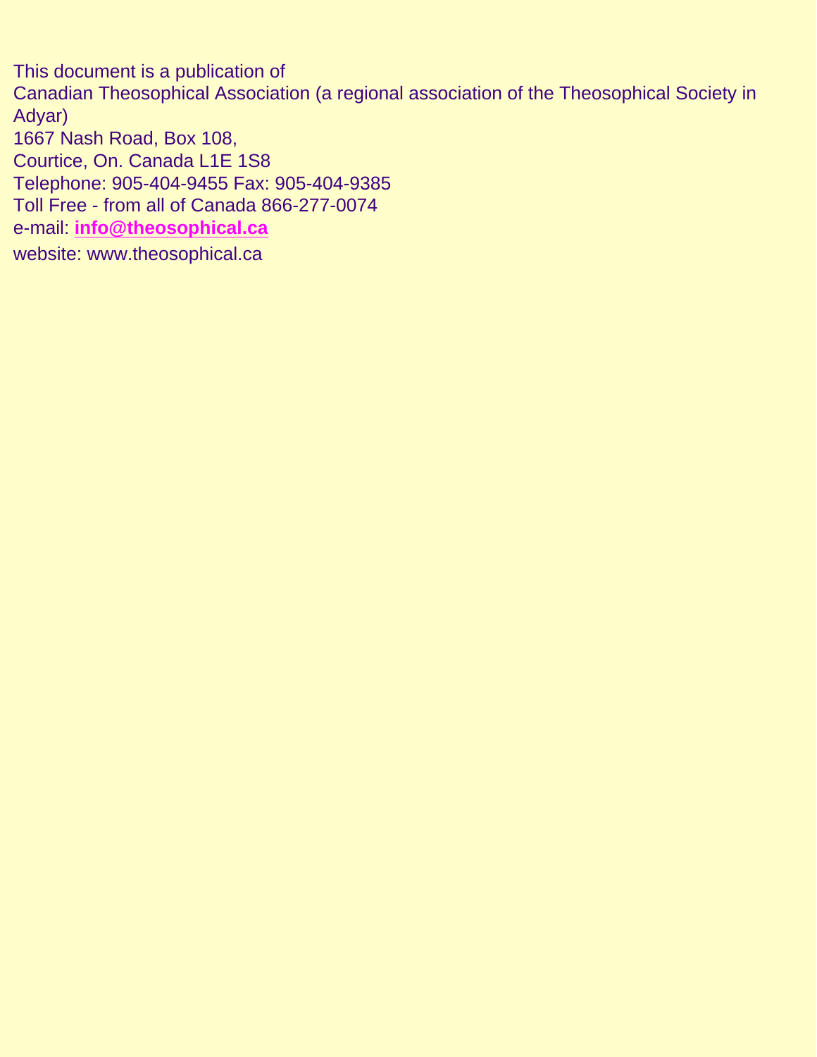This document is a publication of
Canadian Theosophical Association (a regional association of the Theosophical Society in Adyar)
1667 Nash Road, Box 108,
Courtice, On. Canada L1E 1S8
Telephone: 905-404-9455 Fax: 905-404-9385
Toll Free - from all of Canada 866-277-0074
e-mail: **info@theosophical.ca**
website: www.theosophical.ca